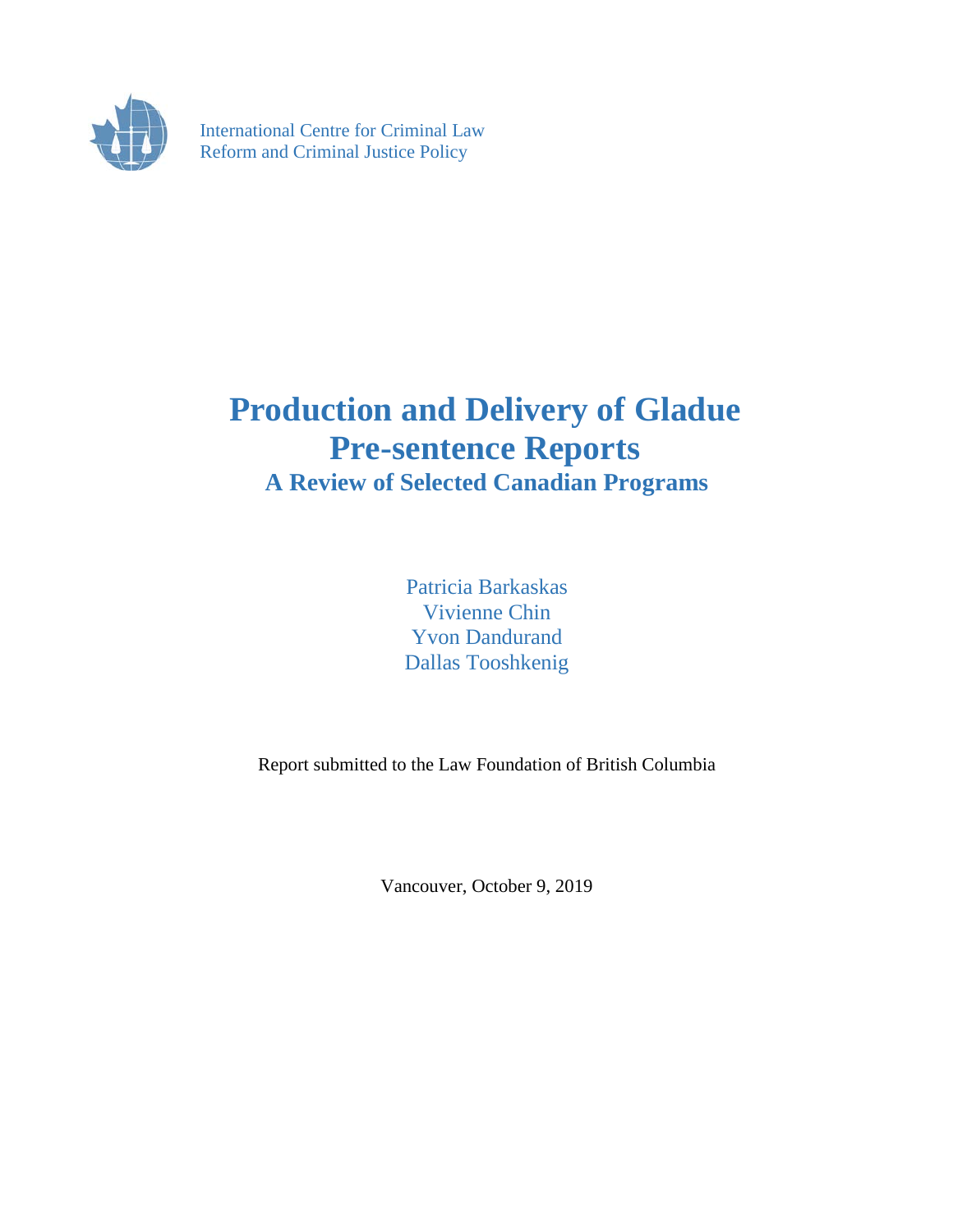International Centre for Criminal Law
Reform and Criminal Justice Policy

# Production and Delivery of Gladue Pre-sentence Reports

## A Review of Selected Canadian Programs

Patricia Barkaskas
Vivienne Chin
Yvon Dandurand
Dallas Tooshkenig

Report submitted to the Law Foundation of British Columbia

Vancouver, October 9, 2019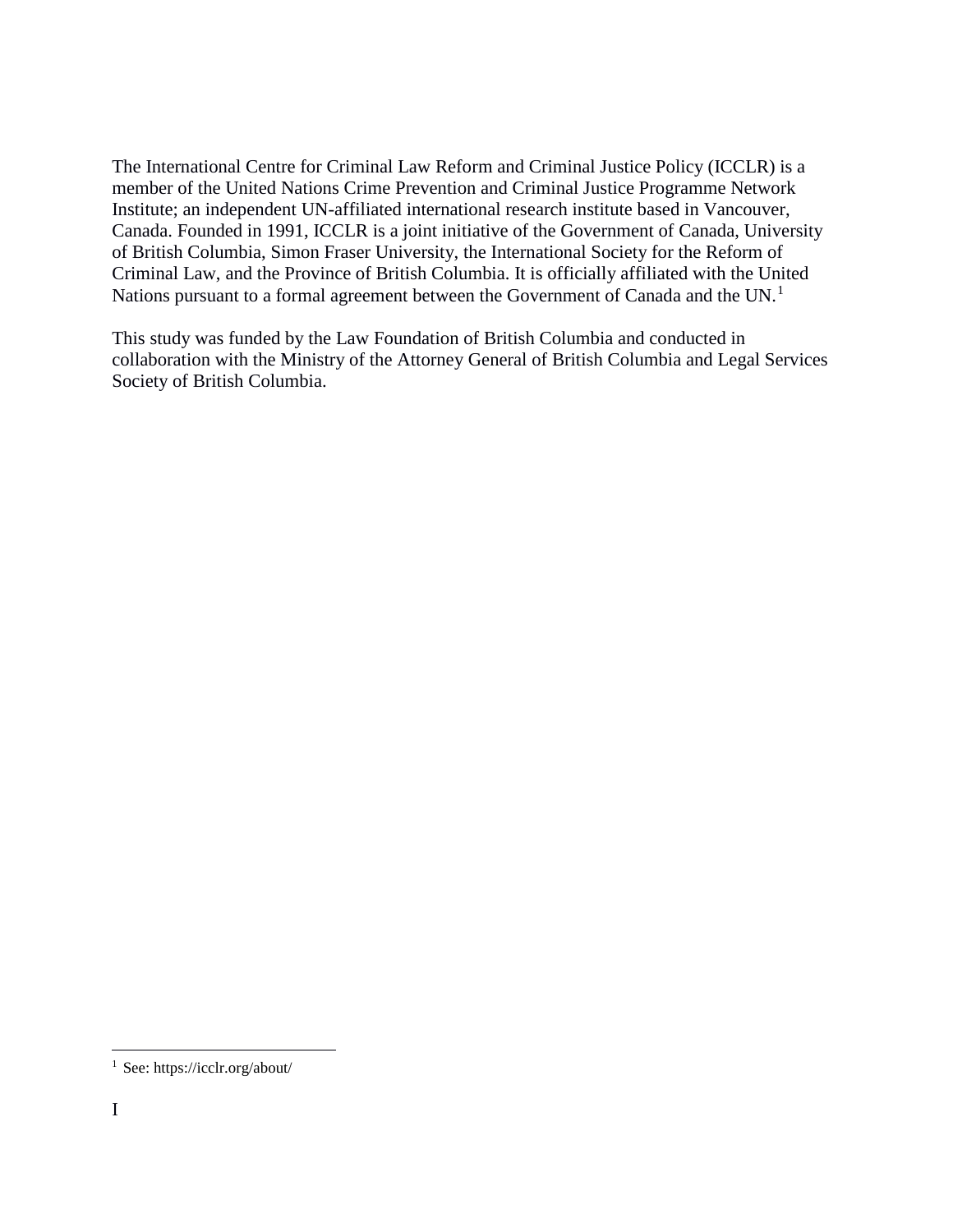The International Centre for Criminal Law Reform and Criminal Justice Policy (ICCLR) is a member of the United Nations Crime Prevention and Criminal Justice Programme Network Institute; an independent UN-affiliated international research institute based in Vancouver, Canada. Founded in 1991, ICCLR is a joint initiative of the Government of Canada, University of British Columbia, Simon Fraser University, the International Society for the Reform of Criminal Law, and the Province of British Columbia. It is officially affiliated with the United Nations pursuant to a formal agreement between the Government of Canada and the UN.[1]

This study was funded by the Law Foundation of British Columbia and conducted in collaboration with the Ministry of the Attorney General of British Columbia and Legal Services Society of British Columbia.

---

[1] See: https://icclr.org/about/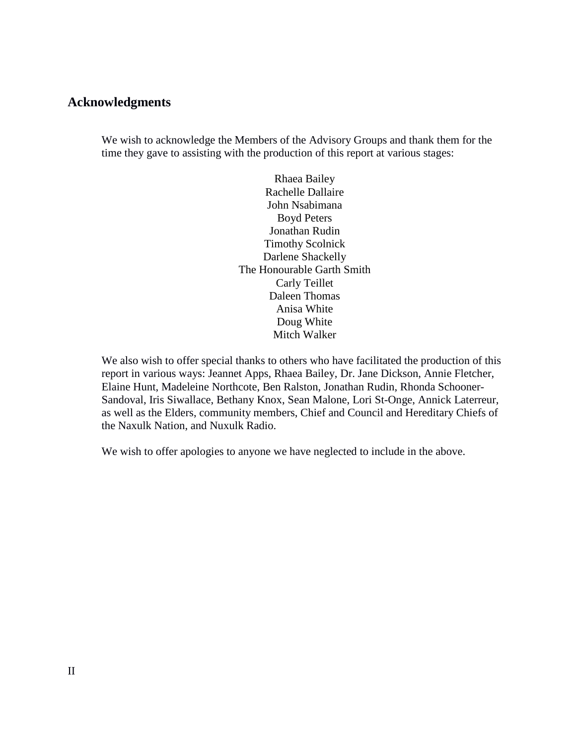## Acknowledgments

We wish to acknowledge the Members of the Advisory Groups and thank them for the time they gave to assisting with the production of this report at various stages:

Rhaea Bailey
Rachelle Dallaire
John Nsabimana
Boyd Peters
Jonathan Rudin
Timothy Scolnick
Darlene Shackelly
The Honourable Garth Smith
Carly Teillet
Daleen Thomas
Anisa White
Doug White
Mitch Walker

We also wish to offer special thanks to others who have facilitated the production of this report in various ways: Jeannet Apps, Rhaea Bailey, Dr. Jane Dickson, Annie Fletcher, Elaine Hunt, Madeleine Northcote, Ben Ralston, Jonathan Rudin, Rhonda Schooner-Sandoval, Iris Siwallace, Bethany Knox, Sean Malone, Lori St-Onge, Annick Laterreur, as well as the Elders, community members, Chief and Council and Hereditary Chiefs of the Naxulk Nation, and Nuxulk Radio.

We wish to offer apologies to anyone we have neglected to include in the above.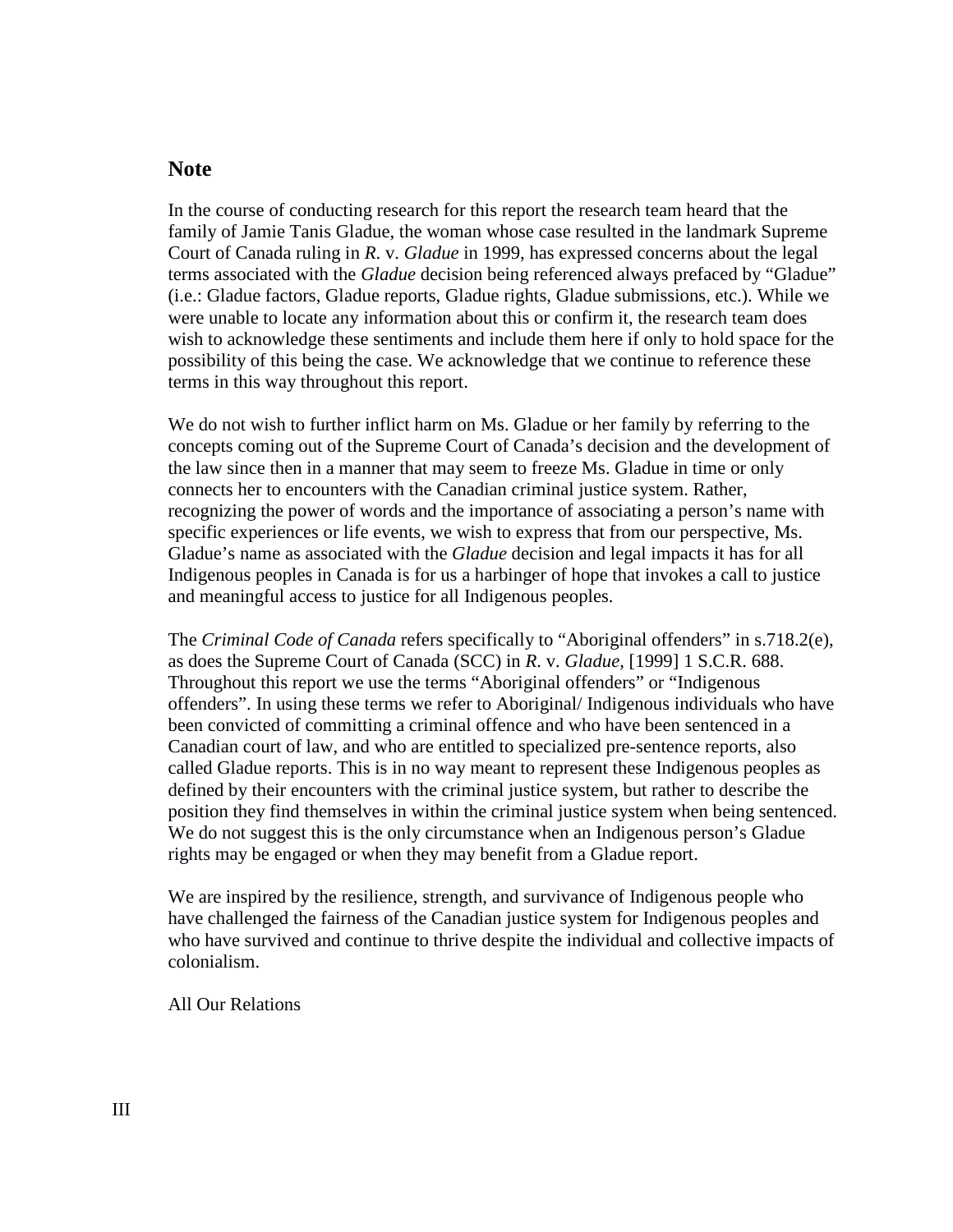## Note

In the course of conducting research for this report the research team heard that the family of Jamie Tanis Gladue, the woman whose case resulted in the landmark Supreme Court of Canada ruling in *R.* v. *Gladue* in 1999, has expressed concerns about the legal terms associated with the *Gladue* decision being referenced always prefaced by "Gladue" (i.e.: Gladue factors, Gladue reports, Gladue rights, Gladue submissions, etc.). While we were unable to locate any information about this or confirm it, the research team does wish to acknowledge these sentiments and include them here if only to hold space for the possibility of this being the case. We acknowledge that we continue to reference these terms in this way throughout this report.

We do not wish to further inflict harm on Ms. Gladue or her family by referring to the concepts coming out of the Supreme Court of Canada's decision and the development of the law since then in a manner that may seem to freeze Ms. Gladue in time or only connects her to encounters with the Canadian criminal justice system. Rather, recognizing the power of words and the importance of associating a person's name with specific experiences or life events, we wish to express that from our perspective, Ms. Gladue's name as associated with the *Gladue* decision and legal impacts it has for all Indigenous peoples in Canada is for us a harbinger of hope that invokes a call to justice and meaningful access to justice for all Indigenous peoples.

The *Criminal Code of Canada* refers specifically to "Aboriginal offenders" in s.718.2(e), as does the Supreme Court of Canada (SCC) in *R.* v. *Gladue*, [1999] 1 S.C.R. 688. Throughout this report we use the terms "Aboriginal offenders" or "Indigenous offenders". In using these terms we refer to Aboriginal/ Indigenous individuals who have been convicted of committing a criminal offence and who have been sentenced in a Canadian court of law, and who are entitled to specialized pre-sentence reports, also called Gladue reports. This is in no way meant to represent these Indigenous peoples as defined by their encounters with the criminal justice system, but rather to describe the position they find themselves in within the criminal justice system when being sentenced. We do not suggest this is the only circumstance when an Indigenous person's Gladue rights may be engaged or when they may benefit from a Gladue report.

We are inspired by the resilience, strength, and survivance of Indigenous people who have challenged the fairness of the Canadian justice system for Indigenous peoples and who have survived and continue to thrive despite the individual and collective impacts of colonialism.

All Our Relations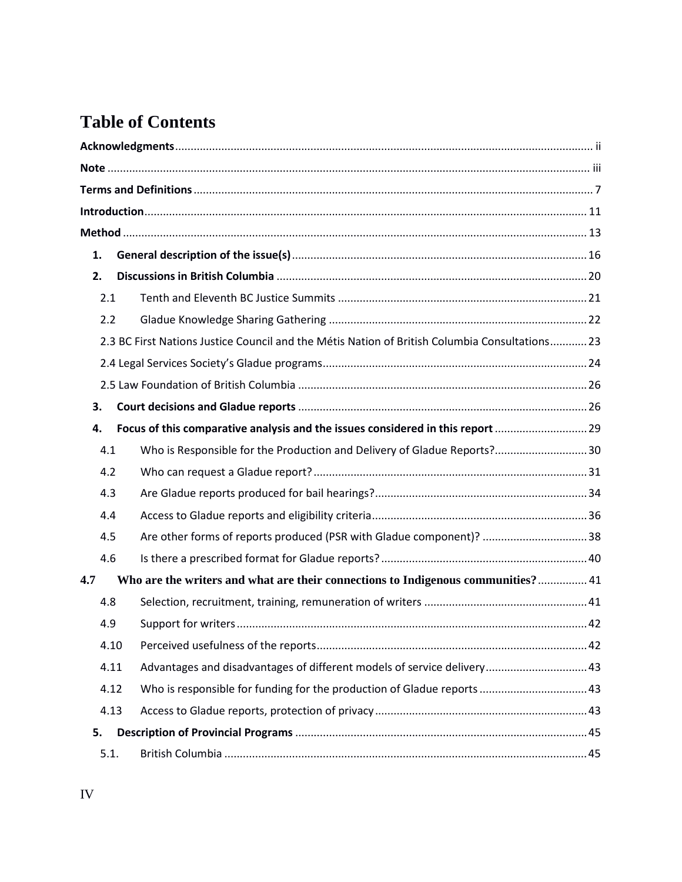# Table of Contents

**Acknowledgments** ii

**Note** iii

**Terms and Definitions** 7

**Introduction** 11

**Method** 13

- **1. General description of the issue(s)** 16
- **2. Discussions in British Columbia** 20
  - 2.1 Tenth and Eleventh BC Justice Summits 21
  - 2.2 Gladue Knowledge Sharing Gathering 22
  - 2.3 BC First Nations Justice Council and the Métis Nation of British Columbia Consultations 23
  - 2.4 Legal Services Society's Gladue programs 24
  - 2.5 Law Foundation of British Columbia 26
- **3. Court decisions and Gladue reports** 26
- **4. Focus of this comparative analysis and the issues considered in this report** 29
  - 4.1 Who is Responsible for the Production and Delivery of Gladue Reports? 30
  - 4.2 Who can request a Gladue report? 31
  - 4.3 Are Gladue reports produced for bail hearings? 34
  - 4.4 Access to Gladue reports and eligibility criteria 36
  - 4.5 Are other forms of reports produced (PSR with Gladue component)? 38
  - 4.6 Is there a prescribed format for Gladue reports? 40
  - **4.7 Who are the writers and what are their connections to Indigenous communities?** 41
  - 4.8 Selection, recruitment, training, remuneration of writers 41
  - 4.9 Support for writers 42
  - 4.10 Perceived usefulness of the reports 42
  - 4.11 Advantages and disadvantages of different models of service delivery 43
  - 4.12 Who is responsible for funding for the production of Gladue reports 43
  - 4.13 Access to Gladue reports, protection of privacy 43
- **5. Description of Provincial Programs** 45
  - 5.1. British Columbia 45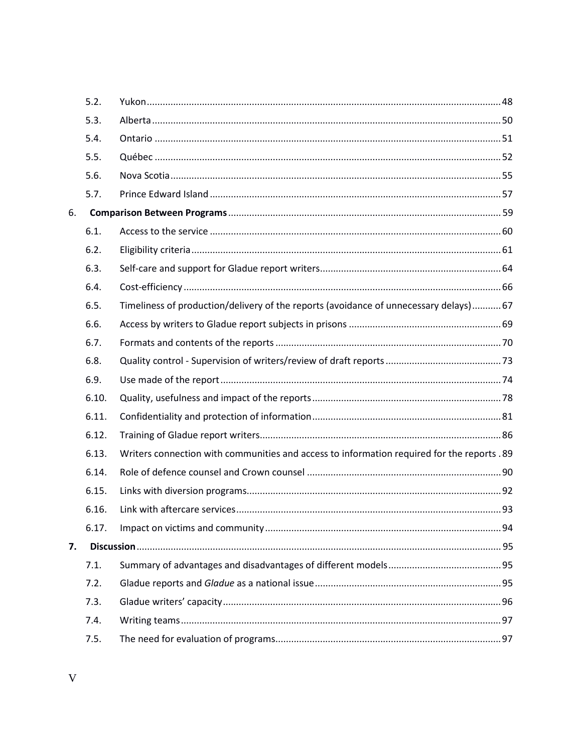| | | |
|---|---|---|
| 5.2. | Yukon | 48 |
| 5.3. | Alberta | 50 |
| 5.4. | Ontario | 51 |
| 5.5. | Québec | 52 |
| 5.6. | Nova Scotia | 55 |
| 5.7. | Prince Edward Island | 57 |
| 6. | **Comparison Between Programs** | 59 |
| 6.1. | Access to the service | 60 |
| 6.2. | Eligibility criteria | 61 |
| 6.3. | Self-care and support for Gladue report writers | 64 |
| 6.4. | Cost-efficiency | 66 |
| 6.5. | Timeliness of production/delivery of the reports (avoidance of unnecessary delays) | 67 |
| 6.6. | Access by writers to Gladue report subjects in prisons | 69 |
| 6.7. | Formats and contents of the reports | 70 |
| 6.8. | Quality control - Supervision of writers/review of draft reports | 73 |
| 6.9. | Use made of the report | 74 |
| 6.10. | Quality, usefulness and impact of the reports | 78 |
| 6.11. | Confidentiality and protection of information | 81 |
| 6.12. | Training of Gladue report writers | 86 |
| 6.13. | Writers connection with communities and access to information required for the reports | 89 |
| 6.14. | Role of defence counsel and Crown counsel | 90 |
| 6.15. | Links with diversion programs | 92 |
| 6.16. | Link with aftercare services | 93 |
| 6.17. | Impact on victims and community | 94 |
| **7.** | **Discussion** | 95 |
| 7.1. | Summary of advantages and disadvantages of different models | 95 |
| 7.2. | Gladue reports and *Gladue* as a national issue | 95 |
| 7.3. | Gladue writers' capacity | 96 |
| 7.4. | Writing teams | 97 |
| 7.5. | The need for evaluation of programs | 97 |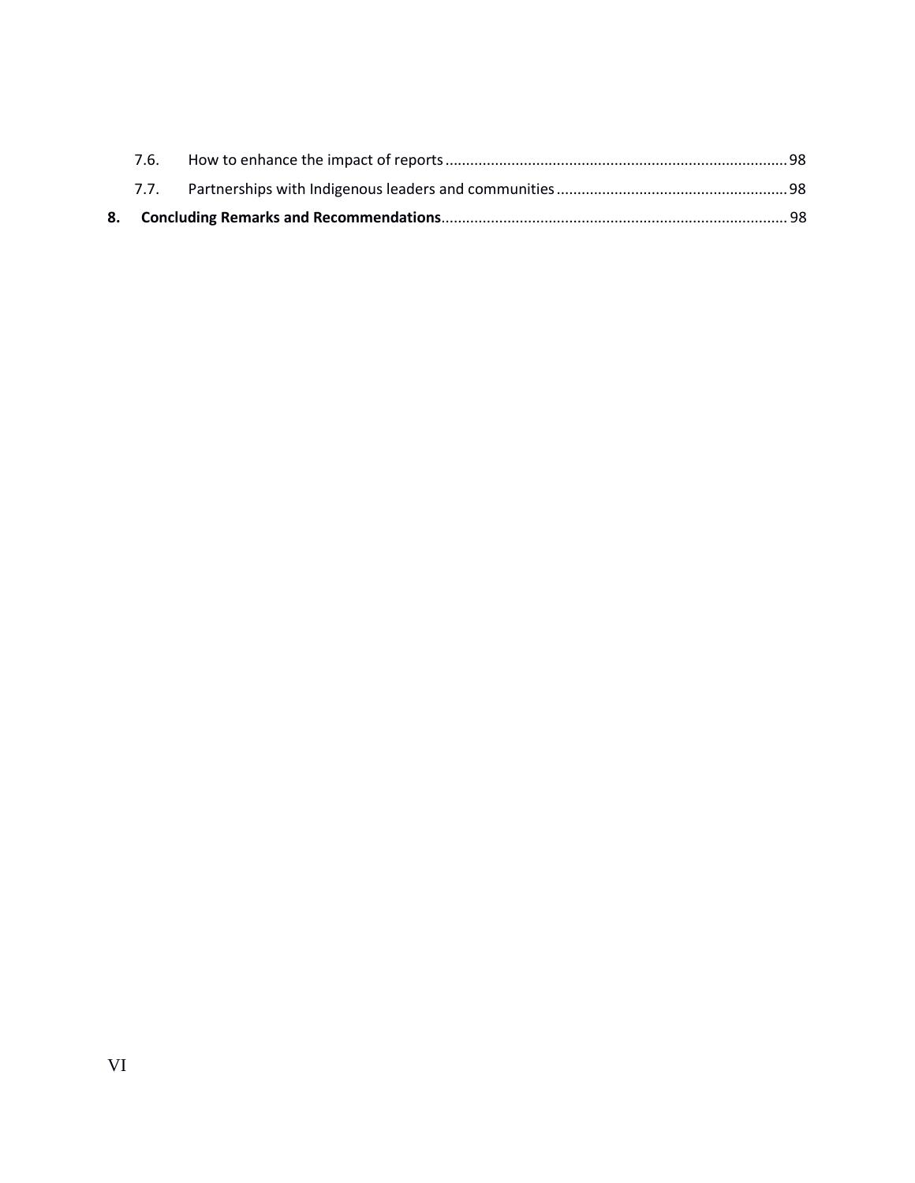7.6. How to enhance the impact of reports ........................................................................ 98

7.7. Partnerships with Indigenous leaders and communities ........................................................ 98

**8. Concluding Remarks and Recommendations** .................................................................................. 98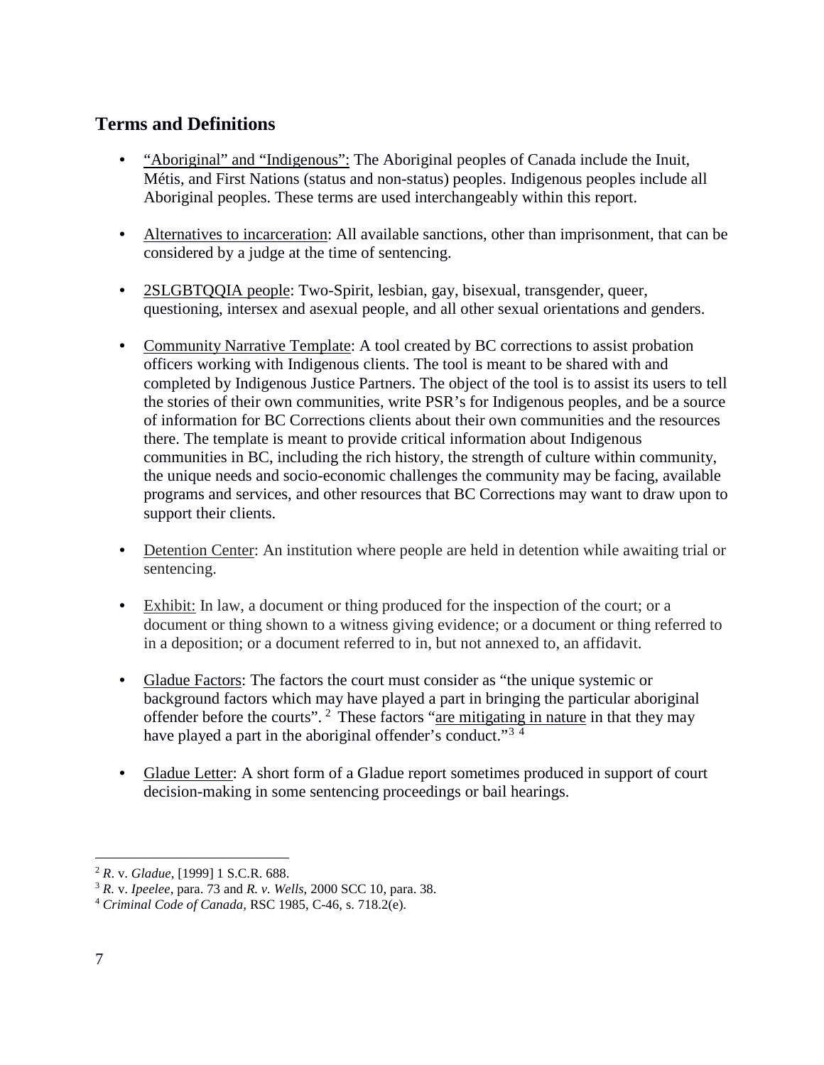## Terms and Definitions

- "Aboriginal" and "Indigenous": The Aboriginal peoples of Canada include the Inuit, Métis, and First Nations (status and non-status) peoples. Indigenous peoples include all Aboriginal peoples. These terms are used interchangeably within this report.

- Alternatives to incarceration: All available sanctions, other than imprisonment, that can be considered by a judge at the time of sentencing.

- 2SLGBTQQIA people: Two-Spirit, lesbian, gay, bisexual, transgender, queer, questioning, intersex and asexual people, and all other sexual orientations and genders.

- Community Narrative Template: A tool created by BC corrections to assist probation officers working with Indigenous clients. The tool is meant to be shared with and completed by Indigenous Justice Partners. The object of the tool is to assist its users to tell the stories of their own communities, write PSR's for Indigenous peoples, and be a source of information for BC Corrections clients about their own communities and the resources there. The template is meant to provide critical information about Indigenous communities in BC, including the rich history, the strength of culture within community, the unique needs and socio-economic challenges the community may be facing, available programs and services, and other resources that BC Corrections may want to draw upon to support their clients.

- Detention Center: An institution where people are held in detention while awaiting trial or sentencing.

- Exhibit: In law, a document or thing produced for the inspection of the court; or a document or thing shown to a witness giving evidence; or a document or thing referred to in a deposition; or a document referred to in, but not annexed to, an affidavit.

- Gladue Factors: The factors the court must consider as "the unique systemic or background factors which may have played a part in bringing the particular aboriginal offender before the courts".[2] These factors "are mitigating in nature in that they may have played a part in the aboriginal offender's conduct."[3] [4]

- Gladue Letter: A short form of a Gladue report sometimes produced in support of court decision-making in some sentencing proceedings or bail hearings.

---

[2] *R*. v. *Gladue*, [1999] 1 S.C.R. 688.

[3] *R.* v. *Ipeelee*, para. 73 and *R. v. Wells*, 2000 SCC 10, para. 38.

[4] *Criminal Code of Canada*, RSC 1985, C-46, s. 718.2(e).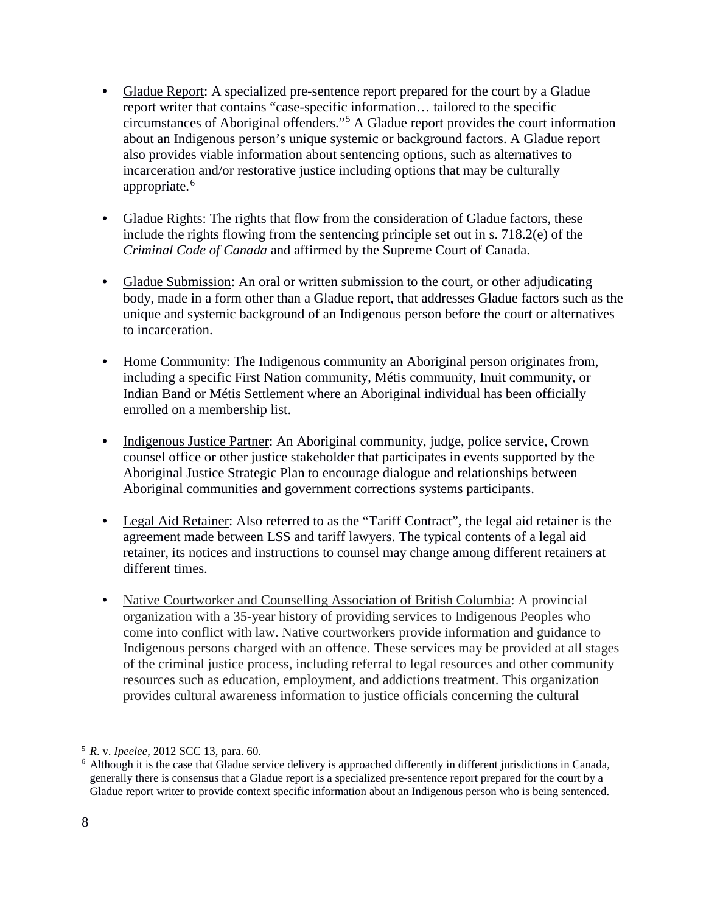- Gladue Report: A specialized pre-sentence report prepared for the court by a Gladue report writer that contains "case-specific information… tailored to the specific circumstances of Aboriginal offenders."[5] A Gladue report provides the court information about an Indigenous person's unique systemic or background factors. A Gladue report also provides viable information about sentencing options, such as alternatives to incarceration and/or restorative justice including options that may be culturally appropriate.[6]

- Gladue Rights: The rights that flow from the consideration of Gladue factors, these include the rights flowing from the sentencing principle set out in s. 718.2(e) of the *Criminal Code of Canada* and affirmed by the Supreme Court of Canada.

- Gladue Submission: An oral or written submission to the court, or other adjudicating body, made in a form other than a Gladue report, that addresses Gladue factors such as the unique and systemic background of an Indigenous person before the court or alternatives to incarceration.

- Home Community: The Indigenous community an Aboriginal person originates from, including a specific First Nation community, Métis community, Inuit community, or Indian Band or Métis Settlement where an Aboriginal individual has been officially enrolled on a membership list.

- Indigenous Justice Partner: An Aboriginal community, judge, police service, Crown counsel office or other justice stakeholder that participates in events supported by the Aboriginal Justice Strategic Plan to encourage dialogue and relationships between Aboriginal communities and government corrections systems participants.

- Legal Aid Retainer: Also referred to as the "Tariff Contract", the legal aid retainer is the agreement made between LSS and tariff lawyers. The typical contents of a legal aid retainer, its notices and instructions to counsel may change among different retainers at different times.

- Native Courtworker and Counselling Association of British Columbia: A provincial organization with a 35-year history of providing services to Indigenous Peoples who come into conflict with law. Native courtworkers provide information and guidance to Indigenous persons charged with an offence. These services may be provided at all stages of the criminal justice process, including referral to legal resources and other community resources such as education, employment, and addictions treatment. This organization provides cultural awareness information to justice officials concerning the cultural

---

[5] *R*. v. *Ipeelee*, 2012 SCC 13, para. 60.

[6] Although it is the case that Gladue service delivery is approached differently in different jurisdictions in Canada, generally there is consensus that a Gladue report is a specialized pre-sentence report prepared for the court by a Gladue report writer to provide context specific information about an Indigenous person who is being sentenced.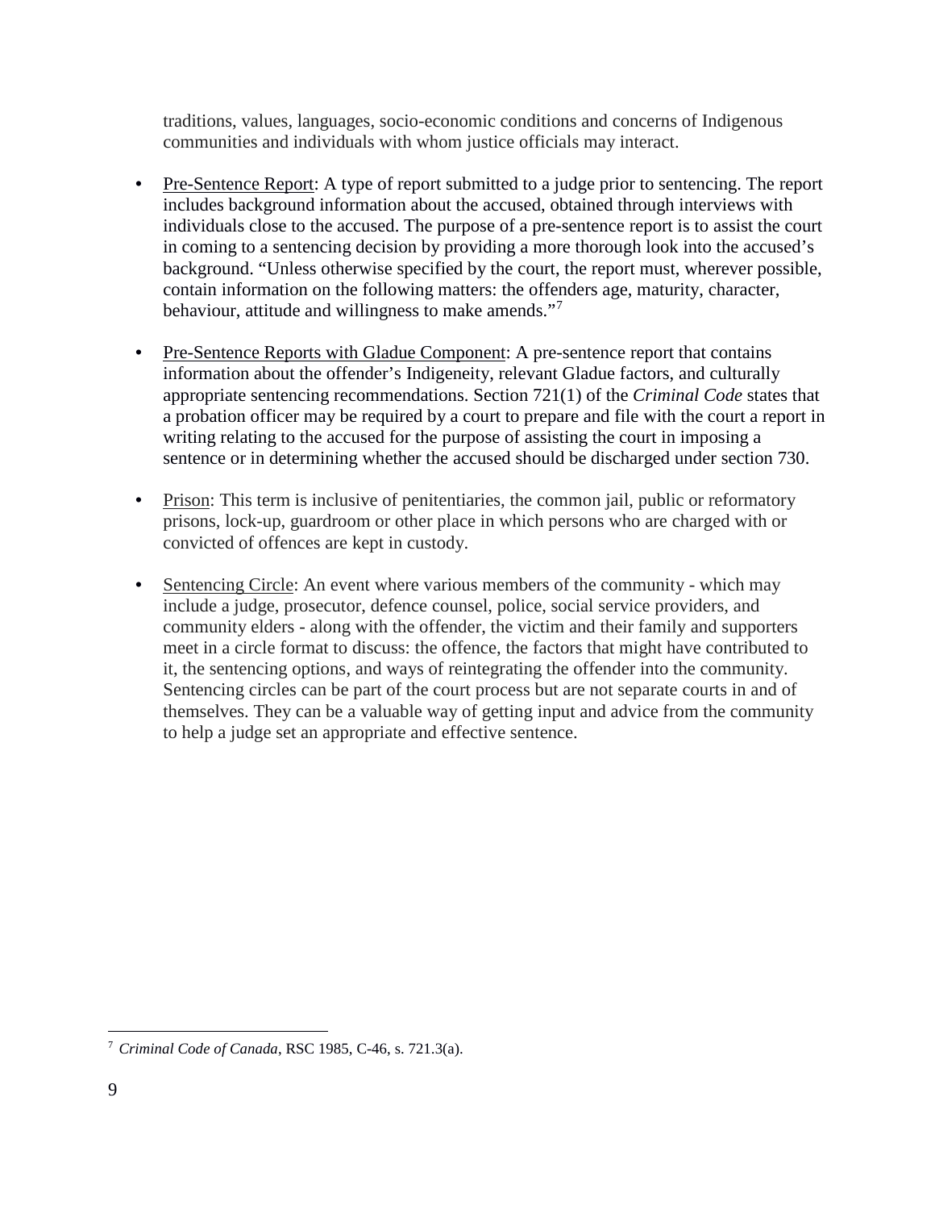traditions, values, languages, socio-economic conditions and concerns of Indigenous communities and individuals with whom justice officials may interact.

- Pre-Sentence Report: A type of report submitted to a judge prior to sentencing. The report includes background information about the accused, obtained through interviews with individuals close to the accused. The purpose of a pre-sentence report is to assist the court in coming to a sentencing decision by providing a more thorough look into the accused's background. "Unless otherwise specified by the court, the report must, wherever possible, contain information on the following matters: the offenders age, maturity, character, behaviour, attitude and willingness to make amends."[7]

- Pre-Sentence Reports with Gladue Component: A pre-sentence report that contains information about the offender's Indigeneity, relevant Gladue factors, and culturally appropriate sentencing recommendations. Section 721(1) of the *Criminal Code* states that a probation officer may be required by a court to prepare and file with the court a report in writing relating to the accused for the purpose of assisting the court in imposing a sentence or in determining whether the accused should be discharged under section 730.

- Prison: This term is inclusive of penitentiaries, the common jail, public or reformatory prisons, lock-up, guardroom or other place in which persons who are charged with or convicted of offences are kept in custody.

- Sentencing Circle: An event where various members of the community - which may include a judge, prosecutor, defence counsel, police, social service providers, and community elders - along with the offender, the victim and their family and supporters meet in a circle format to discuss: the offence, the factors that might have contributed to it, the sentencing options, and ways of reintegrating the offender into the community. Sentencing circles can be part of the court process but are not separate courts in and of themselves. They can be a valuable way of getting input and advice from the community to help a judge set an appropriate and effective sentence.

---

[7] *Criminal Code of Canada*, RSC 1985, C-46, s. 721.3(a).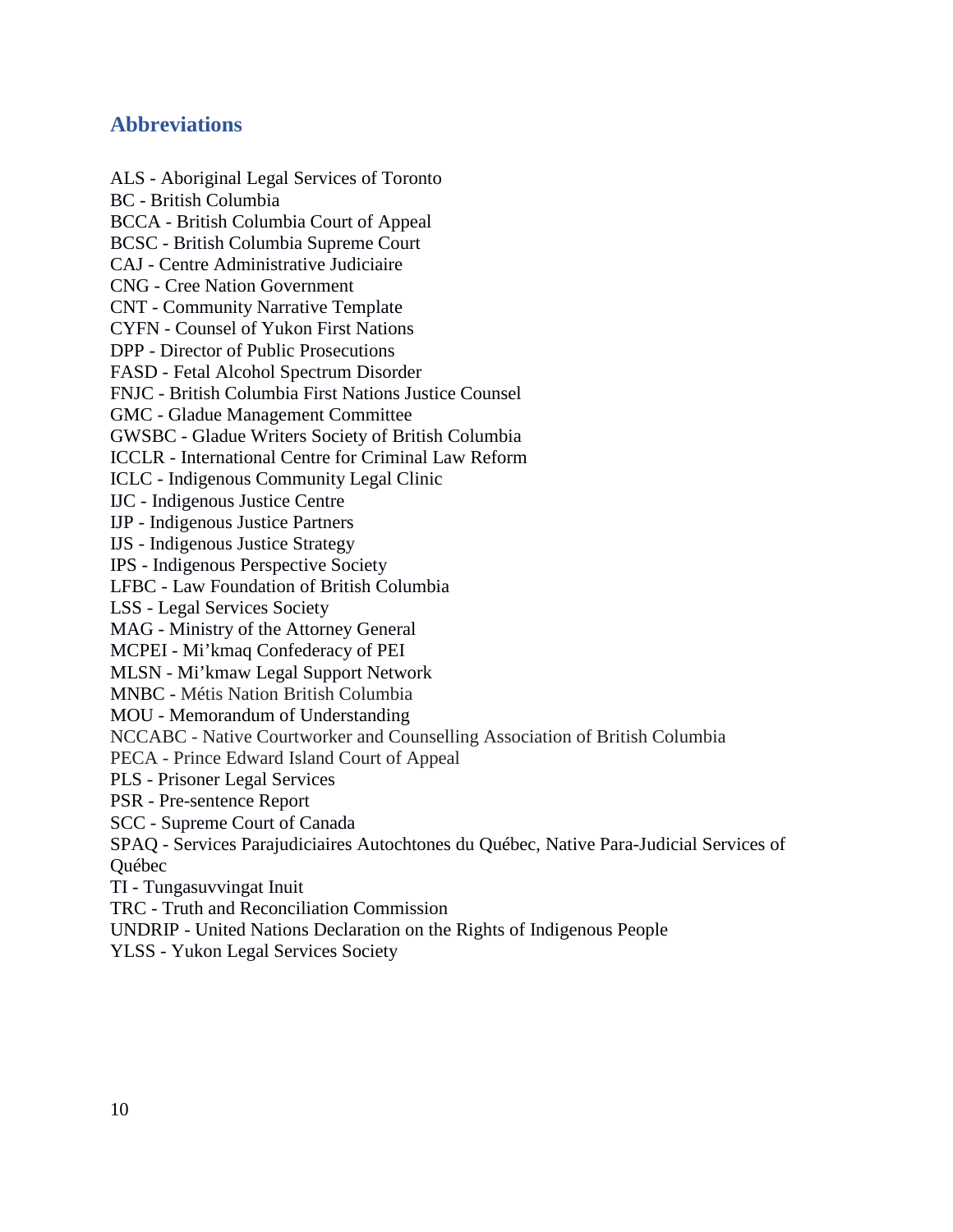## Abbreviations

ALS - Aboriginal Legal Services of Toronto
BC - British Columbia
BCCA - British Columbia Court of Appeal
BCSC - British Columbia Supreme Court
CAJ - Centre Administrative Judiciaire
CNG - Cree Nation Government
CNT - Community Narrative Template
CYFN - Counsel of Yukon First Nations
DPP - Director of Public Prosecutions
FASD - Fetal Alcohol Spectrum Disorder
FNJC - British Columbia First Nations Justice Counsel
GMC - Gladue Management Committee
GWSBC - Gladue Writers Society of British Columbia
ICCLR - International Centre for Criminal Law Reform
ICLC - Indigenous Community Legal Clinic
IJC - Indigenous Justice Centre
IJP - Indigenous Justice Partners
IJS - Indigenous Justice Strategy
IPS - Indigenous Perspective Society
LFBC - Law Foundation of British Columbia
LSS - Legal Services Society
MAG - Ministry of the Attorney General
MCPEI - Mi'kmaq Confederacy of PEI
MLSN - Mi'kmaw Legal Support Network
MNBC - Métis Nation British Columbia
MOU - Memorandum of Understanding
NCCABC - Native Courtworker and Counselling Association of British Columbia
PECA - Prince Edward Island Court of Appeal
PLS - Prisoner Legal Services
PSR - Pre-sentence Report
SCC - Supreme Court of Canada
SPAQ - Services Parajudiciaires Autochtones du Québec, Native Para-Judicial Services of Québec
TI - Tungasuvvingat Inuit
TRC - Truth and Reconciliation Commission
UNDRIP - United Nations Declaration on the Rights of Indigenous People
YLSS - Yukon Legal Services Society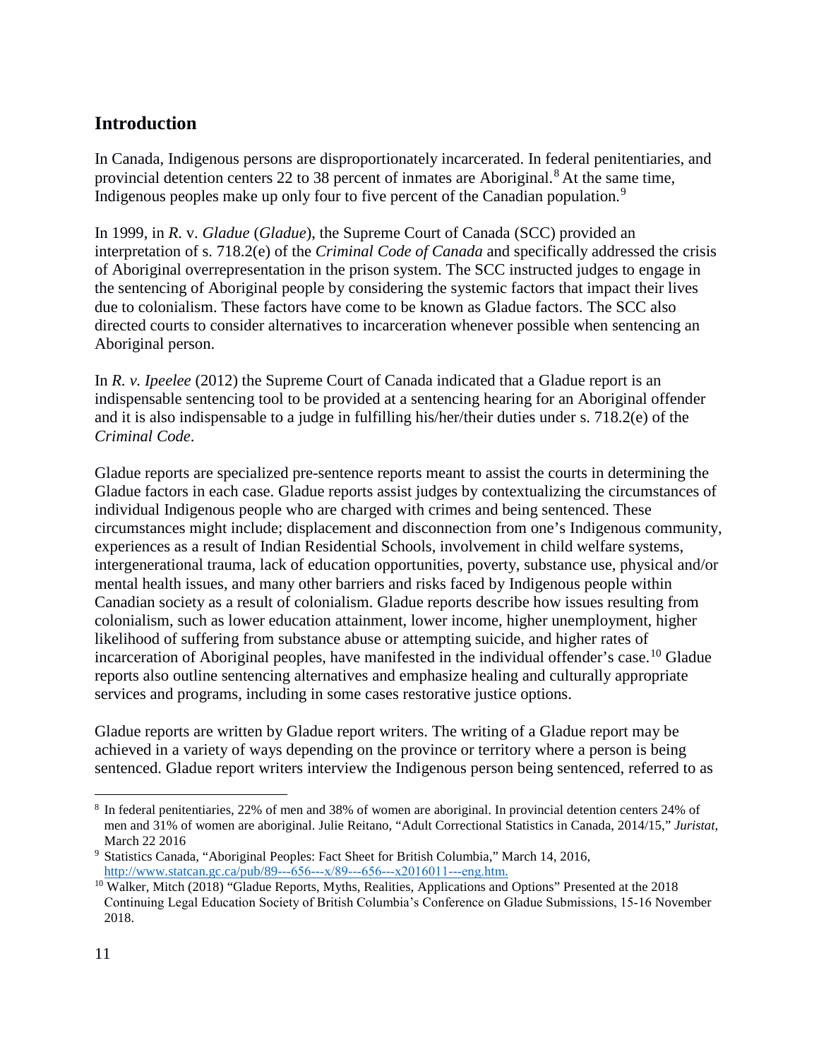## Introduction

In Canada, Indigenous persons are disproportionately incarcerated. In federal penitentiaries, and provincial detention centers 22 to 38 percent of inmates are Aboriginal.[8] At the same time, Indigenous peoples make up only four to five percent of the Canadian population.[9]

In 1999, in *R.* v. *Gladue* (*Gladue*), the Supreme Court of Canada (SCC) provided an interpretation of s. 718.2(e) of the *Criminal Code of Canada* and specifically addressed the crisis of Aboriginal overrepresentation in the prison system. The SCC instructed judges to engage in the sentencing of Aboriginal people by considering the systemic factors that impact their lives due to colonialism. These factors have come to be known as Gladue factors. The SCC also directed courts to consider alternatives to incarceration whenever possible when sentencing an Aboriginal person.

In *R. v. Ipeelee* (2012) the Supreme Court of Canada indicated that a Gladue report is an indispensable sentencing tool to be provided at a sentencing hearing for an Aboriginal offender and it is also indispensable to a judge in fulfilling his/her/their duties under s. 718.2(e) of the *Criminal Code*.

Gladue reports are specialized pre-sentence reports meant to assist the courts in determining the Gladue factors in each case. Gladue reports assist judges by contextualizing the circumstances of individual Indigenous people who are charged with crimes and being sentenced. These circumstances might include; displacement and disconnection from one's Indigenous community, experiences as a result of Indian Residential Schools, involvement in child welfare systems, intergenerational trauma, lack of education opportunities, poverty, substance use, physical and/or mental health issues, and many other barriers and risks faced by Indigenous people within Canadian society as a result of colonialism. Gladue reports describe how issues resulting from colonialism, such as lower education attainment, lower income, higher unemployment, higher likelihood of suffering from substance abuse or attempting suicide, and higher rates of incarceration of Aboriginal peoples, have manifested in the individual offender's case.[10] Gladue reports also outline sentencing alternatives and emphasize healing and culturally appropriate services and programs, including in some cases restorative justice options.

Gladue reports are written by Gladue report writers. The writing of a Gladue report may be achieved in a variety of ways depending on the province or territory where a person is being sentenced. Gladue report writers interview the Indigenous person being sentenced, referred to as

---

[8] In federal penitentiaries, 22% of men and 38% of women are aboriginal. In provincial detention centers 24% of men and 31% of women are aboriginal. Julie Reitano, "Adult Correctional Statistics in Canada, 2014/15," *Juristat*, March 22 2016

[9] Statistics Canada, "Aboriginal Peoples: Fact Sheet for British Columbia," March 14, 2016, http://www.statcan.gc.ca/pub/89---656---x/89---656---x2016011---eng.htm.

[10] Walker, Mitch (2018) "Gladue Reports, Myths, Realities, Applications and Options" Presented at the 2018 Continuing Legal Education Society of British Columbia's Conference on Gladue Submissions, 15-16 November 2018.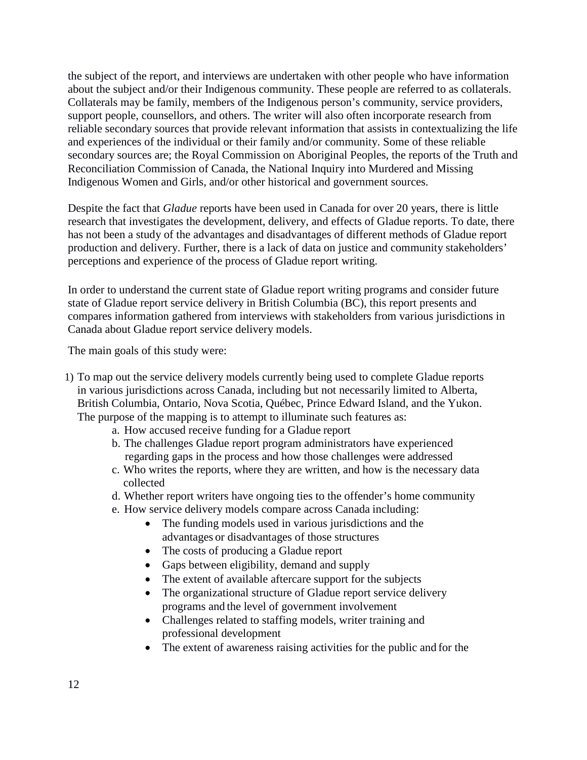the subject of the report, and interviews are undertaken with other people who have information about the subject and/or their Indigenous community. These people are referred to as collaterals. Collaterals may be family, members of the Indigenous person's community, service providers, support people, counsellors, and others. The writer will also often incorporate research from reliable secondary sources that provide relevant information that assists in contextualizing the life and experiences of the individual or their family and/or community. Some of these reliable secondary sources are; the Royal Commission on Aboriginal Peoples, the reports of the Truth and Reconciliation Commission of Canada, the National Inquiry into Murdered and Missing Indigenous Women and Girls, and/or other historical and government sources.

Despite the fact that *Gladue* reports have been used in Canada for over 20 years, there is little research that investigates the development, delivery, and effects of Gladue reports. To date, there has not been a study of the advantages and disadvantages of different methods of Gladue report production and delivery. Further, there is a lack of data on justice and community stakeholders' perceptions and experience of the process of Gladue report writing.

In order to understand the current state of Gladue report writing programs and consider future state of Gladue report service delivery in British Columbia (BC), this report presents and compares information gathered from interviews with stakeholders from various jurisdictions in Canada about Gladue report service delivery models.

The main goals of this study were:

1) To map out the service delivery models currently being used to complete Gladue reports in various jurisdictions across Canada, including but not necessarily limited to Alberta, British Columbia, Ontario, Nova Scotia, Québec, Prince Edward Island, and the Yukon. The purpose of the mapping is to attempt to illuminate such features as:
    a. How accused receive funding for a Gladue report
    b. The challenges Gladue report program administrators have experienced regarding gaps in the process and how those challenges were addressed
    c. Who writes the reports, where they are written, and how is the necessary data collected
    d. Whether report writers have ongoing ties to the offender's home community
    e. How service delivery models compare across Canada including:
        - The funding models used in various jurisdictions and the advantages or disadvantages of those structures
        - The costs of producing a Gladue report
        - Gaps between eligibility, demand and supply
        - The extent of available aftercare support for the subjects
        - The organizational structure of Gladue report service delivery programs and the level of government involvement
        - Challenges related to staffing models, writer training and professional development
        - The extent of awareness raising activities for the public and for the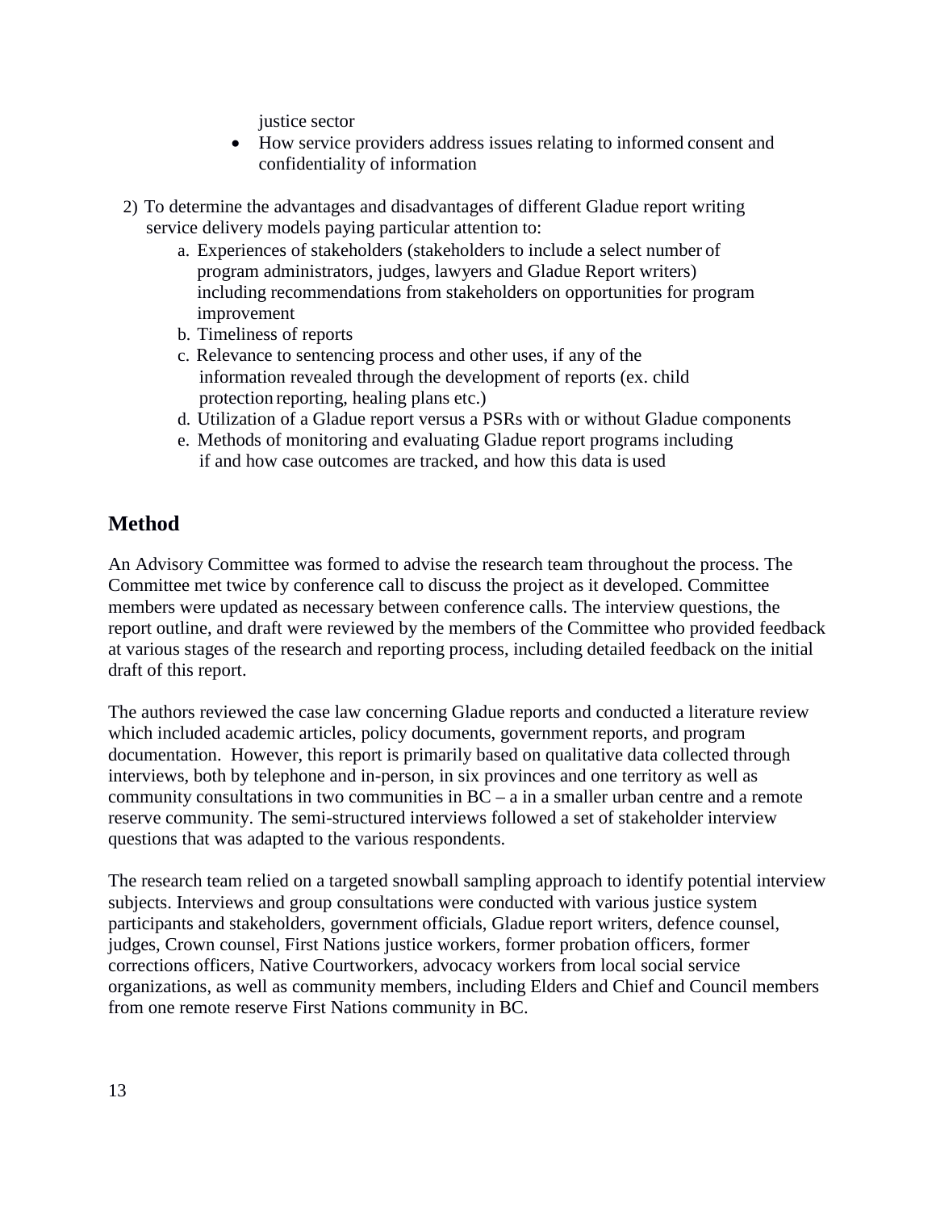justice sector

- How service providers address issues relating to informed consent and confidentiality of information

2) To determine the advantages and disadvantages of different Gladue report writing service delivery models paying particular attention to:
    a. Experiences of stakeholders (stakeholders to include a select number of program administrators, judges, lawyers and Gladue Report writers) including recommendations from stakeholders on opportunities for program improvement
    b. Timeliness of reports
    c. Relevance to sentencing process and other uses, if any of the information revealed through the development of reports (ex. child protection reporting, healing plans etc.)
    d. Utilization of a Gladue report versus a PSRs with or without Gladue components
    e. Methods of monitoring and evaluating Gladue report programs including if and how case outcomes are tracked, and how this data is used

## Method

An Advisory Committee was formed to advise the research team throughout the process. The Committee met twice by conference call to discuss the project as it developed. Committee members were updated as necessary between conference calls. The interview questions, the report outline, and draft were reviewed by the members of the Committee who provided feedback at various stages of the research and reporting process, including detailed feedback on the initial draft of this report.

The authors reviewed the case law concerning Gladue reports and conducted a literature review which included academic articles, policy documents, government reports, and program documentation. However, this report is primarily based on qualitative data collected through interviews, both by telephone and in-person, in six provinces and one territory as well as community consultations in two communities in BC – a in a smaller urban centre and a remote reserve community. The semi-structured interviews followed a set of stakeholder interview questions that was adapted to the various respondents.

The research team relied on a targeted snowball sampling approach to identify potential interview subjects. Interviews and group consultations were conducted with various justice system participants and stakeholders, government officials, Gladue report writers, defence counsel, judges, Crown counsel, First Nations justice workers, former probation officers, former corrections officers, Native Courtworkers, advocacy workers from local social service organizations, as well as community members, including Elders and Chief and Council members from one remote reserve First Nations community in BC.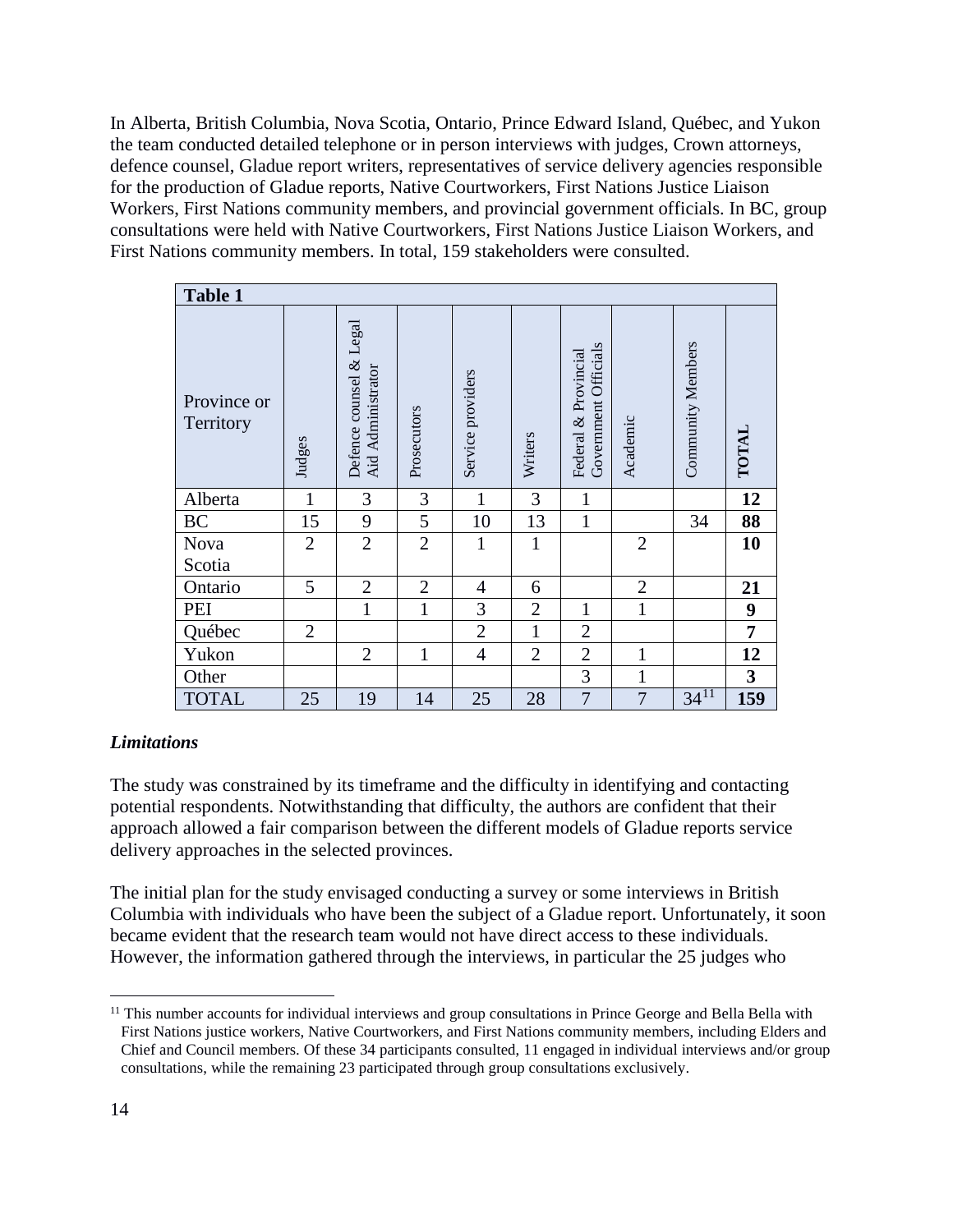In Alberta, British Columbia, Nova Scotia, Ontario, Prince Edward Island, Québec, and Yukon the team conducted detailed telephone or in person interviews with judges, Crown attorneys, defence counsel, Gladue report writers, representatives of service delivery agencies responsible for the production of Gladue reports, Native Courtworkers, First Nations Justice Liaison Workers, First Nations community members, and provincial government officials. In BC, group consultations were held with Native Courtworkers, First Nations Justice Liaison Workers, and First Nations community members. In total, 159 stakeholders were consulted.

**Table 1**

| Province or Territory | Judges | Defence counsel & Legal Aid Administrator | Prosecutors | Service providers | Writers | Federal & Provincial Government Officials | Academic | Community Members | **TOTAL** |
|---|---|---|---|---|---|---|---|---|---|
| Alberta | 1 | 3 | 3 | 1 | 3 | 1 | | | **12** |
| BC | 15 | 9 | 5 | 10 | 13 | 1 | | 34 | **88** |
| Nova Scotia | 2 | 2 | 2 | 1 | 1 | | 2 | | **10** |
| Ontario | 5 | 2 | 2 | 4 | 6 | | 2 | | **21** |
| PEI | | 1 | 1 | 3 | 2 | 1 | 1 | | **9** |
| Québec | 2 | | | 2 | 1 | 2 | | | **7** |
| Yukon | | 2 | 1 | 4 | 2 | 2 | 1 | | **12** |
| Other | | | | | | 3 | 1 | | **3** |
| TOTAL | 25 | 19 | 14 | 25 | 28 | 7 | 7 | 34[11] | **159** |

### *Limitations*

The study was constrained by its timeframe and the difficulty in identifying and contacting potential respondents. Notwithstanding that difficulty, the authors are confident that their approach allowed a fair comparison between the different models of Gladue reports service delivery approaches in the selected provinces.

The initial plan for the study envisaged conducting a survey or some interviews in British Columbia with individuals who have been the subject of a Gladue report. Unfortunately, it soon became evident that the research team would not have direct access to these individuals. However, the information gathered through the interviews, in particular the 25 judges who

[11] This number accounts for individual interviews and group consultations in Prince George and Bella Bella with First Nations justice workers, Native Courtworkers, and First Nations community members, including Elders and Chief and Council members. Of these 34 participants consulted, 11 engaged in individual interviews and/or group consultations, while the remaining 23 participated through group consultations exclusively.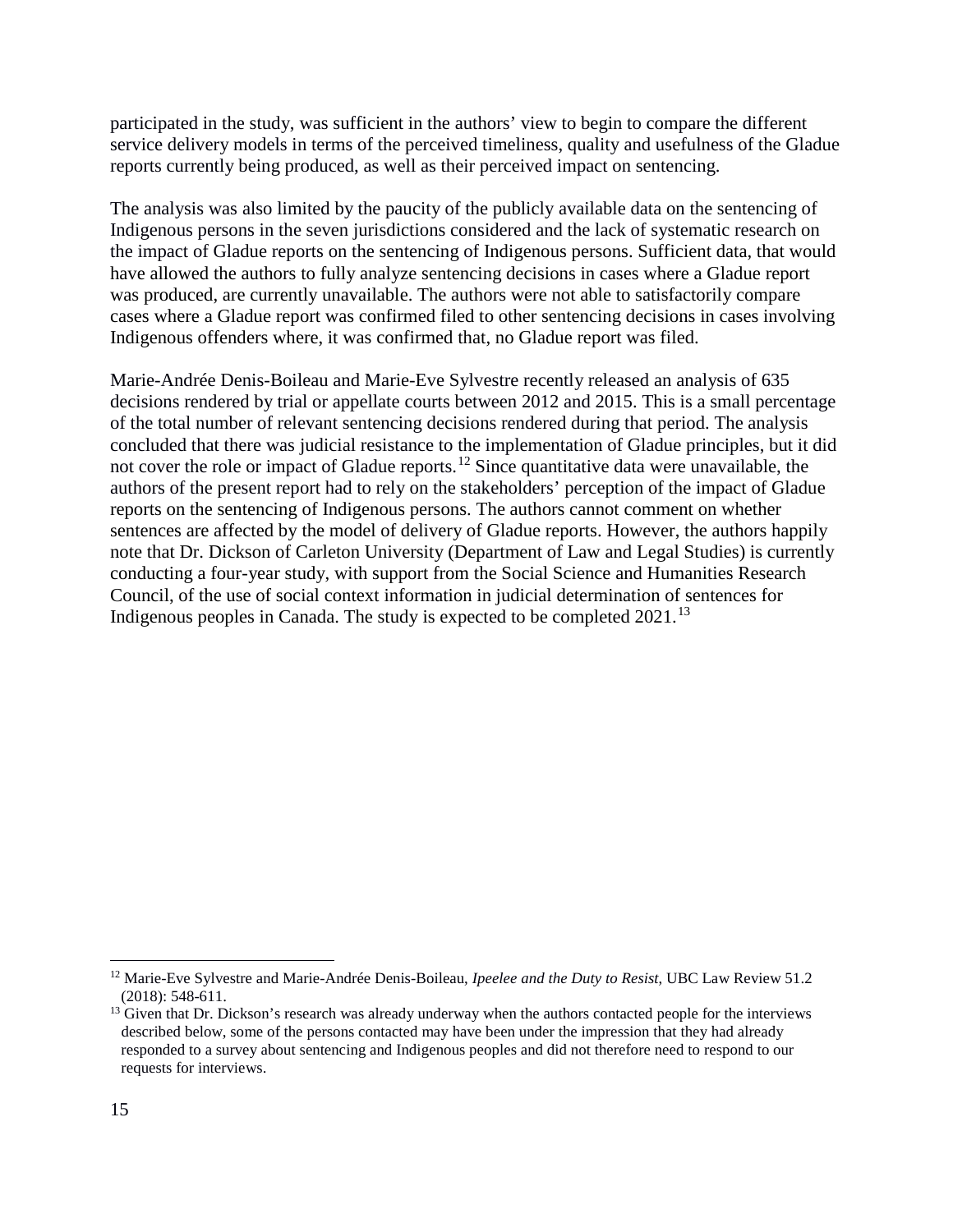participated in the study, was sufficient in the authors' view to begin to compare the different service delivery models in terms of the perceived timeliness, quality and usefulness of the Gladue reports currently being produced, as well as their perceived impact on sentencing.

The analysis was also limited by the paucity of the publicly available data on the sentencing of Indigenous persons in the seven jurisdictions considered and the lack of systematic research on the impact of Gladue reports on the sentencing of Indigenous persons. Sufficient data, that would have allowed the authors to fully analyze sentencing decisions in cases where a Gladue report was produced, are currently unavailable. The authors were not able to satisfactorily compare cases where a Gladue report was confirmed filed to other sentencing decisions in cases involving Indigenous offenders where, it was confirmed that, no Gladue report was filed.

Marie-Andrée Denis-Boileau and Marie-Eve Sylvestre recently released an analysis of 635 decisions rendered by trial or appellate courts between 2012 and 2015. This is a small percentage of the total number of relevant sentencing decisions rendered during that period. The analysis concluded that there was judicial resistance to the implementation of Gladue principles, but it did not cover the role or impact of Gladue reports.[12] Since quantitative data were unavailable, the authors of the present report had to rely on the stakeholders' perception of the impact of Gladue reports on the sentencing of Indigenous persons. The authors cannot comment on whether sentences are affected by the model of delivery of Gladue reports. However, the authors happily note that Dr. Dickson of Carleton University (Department of Law and Legal Studies) is currently conducting a four-year study, with support from the Social Science and Humanities Research Council, of the use of social context information in judicial determination of sentences for Indigenous peoples in Canada. The study is expected to be completed 2021.[13]

---

[12] Marie-Eve Sylvestre and Marie-Andrée Denis-Boileau, *Ipeelee and the Duty to Resist*, UBC Law Review 51.2 (2018): 548-611.

[13] Given that Dr. Dickson's research was already underway when the authors contacted people for the interviews described below, some of the persons contacted may have been under the impression that they had already responded to a survey about sentencing and Indigenous peoples and did not therefore need to respond to our requests for interviews.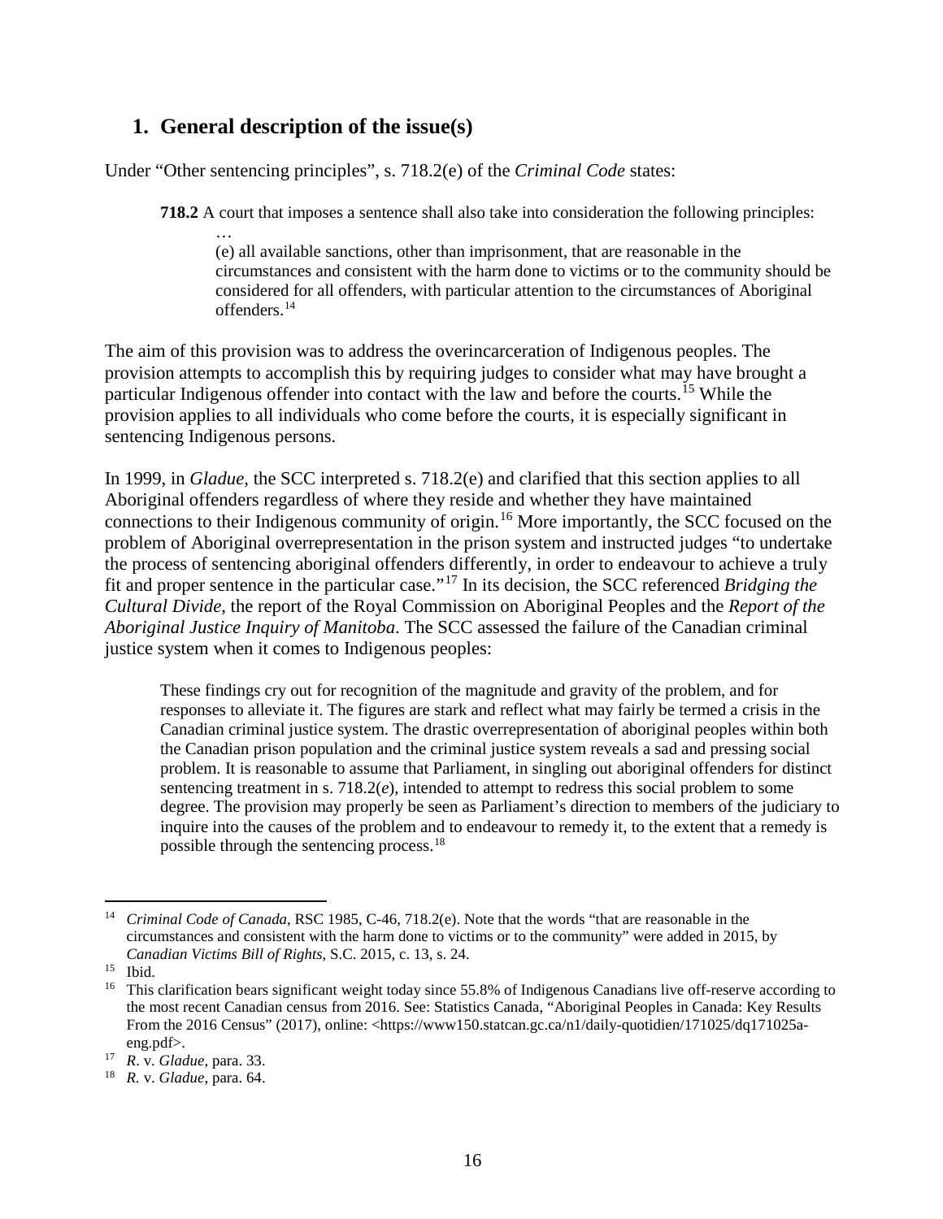## 1. General description of the issue(s)

Under "Other sentencing principles", s. 718.2(e) of the *Criminal Code* states:

> **718.2** A court that imposes a sentence shall also take into consideration the following principles:
>
> …
>
> (e) all available sanctions, other than imprisonment, that are reasonable in the circumstances and consistent with the harm done to victims or to the community should be considered for all offenders, with particular attention to the circumstances of Aboriginal offenders.[14]

The aim of this provision was to address the overincarceration of Indigenous peoples. The provision attempts to accomplish this by requiring judges to consider what may have brought a particular Indigenous offender into contact with the law and before the courts.[15] While the provision applies to all individuals who come before the courts, it is especially significant in sentencing Indigenous persons.

In 1999, in *Gladue*, the SCC interpreted s. 718.2(e) and clarified that this section applies to all Aboriginal offenders regardless of where they reside and whether they have maintained connections to their Indigenous community of origin.[16] More importantly, the SCC focused on the problem of Aboriginal overrepresentation in the prison system and instructed judges "to undertake the process of sentencing aboriginal offenders differently, in order to endeavour to achieve a truly fit and proper sentence in the particular case."[17] In its decision, the SCC referenced *Bridging the Cultural Divide*, the report of the Royal Commission on Aboriginal Peoples and the *Report of the Aboriginal Justice Inquiry of Manitoba*. The SCC assessed the failure of the Canadian criminal justice system when it comes to Indigenous peoples:

> These findings cry out for recognition of the magnitude and gravity of the problem, and for responses to alleviate it. The figures are stark and reflect what may fairly be termed a crisis in the Canadian criminal justice system. The drastic overrepresentation of aboriginal peoples within both the Canadian prison population and the criminal justice system reveals a sad and pressing social problem. It is reasonable to assume that Parliament, in singling out aboriginal offenders for distinct sentencing treatment in s. 718.2(*e*), intended to attempt to redress this social problem to some degree. The provision may properly be seen as Parliament's direction to members of the judiciary to inquire into the causes of the problem and to endeavour to remedy it, to the extent that a remedy is possible through the sentencing process.[18]

---

[14] *Criminal Code of Canada*, RSC 1985, C-46, 718.2(e). Note that the words "that are reasonable in the circumstances and consistent with the harm done to victims or to the community" were added in 2015, by *Canadian Victims Bill of Rights*, S.C. 2015, c. 13, s. 24.

[15] Ibid.

[16] This clarification bears significant weight today since 55.8% of Indigenous Canadians live off-reserve according to the most recent Canadian census from 2016. See: Statistics Canada, "Aboriginal Peoples in Canada: Key Results From the 2016 Census" (2017), online: <https://www150.statcan.gc.ca/n1/daily-quotidien/171025/dq171025a-eng.pdf>.

[17] *R*. v. *Gladue*, para. 33.

[18] *R*. v. *Gladue*, para. 64.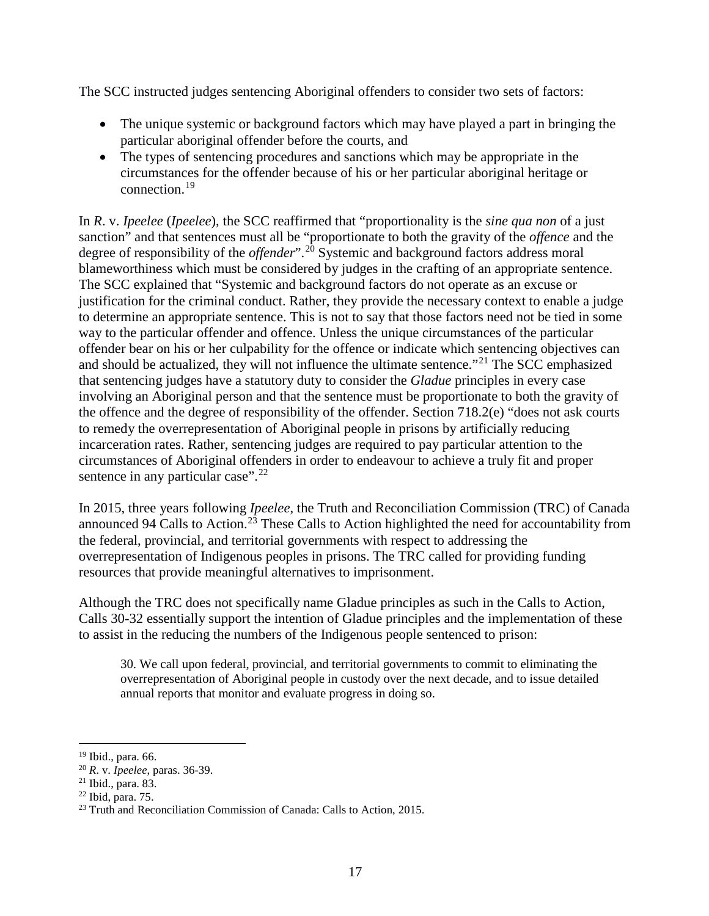The SCC instructed judges sentencing Aboriginal offenders to consider two sets of factors:

- The unique systemic or background factors which may have played a part in bringing the particular aboriginal offender before the courts, and
- The types of sentencing procedures and sanctions which may be appropriate in the circumstances for the offender because of his or her particular aboriginal heritage or connection.[19]

In *R*. v. *Ipeelee* (*Ipeelee*), the SCC reaffirmed that "proportionality is the *sine qua non* of a just sanction" and that sentences must all be "proportionate to both the gravity of the *offence* and the degree of responsibility of the *offender*".[20] Systemic and background factors address moral blameworthiness which must be considered by judges in the crafting of an appropriate sentence. The SCC explained that "Systemic and background factors do not operate as an excuse or justification for the criminal conduct. Rather, they provide the necessary context to enable a judge to determine an appropriate sentence. This is not to say that those factors need not be tied in some way to the particular offender and offence. Unless the unique circumstances of the particular offender bear on his or her culpability for the offence or indicate which sentencing objectives can and should be actualized, they will not influence the ultimate sentence."[21] The SCC emphasized that sentencing judges have a statutory duty to consider the *Gladue* principles in every case involving an Aboriginal person and that the sentence must be proportionate to both the gravity of the offence and the degree of responsibility of the offender. Section 718.2(e) "does not ask courts to remedy the overrepresentation of Aboriginal people in prisons by artificially reducing incarceration rates. Rather, sentencing judges are required to pay particular attention to the circumstances of Aboriginal offenders in order to endeavour to achieve a truly fit and proper sentence in any particular case".[22]

In 2015, three years following *Ipeelee*, the Truth and Reconciliation Commission (TRC) of Canada announced 94 Calls to Action.[23] These Calls to Action highlighted the need for accountability from the federal, provincial, and territorial governments with respect to addressing the overrepresentation of Indigenous peoples in prisons. The TRC called for providing funding resources that provide meaningful alternatives to imprisonment.

Although the TRC does not specifically name Gladue principles as such in the Calls to Action, Calls 30-32 essentially support the intention of Gladue principles and the implementation of these to assist in the reducing the numbers of the Indigenous people sentenced to prison:

> 30. We call upon federal, provincial, and territorial governments to commit to eliminating the overrepresentation of Aboriginal people in custody over the next decade, and to issue detailed annual reports that monitor and evaluate progress in doing so.

---

[19] Ibid., para. 66.

[20] *R*. v. *Ipeelee*, paras. 36-39.

[21] Ibid., para. 83.

[22] Ibid, para. 75.

[23] Truth and Reconciliation Commission of Canada: Calls to Action, 2015.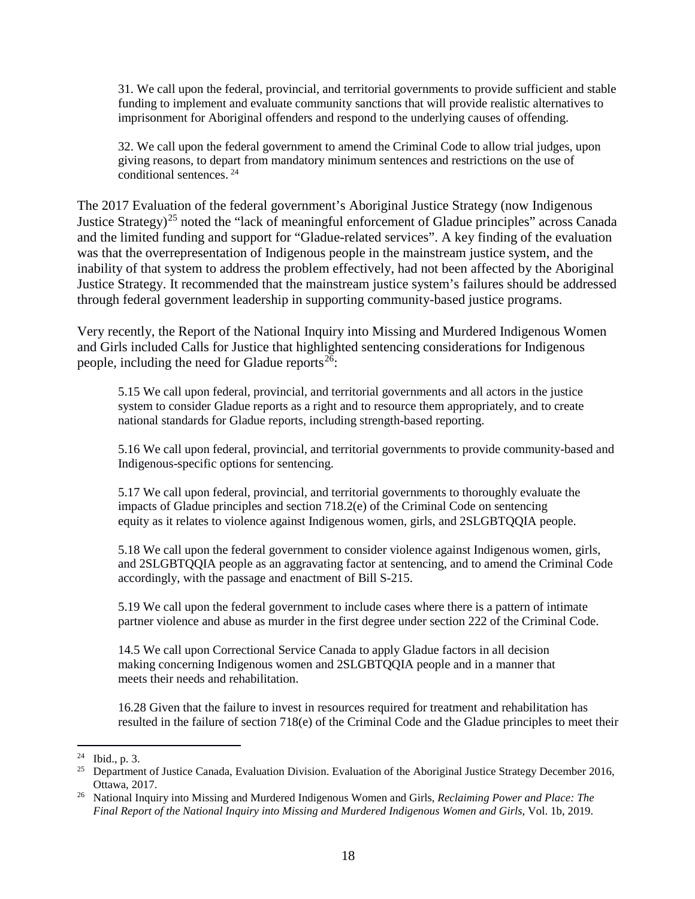> 31. We call upon the federal, provincial, and territorial governments to provide sufficient and stable funding to implement and evaluate community sanctions that will provide realistic alternatives to imprisonment for Aboriginal offenders and respond to the underlying causes of offending.
>
> 32. We call upon the federal government to amend the Criminal Code to allow trial judges, upon giving reasons, to depart from mandatory minimum sentences and restrictions on the use of conditional sentences. [24]

The 2017 Evaluation of the federal government's Aboriginal Justice Strategy (now Indigenous Justice Strategy)[25] noted the "lack of meaningful enforcement of Gladue principles" across Canada and the limited funding and support for "Gladue-related services". A key finding of the evaluation was that the overrepresentation of Indigenous people in the mainstream justice system, and the inability of that system to address the problem effectively, had not been affected by the Aboriginal Justice Strategy. It recommended that the mainstream justice system's failures should be addressed through federal government leadership in supporting community-based justice programs.

Very recently, the Report of the National Inquiry into Missing and Murdered Indigenous Women and Girls included Calls for Justice that highlighted sentencing considerations for Indigenous people, including the need for Gladue reports[26]:

> 5.15 We call upon federal, provincial, and territorial governments and all actors in the justice system to consider Gladue reports as a right and to resource them appropriately, and to create national standards for Gladue reports, including strength-based reporting.
>
> 5.16 We call upon federal, provincial, and territorial governments to provide community-based and Indigenous-specific options for sentencing.
>
> 5.17 We call upon federal, provincial, and territorial governments to thoroughly evaluate the impacts of Gladue principles and section 718.2(e) of the Criminal Code on sentencing equity as it relates to violence against Indigenous women, girls, and 2SLGBTQQIA people.
>
> 5.18 We call upon the federal government to consider violence against Indigenous women, girls, and 2SLGBTQQIA people as an aggravating factor at sentencing, and to amend the Criminal Code accordingly, with the passage and enactment of Bill S-215.
>
> 5.19 We call upon the federal government to include cases where there is a pattern of intimate partner violence and abuse as murder in the first degree under section 222 of the Criminal Code.
>
> 14.5 We call upon Correctional Service Canada to apply Gladue factors in all decision making concerning Indigenous women and 2SLGBTQQIA people and in a manner that meets their needs and rehabilitation.
>
> 16.28 Given that the failure to invest in resources required for treatment and rehabilitation has resulted in the failure of section 718(e) of the Criminal Code and the Gladue principles to meet their

---

[24] Ibid., p. 3.

[25] Department of Justice Canada, Evaluation Division. Evaluation of the Aboriginal Justice Strategy December 2016, Ottawa, 2017.

[26] National Inquiry into Missing and Murdered Indigenous Women and Girls, *Reclaiming Power and Place: The Final Report of the National Inquiry into Missing and Murdered Indigenous Women and Girls*, Vol. 1b, 2019.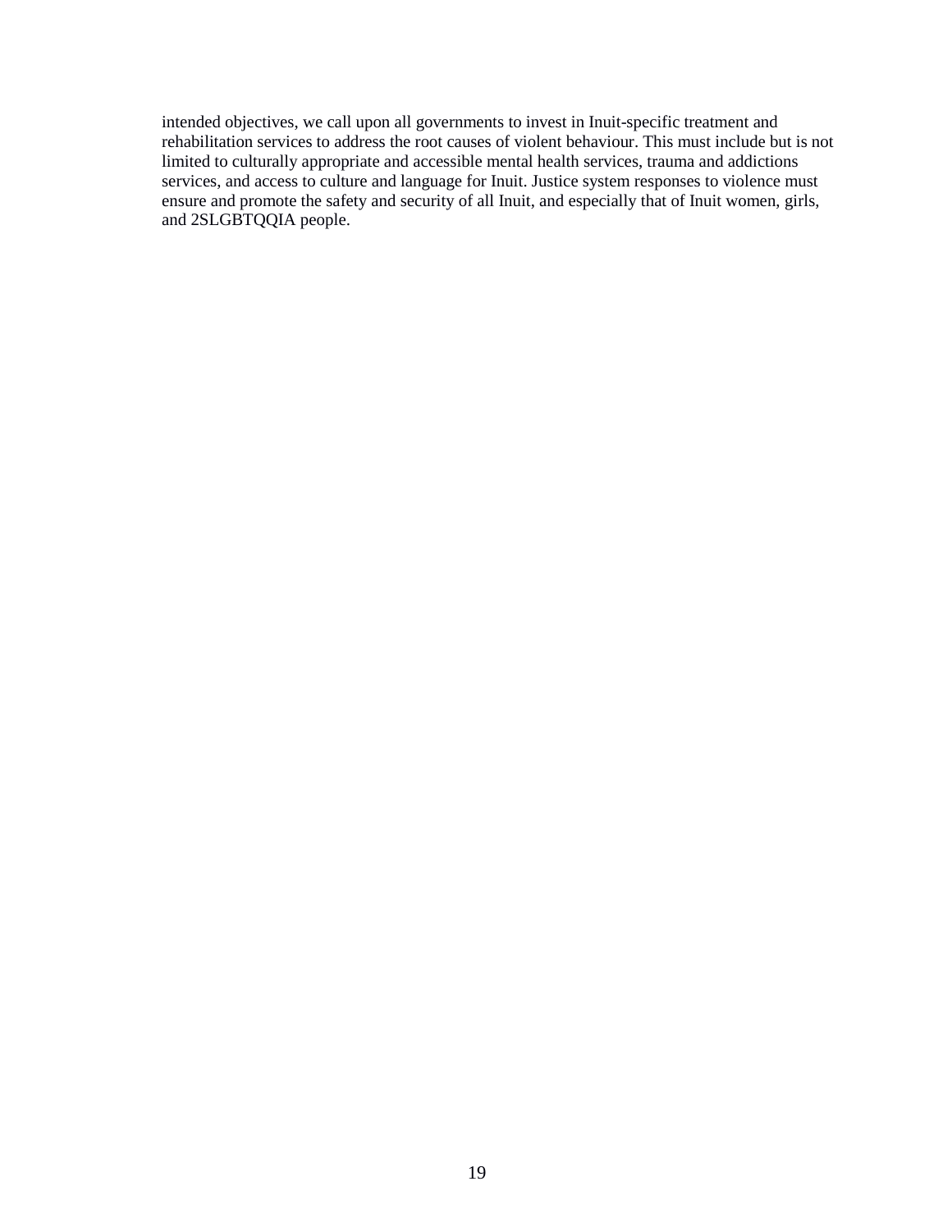intended objectives, we call upon all governments to invest in Inuit-specific treatment and rehabilitation services to address the root causes of violent behaviour. This must include but is not limited to culturally appropriate and accessible mental health services, trauma and addictions services, and access to culture and language for Inuit. Justice system responses to violence must ensure and promote the safety and security of all Inuit, and especially that of Inuit women, girls, and 2SLGBTQQIA people.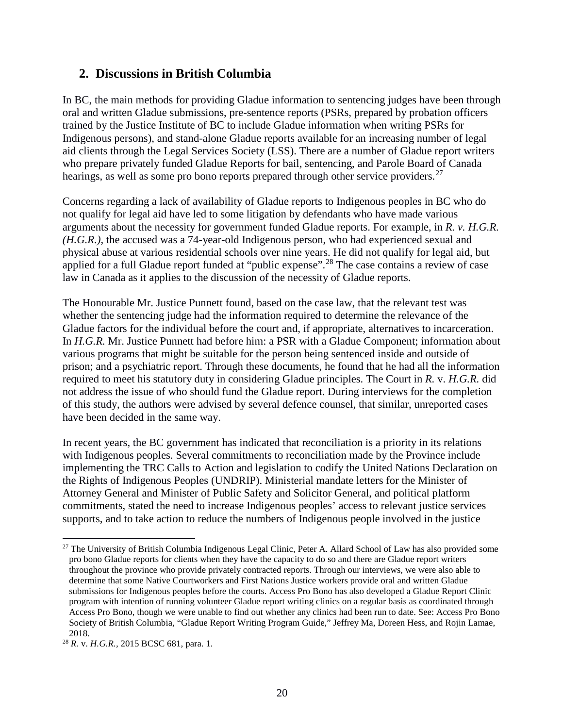## 2. Discussions in British Columbia

In BC, the main methods for providing Gladue information to sentencing judges have been through oral and written Gladue submissions, pre-sentence reports (PSRs, prepared by probation officers trained by the Justice Institute of BC to include Gladue information when writing PSRs for Indigenous persons), and stand-alone Gladue reports available for an increasing number of legal aid clients through the Legal Services Society (LSS). There are a number of Gladue report writers who prepare privately funded Gladue Reports for bail, sentencing, and Parole Board of Canada hearings, as well as some pro bono reports prepared through other service providers.[27]

Concerns regarding a lack of availability of Gladue reports to Indigenous peoples in BC who do not qualify for legal aid have led to some litigation by defendants who have made various arguments about the necessity for government funded Gladue reports. For example, in *R. v. H.G.R. (H.G.R.)*, the accused was a 74-year-old Indigenous person, who had experienced sexual and physical abuse at various residential schools over nine years. He did not qualify for legal aid, but applied for a full Gladue report funded at "public expense".[28] The case contains a review of case law in Canada as it applies to the discussion of the necessity of Gladue reports.

The Honourable Mr. Justice Punnett found, based on the case law, that the relevant test was whether the sentencing judge had the information required to determine the relevance of the Gladue factors for the individual before the court and, if appropriate, alternatives to incarceration. In *H.G.R.* Mr. Justice Punnett had before him: a PSR with a Gladue Component; information about various programs that might be suitable for the person being sentenced inside and outside of prison; and a psychiatric report. Through these documents, he found that he had all the information required to meet his statutory duty in considering Gladue principles. The Court in *R.* v. *H.G.R.* did not address the issue of who should fund the Gladue report. During interviews for the completion of this study, the authors were advised by several defence counsel, that similar, unreported cases have been decided in the same way.

In recent years, the BC government has indicated that reconciliation is a priority in its relations with Indigenous peoples. Several commitments to reconciliation made by the Province include implementing the TRC Calls to Action and legislation to codify the United Nations Declaration on the Rights of Indigenous Peoples (UNDRIP). Ministerial mandate letters for the Minister of Attorney General and Minister of Public Safety and Solicitor General, and political platform commitments, stated the need to increase Indigenous peoples' access to relevant justice services supports, and to take action to reduce the numbers of Indigenous people involved in the justice

[27] The University of British Columbia Indigenous Legal Clinic, Peter A. Allard School of Law has also provided some pro bono Gladue reports for clients when they have the capacity to do so and there are Gladue report writers throughout the province who provide privately contracted reports. Through our interviews, we were also able to determine that some Native Courtworkers and First Nations Justice workers provide oral and written Gladue submissions for Indigenous peoples before the courts. Access Pro Bono has also developed a Gladue Report Clinic program with intention of running volunteer Gladue report writing clinics on a regular basis as coordinated through Access Pro Bono, though we were unable to find out whether any clinics had been run to date. See: Access Pro Bono Society of British Columbia, "Gladue Report Writing Program Guide," Jeffrey Ma, Doreen Hess, and Rojin Lamae, 2018.

[28] *R.* v. *H.G.R.,* 2015 BCSC 681, para. 1.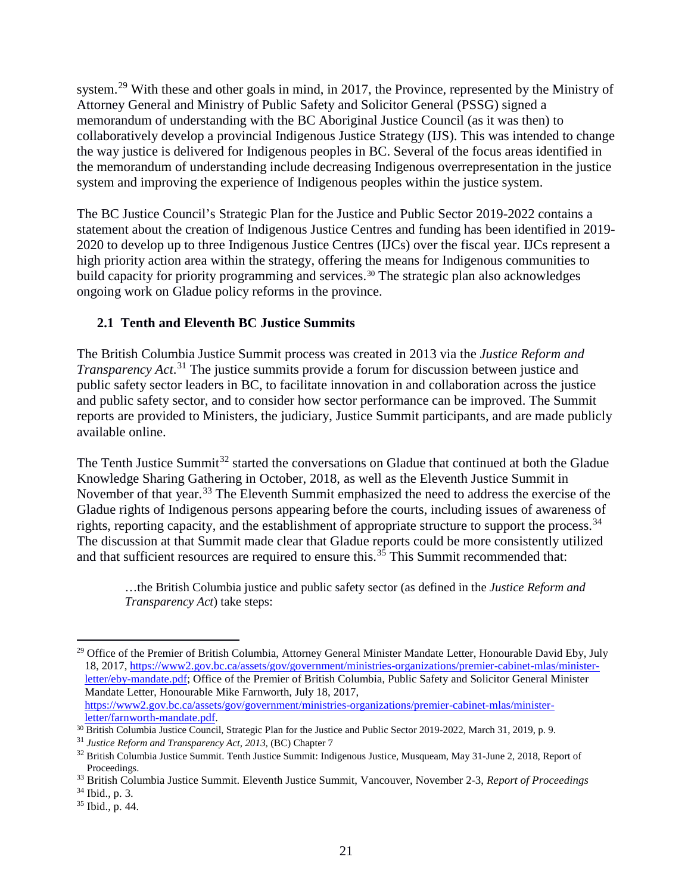system.[29] With these and other goals in mind, in 2017, the Province, represented by the Ministry of Attorney General and Ministry of Public Safety and Solicitor General (PSSG) signed a memorandum of understanding with the BC Aboriginal Justice Council (as it was then) to collaboratively develop a provincial Indigenous Justice Strategy (IJS). This was intended to change the way justice is delivered for Indigenous peoples in BC. Several of the focus areas identified in the memorandum of understanding include decreasing Indigenous overrepresentation in the justice system and improving the experience of Indigenous peoples within the justice system.

The BC Justice Council's Strategic Plan for the Justice and Public Sector 2019-2022 contains a statement about the creation of Indigenous Justice Centres and funding has been identified in 2019-2020 to develop up to three Indigenous Justice Centres (IJCs) over the fiscal year. IJCs represent a high priority action area within the strategy, offering the means for Indigenous communities to build capacity for priority programming and services.[30] The strategic plan also acknowledges ongoing work on Gladue policy reforms in the province.

### 2.1 Tenth and Eleventh BC Justice Summits

The British Columbia Justice Summit process was created in 2013 via the *Justice Reform and Transparency Act*.[31] The justice summits provide a forum for discussion between justice and public safety sector leaders in BC, to facilitate innovation in and collaboration across the justice and public safety sector, and to consider how sector performance can be improved. The Summit reports are provided to Ministers, the judiciary, Justice Summit participants, and are made publicly available online.

The Tenth Justice Summit[32] started the conversations on Gladue that continued at both the Gladue Knowledge Sharing Gathering in October, 2018, as well as the Eleventh Justice Summit in November of that year.[33] The Eleventh Summit emphasized the need to address the exercise of the Gladue rights of Indigenous persons appearing before the courts, including issues of awareness of rights, reporting capacity, and the establishment of appropriate structure to support the process.[34] The discussion at that Summit made clear that Gladue reports could be more consistently utilized and that sufficient resources are required to ensure this.[35] This Summit recommended that:

> …the British Columbia justice and public safety sector (as defined in the *Justice Reform and Transparency Act*) take steps:

---

[29] Office of the Premier of British Columbia, Attorney General Minister Mandate Letter, Honourable David Eby, July 18, 2017, https://www2.gov.bc.ca/assets/gov/government/ministries-organizations/premier-cabinet-mlas/minister-letter/eby-mandate.pdf; Office of the Premier of British Columbia, Public Safety and Solicitor General Minister Mandate Letter, Honourable Mike Farnworth, July 18, 2017, https://www2.gov.bc.ca/assets/gov/government/ministries-organizations/premier-cabinet-mlas/minister-letter/farnworth-mandate.pdf.

[30] British Columbia Justice Council, Strategic Plan for the Justice and Public Sector 2019-2022, March 31, 2019, p. 9.

[31] *Justice Reform and Transparency Act, 2013*, (BC) Chapter 7

[32] British Columbia Justice Summit. Tenth Justice Summit: Indigenous Justice, Musqueam, May 31-June 2, 2018, Report of Proceedings.

[33] British Columbia Justice Summit. Eleventh Justice Summit, Vancouver, November 2-3, *Report of Proceedings*

[34] Ibid., p. 3.

[35] Ibid., p. 44.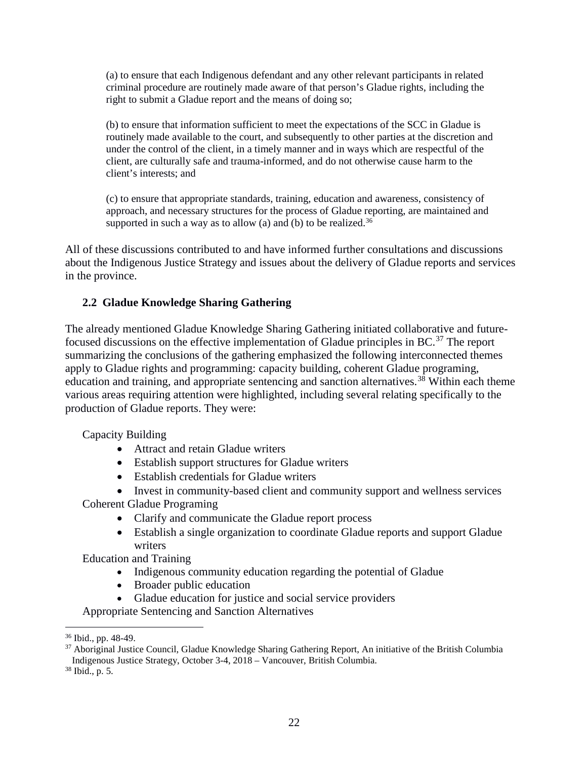(a) to ensure that each Indigenous defendant and any other relevant participants in related criminal procedure are routinely made aware of that person's Gladue rights, including the right to submit a Gladue report and the means of doing so;

(b) to ensure that information sufficient to meet the expectations of the SCC in Gladue is routinely made available to the court, and subsequently to other parties at the discretion and under the control of the client, in a timely manner and in ways which are respectful of the client, are culturally safe and trauma-informed, and do not otherwise cause harm to the client's interests; and

(c) to ensure that appropriate standards, training, education and awareness, consistency of approach, and necessary structures for the process of Gladue reporting, are maintained and supported in such a way as to allow (a) and (b) to be realized.[36]

All of these discussions contributed to and have informed further consultations and discussions about the Indigenous Justice Strategy and issues about the delivery of Gladue reports and services in the province.

### 2.2 Gladue Knowledge Sharing Gathering

The already mentioned Gladue Knowledge Sharing Gathering initiated collaborative and future-focused discussions on the effective implementation of Gladue principles in BC.[37] The report summarizing the conclusions of the gathering emphasized the following interconnected themes apply to Gladue rights and programming: capacity building, coherent Gladue programing, education and training, and appropriate sentencing and sanction alternatives.[38] Within each theme various areas requiring attention were highlighted, including several relating specifically to the production of Gladue reports. They were:

Capacity Building

- Attract and retain Gladue writers
- Establish support structures for Gladue writers
- Establish credentials for Gladue writers
- Invest in community-based client and community support and wellness services

Coherent Gladue Programing

- Clarify and communicate the Gladue report process
- Establish a single organization to coordinate Gladue reports and support Gladue writers

Education and Training

- Indigenous community education regarding the potential of Gladue
- Broader public education
- Gladue education for justice and social service providers

Appropriate Sentencing and Sanction Alternatives

---

[36] Ibid., pp. 48-49.

[37] Aboriginal Justice Council, Gladue Knowledge Sharing Gathering Report, An initiative of the British Columbia Indigenous Justice Strategy, October 3-4, 2018 – Vancouver, British Columbia.

[38] Ibid., p. 5.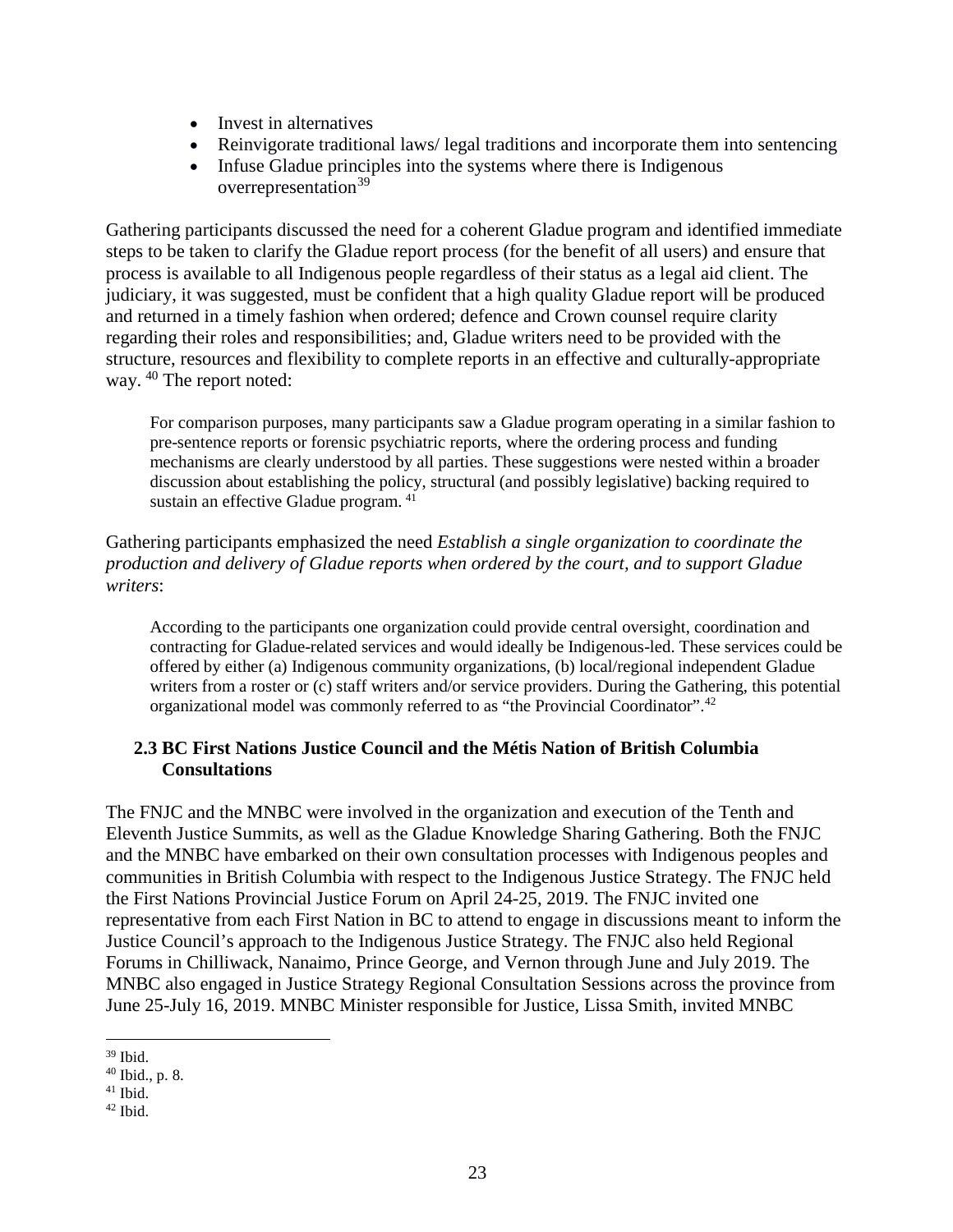- Invest in alternatives
- Reinvigorate traditional laws/ legal traditions and incorporate them into sentencing
- Infuse Gladue principles into the systems where there is Indigenous overrepresentation[39]

Gathering participants discussed the need for a coherent Gladue program and identified immediate steps to be taken to clarify the Gladue report process (for the benefit of all users) and ensure that process is available to all Indigenous people regardless of their status as a legal aid client. The judiciary, it was suggested, must be confident that a high quality Gladue report will be produced and returned in a timely fashion when ordered; defence and Crown counsel require clarity regarding their roles and responsibilities; and, Gladue writers need to be provided with the structure, resources and flexibility to complete reports in an effective and culturally-appropriate way. [40] The report noted:

> For comparison purposes, many participants saw a Gladue program operating in a similar fashion to pre-sentence reports or forensic psychiatric reports, where the ordering process and funding mechanisms are clearly understood by all parties. These suggestions were nested within a broader discussion about establishing the policy, structural (and possibly legislative) backing required to sustain an effective Gladue program. [41]

Gathering participants emphasized the need *Establish a single organization to coordinate the production and delivery of Gladue reports when ordered by the court, and to support Gladue writers*:

> According to the participants one organization could provide central oversight, coordination and contracting for Gladue-related services and would ideally be Indigenous-led. These services could be offered by either (a) Indigenous community organizations, (b) local/regional independent Gladue writers from a roster or (c) staff writers and/or service providers. During the Gathering, this potential organizational model was commonly referred to as "the Provincial Coordinator".[42]

### 2.3 BC First Nations Justice Council and the Métis Nation of British Columbia Consultations

The FNJC and the MNBC were involved in the organization and execution of the Tenth and Eleventh Justice Summits, as well as the Gladue Knowledge Sharing Gathering. Both the FNJC and the MNBC have embarked on their own consultation processes with Indigenous peoples and communities in British Columbia with respect to the Indigenous Justice Strategy. The FNJC held the First Nations Provincial Justice Forum on April 24-25, 2019. The FNJC invited one representative from each First Nation in BC to attend to engage in discussions meant to inform the Justice Council's approach to the Indigenous Justice Strategy. The FNJC also held Regional Forums in Chilliwack, Nanaimo, Prince George, and Vernon through June and July 2019. The MNBC also engaged in Justice Strategy Regional Consultation Sessions across the province from June 25-July 16, 2019. MNBC Minister responsible for Justice, Lissa Smith, invited MNBC

---

[39] Ibid.

[40] Ibid., p. 8.

[41] Ibid.

[42] Ibid.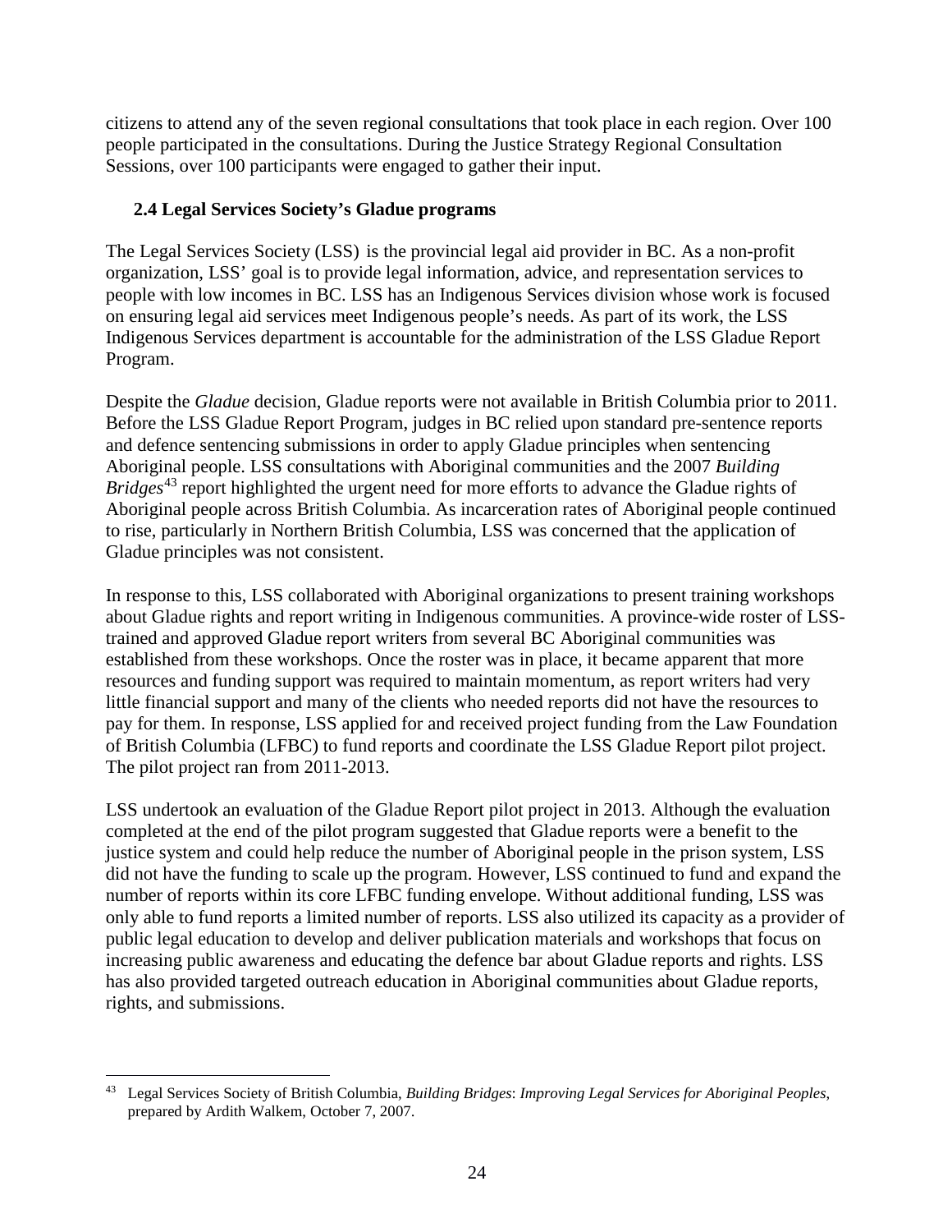citizens to attend any of the seven regional consultations that took place in each region. Over 100 people participated in the consultations. During the Justice Strategy Regional Consultation Sessions, over 100 participants were engaged to gather their input.

### 2.4 Legal Services Society's Gladue programs

The Legal Services Society (LSS) is the provincial legal aid provider in BC. As a non-profit organization, LSS' goal is to provide legal information, advice, and representation services to people with low incomes in BC. LSS has an Indigenous Services division whose work is focused on ensuring legal aid services meet Indigenous people's needs. As part of its work, the LSS Indigenous Services department is accountable for the administration of the LSS Gladue Report Program.

Despite the *Gladue* decision, Gladue reports were not available in British Columbia prior to 2011. Before the LSS Gladue Report Program, judges in BC relied upon standard pre-sentence reports and defence sentencing submissions in order to apply Gladue principles when sentencing Aboriginal people. LSS consultations with Aboriginal communities and the 2007 *Building Bridges*[43] report highlighted the urgent need for more efforts to advance the Gladue rights of Aboriginal people across British Columbia. As incarceration rates of Aboriginal people continued to rise, particularly in Northern British Columbia, LSS was concerned that the application of Gladue principles was not consistent.

In response to this, LSS collaborated with Aboriginal organizations to present training workshops about Gladue rights and report writing in Indigenous communities. A province-wide roster of LSS-trained and approved Gladue report writers from several BC Aboriginal communities was established from these workshops. Once the roster was in place, it became apparent that more resources and funding support was required to maintain momentum, as report writers had very little financial support and many of the clients who needed reports did not have the resources to pay for them. In response, LSS applied for and received project funding from the Law Foundation of British Columbia (LFBC) to fund reports and coordinate the LSS Gladue Report pilot project. The pilot project ran from 2011-2013.

LSS undertook an evaluation of the Gladue Report pilot project in 2013. Although the evaluation completed at the end of the pilot program suggested that Gladue reports were a benefit to the justice system and could help reduce the number of Aboriginal people in the prison system, LSS did not have the funding to scale up the program. However, LSS continued to fund and expand the number of reports within its core LFBC funding envelope. Without additional funding, LSS was only able to fund reports a limited number of reports. LSS also utilized its capacity as a provider of public legal education to develop and deliver publication materials and workshops that focus on increasing public awareness and educating the defence bar about Gladue reports and rights. LSS has also provided targeted outreach education in Aboriginal communities about Gladue reports, rights, and submissions.

---

[43] Legal Services Society of British Columbia, *Building Bridges*: *Improving Legal Services for Aboriginal Peoples*, prepared by Ardith Walkem, October 7, 2007.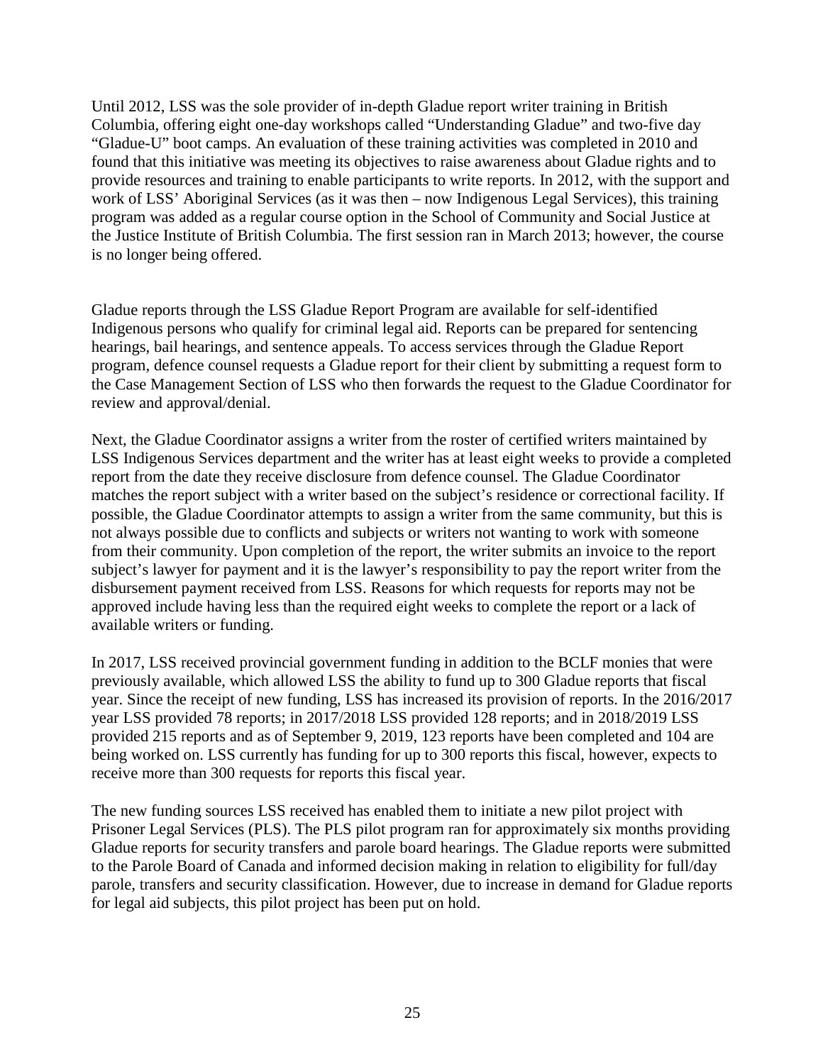Until 2012, LSS was the sole provider of in-depth Gladue report writer training in British Columbia, offering eight one-day workshops called "Understanding Gladue" and two-five day "Gladue-U" boot camps. An evaluation of these training activities was completed in 2010 and found that this initiative was meeting its objectives to raise awareness about Gladue rights and to provide resources and training to enable participants to write reports. In 2012, with the support and work of LSS' Aboriginal Services (as it was then – now Indigenous Legal Services), this training program was added as a regular course option in the School of Community and Social Justice at the Justice Institute of British Columbia. The first session ran in March 2013; however, the course is no longer being offered.

Gladue reports through the LSS Gladue Report Program are available for self-identified Indigenous persons who qualify for criminal legal aid. Reports can be prepared for sentencing hearings, bail hearings, and sentence appeals. To access services through the Gladue Report program, defence counsel requests a Gladue report for their client by submitting a request form to the Case Management Section of LSS who then forwards the request to the Gladue Coordinator for review and approval/denial.

Next, the Gladue Coordinator assigns a writer from the roster of certified writers maintained by LSS Indigenous Services department and the writer has at least eight weeks to provide a completed report from the date they receive disclosure from defence counsel. The Gladue Coordinator matches the report subject with a writer based on the subject's residence or correctional facility. If possible, the Gladue Coordinator attempts to assign a writer from the same community, but this is not always possible due to conflicts and subjects or writers not wanting to work with someone from their community. Upon completion of the report, the writer submits an invoice to the report subject's lawyer for payment and it is the lawyer's responsibility to pay the report writer from the disbursement payment received from LSS. Reasons for which requests for reports may not be approved include having less than the required eight weeks to complete the report or a lack of available writers or funding.

In 2017, LSS received provincial government funding in addition to the BCLF monies that were previously available, which allowed LSS the ability to fund up to 300 Gladue reports that fiscal year. Since the receipt of new funding, LSS has increased its provision of reports. In the 2016/2017 year LSS provided 78 reports; in 2017/2018 LSS provided 128 reports; and in 2018/2019 LSS provided 215 reports and as of September 9, 2019, 123 reports have been completed and 104 are being worked on. LSS currently has funding for up to 300 reports this fiscal, however, expects to receive more than 300 requests for reports this fiscal year.

The new funding sources LSS received has enabled them to initiate a new pilot project with Prisoner Legal Services (PLS). The PLS pilot program ran for approximately six months providing Gladue reports for security transfers and parole board hearings. The Gladue reports were submitted to the Parole Board of Canada and informed decision making in relation to eligibility for full/day parole, transfers and security classification. However, due to increase in demand for Gladue reports for legal aid subjects, this pilot project has been put on hold.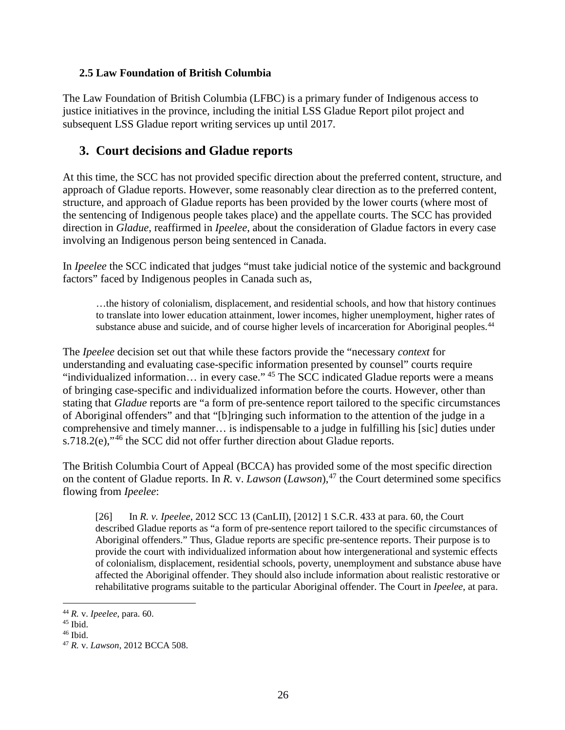### 2.5 Law Foundation of British Columbia

The Law Foundation of British Columbia (LFBC) is a primary funder of Indigenous access to justice initiatives in the province, including the initial LSS Gladue Report pilot project and subsequent LSS Gladue report writing services up until 2017.

## 3. Court decisions and Gladue reports

At this time, the SCC has not provided specific direction about the preferred content, structure, and approach of Gladue reports. However, some reasonably clear direction as to the preferred content, structure, and approach of Gladue reports has been provided by the lower courts (where most of the sentencing of Indigenous people takes place) and the appellate courts. The SCC has provided direction in *Gladue*, reaffirmed in *Ipeelee*, about the consideration of Gladue factors in every case involving an Indigenous person being sentenced in Canada.

In *Ipeelee* the SCC indicated that judges "must take judicial notice of the systemic and background factors" faced by Indigenous peoples in Canada such as,

> …the history of colonialism, displacement, and residential schools, and how that history continues to translate into lower education attainment, lower incomes, higher unemployment, higher rates of substance abuse and suicide, and of course higher levels of incarceration for Aboriginal peoples.[44]

The *Ipeelee* decision set out that while these factors provide the "necessary *context* for understanding and evaluating case-specific information presented by counsel" courts require "individualized information… in every case." [45] The SCC indicated Gladue reports were a means of bringing case-specific and individualized information before the courts. However, other than stating that *Gladue* reports are "a form of pre-sentence report tailored to the specific circumstances of Aboriginal offenders" and that "[b]ringing such information to the attention of the judge in a comprehensive and timely manner… is indispensable to a judge in fulfilling his [sic] duties under s.718.2(e),"[46] the SCC did not offer further direction about Gladue reports.

The British Columbia Court of Appeal (BCCA) has provided some of the most specific direction on the content of Gladue reports. In *R.* v. *Lawson* (*Lawson*),[47] the Court determined some specifics flowing from *Ipeelee*:

> [26] In *R. v. Ipeelee*, 2012 SCC 13 (CanLII), [2012] 1 S.C.R. 433 at para. 60, the Court described Gladue reports as "a form of pre-sentence report tailored to the specific circumstances of Aboriginal offenders." Thus, Gladue reports are specific pre-sentence reports. Their purpose is to provide the court with individualized information about how intergenerational and systemic effects of colonialism, displacement, residential schools, poverty, unemployment and substance abuse have affected the Aboriginal offender. They should also include information about realistic restorative or rehabilitative programs suitable to the particular Aboriginal offender. The Court in *Ipeelee*, at para.

[44] *R.* v. *Ipeelee*, para. 60.
[45] Ibid.
[46] Ibid.
[47] *R.* v. *Lawson*, 2012 BCCA 508.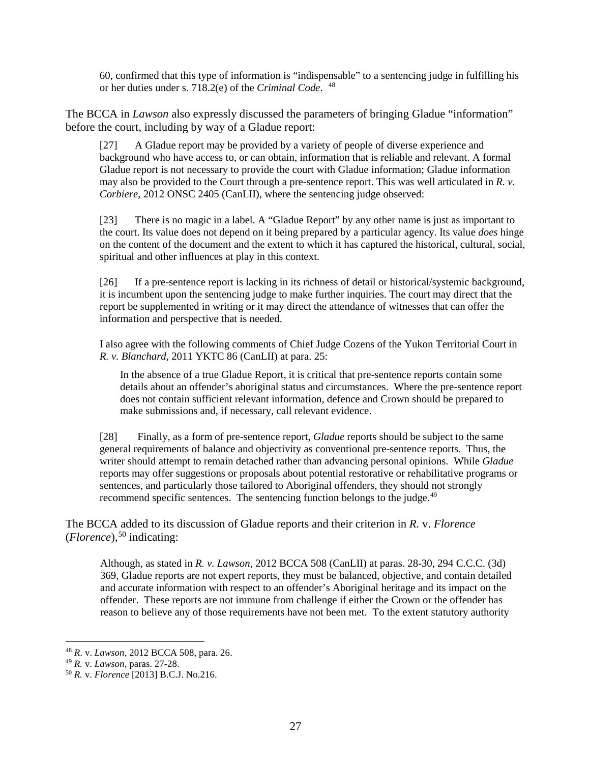60, confirmed that this type of information is "indispensable" to a sentencing judge in fulfilling his or her duties under s. 718.2(e) of the *Criminal Code*. [48]

The BCCA in *Lawson* also expressly discussed the parameters of bringing Gladue "information" before the court, including by way of a Gladue report:

> [27] A Gladue report may be provided by a variety of people of diverse experience and background who have access to, or can obtain, information that is reliable and relevant. A formal Gladue report is not necessary to provide the court with Gladue information; Gladue information may also be provided to the Court through a pre-sentence report. This was well articulated in *R. v. Corbiere*, 2012 ONSC 2405 (CanLII), where the sentencing judge observed:
>
> [23] There is no magic in a label. A "Gladue Report" by any other name is just as important to the court. Its value does not depend on it being prepared by a particular agency. Its value *does* hinge on the content of the document and the extent to which it has captured the historical, cultural, social, spiritual and other influences at play in this context.
>
> [26] If a pre-sentence report is lacking in its richness of detail or historical/systemic background, it is incumbent upon the sentencing judge to make further inquiries. The court may direct that the report be supplemented in writing or it may direct the attendance of witnesses that can offer the information and perspective that is needed.
>
> I also agree with the following comments of Chief Judge Cozens of the Yukon Territorial Court in *R. v. Blanchard*, 2011 YKTC 86 (CanLII) at para. 25:
>
>> In the absence of a true Gladue Report, it is critical that pre-sentence reports contain some details about an offender's aboriginal status and circumstances. Where the pre-sentence report does not contain sufficient relevant information, defence and Crown should be prepared to make submissions and, if necessary, call relevant evidence.
>
> [28] Finally, as a form of pre-sentence report, *Gladue* reports should be subject to the same general requirements of balance and objectivity as conventional pre-sentence reports. Thus, the writer should attempt to remain detached rather than advancing personal opinions. While *Gladue* reports may offer suggestions or proposals about potential restorative or rehabilitative programs or sentences, and particularly those tailored to Aboriginal offenders, they should not strongly recommend specific sentences. The sentencing function belongs to the judge.[49]

The BCCA added to its discussion of Gladue reports and their criterion in *R.* v. *Florence* (*Florence*),[50] indicating:

> Although, as stated in *R. v. Lawson*, 2012 BCCA 508 (CanLII) at paras. 28-30, 294 C.C.C. (3d) 369, Gladue reports are not expert reports, they must be balanced, objective, and contain detailed and accurate information with respect to an offender's Aboriginal heritage and its impact on the offender. These reports are not immune from challenge if either the Crown or the offender has reason to believe any of those requirements have not been met. To the extent statutory authority

---

[48] *R.* v. *Lawson*, 2012 BCCA 508, para. 26.

[49] *R.* v. *Lawson*, paras. 27-28.

[50] *R.* v. *Florence* [2013] B.C.J. No.216.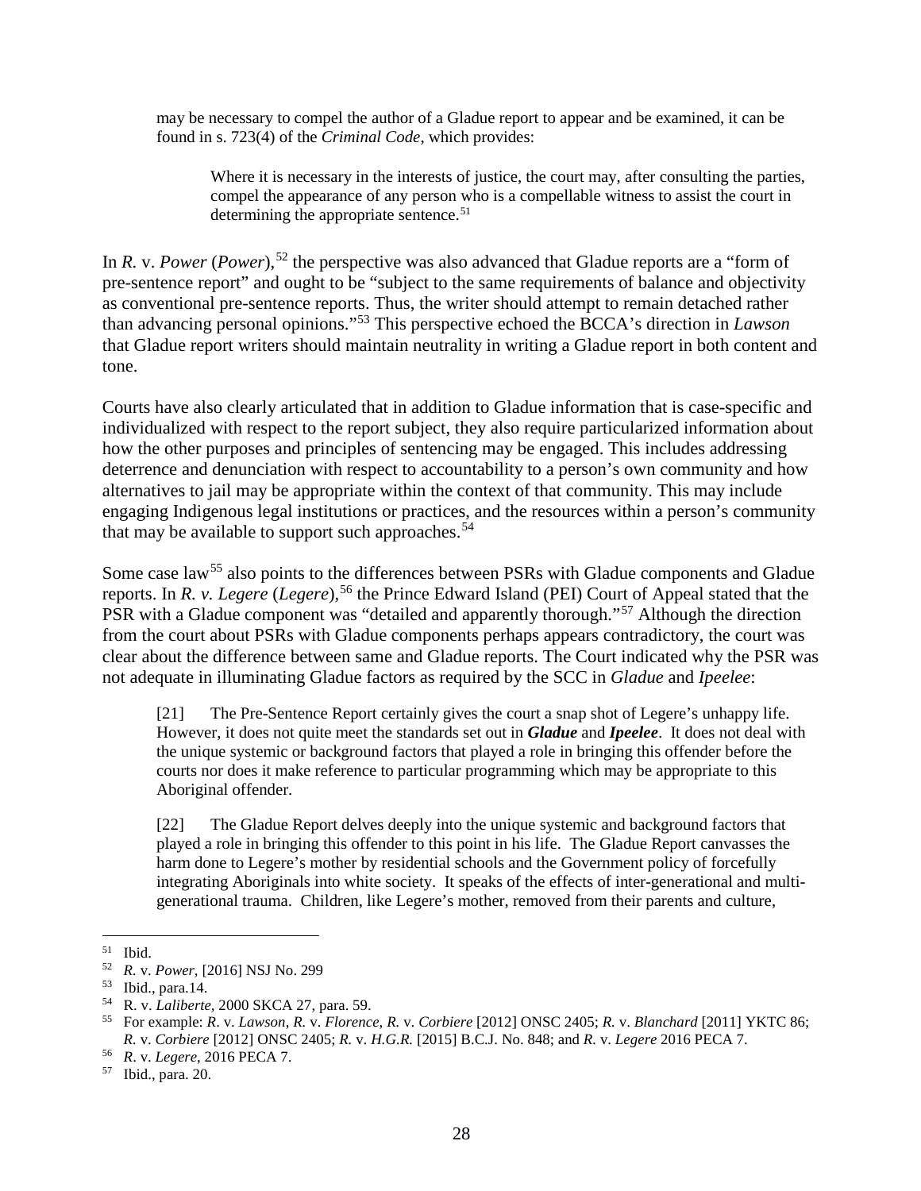may be necessary to compel the author of a Gladue report to appear and be examined, it can be found in s. 723(4) of the *Criminal Code*, which provides:

> Where it is necessary in the interests of justice, the court may, after consulting the parties, compel the appearance of any person who is a compellable witness to assist the court in determining the appropriate sentence.[51]

In *R.* v. *Power* (*Power*),[52] the perspective was also advanced that Gladue reports are a "form of pre-sentence report" and ought to be "subject to the same requirements of balance and objectivity as conventional pre-sentence reports. Thus, the writer should attempt to remain detached rather than advancing personal opinions."[53] This perspective echoed the BCCA's direction in *Lawson* that Gladue report writers should maintain neutrality in writing a Gladue report in both content and tone.

Courts have also clearly articulated that in addition to Gladue information that is case-specific and individualized with respect to the report subject, they also require particularized information about how the other purposes and principles of sentencing may be engaged. This includes addressing deterrence and denunciation with respect to accountability to a person's own community and how alternatives to jail may be appropriate within the context of that community. This may include engaging Indigenous legal institutions or practices, and the resources within a person's community that may be available to support such approaches.[54]

Some case law[55] also points to the differences between PSRs with Gladue components and Gladue reports. In *R. v. Legere* (*Legere*),[56] the Prince Edward Island (PEI) Court of Appeal stated that the PSR with a Gladue component was "detailed and apparently thorough."[57] Although the direction from the court about PSRs with Gladue components perhaps appears contradictory, the court was clear about the difference between same and Gladue reports. The Court indicated why the PSR was not adequate in illuminating Gladue factors as required by the SCC in *Gladue* and *Ipeelee*:

> [21] The Pre-Sentence Report certainly gives the court a snap shot of Legere's unhappy life. However, it does not quite meet the standards set out in ***Gladue*** and ***Ipeelee***. It does not deal with the unique systemic or background factors that played a role in bringing this offender before the courts nor does it make reference to particular programming which may be appropriate to this Aboriginal offender.
>
> [22] The Gladue Report delves deeply into the unique systemic and background factors that played a role in bringing this offender to this point in his life. The Gladue Report canvasses the harm done to Legere's mother by residential schools and the Government policy of forcefully integrating Aboriginals into white society. It speaks of the effects of inter-generational and multi-generational trauma. Children, like Legere's mother, removed from their parents and culture,

---

[51] Ibid.
[52] *R.* v. *Power*, [2016] NSJ No. 299
[53] Ibid., para.14.
[54] R. v. *Laliberte*, 2000 SKCA 27, para. 59.
[55] For example: *R*. v. *Lawson, R.* v. *Florence, R.* v. *Corbiere* [2012] ONSC 2405; *R.* v. *Blanchard* [2011] YKTC 86; *R*. v. *Corbiere* [2012] ONSC 2405; *R.* v. *H.G.R.* [2015] B.C.J. No. 848; and *R.* v. *Legere* 2016 PECA 7.
[56] *R*. v. *Legere*, 2016 PECA 7.
[57] Ibid., para. 20.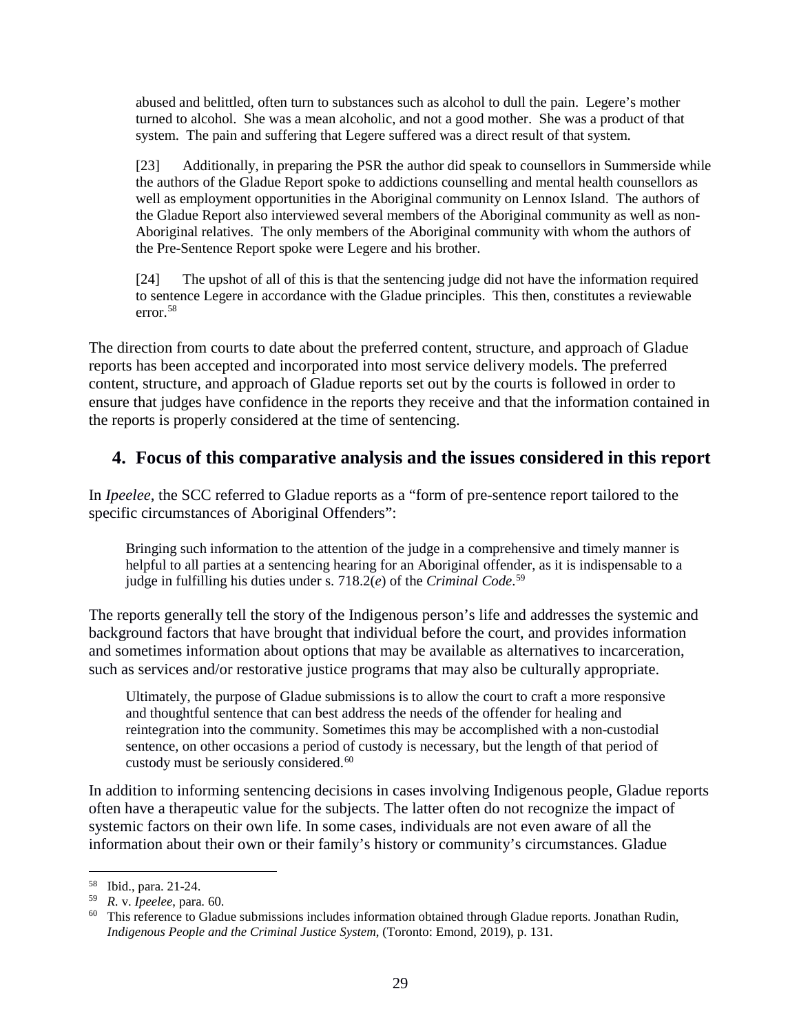> abused and belittled, often turn to substances such as alcohol to dull the pain. Legere's mother turned to alcohol. She was a mean alcoholic, and not a good mother. She was a product of that system. The pain and suffering that Legere suffered was a direct result of that system.
>
> [23] Additionally, in preparing the PSR the author did speak to counsellors in Summerside while the authors of the Gladue Report spoke to addictions counselling and mental health counsellors as well as employment opportunities in the Aboriginal community on Lennox Island. The authors of the Gladue Report also interviewed several members of the Aboriginal community as well as non-Aboriginal relatives. The only members of the Aboriginal community with whom the authors of the Pre-Sentence Report spoke were Legere and his brother.
>
> [24] The upshot of all of this is that the sentencing judge did not have the information required to sentence Legere in accordance with the Gladue principles. This then, constitutes a reviewable error.[58]

The direction from courts to date about the preferred content, structure, and approach of Gladue reports has been accepted and incorporated into most service delivery models. The preferred content, structure, and approach of Gladue reports set out by the courts is followed in order to ensure that judges have confidence in the reports they receive and that the information contained in the reports is properly considered at the time of sentencing.

## 4. Focus of this comparative analysis and the issues considered in this report

In *Ipeelee*, the SCC referred to Gladue reports as a "form of pre-sentence report tailored to the specific circumstances of Aboriginal Offenders":

> Bringing such information to the attention of the judge in a comprehensive and timely manner is helpful to all parties at a sentencing hearing for an Aboriginal offender, as it is indispensable to a judge in fulfilling his duties under s. 718.2(*e*) of the *Criminal Code*.[59]

The reports generally tell the story of the Indigenous person's life and addresses the systemic and background factors that have brought that individual before the court, and provides information and sometimes information about options that may be available as alternatives to incarceration, such as services and/or restorative justice programs that may also be culturally appropriate.

> Ultimately, the purpose of Gladue submissions is to allow the court to craft a more responsive and thoughtful sentence that can best address the needs of the offender for healing and reintegration into the community. Sometimes this may be accomplished with a non-custodial sentence, on other occasions a period of custody is necessary, but the length of that period of custody must be seriously considered.[60]

In addition to informing sentencing decisions in cases involving Indigenous people, Gladue reports often have a therapeutic value for the subjects. The latter often do not recognize the impact of systemic factors on their own life. In some cases, individuals are not even aware of all the information about their own or their family's history or community's circumstances. Gladue

---

[58] Ibid., para. 21-24.

[59] *R.* v. *Ipeelee*, para. 60.

[60] This reference to Gladue submissions includes information obtained through Gladue reports. Jonathan Rudin, *Indigenous People and the Criminal Justice System*, (Toronto: Emond, 2019), p. 131.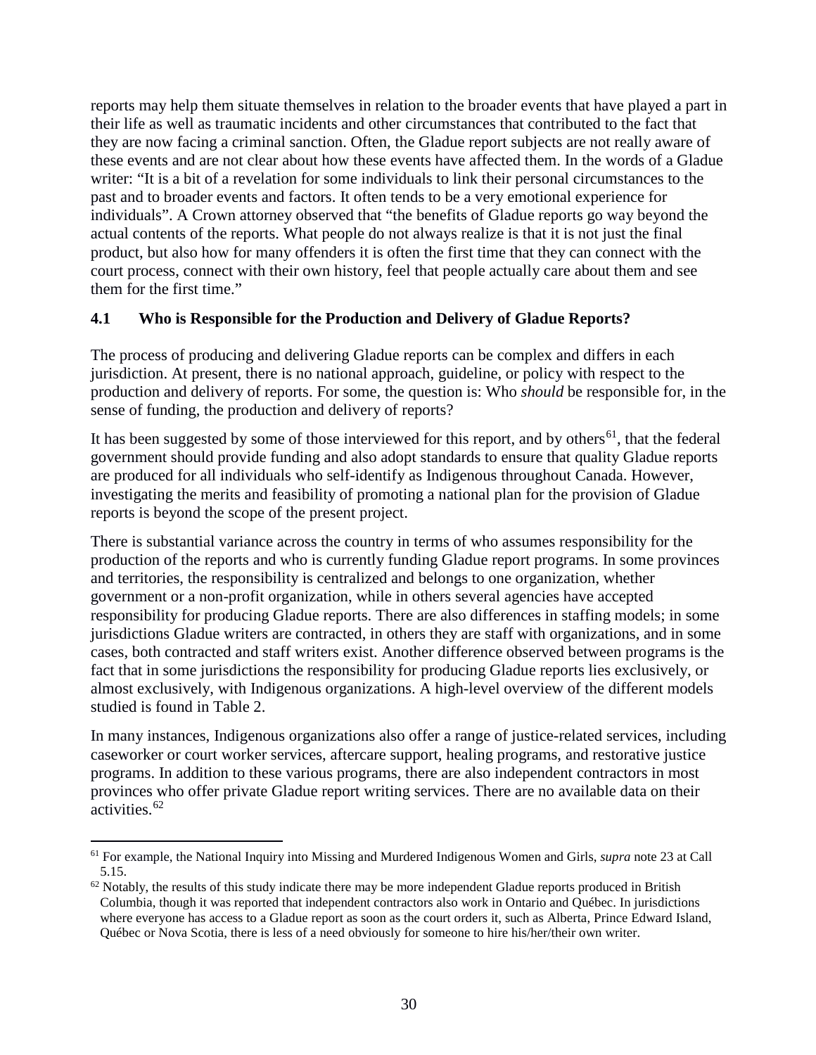reports may help them situate themselves in relation to the broader events that have played a part in their life as well as traumatic incidents and other circumstances that contributed to the fact that they are now facing a criminal sanction. Often, the Gladue report subjects are not really aware of these events and are not clear about how these events have affected them. In the words of a Gladue writer: "It is a bit of a revelation for some individuals to link their personal circumstances to the past and to broader events and factors. It often tends to be a very emotional experience for individuals". A Crown attorney observed that "the benefits of Gladue reports go way beyond the actual contents of the reports. What people do not always realize is that it is not just the final product, but also how for many offenders it is often the first time that they can connect with the court process, connect with their own history, feel that people actually care about them and see them for the first time."

### 4.1 Who is Responsible for the Production and Delivery of Gladue Reports?

The process of producing and delivering Gladue reports can be complex and differs in each jurisdiction. At present, there is no national approach, guideline, or policy with respect to the production and delivery of reports. For some, the question is: Who *should* be responsible for, in the sense of funding, the production and delivery of reports?

It has been suggested by some of those interviewed for this report, and by others[61], that the federal government should provide funding and also adopt standards to ensure that quality Gladue reports are produced for all individuals who self-identify as Indigenous throughout Canada. However, investigating the merits and feasibility of promoting a national plan for the provision of Gladue reports is beyond the scope of the present project.

There is substantial variance across the country in terms of who assumes responsibility for the production of the reports and who is currently funding Gladue report programs. In some provinces and territories, the responsibility is centralized and belongs to one organization, whether government or a non-profit organization, while in others several agencies have accepted responsibility for producing Gladue reports. There are also differences in staffing models; in some jurisdictions Gladue writers are contracted, in others they are staff with organizations, and in some cases, both contracted and staff writers exist. Another difference observed between programs is the fact that in some jurisdictions the responsibility for producing Gladue reports lies exclusively, or almost exclusively, with Indigenous organizations. A high-level overview of the different models studied is found in Table 2.

In many instances, Indigenous organizations also offer a range of justice-related services, including caseworker or court worker services, aftercare support, healing programs, and restorative justice programs. In addition to these various programs, there are also independent contractors in most provinces who offer private Gladue report writing services. There are no available data on their activities.[62]

---

[61] For example, the National Inquiry into Missing and Murdered Indigenous Women and Girls, *supra* note 23 at Call 5.15.

[62] Notably, the results of this study indicate there may be more independent Gladue reports produced in British Columbia, though it was reported that independent contractors also work in Ontario and Québec. In jurisdictions where everyone has access to a Gladue report as soon as the court orders it, such as Alberta, Prince Edward Island, Québec or Nova Scotia, there is less of a need obviously for someone to hire his/her/their own writer.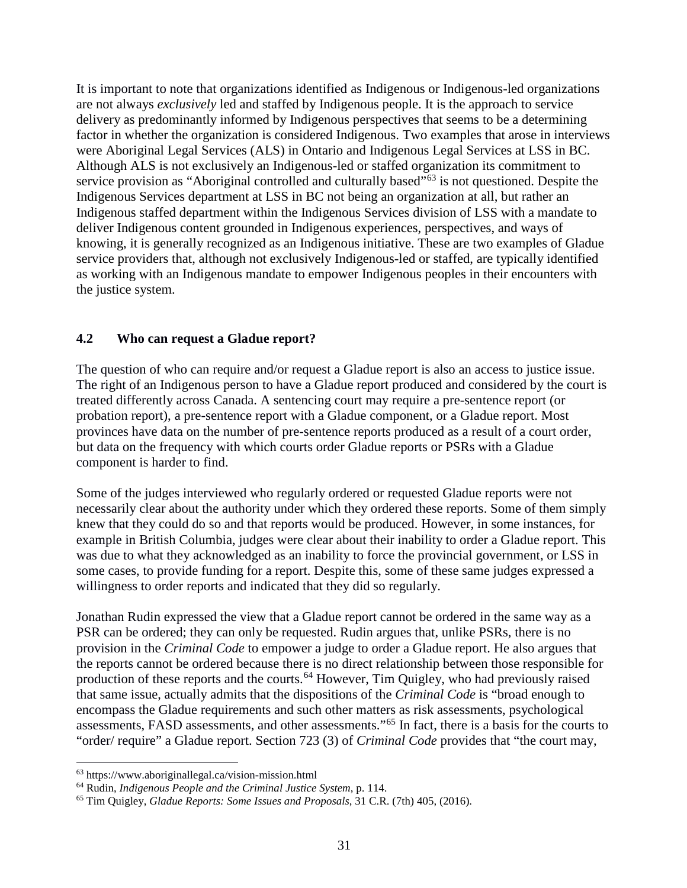It is important to note that organizations identified as Indigenous or Indigenous-led organizations are not always *exclusively* led and staffed by Indigenous people. It is the approach to service delivery as predominantly informed by Indigenous perspectives that seems to be a determining factor in whether the organization is considered Indigenous. Two examples that arose in interviews were Aboriginal Legal Services (ALS) in Ontario and Indigenous Legal Services at LSS in BC. Although ALS is not exclusively an Indigenous-led or staffed organization its commitment to service provision as "Aboriginal controlled and culturally based"[63] is not questioned. Despite the Indigenous Services department at LSS in BC not being an organization at all, but rather an Indigenous staffed department within the Indigenous Services division of LSS with a mandate to deliver Indigenous content grounded in Indigenous experiences, perspectives, and ways of knowing, it is generally recognized as an Indigenous initiative. These are two examples of Gladue service providers that, although not exclusively Indigenous-led or staffed, are typically identified as working with an Indigenous mandate to empower Indigenous peoples in their encounters with the justice system.

### 4.2 Who can request a Gladue report?

The question of who can require and/or request a Gladue report is also an access to justice issue. The right of an Indigenous person to have a Gladue report produced and considered by the court is treated differently across Canada. A sentencing court may require a pre-sentence report (or probation report), a pre-sentence report with a Gladue component, or a Gladue report. Most provinces have data on the number of pre-sentence reports produced as a result of a court order, but data on the frequency with which courts order Gladue reports or PSRs with a Gladue component is harder to find.

Some of the judges interviewed who regularly ordered or requested Gladue reports were not necessarily clear about the authority under which they ordered these reports. Some of them simply knew that they could do so and that reports would be produced. However, in some instances, for example in British Columbia, judges were clear about their inability to order a Gladue report. This was due to what they acknowledged as an inability to force the provincial government, or LSS in some cases, to provide funding for a report. Despite this, some of these same judges expressed a willingness to order reports and indicated that they did so regularly.

Jonathan Rudin expressed the view that a Gladue report cannot be ordered in the same way as a PSR can be ordered; they can only be requested. Rudin argues that, unlike PSRs, there is no provision in the *Criminal Code* to empower a judge to order a Gladue report. He also argues that the reports cannot be ordered because there is no direct relationship between those responsible for production of these reports and the courts.[64] However, Tim Quigley, who had previously raised that same issue, actually admits that the dispositions of the *Criminal Code* is "broad enough to encompass the Gladue requirements and such other matters as risk assessments, psychological assessments, FASD assessments, and other assessments."[65] In fact, there is a basis for the courts to "order/ require" a Gladue report. Section 723 (3) of *Criminal Code* provides that "the court may,

---

[63] https://www.aboriginallegal.ca/vision-mission.html

[64] Rudin, *Indigenous People and the Criminal Justice System*, p. 114.

[65] Tim Quigley, *Gladue Reports: Some Issues and Proposals*, 31 C.R. (7th) 405, (2016).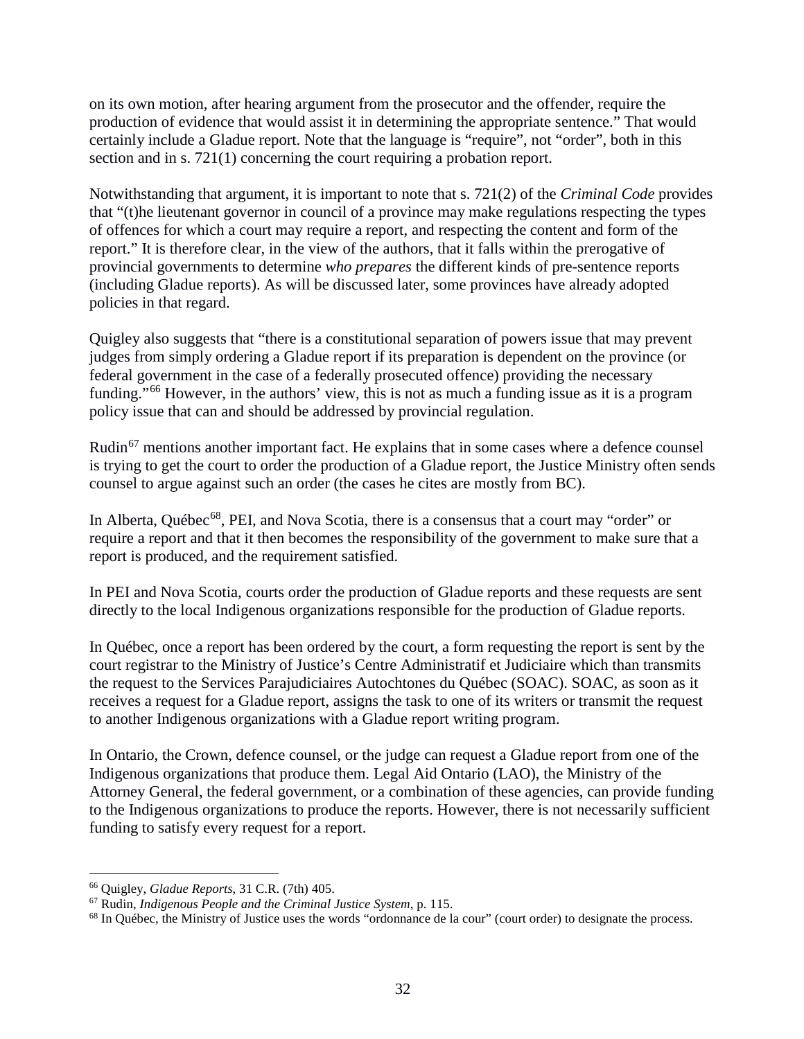on its own motion, after hearing argument from the prosecutor and the offender, require the production of evidence that would assist it in determining the appropriate sentence." That would certainly include a Gladue report. Note that the language is "require", not "order", both in this section and in s. 721(1) concerning the court requiring a probation report.

Notwithstanding that argument, it is important to note that s. 721(2) of the *Criminal Code* provides that "(t)he lieutenant governor in council of a province may make regulations respecting the types of offences for which a court may require a report, and respecting the content and form of the report." It is therefore clear, in the view of the authors, that it falls within the prerogative of provincial governments to determine *who prepares* the different kinds of pre-sentence reports (including Gladue reports). As will be discussed later, some provinces have already adopted policies in that regard.

Quigley also suggests that "there is a constitutional separation of powers issue that may prevent judges from simply ordering a Gladue report if its preparation is dependent on the province (or federal government in the case of a federally prosecuted offence) providing the necessary funding."[66] However, in the authors' view, this is not as much a funding issue as it is a program policy issue that can and should be addressed by provincial regulation.

Rudin[67] mentions another important fact. He explains that in some cases where a defence counsel is trying to get the court to order the production of a Gladue report, the Justice Ministry often sends counsel to argue against such an order (the cases he cites are mostly from BC).

In Alberta, Québec[68], PEI, and Nova Scotia, there is a consensus that a court may "order" or require a report and that it then becomes the responsibility of the government to make sure that a report is produced, and the requirement satisfied.

In PEI and Nova Scotia, courts order the production of Gladue reports and these requests are sent directly to the local Indigenous organizations responsible for the production of Gladue reports.

In Québec, once a report has been ordered by the court, a form requesting the report is sent by the court registrar to the Ministry of Justice's Centre Administratif et Judiciaire which than transmits the request to the Services Parajudiciaires Autochtones du Québec (SOAC). SOAC, as soon as it receives a request for a Gladue report, assigns the task to one of its writers or transmit the request to another Indigenous organizations with a Gladue report writing program.

In Ontario, the Crown, defence counsel, or the judge can request a Gladue report from one of the Indigenous organizations that produce them. Legal Aid Ontario (LAO), the Ministry of the Attorney General, the federal government, or a combination of these agencies, can provide funding to the Indigenous organizations to produce the reports. However, there is not necessarily sufficient funding to satisfy every request for a report.

---

[66] Quigley, *Gladue Reports*, 31 C.R. (7th) 405.

[67] Rudin, *Indigenous People and the Criminal Justice System*, p. 115.

[68] In Québec, the Ministry of Justice uses the words "ordonnance de la cour" (court order) to designate the process.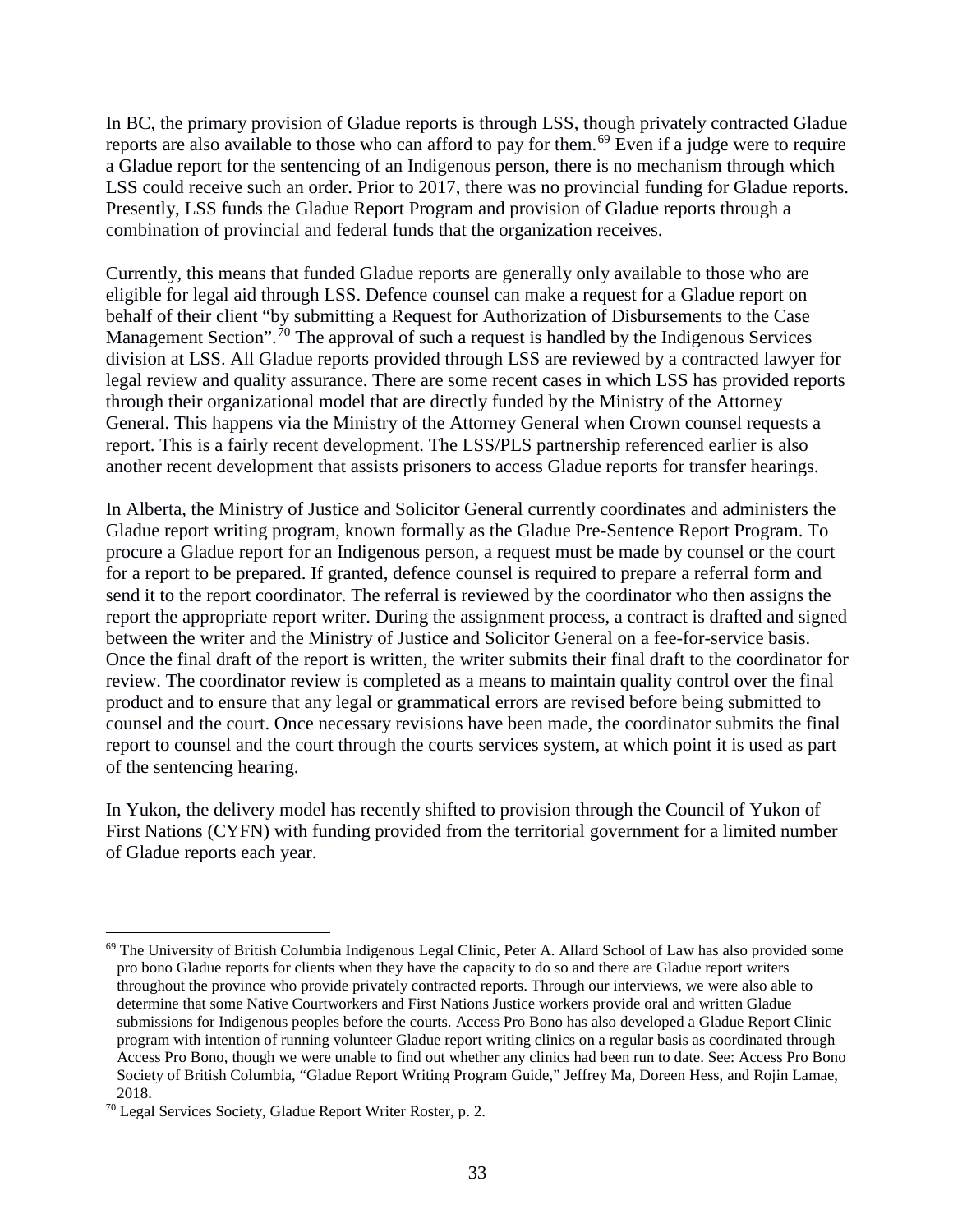In BC, the primary provision of Gladue reports is through LSS, though privately contracted Gladue reports are also available to those who can afford to pay for them.[69] Even if a judge were to require a Gladue report for the sentencing of an Indigenous person, there is no mechanism through which LSS could receive such an order. Prior to 2017, there was no provincial funding for Gladue reports. Presently, LSS funds the Gladue Report Program and provision of Gladue reports through a combination of provincial and federal funds that the organization receives.

Currently, this means that funded Gladue reports are generally only available to those who are eligible for legal aid through LSS. Defence counsel can make a request for a Gladue report on behalf of their client "by submitting a Request for Authorization of Disbursements to the Case Management Section".[70] The approval of such a request is handled by the Indigenous Services division at LSS. All Gladue reports provided through LSS are reviewed by a contracted lawyer for legal review and quality assurance. There are some recent cases in which LSS has provided reports through their organizational model that are directly funded by the Ministry of the Attorney General. This happens via the Ministry of the Attorney General when Crown counsel requests a report. This is a fairly recent development. The LSS/PLS partnership referenced earlier is also another recent development that assists prisoners to access Gladue reports for transfer hearings.

In Alberta, the Ministry of Justice and Solicitor General currently coordinates and administers the Gladue report writing program, known formally as the Gladue Pre-Sentence Report Program. To procure a Gladue report for an Indigenous person, a request must be made by counsel or the court for a report to be prepared. If granted, defence counsel is required to prepare a referral form and send it to the report coordinator. The referral is reviewed by the coordinator who then assigns the report the appropriate report writer. During the assignment process, a contract is drafted and signed between the writer and the Ministry of Justice and Solicitor General on a fee-for-service basis. Once the final draft of the report is written, the writer submits their final draft to the coordinator for review. The coordinator review is completed as a means to maintain quality control over the final product and to ensure that any legal or grammatical errors are revised before being submitted to counsel and the court. Once necessary revisions have been made, the coordinator submits the final report to counsel and the court through the courts services system, at which point it is used as part of the sentencing hearing.

In Yukon, the delivery model has recently shifted to provision through the Council of Yukon of First Nations (CYFN) with funding provided from the territorial government for a limited number of Gladue reports each year.

---

[69] The University of British Columbia Indigenous Legal Clinic, Peter A. Allard School of Law has also provided some pro bono Gladue reports for clients when they have the capacity to do so and there are Gladue report writers throughout the province who provide privately contracted reports. Through our interviews, we were also able to determine that some Native Courtworkers and First Nations Justice workers provide oral and written Gladue submissions for Indigenous peoples before the courts. Access Pro Bono has also developed a Gladue Report Clinic program with intention of running volunteer Gladue report writing clinics on a regular basis as coordinated through Access Pro Bono, though we were unable to find out whether any clinics had been run to date. See: Access Pro Bono Society of British Columbia, "Gladue Report Writing Program Guide," Jeffrey Ma, Doreen Hess, and Rojin Lamae, 2018.

[70] Legal Services Society, Gladue Report Writer Roster, p. 2.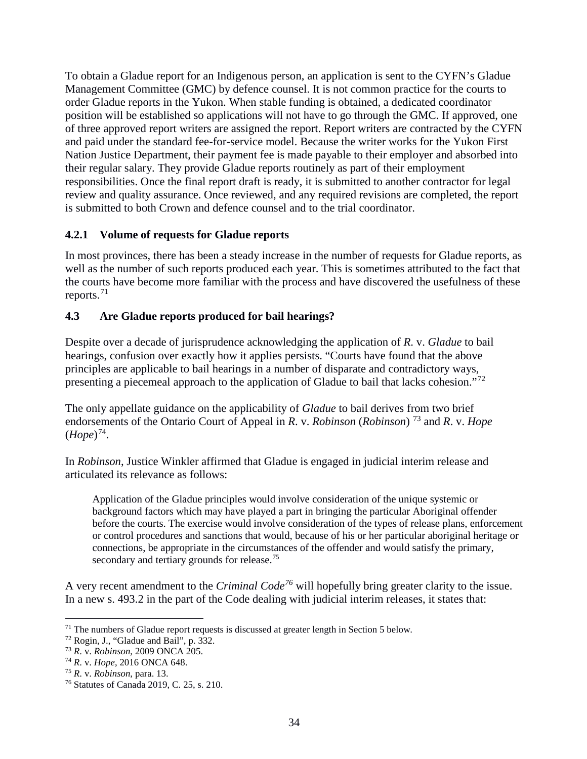To obtain a Gladue report for an Indigenous person, an application is sent to the CYFN's Gladue Management Committee (GMC) by defence counsel. It is not common practice for the courts to order Gladue reports in the Yukon. When stable funding is obtained, a dedicated coordinator position will be established so applications will not have to go through the GMC. If approved, one of three approved report writers are assigned the report. Report writers are contracted by the CYFN and paid under the standard fee-for-service model. Because the writer works for the Yukon First Nation Justice Department, their payment fee is made payable to their employer and absorbed into their regular salary. They provide Gladue reports routinely as part of their employment responsibilities. Once the final report draft is ready, it is submitted to another contractor for legal review and quality assurance. Once reviewed, and any required revisions are completed, the report is submitted to both Crown and defence counsel and to the trial coordinator.

### 4.2.1 Volume of requests for Gladue reports

In most provinces, there has been a steady increase in the number of requests for Gladue reports, as well as the number of such reports produced each year. This is sometimes attributed to the fact that the courts have become more familiar with the process and have discovered the usefulness of these reports.[71]

## 4.3 Are Gladue reports produced for bail hearings?

Despite over a decade of jurisprudence acknowledging the application of *R*. v. *Gladue* to bail hearings, confusion over exactly how it applies persists. "Courts have found that the above principles are applicable to bail hearings in a number of disparate and contradictory ways, presenting a piecemeal approach to the application of Gladue to bail that lacks cohesion."[72]

The only appellate guidance on the applicability of *Gladue* to bail derives from two brief endorsements of the Ontario Court of Appeal in *R*. v. *Robinson* (*Robinson*) [73] and *R*. v. *Hope* (*Hope*)[74].

In *Robinson*, Justice Winkler affirmed that Gladue is engaged in judicial interim release and articulated its relevance as follows:

> Application of the Gladue principles would involve consideration of the unique systemic or background factors which may have played a part in bringing the particular Aboriginal offender before the courts. The exercise would involve consideration of the types of release plans, enforcement or control procedures and sanctions that would, because of his or her particular aboriginal heritage or connections, be appropriate in the circumstances of the offender and would satisfy the primary, secondary and tertiary grounds for release.[75]

A very recent amendment to the *Criminal Code*[76] will hopefully bring greater clarity to the issue. In a new s. 493.2 in the part of the Code dealing with judicial interim releases, it states that:

---

[71] The numbers of Gladue report requests is discussed at greater length in Section 5 below.

[72] Rogin, J., "Gladue and Bail", p. 332.

[73] *R*. v. *Robinson*, 2009 ONCA 205.

[74] *R*. v. *Hope*, 2016 ONCA 648.

[75] *R*. v. *Robinson*, para. 13.

[76] Statutes of Canada 2019, C. 25, s. 210.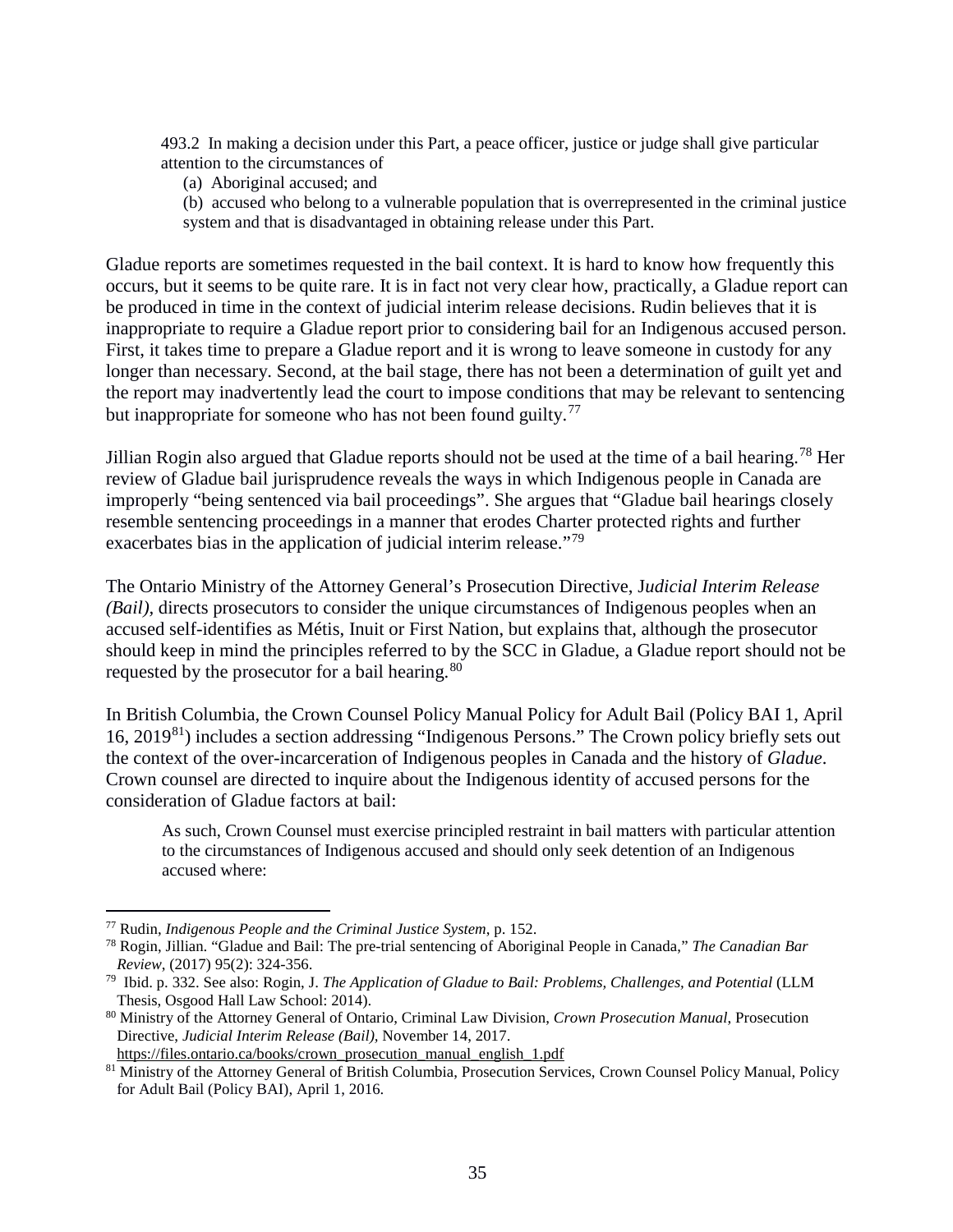> 493.2 In making a decision under this Part, a peace officer, justice or judge shall give particular attention to the circumstances of
>
> (a) Aboriginal accused; and
>
> (b) accused who belong to a vulnerable population that is overrepresented in the criminal justice system and that is disadvantaged in obtaining release under this Part.

Gladue reports are sometimes requested in the bail context. It is hard to know how frequently this occurs, but it seems to be quite rare. It is in fact not very clear how, practically, a Gladue report can be produced in time in the context of judicial interim release decisions. Rudin believes that it is inappropriate to require a Gladue report prior to considering bail for an Indigenous accused person. First, it takes time to prepare a Gladue report and it is wrong to leave someone in custody for any longer than necessary. Second, at the bail stage, there has not been a determination of guilt yet and the report may inadvertently lead the court to impose conditions that may be relevant to sentencing but inappropriate for someone who has not been found guilty.[77]

Jillian Rogin also argued that Gladue reports should not be used at the time of a bail hearing.[78] Her review of Gladue bail jurisprudence reveals the ways in which Indigenous people in Canada are improperly "being sentenced via bail proceedings". She argues that "Gladue bail hearings closely resemble sentencing proceedings in a manner that erodes Charter protected rights and further exacerbates bias in the application of judicial interim release."[79]

The Ontario Ministry of the Attorney General's Prosecution Directive, J*udicial Interim Release (Bail)*, directs prosecutors to consider the unique circumstances of Indigenous peoples when an accused self-identifies as Métis, Inuit or First Nation, but explains that, although the prosecutor should keep in mind the principles referred to by the SCC in Gladue, a Gladue report should not be requested by the prosecutor for a bail hearing.[80]

In British Columbia, the Crown Counsel Policy Manual Policy for Adult Bail (Policy BAI 1, April 16, 2019[81]) includes a section addressing "Indigenous Persons." The Crown policy briefly sets out the context of the over-incarceration of Indigenous peoples in Canada and the history of *Gladue*. Crown counsel are directed to inquire about the Indigenous identity of accused persons for the consideration of Gladue factors at bail:

> As such, Crown Counsel must exercise principled restraint in bail matters with particular attention to the circumstances of Indigenous accused and should only seek detention of an Indigenous accused where:

---

[77] Rudin, *Indigenous People and the Criminal Justice System*, p. 152.

[78] Rogin, Jillian. "Gladue and Bail: The pre-trial sentencing of Aboriginal People in Canada," *The Canadian Bar Review*, (2017) 95(2): 324-356.

[79] Ibid. p. 332. See also: Rogin, J. *The Application of Gladue to Bail: Problems, Challenges, and Potential* (LLM Thesis, Osgood Hall Law School: 2014).

[80] Ministry of the Attorney General of Ontario, Criminal Law Division, *Crown Prosecution Manual*, Prosecution Directive, *Judicial Interim Release (Bail)*, November 14, 2017. https://files.ontario.ca/books/crown_prosecution_manual_english_1.pdf

[81] Ministry of the Attorney General of British Columbia, Prosecution Services, Crown Counsel Policy Manual, Policy for Adult Bail (Policy BAI), April 1, 2016.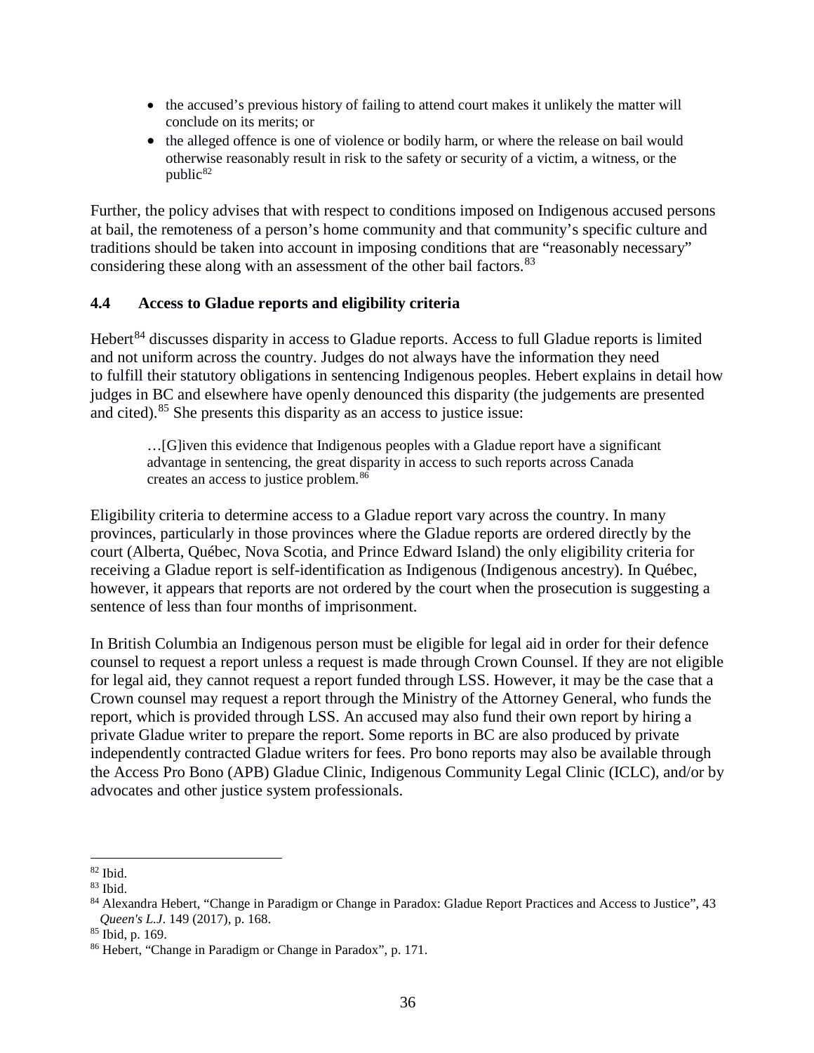- the accused's previous history of failing to attend court makes it unlikely the matter will conclude on its merits; or
- the alleged offence is one of violence or bodily harm, or where the release on bail would otherwise reasonably result in risk to the safety or security of a victim, a witness, or the public[82]

Further, the policy advises that with respect to conditions imposed on Indigenous accused persons at bail, the remoteness of a person's home community and that community's specific culture and traditions should be taken into account in imposing conditions that are "reasonably necessary" considering these along with an assessment of the other bail factors.[83]

### 4.4 Access to Gladue reports and eligibility criteria

Hebert[84] discusses disparity in access to Gladue reports. Access to full Gladue reports is limited and not uniform across the country. Judges do not always have the information they need to fulfill their statutory obligations in sentencing Indigenous peoples. Hebert explains in detail how judges in BC and elsewhere have openly denounced this disparity (the judgements are presented and cited).[85] She presents this disparity as an access to justice issue:

> …[G]iven this evidence that Indigenous peoples with a Gladue report have a significant advantage in sentencing, the great disparity in access to such reports across Canada creates an access to justice problem.[86]

Eligibility criteria to determine access to a Gladue report vary across the country. In many provinces, particularly in those provinces where the Gladue reports are ordered directly by the court (Alberta, Québec, Nova Scotia, and Prince Edward Island) the only eligibility criteria for receiving a Gladue report is self-identification as Indigenous (Indigenous ancestry). In Québec, however, it appears that reports are not ordered by the court when the prosecution is suggesting a sentence of less than four months of imprisonment.

In British Columbia an Indigenous person must be eligible for legal aid in order for their defence counsel to request a report unless a request is made through Crown Counsel. If they are not eligible for legal aid, they cannot request a report funded through LSS. However, it may be the case that a Crown counsel may request a report through the Ministry of the Attorney General, who funds the report, which is provided through LSS. An accused may also fund their own report by hiring a private Gladue writer to prepare the report. Some reports in BC are also produced by private independently contracted Gladue writers for fees. Pro bono reports may also be available through the Access Pro Bono (APB) Gladue Clinic, Indigenous Community Legal Clinic (ICLC), and/or by advocates and other justice system professionals.

---

[82] Ibid.

[83] Ibid.

[84] Alexandra Hebert, "Change in Paradigm or Change in Paradox: Gladue Report Practices and Access to Justice", 43 *Queen's L.J*. 149 (2017), p. 168.

[85] Ibid, p. 169.

[86] Hebert, "Change in Paradigm or Change in Paradox", p. 171.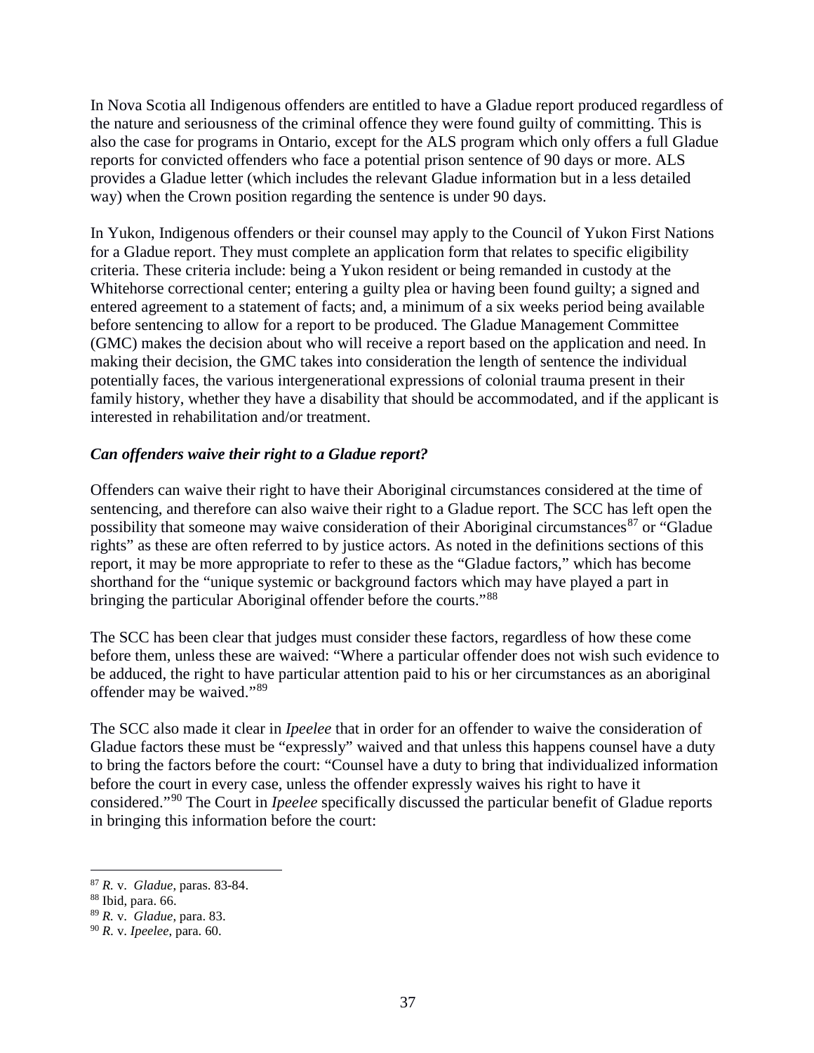In Nova Scotia all Indigenous offenders are entitled to have a Gladue report produced regardless of the nature and seriousness of the criminal offence they were found guilty of committing. This is also the case for programs in Ontario, except for the ALS program which only offers a full Gladue reports for convicted offenders who face a potential prison sentence of 90 days or more. ALS provides a Gladue letter (which includes the relevant Gladue information but in a less detailed way) when the Crown position regarding the sentence is under 90 days.

In Yukon, Indigenous offenders or their counsel may apply to the Council of Yukon First Nations for a Gladue report. They must complete an application form that relates to specific eligibility criteria. These criteria include: being a Yukon resident or being remanded in custody at the Whitehorse correctional center; entering a guilty plea or having been found guilty; a signed and entered agreement to a statement of facts; and, a minimum of a six weeks period being available before sentencing to allow for a report to be produced. The Gladue Management Committee (GMC) makes the decision about who will receive a report based on the application and need. In making their decision, the GMC takes into consideration the length of sentence the individual potentially faces, the various intergenerational expressions of colonial trauma present in their family history, whether they have a disability that should be accommodated, and if the applicant is interested in rehabilitation and/or treatment.

***Can offenders waive their right to a Gladue report?***

Offenders can waive their right to have their Aboriginal circumstances considered at the time of sentencing, and therefore can also waive their right to a Gladue report. The SCC has left open the possibility that someone may waive consideration of their Aboriginal circumstances[87] or "Gladue rights" as these are often referred to by justice actors. As noted in the definitions sections of this report, it may be more appropriate to refer to these as the "Gladue factors," which has become shorthand for the "unique systemic or background factors which may have played a part in bringing the particular Aboriginal offender before the courts."[88]

The SCC has been clear that judges must consider these factors, regardless of how these come before them, unless these are waived: "Where a particular offender does not wish such evidence to be adduced, the right to have particular attention paid to his or her circumstances as an aboriginal offender may be waived."[89]

The SCC also made it clear in *Ipeelee* that in order for an offender to waive the consideration of Gladue factors these must be "expressly" waived and that unless this happens counsel have a duty to bring the factors before the court: "Counsel have a duty to bring that individualized information before the court in every case, unless the offender expressly waives his right to have it considered."[90] The Court in *Ipeelee* specifically discussed the particular benefit of Gladue reports in bringing this information before the court:

---

[87] *R.* v. *Gladue*, paras. 83-84.

[88] Ibid, para. 66.

[89] *R.* v. *Gladue*, para. 83.

[90] *R.* v. *Ipeelee*, para. 60.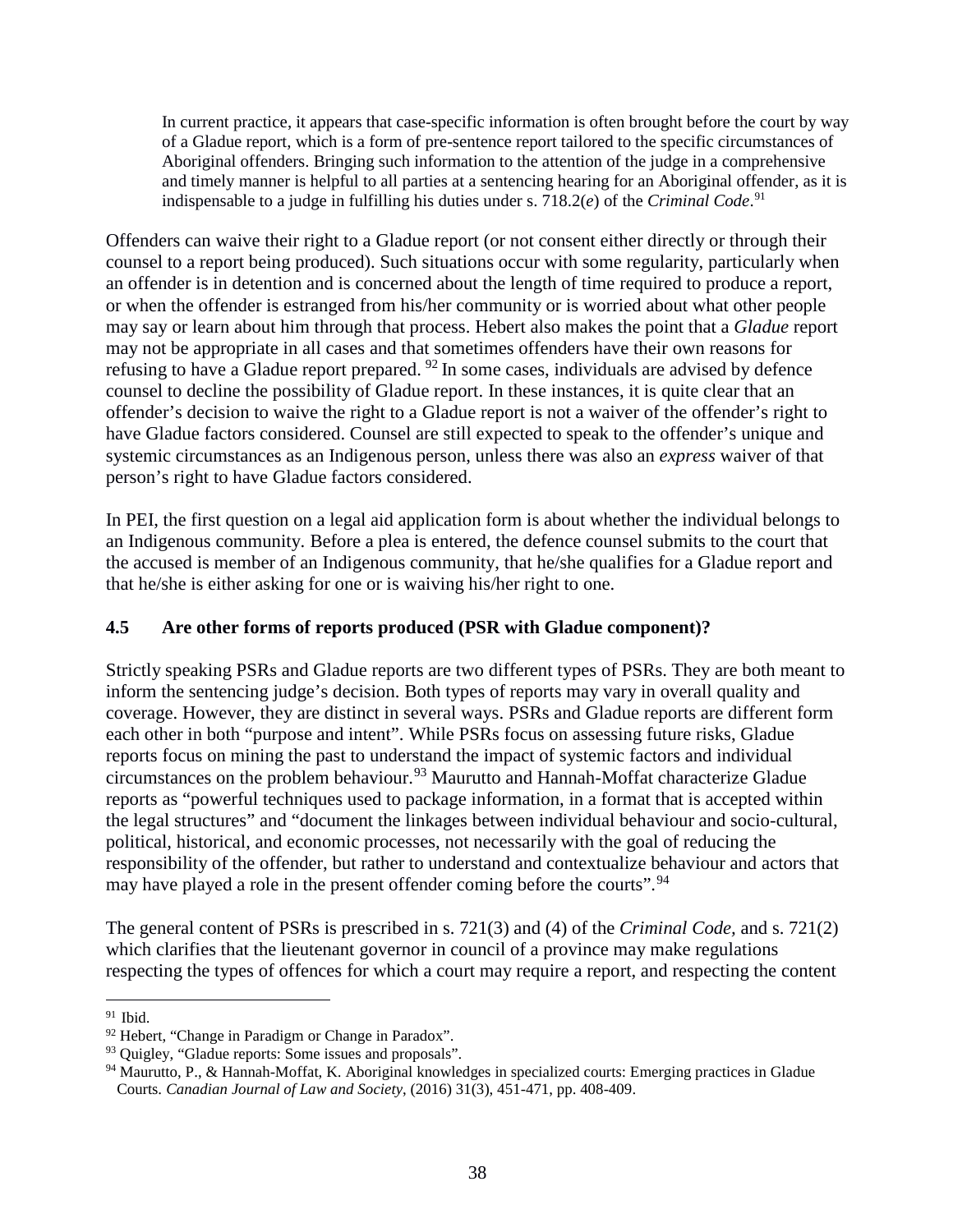> In current practice, it appears that case-specific information is often brought before the court by way of a Gladue report, which is a form of pre-sentence report tailored to the specific circumstances of Aboriginal offenders. Bringing such information to the attention of the judge in a comprehensive and timely manner is helpful to all parties at a sentencing hearing for an Aboriginal offender, as it is indispensable to a judge in fulfilling his duties under s. 718.2(*e*) of the *Criminal Code*.[91]

Offenders can waive their right to a Gladue report (or not consent either directly or through their counsel to a report being produced). Such situations occur with some regularity, particularly when an offender is in detention and is concerned about the length of time required to produce a report, or when the offender is estranged from his/her community or is worried about what other people may say or learn about him through that process. Hebert also makes the point that a *Gladue* report may not be appropriate in all cases and that sometimes offenders have their own reasons for refusing to have a Gladue report prepared. [92] In some cases, individuals are advised by defence counsel to decline the possibility of Gladue report. In these instances, it is quite clear that an offender's decision to waive the right to a Gladue report is not a waiver of the offender's right to have Gladue factors considered. Counsel are still expected to speak to the offender's unique and systemic circumstances as an Indigenous person, unless there was also an *express* waiver of that person's right to have Gladue factors considered.

In PEI, the first question on a legal aid application form is about whether the individual belongs to an Indigenous community. Before a plea is entered, the defence counsel submits to the court that the accused is member of an Indigenous community, that he/she qualifies for a Gladue report and that he/she is either asking for one or is waiving his/her right to one.

### 4.5 Are other forms of reports produced (PSR with Gladue component)?

Strictly speaking PSRs and Gladue reports are two different types of PSRs. They are both meant to inform the sentencing judge's decision. Both types of reports may vary in overall quality and coverage. However, they are distinct in several ways. PSRs and Gladue reports are different form each other in both "purpose and intent". While PSRs focus on assessing future risks, Gladue reports focus on mining the past to understand the impact of systemic factors and individual circumstances on the problem behaviour.[93] Maurutto and Hannah-Moffat characterize Gladue reports as "powerful techniques used to package information, in a format that is accepted within the legal structures" and "document the linkages between individual behaviour and socio-cultural, political, historical, and economic processes, not necessarily with the goal of reducing the responsibility of the offender, but rather to understand and contextualize behaviour and actors that may have played a role in the present offender coming before the courts".[94]

The general content of PSRs is prescribed in s. 721(3) and (4) of the *Criminal Code*, and s. 721(2) which clarifies that the lieutenant governor in council of a province may make regulations respecting the types of offences for which a court may require a report, and respecting the content

---

[91] Ibid.

[92] Hebert, "Change in Paradigm or Change in Paradox".

[93] Quigley, "Gladue reports: Some issues and proposals".

[94] Maurutto, P., & Hannah-Moffat, K. Aboriginal knowledges in specialized courts: Emerging practices in Gladue Courts. *Canadian Journal of Law and Society*, (2016) 31(3), 451-471, pp. 408-409.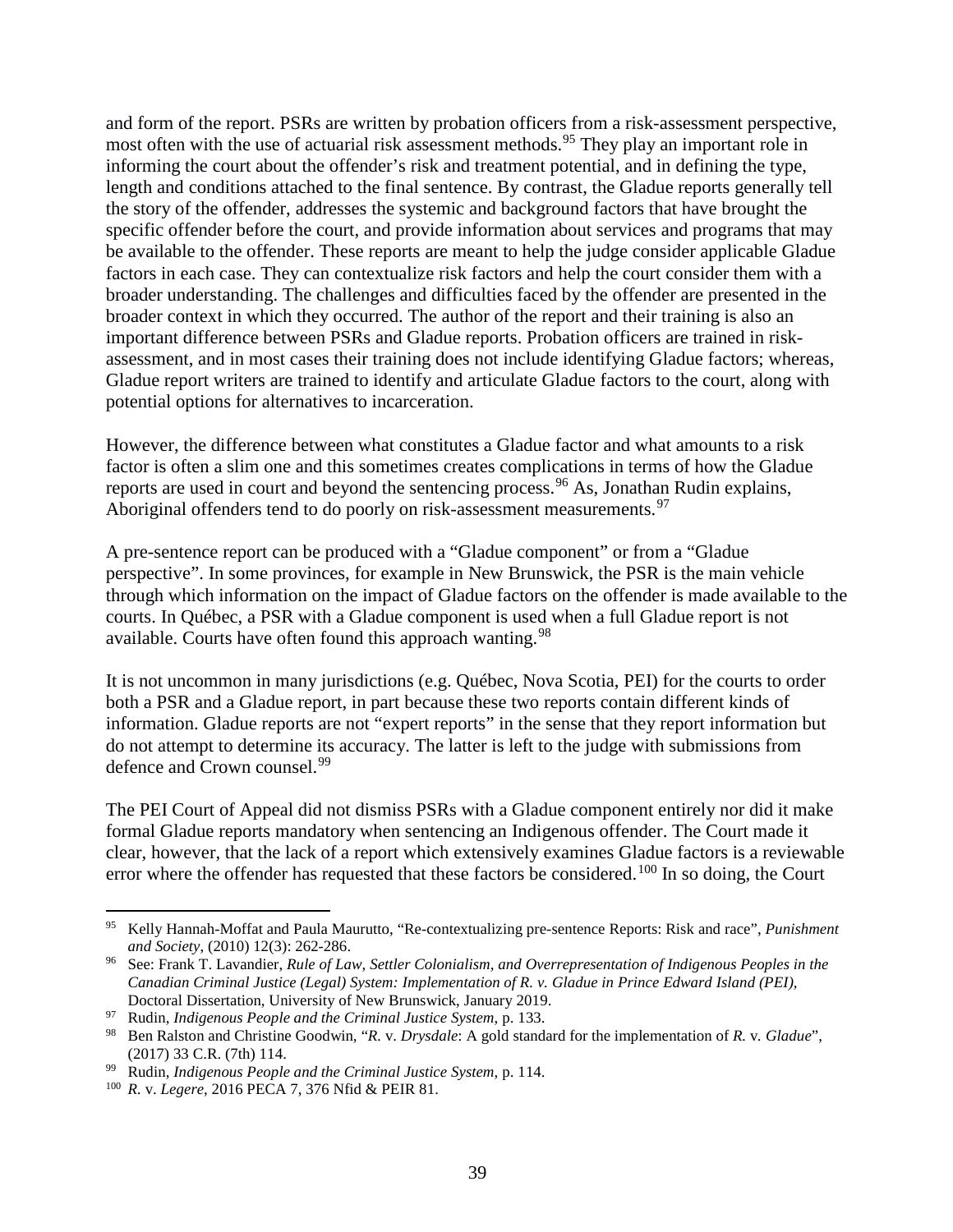and form of the report. PSRs are written by probation officers from a risk-assessment perspective, most often with the use of actuarial risk assessment methods.[95] They play an important role in informing the court about the offender's risk and treatment potential, and in defining the type, length and conditions attached to the final sentence. By contrast, the Gladue reports generally tell the story of the offender, addresses the systemic and background factors that have brought the specific offender before the court, and provide information about services and programs that may be available to the offender. These reports are meant to help the judge consider applicable Gladue factors in each case. They can contextualize risk factors and help the court consider them with a broader understanding. The challenges and difficulties faced by the offender are presented in the broader context in which they occurred. The author of the report and their training is also an important difference between PSRs and Gladue reports. Probation officers are trained in risk-assessment, and in most cases their training does not include identifying Gladue factors; whereas, Gladue report writers are trained to identify and articulate Gladue factors to the court, along with potential options for alternatives to incarceration.

However, the difference between what constitutes a Gladue factor and what amounts to a risk factor is often a slim one and this sometimes creates complications in terms of how the Gladue reports are used in court and beyond the sentencing process.[96] As, Jonathan Rudin explains, Aboriginal offenders tend to do poorly on risk-assessment measurements.[97]

A pre-sentence report can be produced with a "Gladue component" or from a "Gladue perspective". In some provinces, for example in New Brunswick, the PSR is the main vehicle through which information on the impact of Gladue factors on the offender is made available to the courts. In Québec, a PSR with a Gladue component is used when a full Gladue report is not available. Courts have often found this approach wanting.[98]

It is not uncommon in many jurisdictions (e.g. Québec, Nova Scotia, PEI) for the courts to order both a PSR and a Gladue report, in part because these two reports contain different kinds of information. Gladue reports are not "expert reports" in the sense that they report information but do not attempt to determine its accuracy. The latter is left to the judge with submissions from defence and Crown counsel.[99]

The PEI Court of Appeal did not dismiss PSRs with a Gladue component entirely nor did it make formal Gladue reports mandatory when sentencing an Indigenous offender. The Court made it clear, however, that the lack of a report which extensively examines Gladue factors is a reviewable error where the offender has requested that these factors be considered.[100] In so doing, the Court

---

[95] Kelly Hannah-Moffat and Paula Maurutto, "Re-contextualizing pre-sentence Reports: Risk and race", *Punishment and Society*, (2010) 12(3): 262-286.

[96] See: Frank T. Lavandier, *Rule of Law, Settler Colonialism, and Overrepresentation of Indigenous Peoples in the Canadian Criminal Justice (Legal) System: Implementation of R. v. Gladue in Prince Edward Island (PEI)*, Doctoral Dissertation, University of New Brunswick, January 2019.

[97] Rudin, *Indigenous People and the Criminal Justice System*, p. 133.

[98] Ben Ralston and Christine Goodwin, "*R.* v. *Drysdale*: A gold standard for the implementation of *R.* v. *Gladue*", (2017) 33 C.R. (7th) 114.

[99] Rudin, *Indigenous People and the Criminal Justice System*, p. 114.

[100] *R.* v. *Legere*, 2016 PECA 7, 376 Nfld & PEIR 81.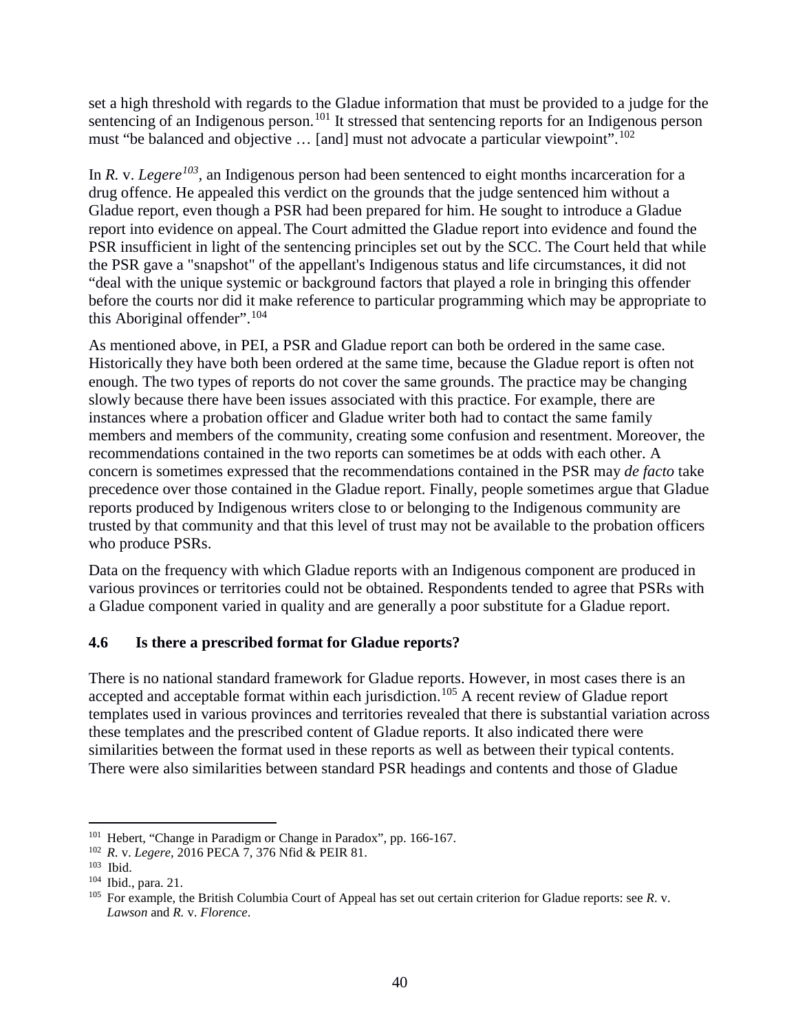set a high threshold with regards to the Gladue information that must be provided to a judge for the sentencing of an Indigenous person.[101] It stressed that sentencing reports for an Indigenous person must "be balanced and objective … [and] must not advocate a particular viewpoint".[102]

In *R.* v. *Legere*[103], an Indigenous person had been sentenced to eight months incarceration for a drug offence. He appealed this verdict on the grounds that the judge sentenced him without a Gladue report, even though a PSR had been prepared for him. He sought to introduce a Gladue report into evidence on appeal. The Court admitted the Gladue report into evidence and found the PSR insufficient in light of the sentencing principles set out by the SCC. The Court held that while the PSR gave a "snapshot" of the appellant's Indigenous status and life circumstances, it did not "deal with the unique systemic or background factors that played a role in bringing this offender before the courts nor did it make reference to particular programming which may be appropriate to this Aboriginal offender".[104]

As mentioned above, in PEI, a PSR and Gladue report can both be ordered in the same case. Historically they have both been ordered at the same time, because the Gladue report is often not enough. The two types of reports do not cover the same grounds. The practice may be changing slowly because there have been issues associated with this practice. For example, there are instances where a probation officer and Gladue writer both had to contact the same family members and members of the community, creating some confusion and resentment. Moreover, the recommendations contained in the two reports can sometimes be at odds with each other. A concern is sometimes expressed that the recommendations contained in the PSR may *de facto* take precedence over those contained in the Gladue report. Finally, people sometimes argue that Gladue reports produced by Indigenous writers close to or belonging to the Indigenous community are trusted by that community and that this level of trust may not be available to the probation officers who produce PSRs.

Data on the frequency with which Gladue reports with an Indigenous component are produced in various provinces or territories could not be obtained. Respondents tended to agree that PSRs with a Gladue component varied in quality and are generally a poor substitute for a Gladue report.

### 4.6 Is there a prescribed format for Gladue reports?

There is no national standard framework for Gladue reports. However, in most cases there is an accepted and acceptable format within each jurisdiction.[105] A recent review of Gladue report templates used in various provinces and territories revealed that there is substantial variation across these templates and the prescribed content of Gladue reports. It also indicated there were similarities between the format used in these reports as well as between their typical contents. There were also similarities between standard PSR headings and contents and those of Gladue

---

[101] Hebert, "Change in Paradigm or Change in Paradox", pp. 166-167.

[102] *R.* v. *Legere*, 2016 PECA 7, 376 Nfld & PEIR 81.

[103] Ibid.

[104] Ibid., para. 21.

[105] For example, the British Columbia Court of Appeal has set out certain criterion for Gladue reports: see *R.* v. *Lawson* and *R.* v. *Florence*.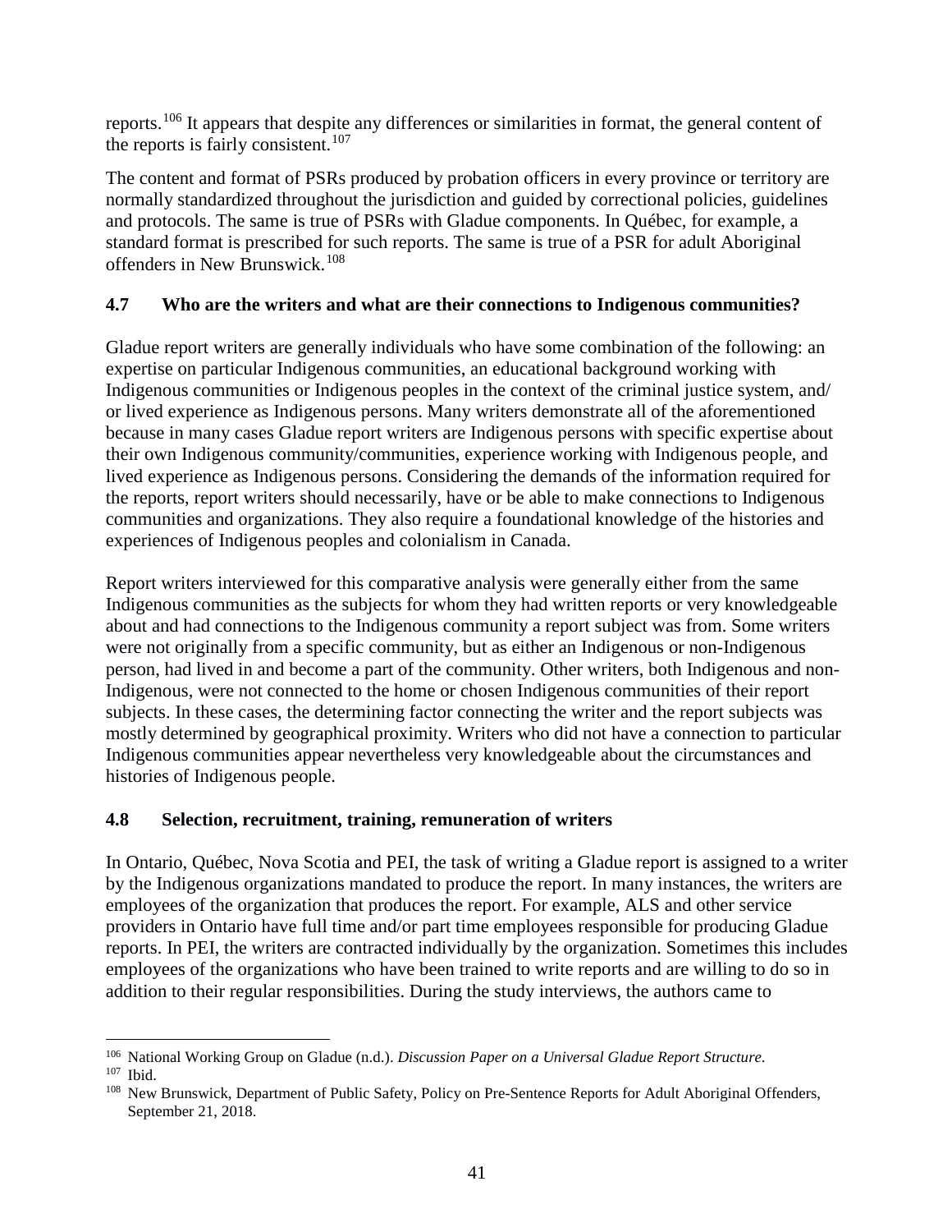reports.[106] It appears that despite any differences or similarities in format, the general content of the reports is fairly consistent.[107]

The content and format of PSRs produced by probation officers in every province or territory are normally standardized throughout the jurisdiction and guided by correctional policies, guidelines and protocols. The same is true of PSRs with Gladue components. In Québec, for example, a standard format is prescribed for such reports. The same is true of a PSR for adult Aboriginal offenders in New Brunswick.[108]

### 4.7 Who are the writers and what are their connections to Indigenous communities?

Gladue report writers are generally individuals who have some combination of the following: an expertise on particular Indigenous communities, an educational background working with Indigenous communities or Indigenous peoples in the context of the criminal justice system, and/ or lived experience as Indigenous persons. Many writers demonstrate all of the aforementioned because in many cases Gladue report writers are Indigenous persons with specific expertise about their own Indigenous community/communities, experience working with Indigenous people, and lived experience as Indigenous persons. Considering the demands of the information required for the reports, report writers should necessarily, have or be able to make connections to Indigenous communities and organizations. They also require a foundational knowledge of the histories and experiences of Indigenous peoples and colonialism in Canada.

Report writers interviewed for this comparative analysis were generally either from the same Indigenous communities as the subjects for whom they had written reports or very knowledgeable about and had connections to the Indigenous community a report subject was from. Some writers were not originally from a specific community, but as either an Indigenous or non-Indigenous person, had lived in and become a part of the community. Other writers, both Indigenous and non-Indigenous, were not connected to the home or chosen Indigenous communities of their report subjects. In these cases, the determining factor connecting the writer and the report subjects was mostly determined by geographical proximity. Writers who did not have a connection to particular Indigenous communities appear nevertheless very knowledgeable about the circumstances and histories of Indigenous people.

### 4.8 Selection, recruitment, training, remuneration of writers

In Ontario, Québec, Nova Scotia and PEI, the task of writing a Gladue report is assigned to a writer by the Indigenous organizations mandated to produce the report. In many instances, the writers are employees of the organization that produces the report. For example, ALS and other service providers in Ontario have full time and/or part time employees responsible for producing Gladue reports. In PEI, the writers are contracted individually by the organization. Sometimes this includes employees of the organizations who have been trained to write reports and are willing to do so in addition to their regular responsibilities. During the study interviews, the authors came to

---

[106] National Working Group on Gladue (n.d.). *Discussion Paper on a Universal Gladue Report Structure.*

[107] Ibid.

[108] New Brunswick, Department of Public Safety, Policy on Pre-Sentence Reports for Adult Aboriginal Offenders, September 21, 2018.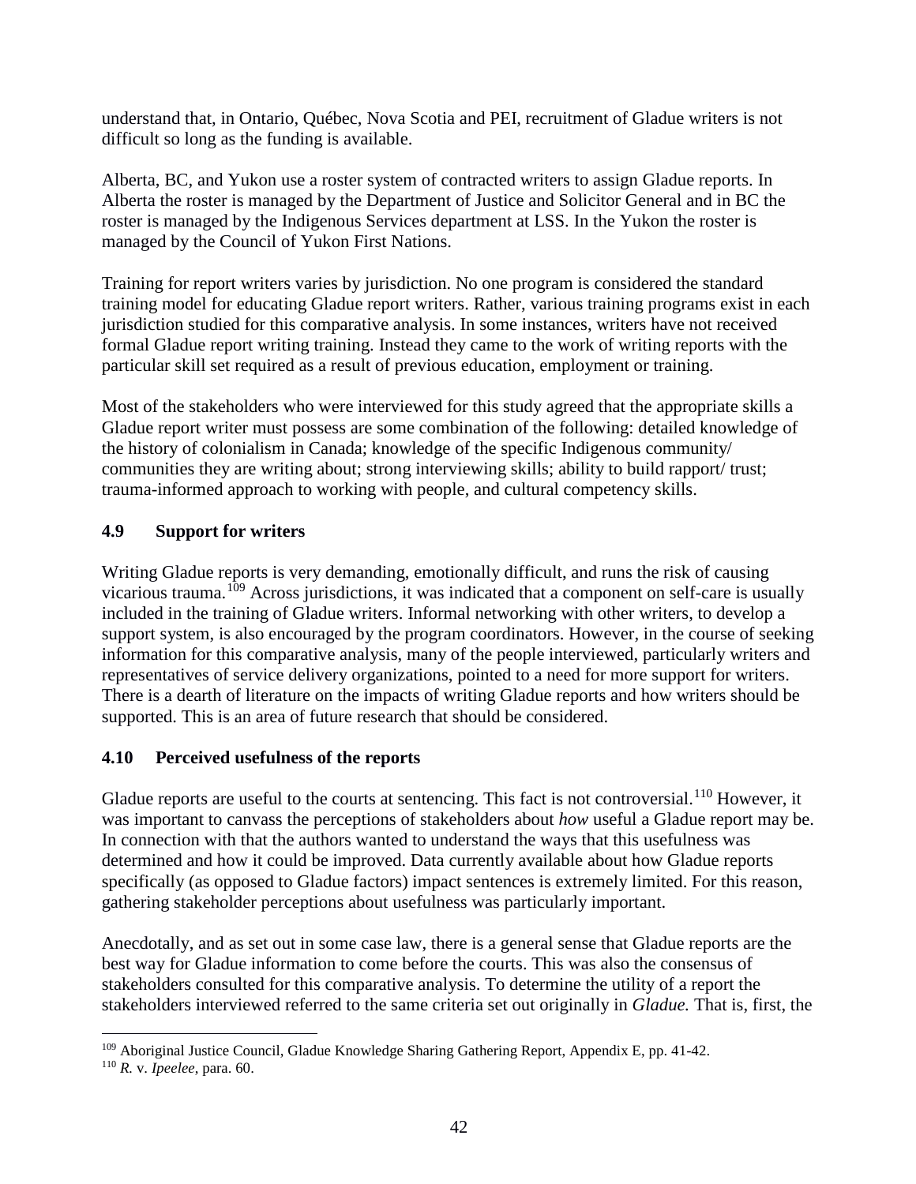understand that, in Ontario, Québec, Nova Scotia and PEI, recruitment of Gladue writers is not difficult so long as the funding is available.

Alberta, BC, and Yukon use a roster system of contracted writers to assign Gladue reports. In Alberta the roster is managed by the Department of Justice and Solicitor General and in BC the roster is managed by the Indigenous Services department at LSS. In the Yukon the roster is managed by the Council of Yukon First Nations.

Training for report writers varies by jurisdiction. No one program is considered the standard training model for educating Gladue report writers. Rather, various training programs exist in each jurisdiction studied for this comparative analysis. In some instances, writers have not received formal Gladue report writing training. Instead they came to the work of writing reports with the particular skill set required as a result of previous education, employment or training.

Most of the stakeholders who were interviewed for this study agreed that the appropriate skills a Gladue report writer must possess are some combination of the following: detailed knowledge of the history of colonialism in Canada; knowledge of the specific Indigenous community/ communities they are writing about; strong interviewing skills; ability to build rapport/ trust; trauma-informed approach to working with people, and cultural competency skills.

### 4.9 Support for writers

Writing Gladue reports is very demanding, emotionally difficult, and runs the risk of causing vicarious trauma.[109] Across jurisdictions, it was indicated that a component on self-care is usually included in the training of Gladue writers. Informal networking with other writers, to develop a support system, is also encouraged by the program coordinators. However, in the course of seeking information for this comparative analysis, many of the people interviewed, particularly writers and representatives of service delivery organizations, pointed to a need for more support for writers. There is a dearth of literature on the impacts of writing Gladue reports and how writers should be supported. This is an area of future research that should be considered.

### 4.10 Perceived usefulness of the reports

Gladue reports are useful to the courts at sentencing. This fact is not controversial.[110] However, it was important to canvass the perceptions of stakeholders about *how* useful a Gladue report may be. In connection with that the authors wanted to understand the ways that this usefulness was determined and how it could be improved. Data currently available about how Gladue reports specifically (as opposed to Gladue factors) impact sentences is extremely limited. For this reason, gathering stakeholder perceptions about usefulness was particularly important.

Anecdotally, and as set out in some case law, there is a general sense that Gladue reports are the best way for Gladue information to come before the courts. This was also the consensus of stakeholders consulted for this comparative analysis. To determine the utility of a report the stakeholders interviewed referred to the same criteria set out originally in *Gladue.* That is, first, the

[109] Aboriginal Justice Council, Gladue Knowledge Sharing Gathering Report, Appendix E, pp. 41-42.

[110] *R.* v. *Ipeelee*, para. 60.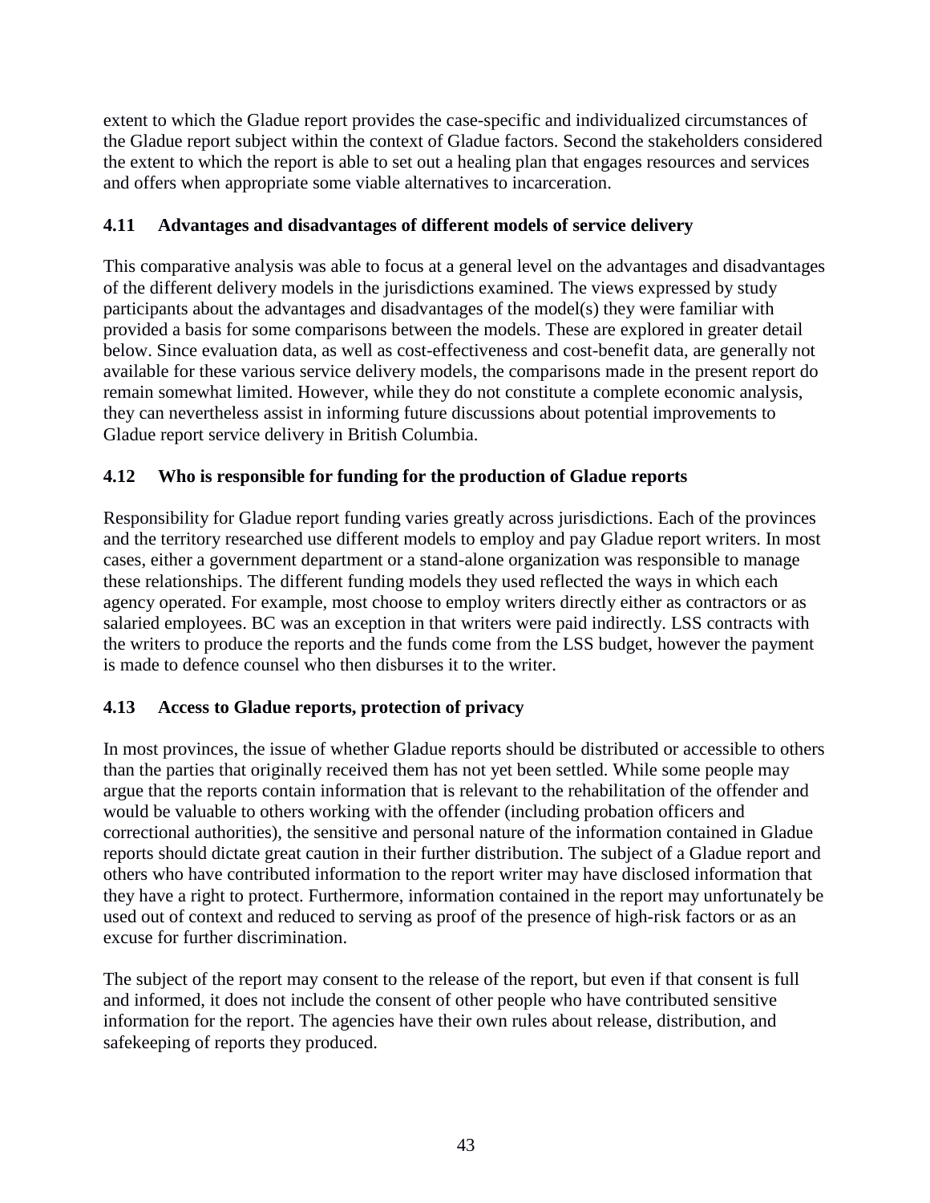extent to which the Gladue report provides the case-specific and individualized circumstances of the Gladue report subject within the context of Gladue factors. Second the stakeholders considered the extent to which the report is able to set out a healing plan that engages resources and services and offers when appropriate some viable alternatives to incarceration.

### 4.11 Advantages and disadvantages of different models of service delivery

This comparative analysis was able to focus at a general level on the advantages and disadvantages of the different delivery models in the jurisdictions examined. The views expressed by study participants about the advantages and disadvantages of the model(s) they were familiar with provided a basis for some comparisons between the models. These are explored in greater detail below. Since evaluation data, as well as cost-effectiveness and cost-benefit data, are generally not available for these various service delivery models, the comparisons made in the present report do remain somewhat limited. However, while they do not constitute a complete economic analysis, they can nevertheless assist in informing future discussions about potential improvements to Gladue report service delivery in British Columbia.

### 4.12 Who is responsible for funding for the production of Gladue reports

Responsibility for Gladue report funding varies greatly across jurisdictions. Each of the provinces and the territory researched use different models to employ and pay Gladue report writers. In most cases, either a government department or a stand-alone organization was responsible to manage these relationships. The different funding models they used reflected the ways in which each agency operated. For example, most choose to employ writers directly either as contractors or as salaried employees. BC was an exception in that writers were paid indirectly. LSS contracts with the writers to produce the reports and the funds come from the LSS budget, however the payment is made to defence counsel who then disburses it to the writer.

### 4.13 Access to Gladue reports, protection of privacy

In most provinces, the issue of whether Gladue reports should be distributed or accessible to others than the parties that originally received them has not yet been settled. While some people may argue that the reports contain information that is relevant to the rehabilitation of the offender and would be valuable to others working with the offender (including probation officers and correctional authorities), the sensitive and personal nature of the information contained in Gladue reports should dictate great caution in their further distribution. The subject of a Gladue report and others who have contributed information to the report writer may have disclosed information that they have a right to protect. Furthermore, information contained in the report may unfortunately be used out of context and reduced to serving as proof of the presence of high-risk factors or as an excuse for further discrimination.

The subject of the report may consent to the release of the report, but even if that consent is full and informed, it does not include the consent of other people who have contributed sensitive information for the report. The agencies have their own rules about release, distribution, and safekeeping of reports they produced.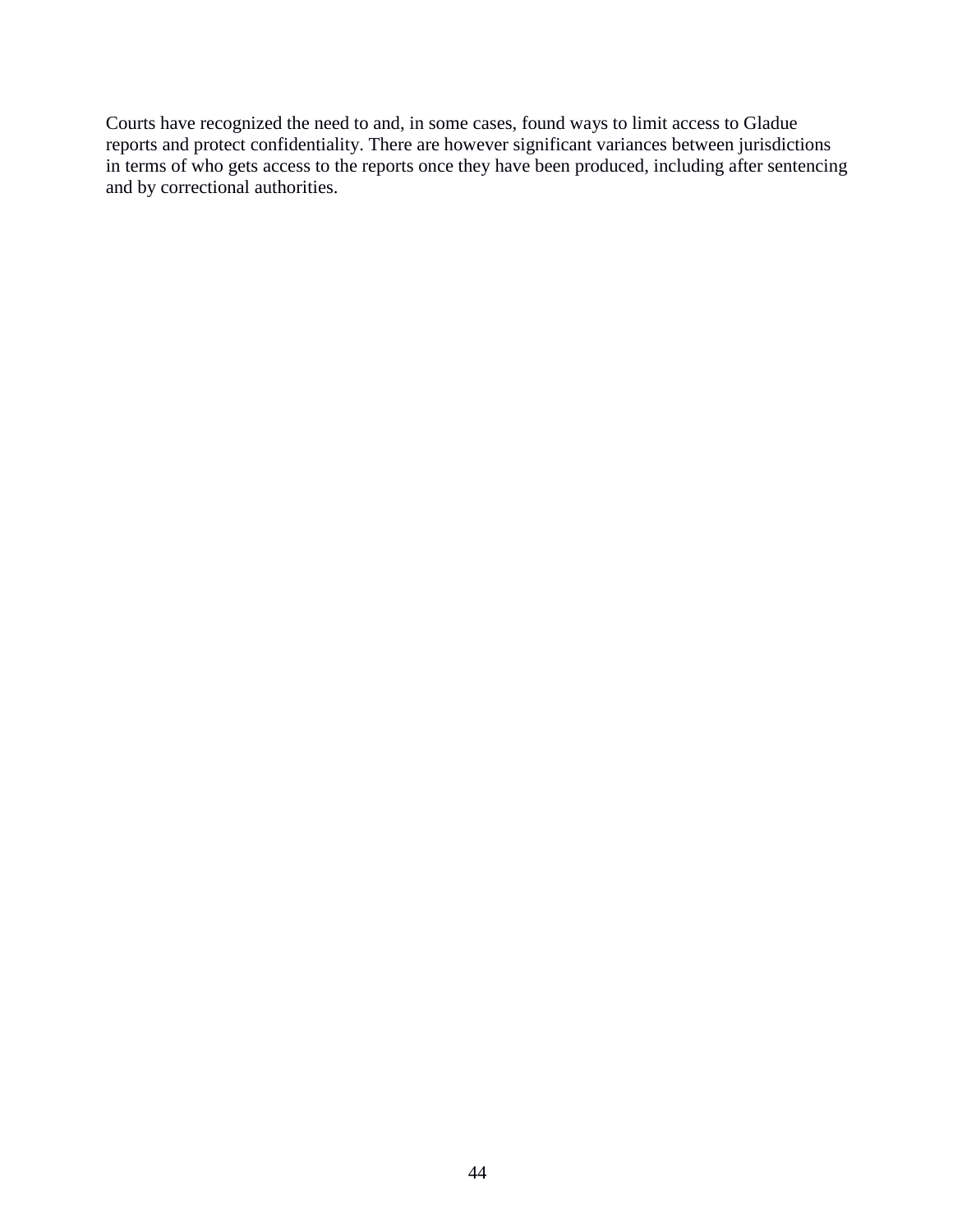Courts have recognized the need to and, in some cases, found ways to limit access to Gladue reports and protect confidentiality. There are however significant variances between jurisdictions in terms of who gets access to the reports once they have been produced, including after sentencing and by correctional authorities.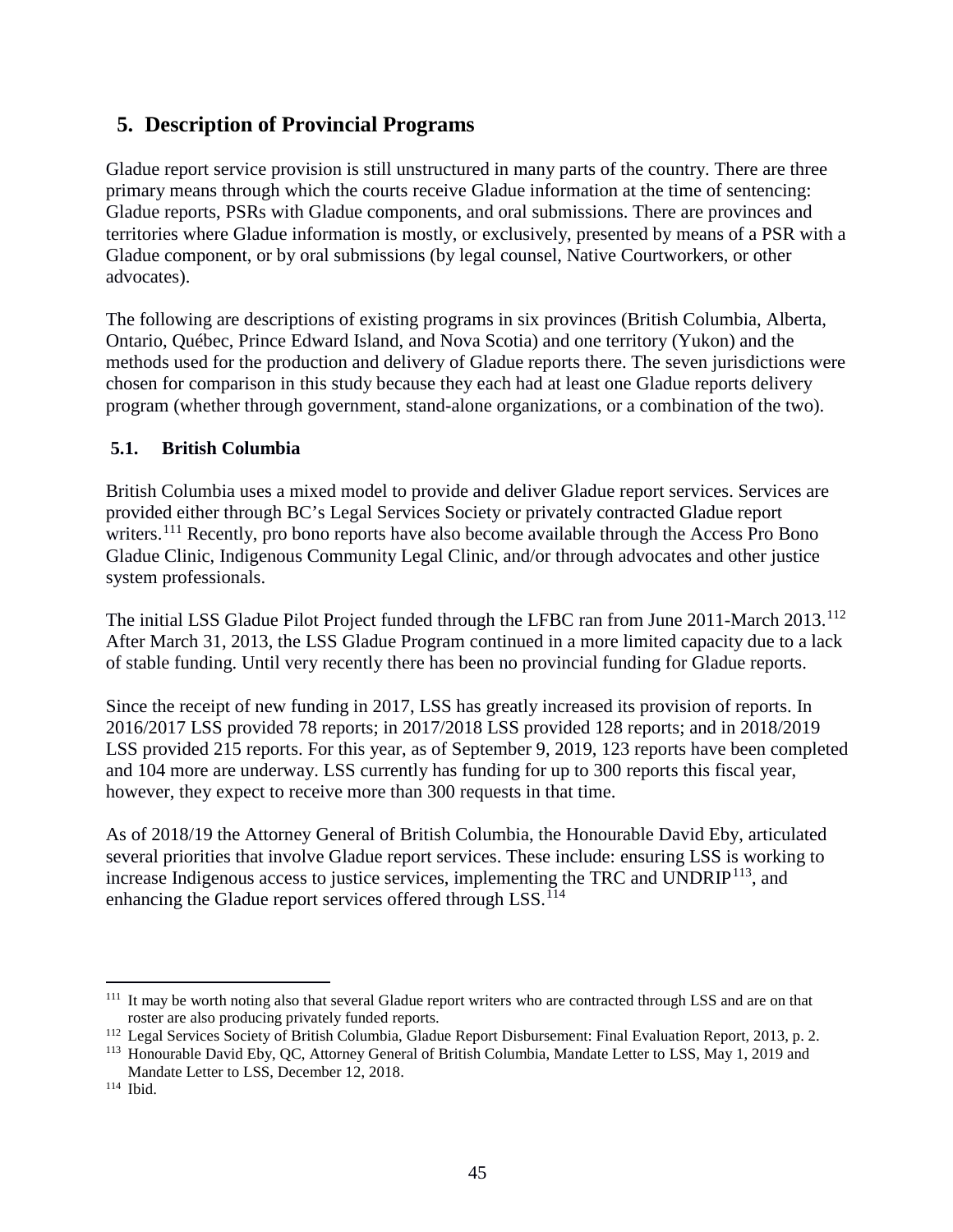## 5. Description of Provincial Programs

Gladue report service provision is still unstructured in many parts of the country. There are three primary means through which the courts receive Gladue information at the time of sentencing: Gladue reports, PSRs with Gladue components, and oral submissions. There are provinces and territories where Gladue information is mostly, or exclusively, presented by means of a PSR with a Gladue component, or by oral submissions (by legal counsel, Native Courtworkers, or other advocates).

The following are descriptions of existing programs in six provinces (British Columbia, Alberta, Ontario, Québec, Prince Edward Island, and Nova Scotia) and one territory (Yukon) and the methods used for the production and delivery of Gladue reports there. The seven jurisdictions were chosen for comparison in this study because they each had at least one Gladue reports delivery program (whether through government, stand-alone organizations, or a combination of the two).

### 5.1. British Columbia

British Columbia uses a mixed model to provide and deliver Gladue report services. Services are provided either through BC's Legal Services Society or privately contracted Gladue report writers.[111] Recently, pro bono reports have also become available through the Access Pro Bono Gladue Clinic, Indigenous Community Legal Clinic, and/or through advocates and other justice system professionals.

The initial LSS Gladue Pilot Project funded through the LFBC ran from June 2011-March 2013.[112] After March 31, 2013, the LSS Gladue Program continued in a more limited capacity due to a lack of stable funding. Until very recently there has been no provincial funding for Gladue reports.

Since the receipt of new funding in 2017, LSS has greatly increased its provision of reports. In 2016/2017 LSS provided 78 reports; in 2017/2018 LSS provided 128 reports; and in 2018/2019 LSS provided 215 reports. For this year, as of September 9, 2019, 123 reports have been completed and 104 more are underway. LSS currently has funding for up to 300 reports this fiscal year, however, they expect to receive more than 300 requests in that time.

As of 2018/19 the Attorney General of British Columbia, the Honourable David Eby, articulated several priorities that involve Gladue report services. These include: ensuring LSS is working to increase Indigenous access to justice services, implementing the TRC and UNDRIP[113], and enhancing the Gladue report services offered through LSS.[114]

---

[111] It may be worth noting also that several Gladue report writers who are contracted through LSS and are on that roster are also producing privately funded reports.

[112] Legal Services Society of British Columbia, Gladue Report Disbursement: Final Evaluation Report, 2013, p. 2.

[113] Honourable David Eby, QC, Attorney General of British Columbia, Mandate Letter to LSS, May 1, 2019 and Mandate Letter to LSS, December 12, 2018.

[114] Ibid.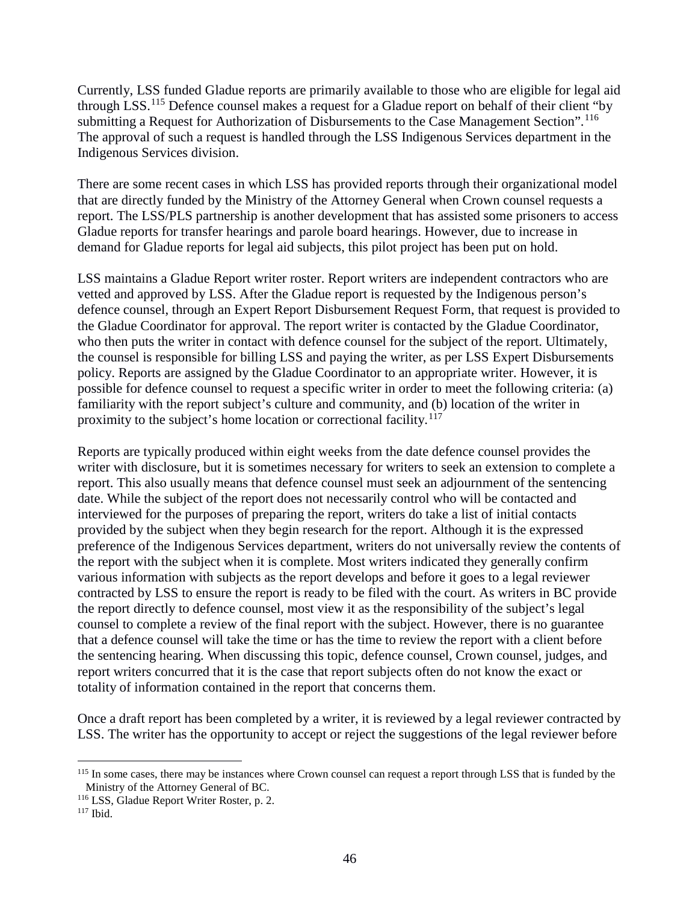Currently, LSS funded Gladue reports are primarily available to those who are eligible for legal aid through LSS.[115] Defence counsel makes a request for a Gladue report on behalf of their client "by submitting a Request for Authorization of Disbursements to the Case Management Section".[116] The approval of such a request is handled through the LSS Indigenous Services department in the Indigenous Services division.

There are some recent cases in which LSS has provided reports through their organizational model that are directly funded by the Ministry of the Attorney General when Crown counsel requests a report. The LSS/PLS partnership is another development that has assisted some prisoners to access Gladue reports for transfer hearings and parole board hearings. However, due to increase in demand for Gladue reports for legal aid subjects, this pilot project has been put on hold.

LSS maintains a Gladue Report writer roster. Report writers are independent contractors who are vetted and approved by LSS. After the Gladue report is requested by the Indigenous person's defence counsel, through an Expert Report Disbursement Request Form, that request is provided to the Gladue Coordinator for approval. The report writer is contacted by the Gladue Coordinator, who then puts the writer in contact with defence counsel for the subject of the report. Ultimately, the counsel is responsible for billing LSS and paying the writer, as per LSS Expert Disbursements policy. Reports are assigned by the Gladue Coordinator to an appropriate writer. However, it is possible for defence counsel to request a specific writer in order to meet the following criteria: (a) familiarity with the report subject's culture and community, and (b) location of the writer in proximity to the subject's home location or correctional facility.[117]

Reports are typically produced within eight weeks from the date defence counsel provides the writer with disclosure, but it is sometimes necessary for writers to seek an extension to complete a report. This also usually means that defence counsel must seek an adjournment of the sentencing date. While the subject of the report does not necessarily control who will be contacted and interviewed for the purposes of preparing the report, writers do take a list of initial contacts provided by the subject when they begin research for the report. Although it is the expressed preference of the Indigenous Services department, writers do not universally review the contents of the report with the subject when it is complete. Most writers indicated they generally confirm various information with subjects as the report develops and before it goes to a legal reviewer contracted by LSS to ensure the report is ready to be filed with the court. As writers in BC provide the report directly to defence counsel, most view it as the responsibility of the subject's legal counsel to complete a review of the final report with the subject. However, there is no guarantee that a defence counsel will take the time or has the time to review the report with a client before the sentencing hearing. When discussing this topic, defence counsel, Crown counsel, judges, and report writers concurred that it is the case that report subjects often do not know the exact or totality of information contained in the report that concerns them.

Once a draft report has been completed by a writer, it is reviewed by a legal reviewer contracted by LSS. The writer has the opportunity to accept or reject the suggestions of the legal reviewer before

---

[115] In some cases, there may be instances where Crown counsel can request a report through LSS that is funded by the Ministry of the Attorney General of BC.

[116] LSS, Gladue Report Writer Roster, p. 2.

[117] Ibid.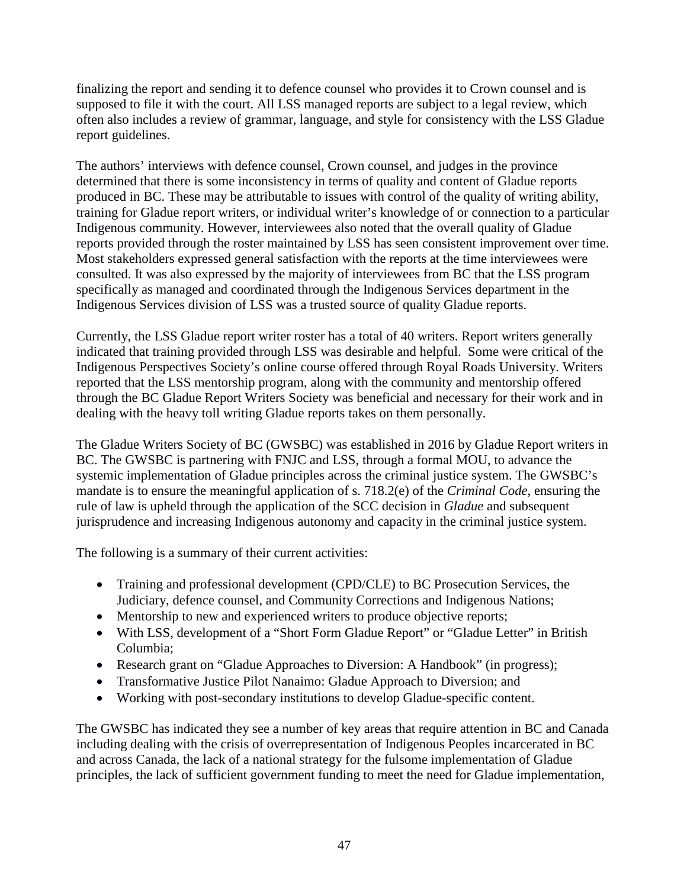finalizing the report and sending it to defence counsel who provides it to Crown counsel and is supposed to file it with the court. All LSS managed reports are subject to a legal review, which often also includes a review of grammar, language, and style for consistency with the LSS Gladue report guidelines.

The authors' interviews with defence counsel, Crown counsel, and judges in the province determined that there is some inconsistency in terms of quality and content of Gladue reports produced in BC. These may be attributable to issues with control of the quality of writing ability, training for Gladue report writers, or individual writer's knowledge of or connection to a particular Indigenous community. However, interviewees also noted that the overall quality of Gladue reports provided through the roster maintained by LSS has seen consistent improvement over time. Most stakeholders expressed general satisfaction with the reports at the time interviewees were consulted. It was also expressed by the majority of interviewees from BC that the LSS program specifically as managed and coordinated through the Indigenous Services department in the Indigenous Services division of LSS was a trusted source of quality Gladue reports.

Currently, the LSS Gladue report writer roster has a total of 40 writers. Report writers generally indicated that training provided through LSS was desirable and helpful. Some were critical of the Indigenous Perspectives Society's online course offered through Royal Roads University. Writers reported that the LSS mentorship program, along with the community and mentorship offered through the BC Gladue Report Writers Society was beneficial and necessary for their work and in dealing with the heavy toll writing Gladue reports takes on them personally.

The Gladue Writers Society of BC (GWSBC) was established in 2016 by Gladue Report writers in BC. The GWSBC is partnering with FNJC and LSS, through a formal MOU, to advance the systemic implementation of Gladue principles across the criminal justice system. The GWSBC's mandate is to ensure the meaningful application of s. 718.2(e) of the *Criminal Code*, ensuring the rule of law is upheld through the application of the SCC decision in *Gladue* and subsequent jurisprudence and increasing Indigenous autonomy and capacity in the criminal justice system.

The following is a summary of their current activities:

- Training and professional development (CPD/CLE) to BC Prosecution Services, the Judiciary, defence counsel, and Community Corrections and Indigenous Nations;
- Mentorship to new and experienced writers to produce objective reports;
- With LSS, development of a "Short Form Gladue Report" or "Gladue Letter" in British Columbia;
- Research grant on "Gladue Approaches to Diversion: A Handbook" (in progress);
- Transformative Justice Pilot Nanaimo: Gladue Approach to Diversion; and
- Working with post-secondary institutions to develop Gladue-specific content.

The GWSBC has indicated they see a number of key areas that require attention in BC and Canada including dealing with the crisis of overrepresentation of Indigenous Peoples incarcerated in BC and across Canada, the lack of a national strategy for the fulsome implementation of Gladue principles, the lack of sufficient government funding to meet the need for Gladue implementation,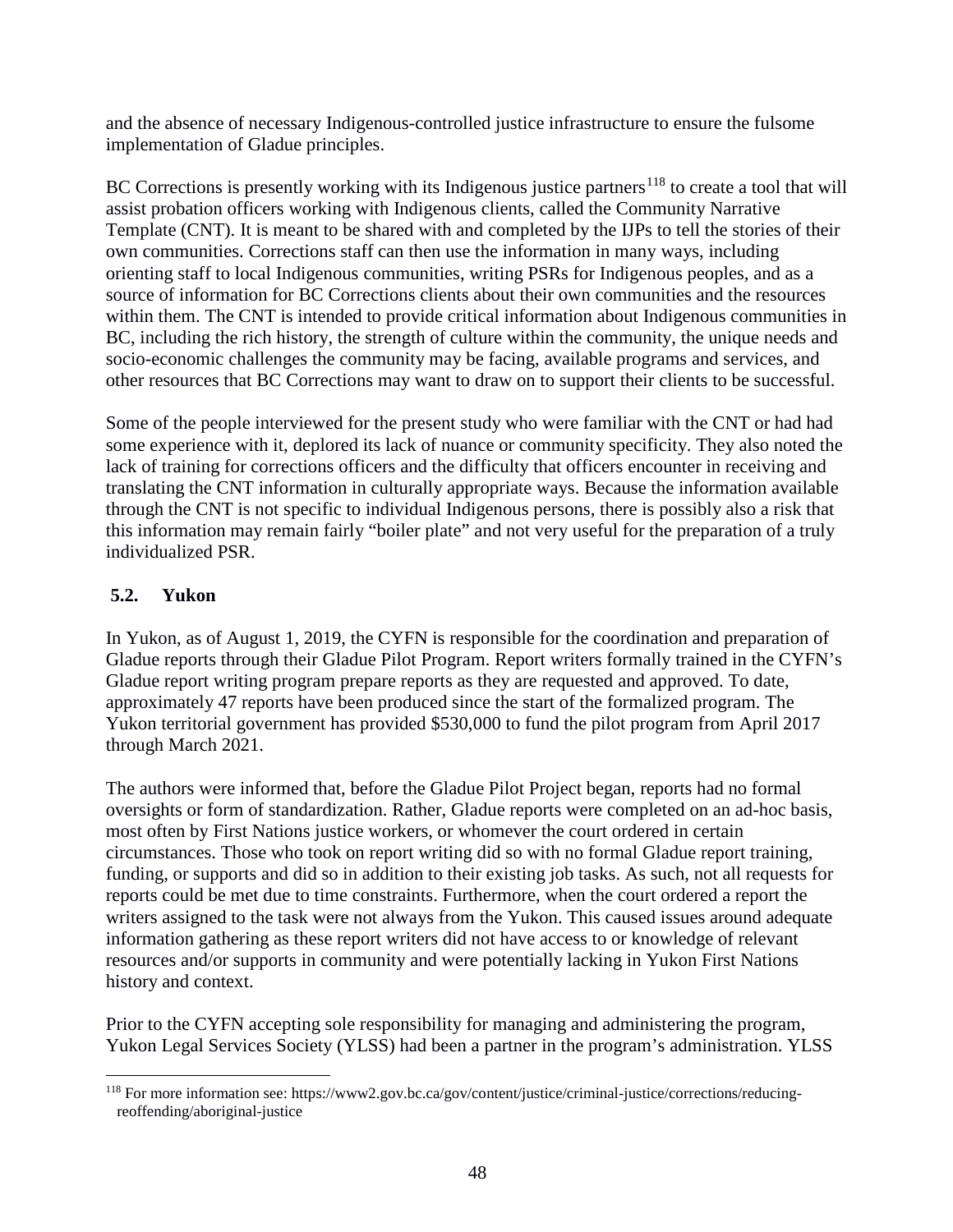and the absence of necessary Indigenous-controlled justice infrastructure to ensure the fulsome implementation of Gladue principles.

BC Corrections is presently working with its Indigenous justice partners[118] to create a tool that will assist probation officers working with Indigenous clients, called the Community Narrative Template (CNT). It is meant to be shared with and completed by the IJPs to tell the stories of their own communities. Corrections staff can then use the information in many ways, including orienting staff to local Indigenous communities, writing PSRs for Indigenous peoples, and as a source of information for BC Corrections clients about their own communities and the resources within them. The CNT is intended to provide critical information about Indigenous communities in BC, including the rich history, the strength of culture within the community, the unique needs and socio-economic challenges the community may be facing, available programs and services, and other resources that BC Corrections may want to draw on to support their clients to be successful.

Some of the people interviewed for the present study who were familiar with the CNT or had had some experience with it, deplored its lack of nuance or community specificity. They also noted the lack of training for corrections officers and the difficulty that officers encounter in receiving and translating the CNT information in culturally appropriate ways. Because the information available through the CNT is not specific to individual Indigenous persons, there is possibly also a risk that this information may remain fairly "boiler plate" and not very useful for the preparation of a truly individualized PSR.

## 5.2. Yukon

In Yukon, as of August 1, 2019, the CYFN is responsible for the coordination and preparation of Gladue reports through their Gladue Pilot Program. Report writers formally trained in the CYFN's Gladue report writing program prepare reports as they are requested and approved. To date, approximately 47 reports have been produced since the start of the formalized program. The Yukon territorial government has provided $530,000 to fund the pilot program from April 2017 through March 2021.

The authors were informed that, before the Gladue Pilot Project began, reports had no formal oversights or form of standardization. Rather, Gladue reports were completed on an ad-hoc basis, most often by First Nations justice workers, or whomever the court ordered in certain circumstances. Those who took on report writing did so with no formal Gladue report training, funding, or supports and did so in addition to their existing job tasks. As such, not all requests for reports could be met due to time constraints. Furthermore, when the court ordered a report the writers assigned to the task were not always from the Yukon. This caused issues around adequate information gathering as these report writers did not have access to or knowledge of relevant resources and/or supports in community and were potentially lacking in Yukon First Nations history and context.

Prior to the CYFN accepting sole responsibility for managing and administering the program, Yukon Legal Services Society (YLSS) had been a partner in the program's administration. YLSS

[118] For more information see: https://www2.gov.bc.ca/gov/content/justice/criminal-justice/corrections/reducing-reoffending/aboriginal-justice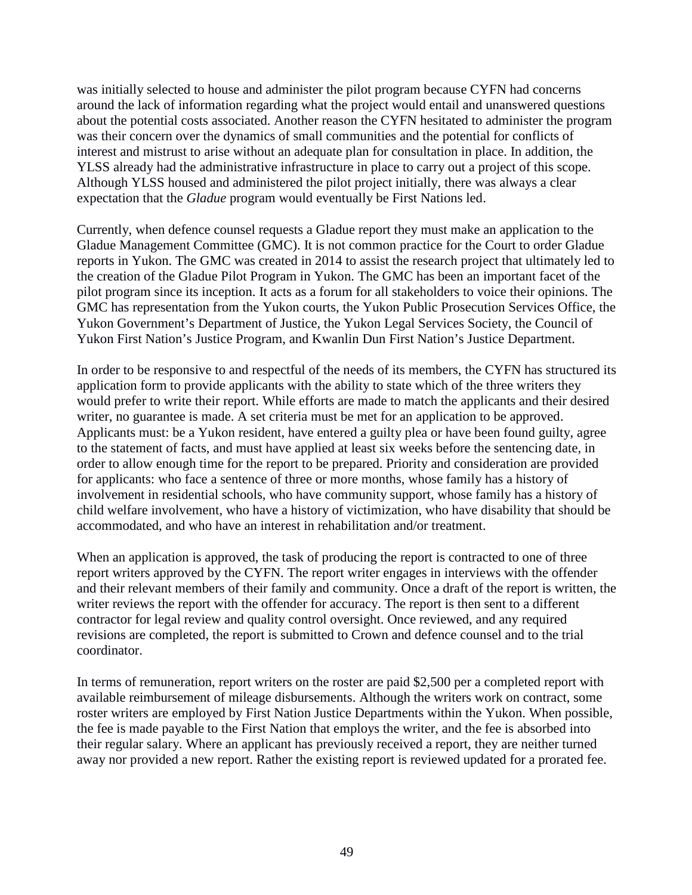was initially selected to house and administer the pilot program because CYFN had concerns around the lack of information regarding what the project would entail and unanswered questions about the potential costs associated. Another reason the CYFN hesitated to administer the program was their concern over the dynamics of small communities and the potential for conflicts of interest and mistrust to arise without an adequate plan for consultation in place. In addition, the YLSS already had the administrative infrastructure in place to carry out a project of this scope. Although YLSS housed and administered the pilot project initially, there was always a clear expectation that the *Gladue* program would eventually be First Nations led.

Currently, when defence counsel requests a Gladue report they must make an application to the Gladue Management Committee (GMC). It is not common practice for the Court to order Gladue reports in Yukon. The GMC was created in 2014 to assist the research project that ultimately led to the creation of the Gladue Pilot Program in Yukon. The GMC has been an important facet of the pilot program since its inception. It acts as a forum for all stakeholders to voice their opinions. The GMC has representation from the Yukon courts, the Yukon Public Prosecution Services Office, the Yukon Government's Department of Justice, the Yukon Legal Services Society, the Council of Yukon First Nation's Justice Program, and Kwanlin Dun First Nation's Justice Department.

In order to be responsive to and respectful of the needs of its members, the CYFN has structured its application form to provide applicants with the ability to state which of the three writers they would prefer to write their report. While efforts are made to match the applicants and their desired writer, no guarantee is made. A set criteria must be met for an application to be approved. Applicants must: be a Yukon resident, have entered a guilty plea or have been found guilty, agree to the statement of facts, and must have applied at least six weeks before the sentencing date, in order to allow enough time for the report to be prepared. Priority and consideration are provided for applicants: who face a sentence of three or more months, whose family has a history of involvement in residential schools, who have community support, whose family has a history of child welfare involvement, who have a history of victimization, who have disability that should be accommodated, and who have an interest in rehabilitation and/or treatment.

When an application is approved, the task of producing the report is contracted to one of three report writers approved by the CYFN. The report writer engages in interviews with the offender and their relevant members of their family and community. Once a draft of the report is written, the writer reviews the report with the offender for accuracy. The report is then sent to a different contractor for legal review and quality control oversight. Once reviewed, and any required revisions are completed, the report is submitted to Crown and defence counsel and to the trial coordinator.

In terms of remuneration, report writers on the roster are paid \$2,500 per a completed report with available reimbursement of mileage disbursements. Although the writers work on contract, some roster writers are employed by First Nation Justice Departments within the Yukon. When possible, the fee is made payable to the First Nation that employs the writer, and the fee is absorbed into their regular salary. Where an applicant has previously received a report, they are neither turned away nor provided a new report. Rather the existing report is reviewed updated for a prorated fee.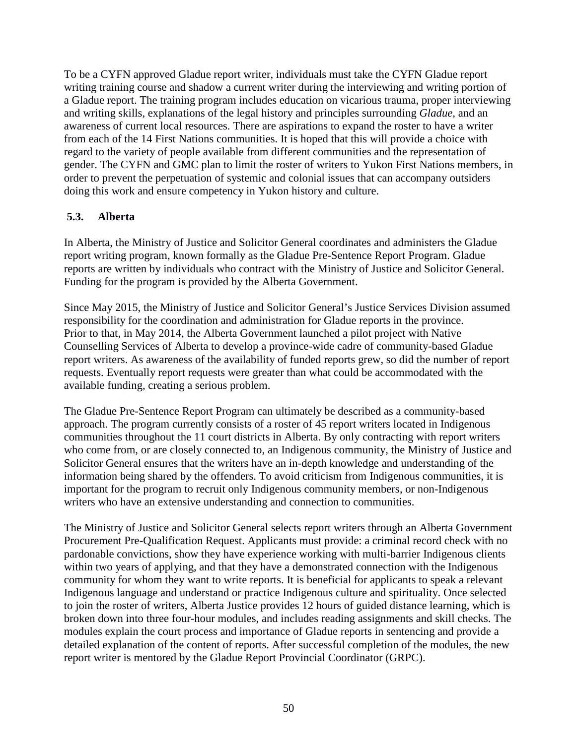To be a CYFN approved Gladue report writer, individuals must take the CYFN Gladue report writing training course and shadow a current writer during the interviewing and writing portion of a Gladue report. The training program includes education on vicarious trauma, proper interviewing and writing skills, explanations of the legal history and principles surrounding *Gladue*, and an awareness of current local resources. There are aspirations to expand the roster to have a writer from each of the 14 First Nations communities. It is hoped that this will provide a choice with regard to the variety of people available from different communities and the representation of gender. The CYFN and GMC plan to limit the roster of writers to Yukon First Nations members, in order to prevent the perpetuation of systemic and colonial issues that can accompany outsiders doing this work and ensure competency in Yukon history and culture.

### 5.3. Alberta

In Alberta, the Ministry of Justice and Solicitor General coordinates and administers the Gladue report writing program, known formally as the Gladue Pre-Sentence Report Program. Gladue reports are written by individuals who contract with the Ministry of Justice and Solicitor General. Funding for the program is provided by the Alberta Government.

Since May 2015, the Ministry of Justice and Solicitor General's Justice Services Division assumed responsibility for the coordination and administration for Gladue reports in the province. Prior to that, in May 2014, the Alberta Government launched a pilot project with Native Counselling Services of Alberta to develop a province-wide cadre of community-based Gladue report writers. As awareness of the availability of funded reports grew, so did the number of report requests. Eventually report requests were greater than what could be accommodated with the available funding, creating a serious problem.

The Gladue Pre-Sentence Report Program can ultimately be described as a community-based approach. The program currently consists of a roster of 45 report writers located in Indigenous communities throughout the 11 court districts in Alberta. By only contracting with report writers who come from, or are closely connected to, an Indigenous community, the Ministry of Justice and Solicitor General ensures that the writers have an in-depth knowledge and understanding of the information being shared by the offenders. To avoid criticism from Indigenous communities, it is important for the program to recruit only Indigenous community members, or non-Indigenous writers who have an extensive understanding and connection to communities.

The Ministry of Justice and Solicitor General selects report writers through an Alberta Government Procurement Pre-Qualification Request. Applicants must provide: a criminal record check with no pardonable convictions, show they have experience working with multi-barrier Indigenous clients within two years of applying, and that they have a demonstrated connection with the Indigenous community for whom they want to write reports. It is beneficial for applicants to speak a relevant Indigenous language and understand or practice Indigenous culture and spirituality. Once selected to join the roster of writers, Alberta Justice provides 12 hours of guided distance learning, which is broken down into three four-hour modules, and includes reading assignments and skill checks. The modules explain the court process and importance of Gladue reports in sentencing and provide a detailed explanation of the content of reports. After successful completion of the modules, the new report writer is mentored by the Gladue Report Provincial Coordinator (GRPC).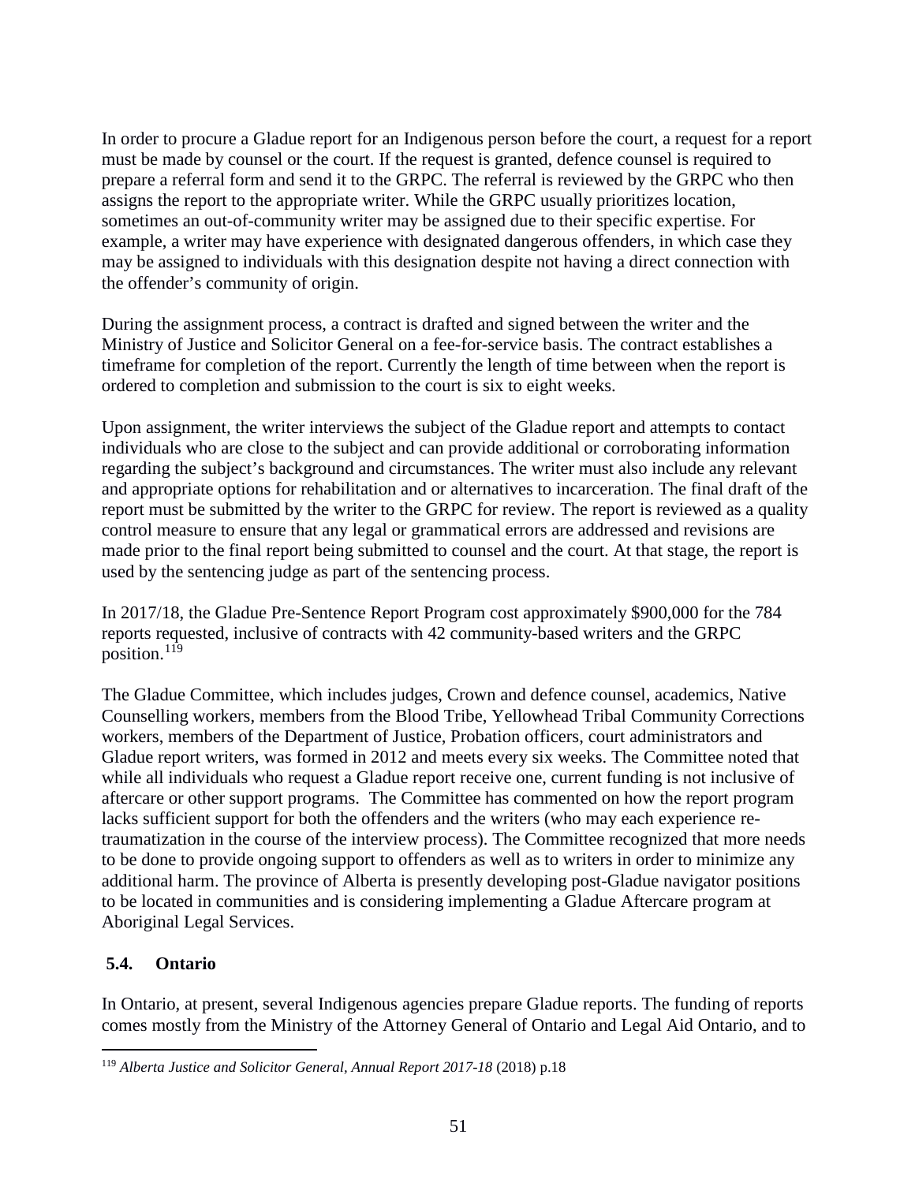In order to procure a Gladue report for an Indigenous person before the court, a request for a report must be made by counsel or the court. If the request is granted, defence counsel is required to prepare a referral form and send it to the GRPC. The referral is reviewed by the GRPC who then assigns the report to the appropriate writer. While the GRPC usually prioritizes location, sometimes an out-of-community writer may be assigned due to their specific expertise. For example, a writer may have experience with designated dangerous offenders, in which case they may be assigned to individuals with this designation despite not having a direct connection with the offender's community of origin.

During the assignment process, a contract is drafted and signed between the writer and the Ministry of Justice and Solicitor General on a fee-for-service basis. The contract establishes a timeframe for completion of the report. Currently the length of time between when the report is ordered to completion and submission to the court is six to eight weeks.

Upon assignment, the writer interviews the subject of the Gladue report and attempts to contact individuals who are close to the subject and can provide additional or corroborating information regarding the subject's background and circumstances. The writer must also include any relevant and appropriate options for rehabilitation and or alternatives to incarceration. The final draft of the report must be submitted by the writer to the GRPC for review. The report is reviewed as a quality control measure to ensure that any legal or grammatical errors are addressed and revisions are made prior to the final report being submitted to counsel and the court. At that stage, the report is used by the sentencing judge as part of the sentencing process.

In 2017/18, the Gladue Pre-Sentence Report Program cost approximately $900,000 for the 784 reports requested, inclusive of contracts with 42 community-based writers and the GRPC position.[119]

The Gladue Committee, which includes judges, Crown and defence counsel, academics, Native Counselling workers, members from the Blood Tribe, Yellowhead Tribal Community Corrections workers, members of the Department of Justice, Probation officers, court administrators and Gladue report writers, was formed in 2012 and meets every six weeks. The Committee noted that while all individuals who request a Gladue report receive one, current funding is not inclusive of aftercare or other support programs. The Committee has commented on how the report program lacks sufficient support for both the offenders and the writers (who may each experience re-traumatization in the course of the interview process). The Committee recognized that more needs to be done to provide ongoing support to offenders as well as to writers in order to minimize any additional harm. The province of Alberta is presently developing post-Gladue navigator positions to be located in communities and is considering implementing a Gladue Aftercare program at Aboriginal Legal Services.

### 5.4. Ontario

In Ontario, at present, several Indigenous agencies prepare Gladue reports. The funding of reports comes mostly from the Ministry of the Attorney General of Ontario and Legal Aid Ontario, and to

[119] *Alberta Justice and Solicitor General, Annual Report 2017-18* (2018) p.18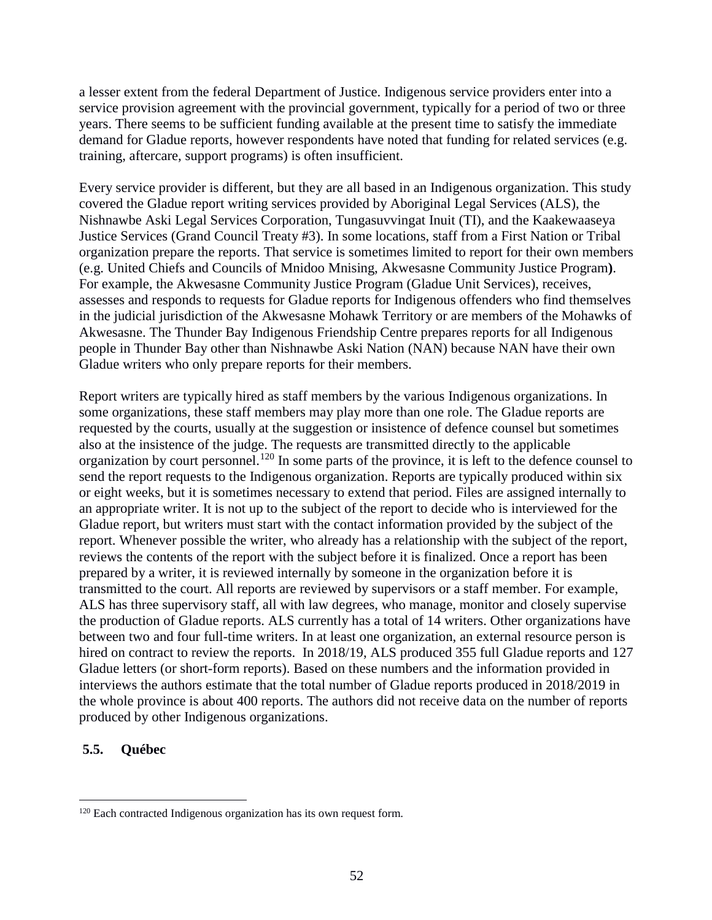a lesser extent from the federal Department of Justice. Indigenous service providers enter into a service provision agreement with the provincial government, typically for a period of two or three years. There seems to be sufficient funding available at the present time to satisfy the immediate demand for Gladue reports, however respondents have noted that funding for related services (e.g. training, aftercare, support programs) is often insufficient.

Every service provider is different, but they are all based in an Indigenous organization. This study covered the Gladue report writing services provided by Aboriginal Legal Services (ALS), the Nishnawbe Aski Legal Services Corporation, Tungasuvvingat Inuit (TI), and the Kaakewaaseya Justice Services (Grand Council Treaty #3). In some locations, staff from a First Nation or Tribal organization prepare the reports. That service is sometimes limited to report for their own members (e.g. United Chiefs and Councils of Mnidoo Mnising, Akwesasne Community Justice Program**)**. For example, the Akwesasne Community Justice Program (Gladue Unit Services), receives, assesses and responds to requests for Gladue reports for Indigenous offenders who find themselves in the judicial jurisdiction of the Akwesasne Mohawk Territory or are members of the Mohawks of Akwesasne. The Thunder Bay Indigenous Friendship Centre prepares reports for all Indigenous people in Thunder Bay other than Nishnawbe Aski Nation (NAN) because NAN have their own Gladue writers who only prepare reports for their members.

Report writers are typically hired as staff members by the various Indigenous organizations. In some organizations, these staff members may play more than one role. The Gladue reports are requested by the courts, usually at the suggestion or insistence of defence counsel but sometimes also at the insistence of the judge. The requests are transmitted directly to the applicable organization by court personnel.[120] In some parts of the province, it is left to the defence counsel to send the report requests to the Indigenous organization. Reports are typically produced within six or eight weeks, but it is sometimes necessary to extend that period. Files are assigned internally to an appropriate writer. It is not up to the subject of the report to decide who is interviewed for the Gladue report, but writers must start with the contact information provided by the subject of the report. Whenever possible the writer, who already has a relationship with the subject of the report, reviews the contents of the report with the subject before it is finalized. Once a report has been prepared by a writer, it is reviewed internally by someone in the organization before it is transmitted to the court. All reports are reviewed by supervisors or a staff member. For example, ALS has three supervisory staff, all with law degrees, who manage, monitor and closely supervise the production of Gladue reports. ALS currently has a total of 14 writers. Other organizations have between two and four full-time writers. In at least one organization, an external resource person is hired on contract to review the reports. In 2018/19, ALS produced 355 full Gladue reports and 127 Gladue letters (or short-form reports). Based on these numbers and the information provided in interviews the authors estimate that the total number of Gladue reports produced in 2018/2019 in the whole province is about 400 reports. The authors did not receive data on the number of reports produced by other Indigenous organizations.

### 5.5. Québec

[120] Each contracted Indigenous organization has its own request form.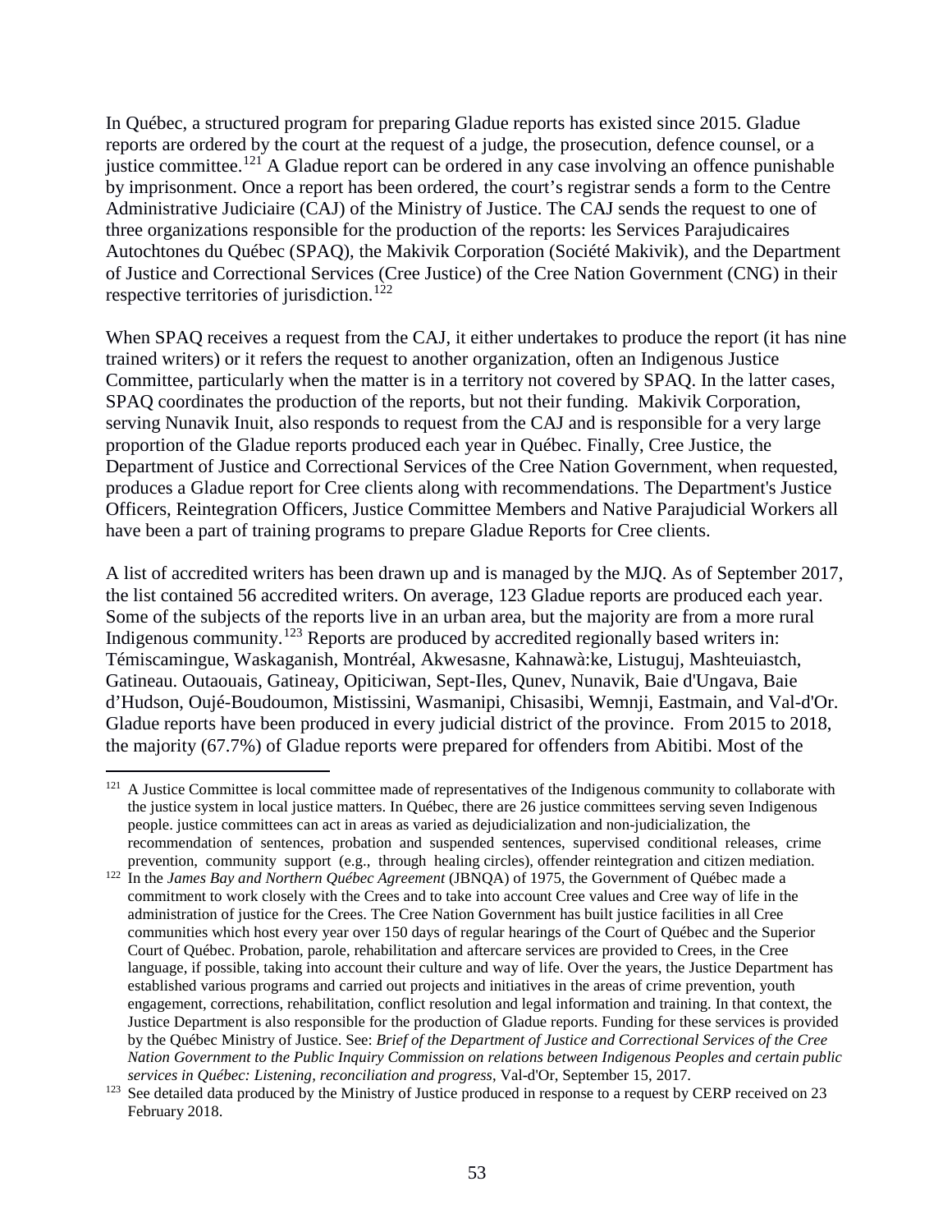In Québec, a structured program for preparing Gladue reports has existed since 2015. Gladue reports are ordered by the court at the request of a judge, the prosecution, defence counsel, or a justice committee.[121] A Gladue report can be ordered in any case involving an offence punishable by imprisonment. Once a report has been ordered, the court's registrar sends a form to the Centre Administrative Judiciaire (CAJ) of the Ministry of Justice. The CAJ sends the request to one of three organizations responsible for the production of the reports: les Services Parajudicaires Autochtones du Québec (SPAQ), the Makivik Corporation (Société Makivik), and the Department of Justice and Correctional Services (Cree Justice) of the Cree Nation Government (CNG) in their respective territories of jurisdiction.[122]

When SPAQ receives a request from the CAJ, it either undertakes to produce the report (it has nine trained writers) or it refers the request to another organization, often an Indigenous Justice Committee, particularly when the matter is in a territory not covered by SPAQ. In the latter cases, SPAQ coordinates the production of the reports, but not their funding. Makivik Corporation, serving Nunavik Inuit, also responds to request from the CAJ and is responsible for a very large proportion of the Gladue reports produced each year in Québec. Finally, Cree Justice, the Department of Justice and Correctional Services of the Cree Nation Government, when requested, produces a Gladue report for Cree clients along with recommendations. The Department's Justice Officers, Reintegration Officers, Justice Committee Members and Native Parajudicial Workers all have been a part of training programs to prepare Gladue Reports for Cree clients.

A list of accredited writers has been drawn up and is managed by the MJQ. As of September 2017, the list contained 56 accredited writers. On average, 123 Gladue reports are produced each year. Some of the subjects of the reports live in an urban area, but the majority are from a more rural Indigenous community.[123] Reports are produced by accredited regionally based writers in: Témiscamingue, Waskaganish, Montréal, Akwesasne, Kahnawà:ke, Listuguj, Mashteuiastch, Gatineau. Outaouais, Gatineay, Opiticiwan, Sept-Iles, Qunev, Nunavik, Baie d'Ungava, Baie d'Hudson, Oujé-Boudoumon, Mistissini, Wasmanipi, Chisasibi, Wemnji, Eastmain, and Val-d'Or. Gladue reports have been produced in every judicial district of the province. From 2015 to 2018, the majority (67.7%) of Gladue reports were prepared for offenders from Abitibi. Most of the

---

[121] A Justice Committee is local committee made of representatives of the Indigenous community to collaborate with the justice system in local justice matters. In Québec, there are 26 justice committees serving seven Indigenous people. justice committees can act in areas as varied as dejudicialization and non-judicialization, the recommendation of sentences, probation and suspended sentences, supervised conditional releases, crime prevention, community support (e.g., through healing circles), offender reintegration and citizen mediation.

[122] In the *James Bay and Northern Québec Agreement* (JBNQA) of 1975, the Government of Québec made a commitment to work closely with the Crees and to take into account Cree values and Cree way of life in the administration of justice for the Crees. The Cree Nation Government has built justice facilities in all Cree communities which host every year over 150 days of regular hearings of the Court of Québec and the Superior Court of Québec. Probation, parole, rehabilitation and aftercare services are provided to Crees, in the Cree language, if possible, taking into account their culture and way of life. Over the years, the Justice Department has established various programs and carried out projects and initiatives in the areas of crime prevention, youth engagement, corrections, rehabilitation, conflict resolution and legal information and training. In that context, the Justice Department is also responsible for the production of Gladue reports. Funding for these services is provided by the Québec Ministry of Justice. See: *Brief of the Department of Justice and Correctional Services of the Cree Nation Government to the Public Inquiry Commission on relations between Indigenous Peoples and certain public services in Québec: Listening, reconciliation and progress*, Val-d'Or, September 15, 2017.

[123] See detailed data produced by the Ministry of Justice produced in response to a request by CERP received on 23 February 2018.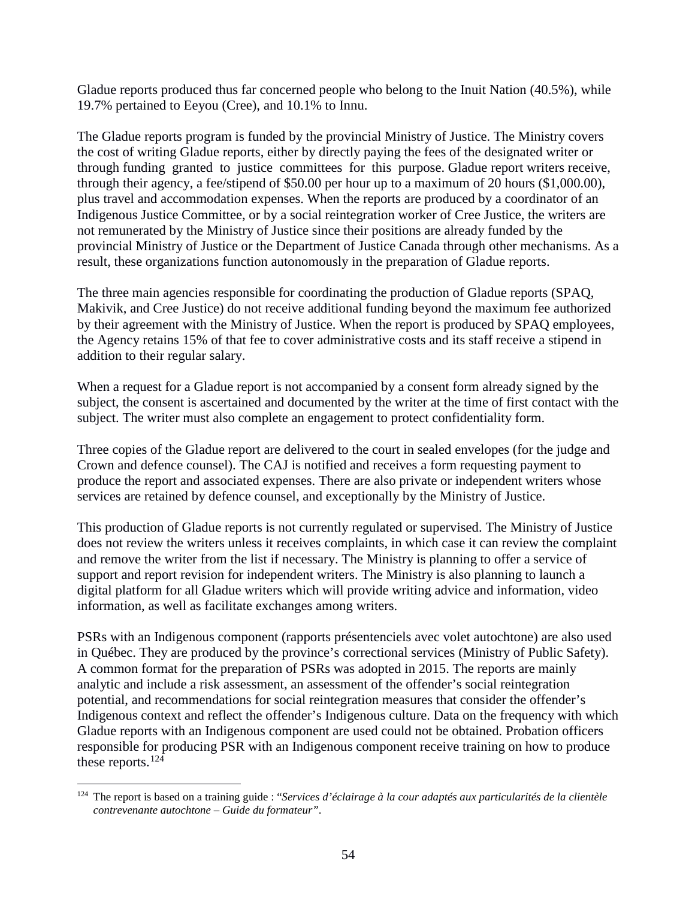Gladue reports produced thus far concerned people who belong to the Inuit Nation (40.5%), while 19.7% pertained to Eeyou (Cree), and 10.1% to Innu.

The Gladue reports program is funded by the provincial Ministry of Justice. The Ministry covers the cost of writing Gladue reports, either by directly paying the fees of the designated writer or through funding granted to justice committees for this purpose. Gladue report writers receive, through their agency, a fee/stipend of $50.00 per hour up to a maximum of 20 hours ($1,000.00), plus travel and accommodation expenses. When the reports are produced by a coordinator of an Indigenous Justice Committee, or by a social reintegration worker of Cree Justice, the writers are not remunerated by the Ministry of Justice since their positions are already funded by the provincial Ministry of Justice or the Department of Justice Canada through other mechanisms. As a result, these organizations function autonomously in the preparation of Gladue reports.

The three main agencies responsible for coordinating the production of Gladue reports (SPAQ, Makivik, and Cree Justice) do not receive additional funding beyond the maximum fee authorized by their agreement with the Ministry of Justice. When the report is produced by SPAQ employees, the Agency retains 15% of that fee to cover administrative costs and its staff receive a stipend in addition to their regular salary.

When a request for a Gladue report is not accompanied by a consent form already signed by the subject, the consent is ascertained and documented by the writer at the time of first contact with the subject. The writer must also complete an engagement to protect confidentiality form.

Three copies of the Gladue report are delivered to the court in sealed envelopes (for the judge and Crown and defence counsel). The CAJ is notified and receives a form requesting payment to produce the report and associated expenses. There are also private or independent writers whose services are retained by defence counsel, and exceptionally by the Ministry of Justice.

This production of Gladue reports is not currently regulated or supervised. The Ministry of Justice does not review the writers unless it receives complaints, in which case it can review the complaint and remove the writer from the list if necessary. The Ministry is planning to offer a service of support and report revision for independent writers. The Ministry is also planning to launch a digital platform for all Gladue writers which will provide writing advice and information, video information, as well as facilitate exchanges among writers.

PSRs with an Indigenous component (rapports présentenciels avec volet autochtone) are also used in Québec. They are produced by the province's correctional services (Ministry of Public Safety). A common format for the preparation of PSRs was adopted in 2015. The reports are mainly analytic and include a risk assessment, an assessment of the offender's social reintegration potential, and recommendations for social reintegration measures that consider the offender's Indigenous context and reflect the offender's Indigenous culture. Data on the frequency with which Gladue reports with an Indigenous component are used could not be obtained. Probation officers responsible for producing PSR with an Indigenous component receive training on how to produce these reports.[124]

[124] The report is based on a training guide : "*Services d'éclairage à la cour adaptés aux particularités de la clientèle contrevenante autochtone – Guide du formateur*".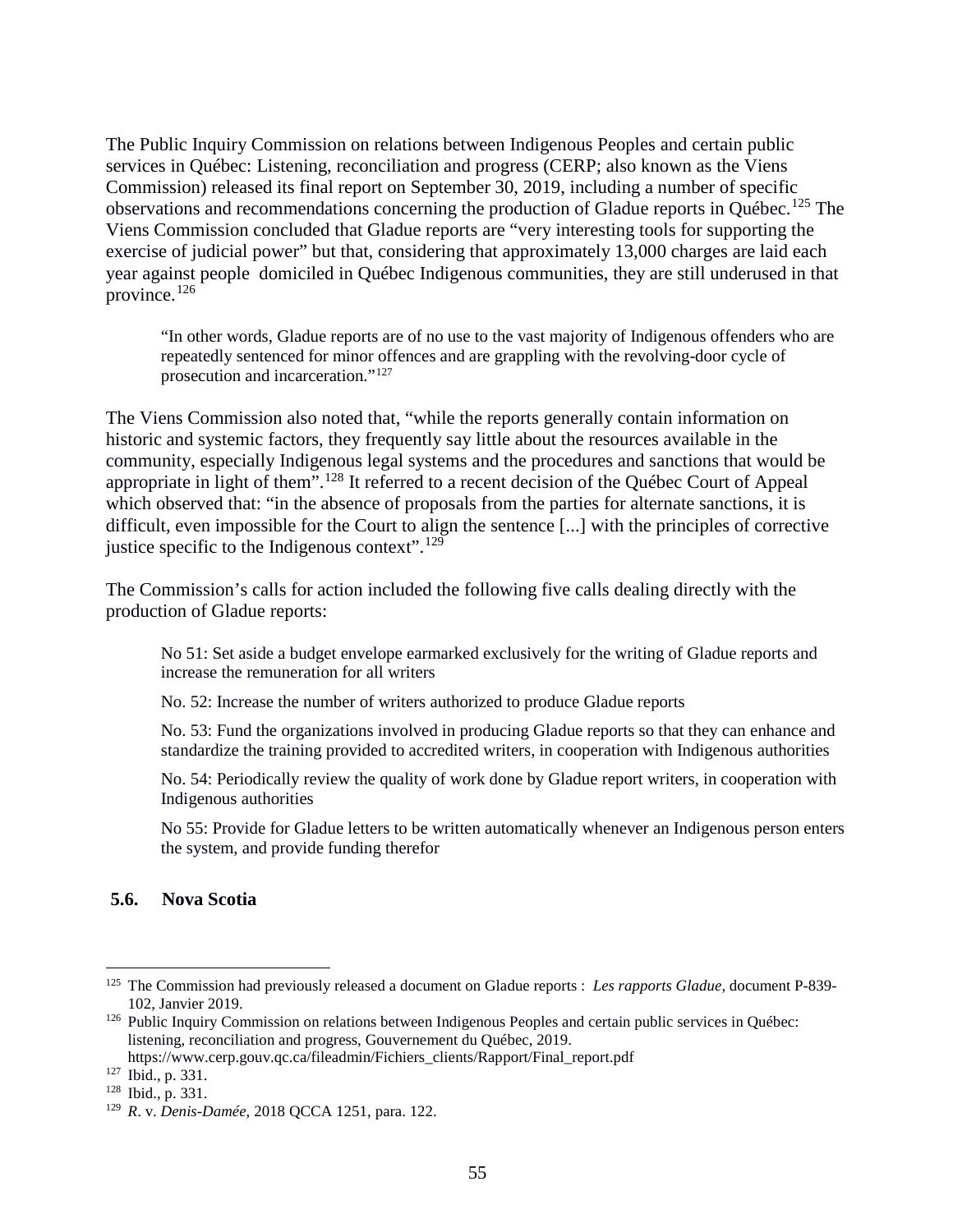The Public Inquiry Commission on relations between Indigenous Peoples and certain public services in Québec: Listening, reconciliation and progress (CERP; also known as the Viens Commission) released its final report on September 30, 2019, including a number of specific observations and recommendations concerning the production of Gladue reports in Québec.[125] The Viens Commission concluded that Gladue reports are "very interesting tools for supporting the exercise of judicial power" but that, considering that approximately 13,000 charges are laid each year against people domiciled in Québec Indigenous communities, they are still underused in that province.[126]

> "In other words, Gladue reports are of no use to the vast majority of Indigenous offenders who are repeatedly sentenced for minor offences and are grappling with the revolving-door cycle of prosecution and incarceration."[127]

The Viens Commission also noted that, "while the reports generally contain information on historic and systemic factors, they frequently say little about the resources available in the community, especially Indigenous legal systems and the procedures and sanctions that would be appropriate in light of them".[128] It referred to a recent decision of the Québec Court of Appeal which observed that: "in the absence of proposals from the parties for alternate sanctions, it is difficult, even impossible for the Court to align the sentence [...] with the principles of corrective justice specific to the Indigenous context".[129]

The Commission's calls for action included the following five calls dealing directly with the production of Gladue reports:

> No 51: Set aside a budget envelope earmarked exclusively for the writing of Gladue reports and increase the remuneration for all writers
>
> No. 52: Increase the number of writers authorized to produce Gladue reports
>
> No. 53: Fund the organizations involved in producing Gladue reports so that they can enhance and standardize the training provided to accredited writers, in cooperation with Indigenous authorities
>
> No. 54: Periodically review the quality of work done by Gladue report writers, in cooperation with Indigenous authorities
>
> No 55: Provide for Gladue letters to be written automatically whenever an Indigenous person enters the system, and provide funding therefor

### 5.6. Nova Scotia

---

[125] The Commission had previously released a document on Gladue reports : *Les rapports Gladue*, document P-839-102, Janvier 2019.

[126] Public Inquiry Commission on relations between Indigenous Peoples and certain public services in Québec: listening, reconciliation and progress, Gouvernement du Québec, 2019. https://www.cerp.gouv.qc.ca/fileadmin/Fichiers_clients/Rapport/Final_report.pdf

[127] Ibid., p. 331.

[128] Ibid., p. 331.

[129] *R*. v. *Denis-Damée*, 2018 QCCA 1251, para. 122.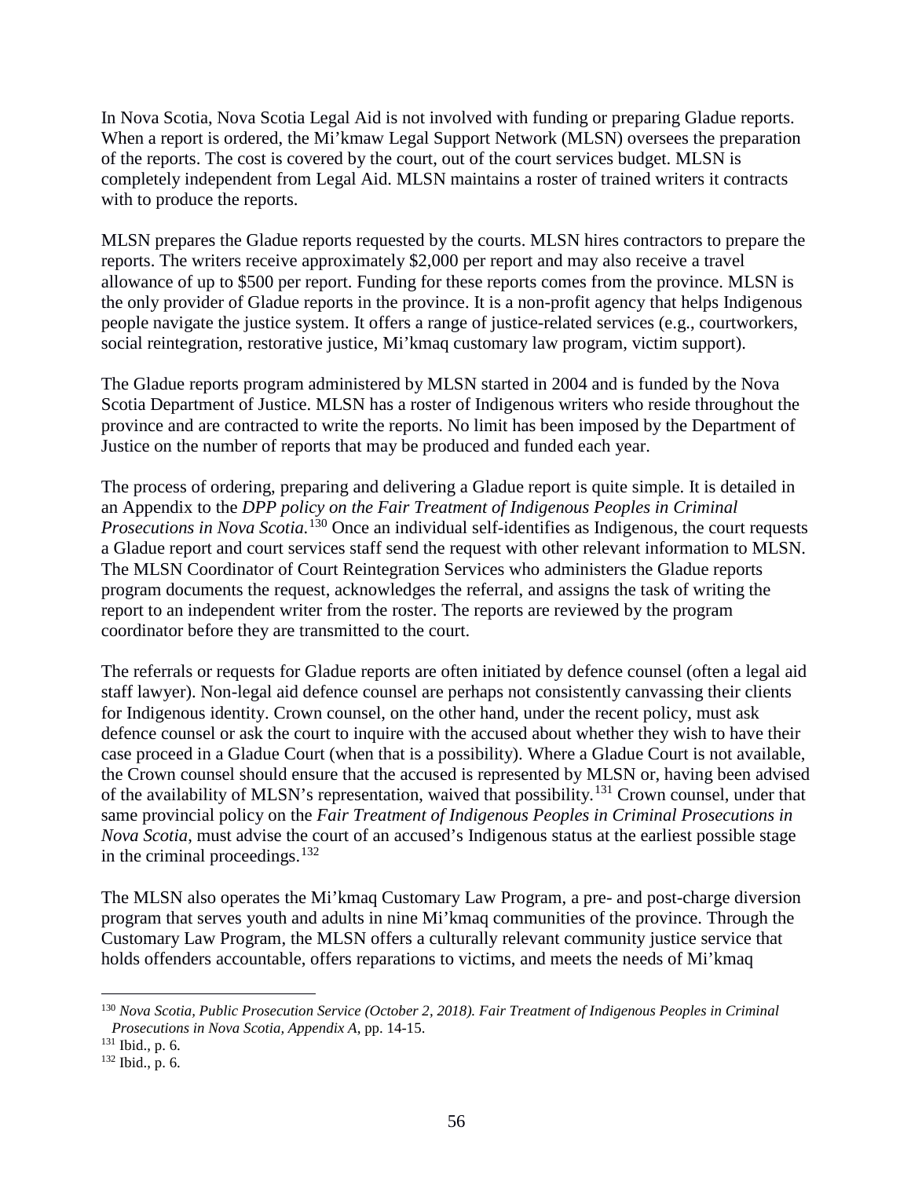In Nova Scotia, Nova Scotia Legal Aid is not involved with funding or preparing Gladue reports. When a report is ordered, the Mi'kmaw Legal Support Network (MLSN) oversees the preparation of the reports. The cost is covered by the court, out of the court services budget. MLSN is completely independent from Legal Aid. MLSN maintains a roster of trained writers it contracts with to produce the reports.

MLSN prepares the Gladue reports requested by the courts. MLSN hires contractors to prepare the reports. The writers receive approximately $2,000 per report and may also receive a travel allowance of up to $500 per report. Funding for these reports comes from the province. MLSN is the only provider of Gladue reports in the province. It is a non-profit agency that helps Indigenous people navigate the justice system. It offers a range of justice-related services (e.g., courtworkers, social reintegration, restorative justice, Mi'kmaq customary law program, victim support).

The Gladue reports program administered by MLSN started in 2004 and is funded by the Nova Scotia Department of Justice. MLSN has a roster of Indigenous writers who reside throughout the province and are contracted to write the reports. No limit has been imposed by the Department of Justice on the number of reports that may be produced and funded each year.

The process of ordering, preparing and delivering a Gladue report is quite simple. It is detailed in an Appendix to the *DPP policy on the Fair Treatment of Indigenous Peoples in Criminal Prosecutions in Nova Scotia.*[130] Once an individual self-identifies as Indigenous, the court requests a Gladue report and court services staff send the request with other relevant information to MLSN. The MLSN Coordinator of Court Reintegration Services who administers the Gladue reports program documents the request, acknowledges the referral, and assigns the task of writing the report to an independent writer from the roster. The reports are reviewed by the program coordinator before they are transmitted to the court.

The referrals or requests for Gladue reports are often initiated by defence counsel (often a legal aid staff lawyer). Non-legal aid defence counsel are perhaps not consistently canvassing their clients for Indigenous identity. Crown counsel, on the other hand, under the recent policy, must ask defence counsel or ask the court to inquire with the accused about whether they wish to have their case proceed in a Gladue Court (when that is a possibility). Where a Gladue Court is not available, the Crown counsel should ensure that the accused is represented by MLSN or, having been advised of the availability of MLSN's representation, waived that possibility.[131] Crown counsel, under that same provincial policy on the *Fair Treatment of Indigenous Peoples in Criminal Prosecutions in Nova Scotia*, must advise the court of an accused's Indigenous status at the earliest possible stage in the criminal proceedings.[132]

The MLSN also operates the Mi'kmaq Customary Law Program, a pre- and post-charge diversion program that serves youth and adults in nine Mi'kmaq communities of the province. Through the Customary Law Program, the MLSN offers a culturally relevant community justice service that holds offenders accountable, offers reparations to victims, and meets the needs of Mi'kmaq

---

[130] *Nova Scotia, Public Prosecution Service (October 2, 2018). Fair Treatment of Indigenous Peoples in Criminal Prosecutions in Nova Scotia, Appendix A*, pp. 14-15.

[131] Ibid., p. 6.

[132] Ibid., p. 6.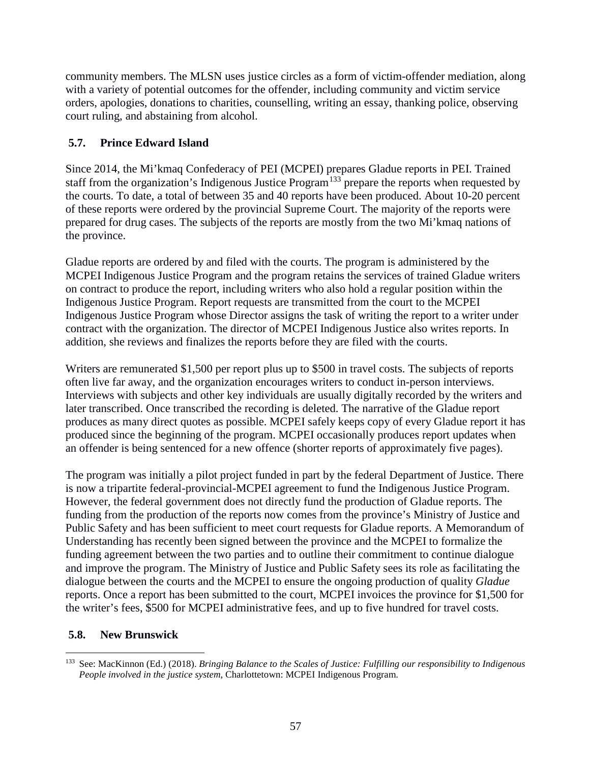community members. The MLSN uses justice circles as a form of victim-offender mediation, along with a variety of potential outcomes for the offender, including community and victim service orders, apologies, donations to charities, counselling, writing an essay, thanking police, observing court ruling, and abstaining from alcohol.

## 5.7. Prince Edward Island

Since 2014, the Mi'kmaq Confederacy of PEI (MCPEI) prepares Gladue reports in PEI. Trained staff from the organization's Indigenous Justice Program[133] prepare the reports when requested by the courts. To date, a total of between 35 and 40 reports have been produced. About 10-20 percent of these reports were ordered by the provincial Supreme Court. The majority of the reports were prepared for drug cases. The subjects of the reports are mostly from the two Mi'kmaq nations of the province.

Gladue reports are ordered by and filed with the courts. The program is administered by the MCPEI Indigenous Justice Program and the program retains the services of trained Gladue writers on contract to produce the report, including writers who also hold a regular position within the Indigenous Justice Program. Report requests are transmitted from the court to the MCPEI Indigenous Justice Program whose Director assigns the task of writing the report to a writer under contract with the organization. The director of MCPEI Indigenous Justice also writes reports. In addition, she reviews and finalizes the reports before they are filed with the courts.

Writers are remunerated $1,500 per report plus up to $500 in travel costs. The subjects of reports often live far away, and the organization encourages writers to conduct in-person interviews. Interviews with subjects and other key individuals are usually digitally recorded by the writers and later transcribed. Once transcribed the recording is deleted. The narrative of the Gladue report produces as many direct quotes as possible. MCPEI safely keeps copy of every Gladue report it has produced since the beginning of the program. MCPEI occasionally produces report updates when an offender is being sentenced for a new offence (shorter reports of approximately five pages).

The program was initially a pilot project funded in part by the federal Department of Justice. There is now a tripartite federal-provincial-MCPEI agreement to fund the Indigenous Justice Program. However, the federal government does not directly fund the production of Gladue reports. The funding from the production of the reports now comes from the province's Ministry of Justice and Public Safety and has been sufficient to meet court requests for Gladue reports. A Memorandum of Understanding has recently been signed between the province and the MCPEI to formalize the funding agreement between the two parties and to outline their commitment to continue dialogue and improve the program. The Ministry of Justice and Public Safety sees its role as facilitating the dialogue between the courts and the MCPEI to ensure the ongoing production of quality *Gladue* reports. Once a report has been submitted to the court, MCPEI invoices the province for $1,500 for the writer's fees, $500 for MCPEI administrative fees, and up to five hundred for travel costs.

## 5.8. New Brunswick

[133] See: MacKinnon (Ed.) (2018). *Bringing Balance to the Scales of Justice: Fulfilling our responsibility to Indigenous People involved in the justice system*, Charlottetown: MCPEI Indigenous Program.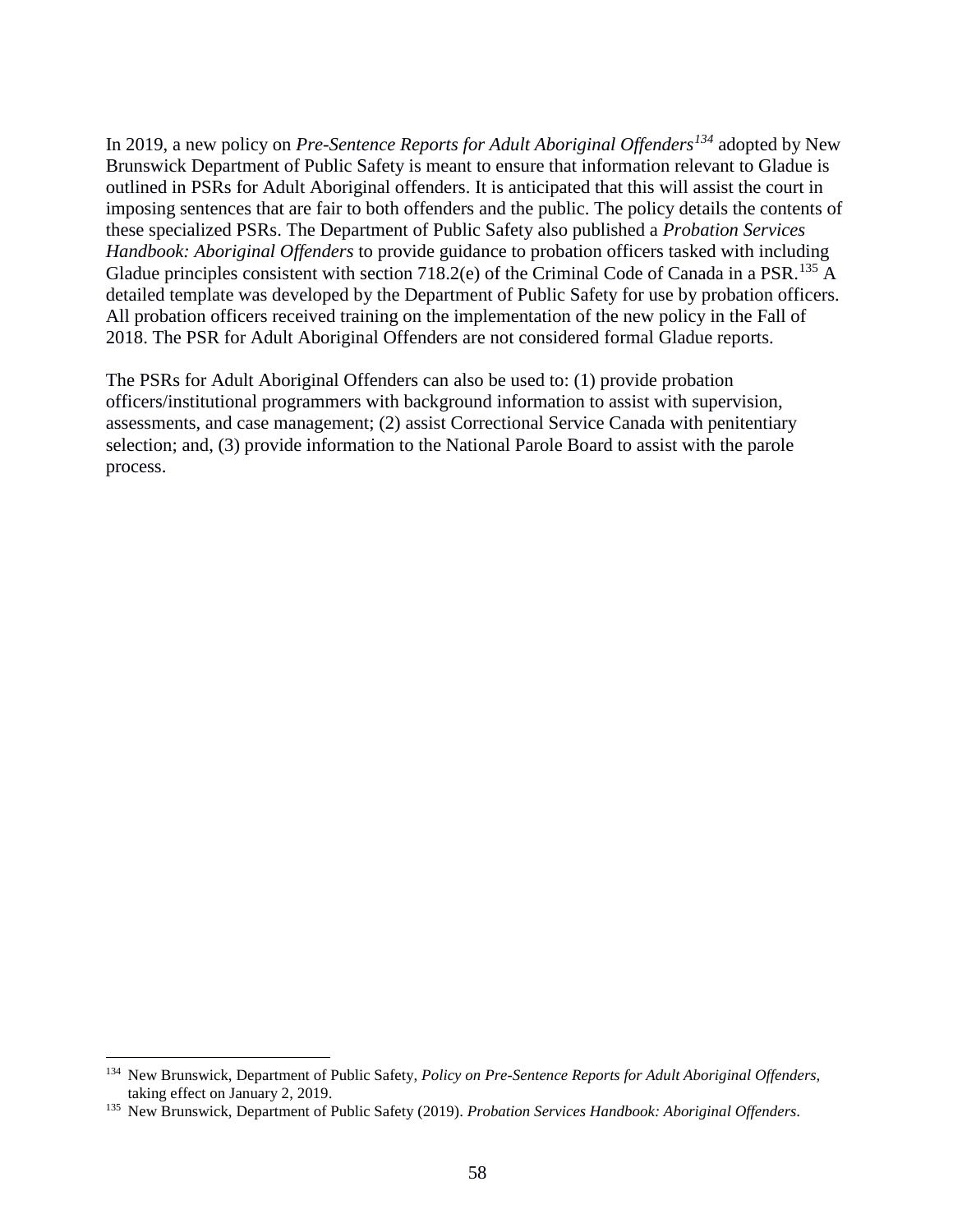In 2019, a new policy on *Pre-Sentence Reports for Adult Aboriginal Offenders*[134] adopted by New Brunswick Department of Public Safety is meant to ensure that information relevant to Gladue is outlined in PSRs for Adult Aboriginal offenders. It is anticipated that this will assist the court in imposing sentences that are fair to both offenders and the public. The policy details the contents of these specialized PSRs. The Department of Public Safety also published a *Probation Services Handbook: Aboriginal Offenders* to provide guidance to probation officers tasked with including Gladue principles consistent with section 718.2(e) of the Criminal Code of Canada in a PSR.[135] A detailed template was developed by the Department of Public Safety for use by probation officers. All probation officers received training on the implementation of the new policy in the Fall of 2018. The PSR for Adult Aboriginal Offenders are not considered formal Gladue reports.

The PSRs for Adult Aboriginal Offenders can also be used to: (1) provide probation officers/institutional programmers with background information to assist with supervision, assessments, and case management; (2) assist Correctional Service Canada with penitentiary selection; and, (3) provide information to the National Parole Board to assist with the parole process.

---

[134] New Brunswick, Department of Public Safety, *Policy on Pre-Sentence Reports for Adult Aboriginal Offenders*, taking effect on January 2, 2019.

[135] New Brunswick, Department of Public Safety (2019). *Probation Services Handbook: Aboriginal Offenders*.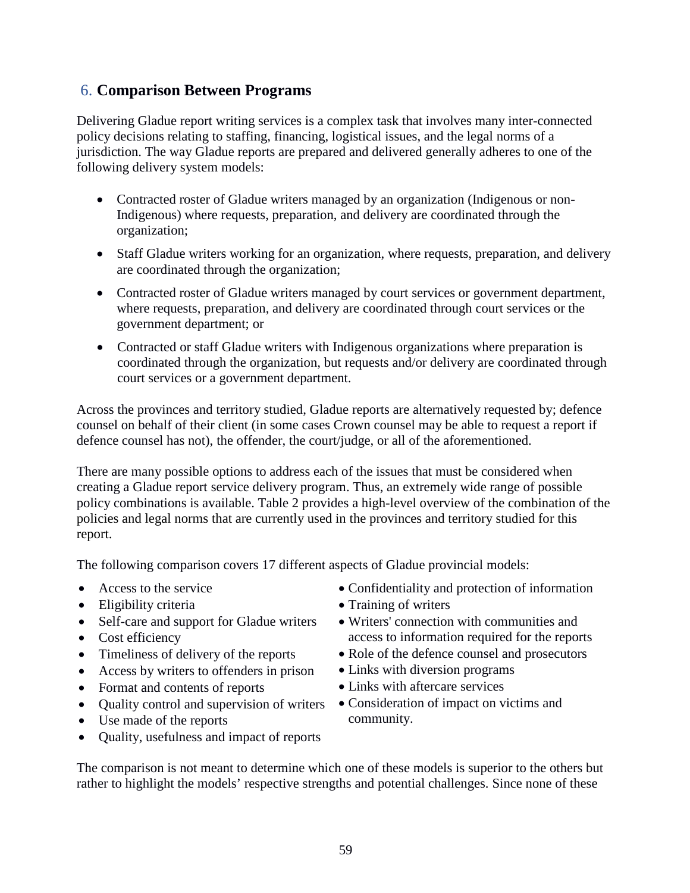## 6. Comparison Between Programs

Delivering Gladue report writing services is a complex task that involves many inter-connected policy decisions relating to staffing, financing, logistical issues, and the legal norms of a jurisdiction. The way Gladue reports are prepared and delivered generally adheres to one of the following delivery system models:

- Contracted roster of Gladue writers managed by an organization (Indigenous or non-Indigenous) where requests, preparation, and delivery are coordinated through the organization;
- Staff Gladue writers working for an organization, where requests, preparation, and delivery are coordinated through the organization;
- Contracted roster of Gladue writers managed by court services or government department, where requests, preparation, and delivery are coordinated through court services or the government department; or
- Contracted or staff Gladue writers with Indigenous organizations where preparation is coordinated through the organization, but requests and/or delivery are coordinated through court services or a government department.

Across the provinces and territory studied, Gladue reports are alternatively requested by; defence counsel on behalf of their client (in some cases Crown counsel may be able to request a report if defence counsel has not), the offender, the court/judge, or all of the aforementioned.

There are many possible options to address each of the issues that must be considered when creating a Gladue report service delivery program. Thus, an extremely wide range of possible policy combinations is available. Table 2 provides a high-level overview of the combination of the policies and legal norms that are currently used in the provinces and territory studied for this report.

The following comparison covers 17 different aspects of Gladue provincial models:

- Access to the service
- Eligibility criteria
- Self-care and support for Gladue writers
- Cost efficiency
- Timeliness of delivery of the reports
- Access by writers to offenders in prison
- Format and contents of reports
- Quality control and supervision of writers
- Use made of the reports
- Quality, usefulness and impact of reports
- Confidentiality and protection of information
- Training of writers
- Writers' connection with communities and access to information required for the reports
- Role of the defence counsel and prosecutors
- Links with diversion programs
- Links with aftercare services
- Consideration of impact on victims and community.

The comparison is not meant to determine which one of these models is superior to the others but rather to highlight the models' respective strengths and potential challenges. Since none of these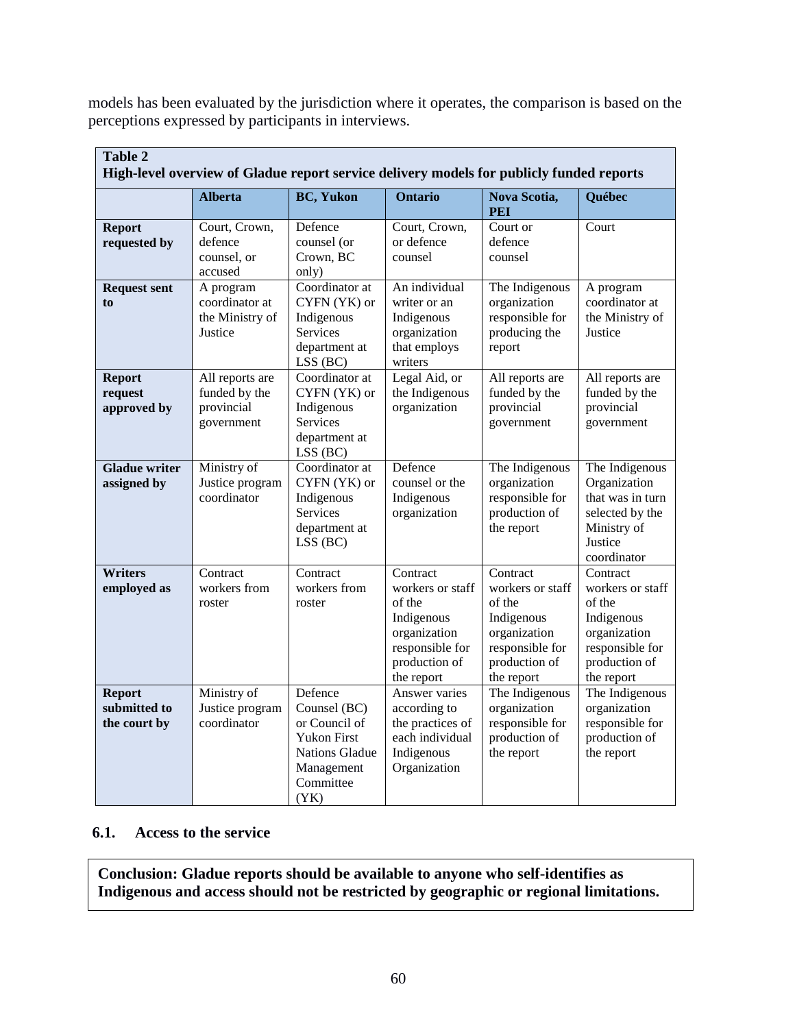models has been evaluated by the jurisdiction where it operates, the comparison is based on the perceptions expressed by participants in interviews.

**Table 2**
**High-level overview of Gladue report service delivery models for publicly funded reports**

| | Alberta | BC, Yukon | Ontario | Nova Scotia, PEI | Québec |
|---|---|---|---|---|---|
| **Report requested by** | Court, Crown, defence counsel, or accused | Defence counsel (or Crown, BC only) | Court, Crown, or defence counsel | Court or defence counsel | Court |
| **Request sent to** | A program coordinator at the Ministry of Justice | Coordinator at CYFN (YK) or Indigenous Services department at LSS (BC) | An individual writer or an Indigenous organization that employs writers | The Indigenous organization responsible for producing the report | A program coordinator at the Ministry of Justice |
| **Report request approved by** | All reports are funded by the provincial government | Coordinator at CYFN (YK) or Indigenous Services department at LSS (BC) | Legal Aid, or the Indigenous organization | All reports are funded by the provincial government | All reports are funded by the provincial government |
| **Gladue writer assigned by** | Ministry of Justice program coordinator | Coordinator at CYFN (YK) or Indigenous Services department at LSS (BC) | Defence counsel or the Indigenous organization | The Indigenous organization responsible for production of the report | The Indigenous Organization that was in turn selected by the Ministry of Justice coordinator |
| **Writers employed as** | Contract workers from roster | Contract workers from roster | Contract workers or staff of the Indigenous organization responsible for production of the report | Contract workers or staff of the Indigenous organization responsible for production of the report | Contract workers or staff of the Indigenous organization responsible for production of the report |
| **Report submitted to the court by** | Ministry of Justice program coordinator | Defence Counsel (BC) or Council of Yukon First Nations Gladue Management Committee (YK) | Answer varies according to the practices of each individual Indigenous Organization | The Indigenous organization responsible for production of the report | The Indigenous organization responsible for production of the report |

### 6.1. Access to the service

**Conclusion: Gladue reports should be available to anyone who self-identifies as Indigenous and access should not be restricted by geographic or regional limitations.**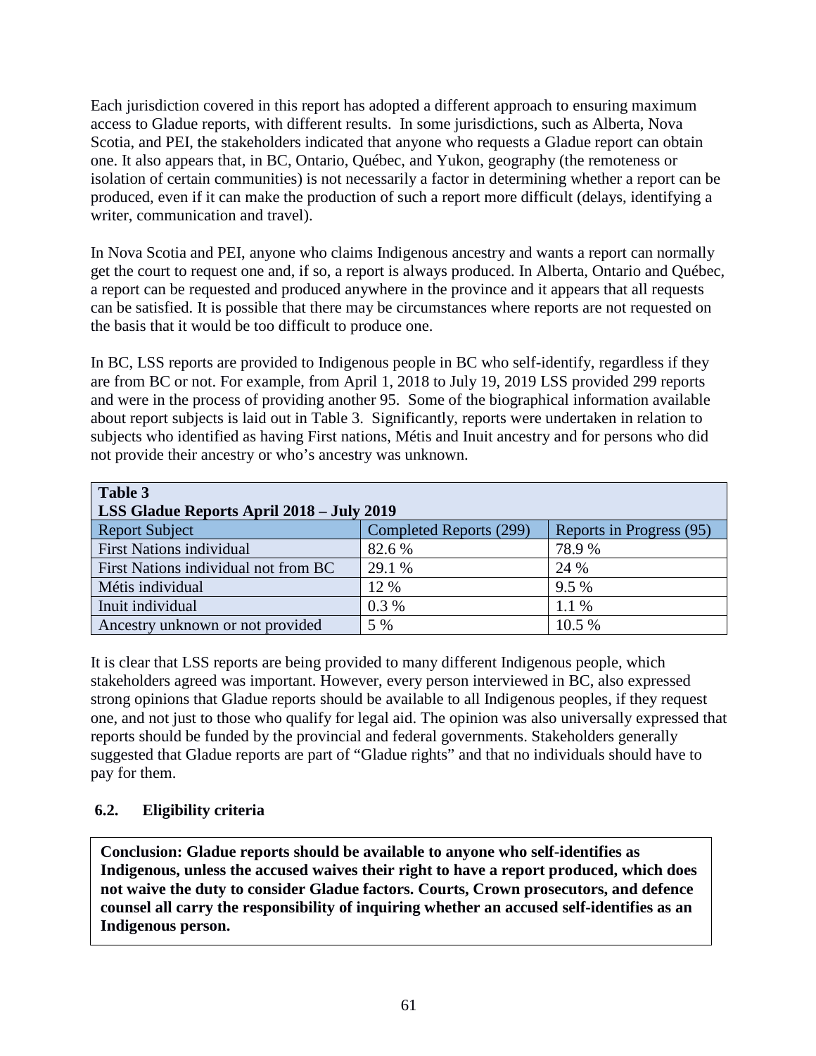Each jurisdiction covered in this report has adopted a different approach to ensuring maximum access to Gladue reports, with different results. In some jurisdictions, such as Alberta, Nova Scotia, and PEI, the stakeholders indicated that anyone who requests a Gladue report can obtain one. It also appears that, in BC, Ontario, Québec, and Yukon, geography (the remoteness or isolation of certain communities) is not necessarily a factor in determining whether a report can be produced, even if it can make the production of such a report more difficult (delays, identifying a writer, communication and travel).

In Nova Scotia and PEI, anyone who claims Indigenous ancestry and wants a report can normally get the court to request one and, if so, a report is always produced. In Alberta, Ontario and Québec, a report can be requested and produced anywhere in the province and it appears that all requests can be satisfied. It is possible that there may be circumstances where reports are not requested on the basis that it would be too difficult to produce one.

In BC, LSS reports are provided to Indigenous people in BC who self-identify, regardless if they are from BC or not. For example, from April 1, 2018 to July 19, 2019 LSS provided 299 reports and were in the process of providing another 95. Some of the biographical information available about report subjects is laid out in Table 3. Significantly, reports were undertaken in relation to subjects who identified as having First nations, Métis and Inuit ancestry and for persons who did not provide their ancestry or who's ancestry was unknown.

**Table 3**
**LSS Gladue Reports April 2018 – July 2019**

| Report Subject | Completed Reports (299) | Reports in Progress (95) |
|---|---|---|
| First Nations individual | 82.6 % | 78.9 % |
| First Nations individual not from BC | 29.1 % | 24 % |
| Métis individual | 12 % | 9.5 % |
| Inuit individual | 0.3 % | 1.1 % |
| Ancestry unknown or not provided | 5 % | 10.5 % |

It is clear that LSS reports are being provided to many different Indigenous people, which stakeholders agreed was important. However, every person interviewed in BC, also expressed strong opinions that Gladue reports should be available to all Indigenous peoples, if they request one, and not just to those who qualify for legal aid. The opinion was also universally expressed that reports should be funded by the provincial and federal governments. Stakeholders generally suggested that Gladue reports are part of "Gladue rights" and that no individuals should have to pay for them.

### 6.2. Eligibility criteria

**Conclusion: Gladue reports should be available to anyone who self-identifies as Indigenous, unless the accused waives their right to have a report produced, which does not waive the duty to consider Gladue factors. Courts, Crown prosecutors, and defence counsel all carry the responsibility of inquiring whether an accused self-identifies as an Indigenous person.**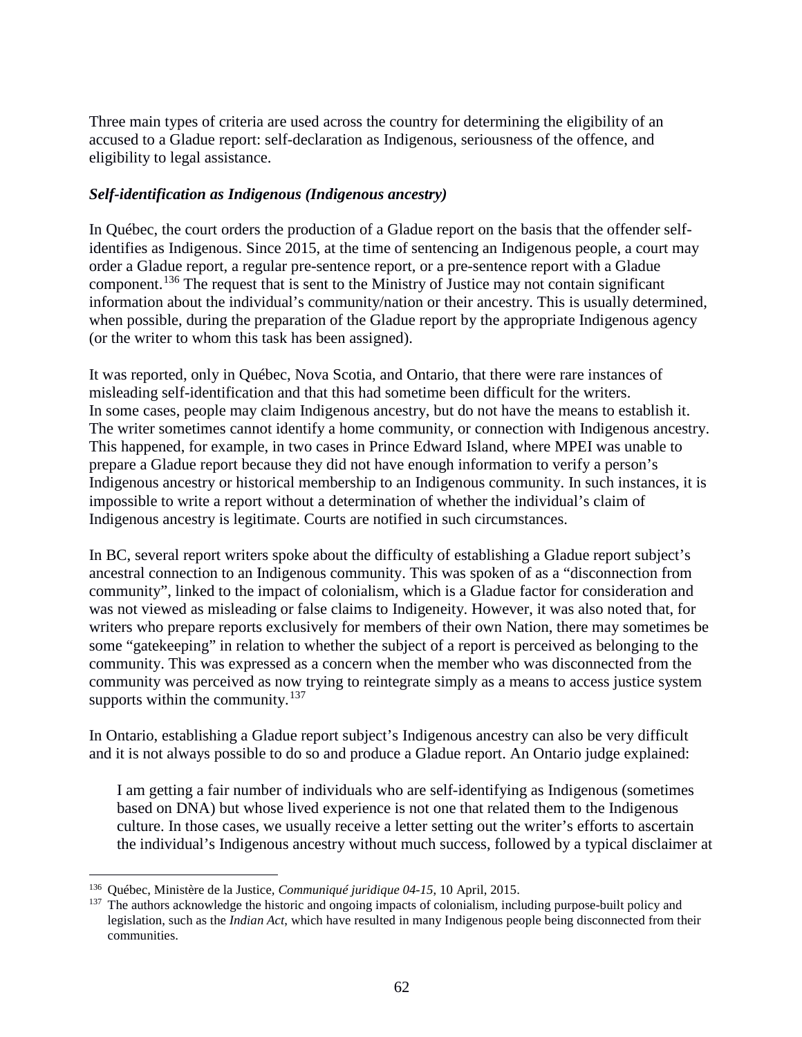Three main types of criteria are used across the country for determining the eligibility of an accused to a Gladue report: self-declaration as Indigenous, seriousness of the offence, and eligibility to legal assistance.

***Self-identification as Indigenous (Indigenous ancestry)***

In Québec, the court orders the production of a Gladue report on the basis that the offender self-identifies as Indigenous. Since 2015, at the time of sentencing an Indigenous people, a court may order a Gladue report, a regular pre-sentence report, or a pre-sentence report with a Gladue component.[136] The request that is sent to the Ministry of Justice may not contain significant information about the individual's community/nation or their ancestry. This is usually determined, when possible, during the preparation of the Gladue report by the appropriate Indigenous agency (or the writer to whom this task has been assigned).

It was reported, only in Québec, Nova Scotia, and Ontario, that there were rare instances of misleading self-identification and that this had sometime been difficult for the writers. In some cases, people may claim Indigenous ancestry, but do not have the means to establish it. The writer sometimes cannot identify a home community, or connection with Indigenous ancestry. This happened, for example, in two cases in Prince Edward Island, where MPEI was unable to prepare a Gladue report because they did not have enough information to verify a person's Indigenous ancestry or historical membership to an Indigenous community. In such instances, it is impossible to write a report without a determination of whether the individual's claim of Indigenous ancestry is legitimate. Courts are notified in such circumstances.

In BC, several report writers spoke about the difficulty of establishing a Gladue report subject's ancestral connection to an Indigenous community. This was spoken of as a "disconnection from community", linked to the impact of colonialism, which is a Gladue factor for consideration and was not viewed as misleading or false claims to Indigeneity. However, it was also noted that, for writers who prepare reports exclusively for members of their own Nation, there may sometimes be some "gatekeeping" in relation to whether the subject of a report is perceived as belonging to the community. This was expressed as a concern when the member who was disconnected from the community was perceived as now trying to reintegrate simply as a means to access justice system supports within the community.[137]

In Ontario, establishing a Gladue report subject's Indigenous ancestry can also be very difficult and it is not always possible to do so and produce a Gladue report. An Ontario judge explained:

> I am getting a fair number of individuals who are self-identifying as Indigenous (sometimes based on DNA) but whose lived experience is not one that related them to the Indigenous culture. In those cases, we usually receive a letter setting out the writer's efforts to ascertain the individual's Indigenous ancestry without much success, followed by a typical disclaimer at

---

[136] Québec, Ministère de la Justice, *Communiqué juridique 04-15*, 10 April, 2015.

[137] The authors acknowledge the historic and ongoing impacts of colonialism, including purpose-built policy and legislation, such as the *Indian Act*, which have resulted in many Indigenous people being disconnected from their communities.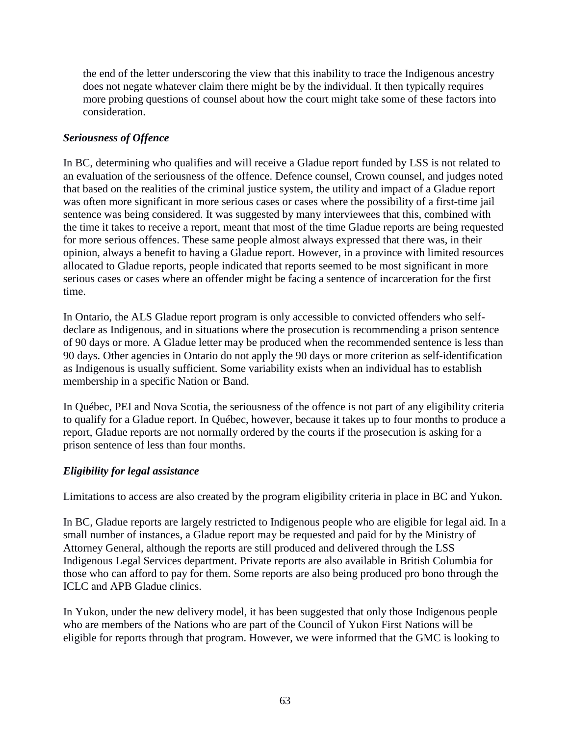the end of the letter underscoring the view that this inability to trace the Indigenous ancestry does not negate whatever claim there might be by the individual. It then typically requires more probing questions of counsel about how the court might take some of these factors into consideration.

***Seriousness of Offence***

In BC, determining who qualifies and will receive a Gladue report funded by LSS is not related to an evaluation of the seriousness of the offence. Defence counsel, Crown counsel, and judges noted that based on the realities of the criminal justice system, the utility and impact of a Gladue report was often more significant in more serious cases or cases where the possibility of a first-time jail sentence was being considered. It was suggested by many interviewees that this, combined with the time it takes to receive a report, meant that most of the time Gladue reports are being requested for more serious offences. These same people almost always expressed that there was, in their opinion, always a benefit to having a Gladue report. However, in a province with limited resources allocated to Gladue reports, people indicated that reports seemed to be most significant in more serious cases or cases where an offender might be facing a sentence of incarceration for the first time.

In Ontario, the ALS Gladue report program is only accessible to convicted offenders who self-declare as Indigenous, and in situations where the prosecution is recommending a prison sentence of 90 days or more. A Gladue letter may be produced when the recommended sentence is less than 90 days. Other agencies in Ontario do not apply the 90 days or more criterion as self-identification as Indigenous is usually sufficient. Some variability exists when an individual has to establish membership in a specific Nation or Band.

In Québec, PEI and Nova Scotia, the seriousness of the offence is not part of any eligibility criteria to qualify for a Gladue report. In Québec, however, because it takes up to four months to produce a report, Gladue reports are not normally ordered by the courts if the prosecution is asking for a prison sentence of less than four months.

***Eligibility for legal assistance***

Limitations to access are also created by the program eligibility criteria in place in BC and Yukon.

In BC, Gladue reports are largely restricted to Indigenous people who are eligible for legal aid. In a small number of instances, a Gladue report may be requested and paid for by the Ministry of Attorney General, although the reports are still produced and delivered through the LSS Indigenous Legal Services department. Private reports are also available in British Columbia for those who can afford to pay for them. Some reports are also being produced pro bono through the ICLC and APB Gladue clinics.

In Yukon, under the new delivery model, it has been suggested that only those Indigenous people who are members of the Nations who are part of the Council of Yukon First Nations will be eligible for reports through that program. However, we were informed that the GMC is looking to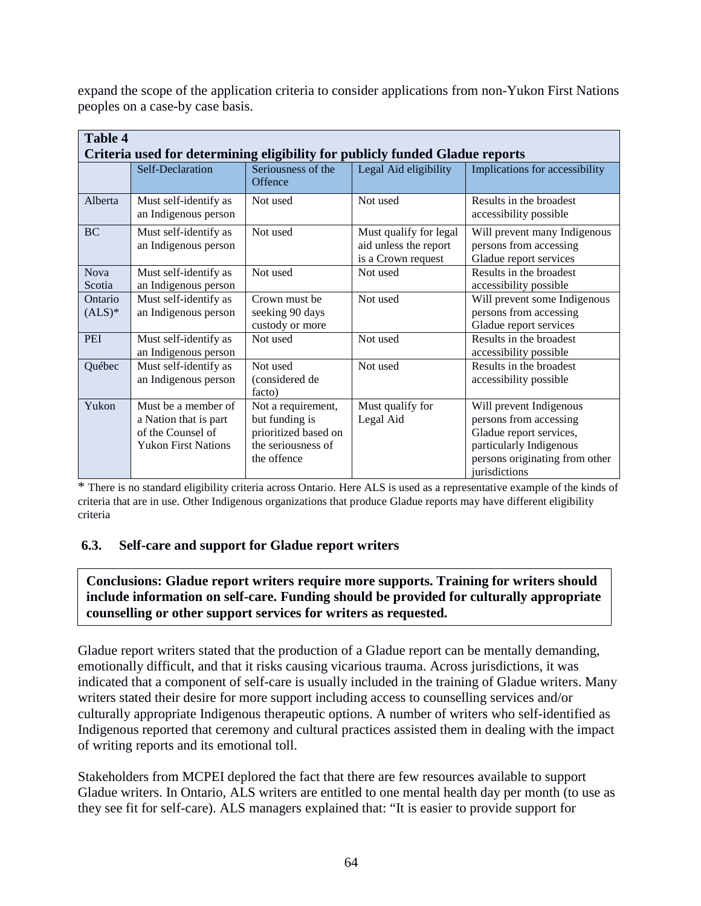expand the scope of the application criteria to consider applications from non-Yukon First Nations peoples on a case-by case basis.

**Table 4**
**Criteria used for determining eligibility for publicly funded Gladue reports**

| | Self-Declaration | Seriousness of the Offence | Legal Aid eligibility | Implications for accessibility |
|---|---|---|---|---|
| Alberta | Must self-identify as an Indigenous person | Not used | Not used | Results in the broadest accessibility possible |
| BC | Must self-identify as an Indigenous person | Not used | Must qualify for legal aid unless the report is a Crown request | Will prevent many Indigenous persons from accessing Gladue report services |
| Nova Scotia | Must self-identify as an Indigenous person | Not used | Not used | Results in the broadest accessibility possible |
| Ontario (ALS)* | Must self-identify as an Indigenous person | Crown must be seeking 90 days custody or more | Not used | Will prevent some Indigenous persons from accessing Gladue report services |
| PEI | Must self-identify as an Indigenous person | Not used | Not used | Results in the broadest accessibility possible |
| Québec | Must self-identify as an Indigenous person | Not used (considered de facto) | Not used | Results in the broadest accessibility possible |
| Yukon | Must be a member of a Nation that is part of the Counsel of Yukon First Nations | Not a requirement, but funding is prioritized based on the seriousness of the offence | Must qualify for Legal Aid | Will prevent Indigenous persons from accessing Gladue report services, particularly Indigenous persons originating from other jurisdictions |

\* There is no standard eligibility criteria across Ontario. Here ALS is used as a representative example of the kinds of criteria that are in use. Other Indigenous organizations that produce Gladue reports may have different eligibility criteria

### 6.3. Self-care and support for Gladue report writers

**Conclusions: Gladue report writers require more supports. Training for writers should include information on self-care. Funding should be provided for culturally appropriate counselling or other support services for writers as requested.**

Gladue report writers stated that the production of a Gladue report can be mentally demanding, emotionally difficult, and that it risks causing vicarious trauma. Across jurisdictions, it was indicated that a component of self-care is usually included in the training of Gladue writers. Many writers stated their desire for more support including access to counselling services and/or culturally appropriate Indigenous therapeutic options. A number of writers who self-identified as Indigenous reported that ceremony and cultural practices assisted them in dealing with the impact of writing reports and its emotional toll.

Stakeholders from MCPEI deplored the fact that there are few resources available to support Gladue writers. In Ontario, ALS writers are entitled to one mental health day per month (to use as they see fit for self-care). ALS managers explained that: "It is easier to provide support for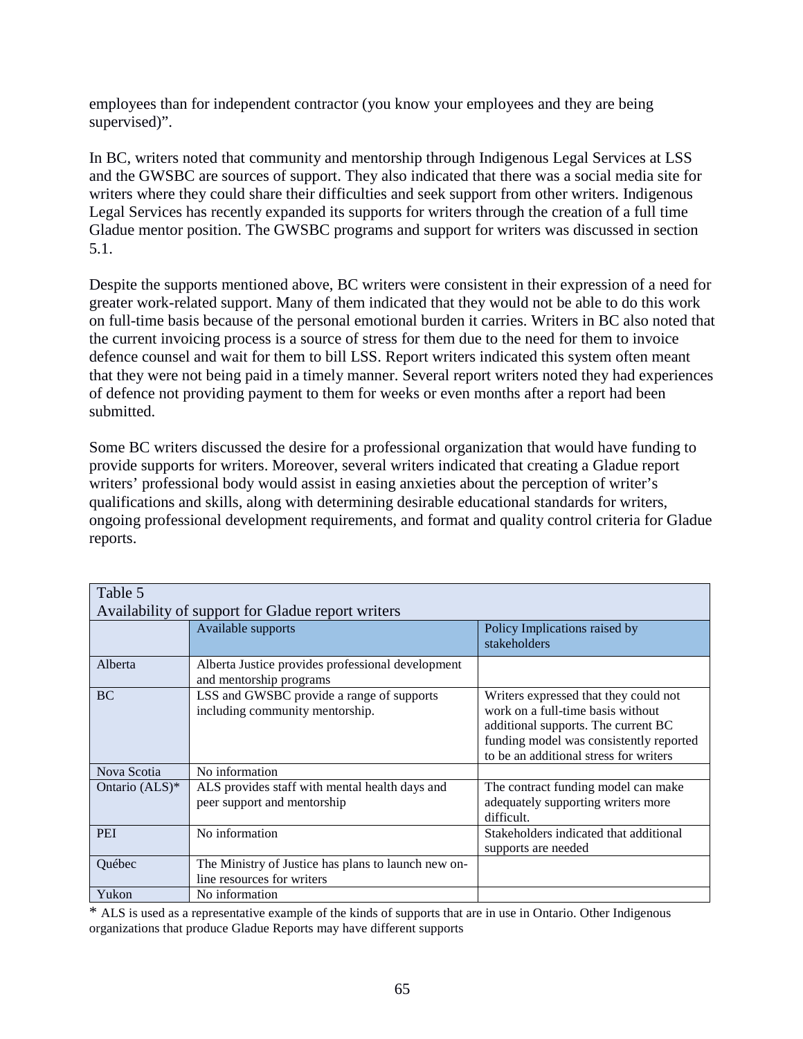employees than for independent contractor (you know your employees and they are being supervised)".

In BC, writers noted that community and mentorship through Indigenous Legal Services at LSS and the GWSBC are sources of support. They also indicated that there was a social media site for writers where they could share their difficulties and seek support from other writers. Indigenous Legal Services has recently expanded its supports for writers through the creation of a full time Gladue mentor position. The GWSBC programs and support for writers was discussed in section 5.1.

Despite the supports mentioned above, BC writers were consistent in their expression of a need for greater work-related support. Many of them indicated that they would not be able to do this work on full-time basis because of the personal emotional burden it carries. Writers in BC also noted that the current invoicing process is a source of stress for them due to the need for them to invoice defence counsel and wait for them to bill LSS. Report writers indicated this system often meant that they were not being paid in a timely manner. Several report writers noted they had experiences of defence not providing payment to them for weeks or even months after a report had been submitted.

Some BC writers discussed the desire for a professional organization that would have funding to provide supports for writers. Moreover, several writers indicated that creating a Gladue report writers' professional body would assist in easing anxieties about the perception of writer's qualifications and skills, along with determining desirable educational standards for writers, ongoing professional development requirements, and format and quality control criteria for Gladue reports.

Table 5
Availability of support for Gladue report writers

| | Available supports | Policy Implications raised by stakeholders |
|---|---|---|
| Alberta | Alberta Justice provides professional development and mentorship programs | |
| BC | LSS and GWSBC provide a range of supports including community mentorship. | Writers expressed that they could not work on a full-time basis without additional supports. The current BC funding model was consistently reported to be an additional stress for writers |
| Nova Scotia | No information | |
| Ontario (ALS)* | ALS provides staff with mental health days and peer support and mentorship | The contract funding model can make adequately supporting writers more difficult. |
| PEI | No information | Stakeholders indicated that additional supports are needed |
| Québec | The Ministry of Justice has plans to launch new on-line resources for writers | |
| Yukon | No information | |

* ALS is used as a representative example of the kinds of supports that are in use in Ontario. Other Indigenous organizations that produce Gladue Reports may have different supports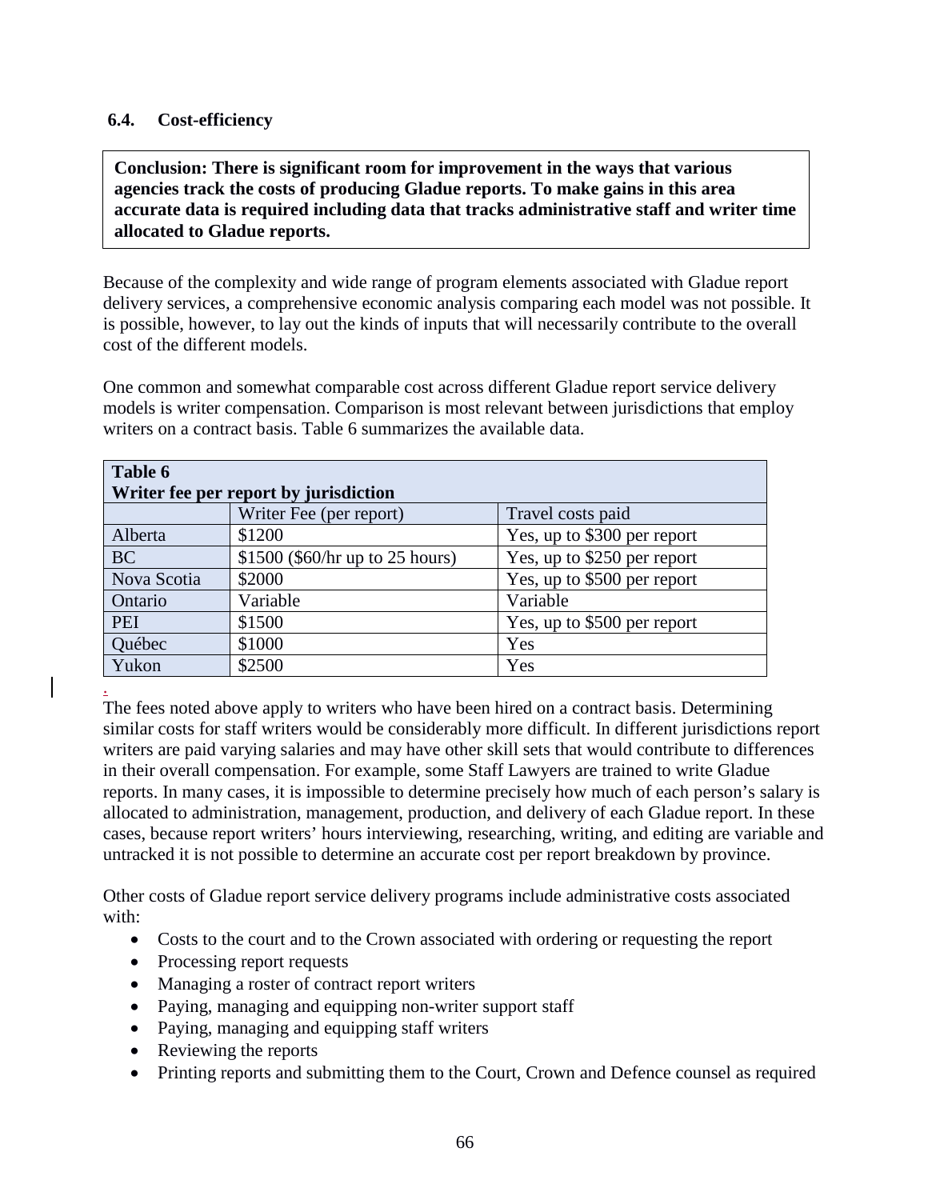### 6.4. Cost-efficiency

**Conclusion: There is significant room for improvement in the ways that various agencies track the costs of producing Gladue reports. To make gains in this area accurate data is required including data that tracks administrative staff and writer time allocated to Gladue reports.**

Because of the complexity and wide range of program elements associated with Gladue report delivery services, a comprehensive economic analysis comparing each model was not possible. It is possible, however, to lay out the kinds of inputs that will necessarily contribute to the overall cost of the different models.

One common and somewhat comparable cost across different Gladue report service delivery models is writer compensation. Comparison is most relevant between jurisdictions that employ writers on a contract basis. Table 6 summarizes the available data.

**Table 6**
**Writer fee per report by jurisdiction**

| | Writer Fee (per report) | Travel costs paid |
|---|---|---|
| Alberta | $1200 | Yes, up to $300 per report |
| BC | $1500 ($60/hr up to 25 hours) | Yes, up to $250 per report |
| Nova Scotia | $2000 | Yes, up to $500 per report |
| Ontario | Variable | Variable |
| PEI | $1500 | Yes, up to $500 per report |
| Québec | $1000 | Yes |
| Yukon | $2500 | Yes |

The fees noted above apply to writers who have been hired on a contract basis. Determining similar costs for staff writers would be considerably more difficult. In different jurisdictions report writers are paid varying salaries and may have other skill sets that would contribute to differences in their overall compensation. For example, some Staff Lawyers are trained to write Gladue reports. In many cases, it is impossible to determine precisely how much of each person's salary is allocated to administration, management, production, and delivery of each Gladue report. In these cases, because report writers' hours interviewing, researching, writing, and editing are variable and untracked it is not possible to determine an accurate cost per report breakdown by province.

Other costs of Gladue report service delivery programs include administrative costs associated with:

- Costs to the court and to the Crown associated with ordering or requesting the report
- Processing report requests
- Managing a roster of contract report writers
- Paying, managing and equipping non-writer support staff
- Paying, managing and equipping staff writers
- Reviewing the reports
- Printing reports and submitting them to the Court, Crown and Defence counsel as required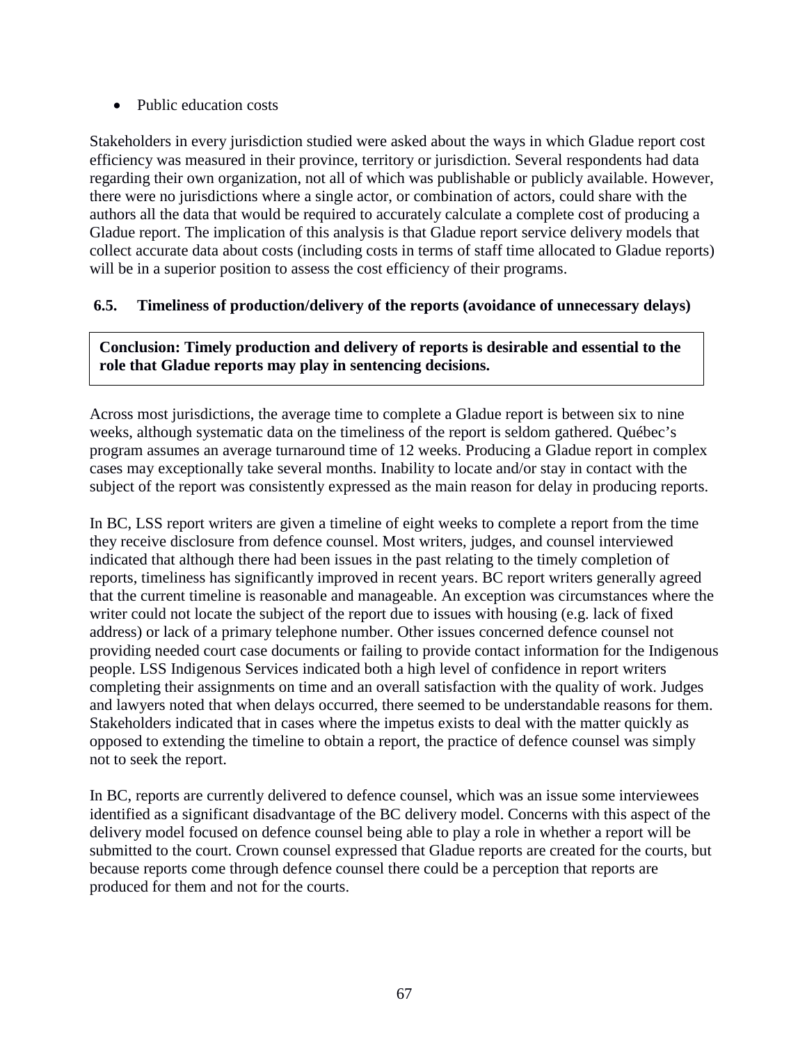- Public education costs

Stakeholders in every jurisdiction studied were asked about the ways in which Gladue report cost efficiency was measured in their province, territory or jurisdiction. Several respondents had data regarding their own organization, not all of which was publishable or publicly available. However, there were no jurisdictions where a single actor, or combination of actors, could share with the authors all the data that would be required to accurately calculate a complete cost of producing a Gladue report. The implication of this analysis is that Gladue report service delivery models that collect accurate data about costs (including costs in terms of staff time allocated to Gladue reports) will be in a superior position to assess the cost efficiency of their programs.

### 6.5. Timeliness of production/delivery of the reports (avoidance of unnecessary delays)

**Conclusion: Timely production and delivery of reports is desirable and essential to the role that Gladue reports may play in sentencing decisions.**

Across most jurisdictions, the average time to complete a Gladue report is between six to nine weeks, although systematic data on the timeliness of the report is seldom gathered. Québec's program assumes an average turnaround time of 12 weeks. Producing a Gladue report in complex cases may exceptionally take several months. Inability to locate and/or stay in contact with the subject of the report was consistently expressed as the main reason for delay in producing reports.

In BC, LSS report writers are given a timeline of eight weeks to complete a report from the time they receive disclosure from defence counsel. Most writers, judges, and counsel interviewed indicated that although there had been issues in the past relating to the timely completion of reports, timeliness has significantly improved in recent years. BC report writers generally agreed that the current timeline is reasonable and manageable. An exception was circumstances where the writer could not locate the subject of the report due to issues with housing (e.g. lack of fixed address) or lack of a primary telephone number. Other issues concerned defence counsel not providing needed court case documents or failing to provide contact information for the Indigenous people. LSS Indigenous Services indicated both a high level of confidence in report writers completing their assignments on time and an overall satisfaction with the quality of work. Judges and lawyers noted that when delays occurred, there seemed to be understandable reasons for them. Stakeholders indicated that in cases where the impetus exists to deal with the matter quickly as opposed to extending the timeline to obtain a report, the practice of defence counsel was simply not to seek the report.

In BC, reports are currently delivered to defence counsel, which was an issue some interviewees identified as a significant disadvantage of the BC delivery model. Concerns with this aspect of the delivery model focused on defence counsel being able to play a role in whether a report will be submitted to the court. Crown counsel expressed that Gladue reports are created for the courts, but because reports come through defence counsel there could be a perception that reports are produced for them and not for the courts.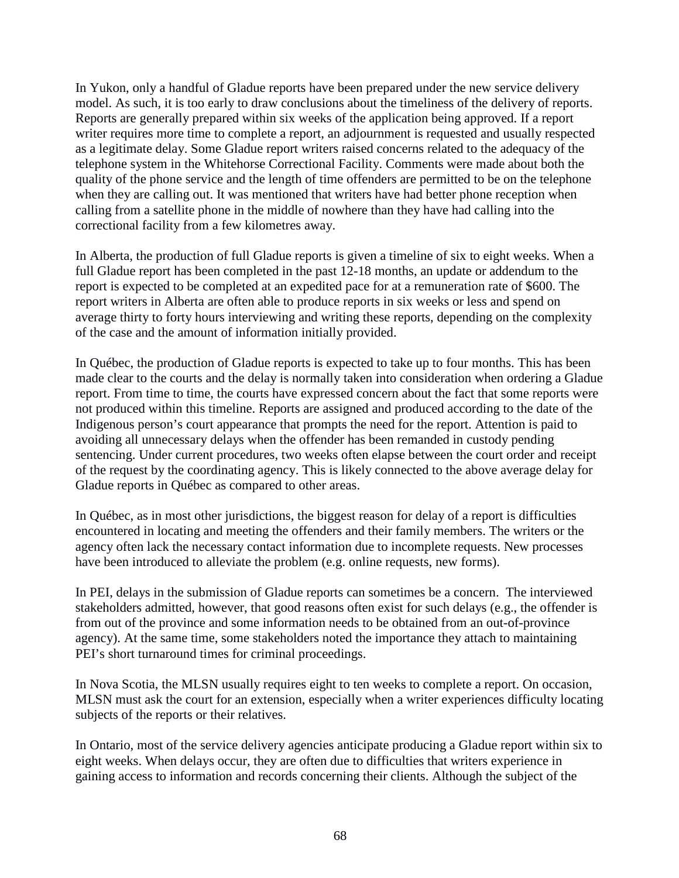In Yukon, only a handful of Gladue reports have been prepared under the new service delivery model. As such, it is too early to draw conclusions about the timeliness of the delivery of reports. Reports are generally prepared within six weeks of the application being approved. If a report writer requires more time to complete a report, an adjournment is requested and usually respected as a legitimate delay. Some Gladue report writers raised concerns related to the adequacy of the telephone system in the Whitehorse Correctional Facility. Comments were made about both the quality of the phone service and the length of time offenders are permitted to be on the telephone when they are calling out. It was mentioned that writers have had better phone reception when calling from a satellite phone in the middle of nowhere than they have had calling into the correctional facility from a few kilometres away.

In Alberta, the production of full Gladue reports is given a timeline of six to eight weeks. When a full Gladue report has been completed in the past 12-18 months, an update or addendum to the report is expected to be completed at an expedited pace for at a remuneration rate of $600. The report writers in Alberta are often able to produce reports in six weeks or less and spend on average thirty to forty hours interviewing and writing these reports, depending on the complexity of the case and the amount of information initially provided.

In Québec, the production of Gladue reports is expected to take up to four months. This has been made clear to the courts and the delay is normally taken into consideration when ordering a Gladue report. From time to time, the courts have expressed concern about the fact that some reports were not produced within this timeline. Reports are assigned and produced according to the date of the Indigenous person's court appearance that prompts the need for the report. Attention is paid to avoiding all unnecessary delays when the offender has been remanded in custody pending sentencing. Under current procedures, two weeks often elapse between the court order and receipt of the request by the coordinating agency. This is likely connected to the above average delay for Gladue reports in Québec as compared to other areas.

In Québec, as in most other jurisdictions, the biggest reason for delay of a report is difficulties encountered in locating and meeting the offenders and their family members. The writers or the agency often lack the necessary contact information due to incomplete requests. New processes have been introduced to alleviate the problem (e.g. online requests, new forms).

In PEI, delays in the submission of Gladue reports can sometimes be a concern. The interviewed stakeholders admitted, however, that good reasons often exist for such delays (e.g., the offender is from out of the province and some information needs to be obtained from an out-of-province agency). At the same time, some stakeholders noted the importance they attach to maintaining PEI's short turnaround times for criminal proceedings.

In Nova Scotia, the MLSN usually requires eight to ten weeks to complete a report. On occasion, MLSN must ask the court for an extension, especially when a writer experiences difficulty locating subjects of the reports or their relatives.

In Ontario, most of the service delivery agencies anticipate producing a Gladue report within six to eight weeks. When delays occur, they are often due to difficulties that writers experience in gaining access to information and records concerning their clients. Although the subject of the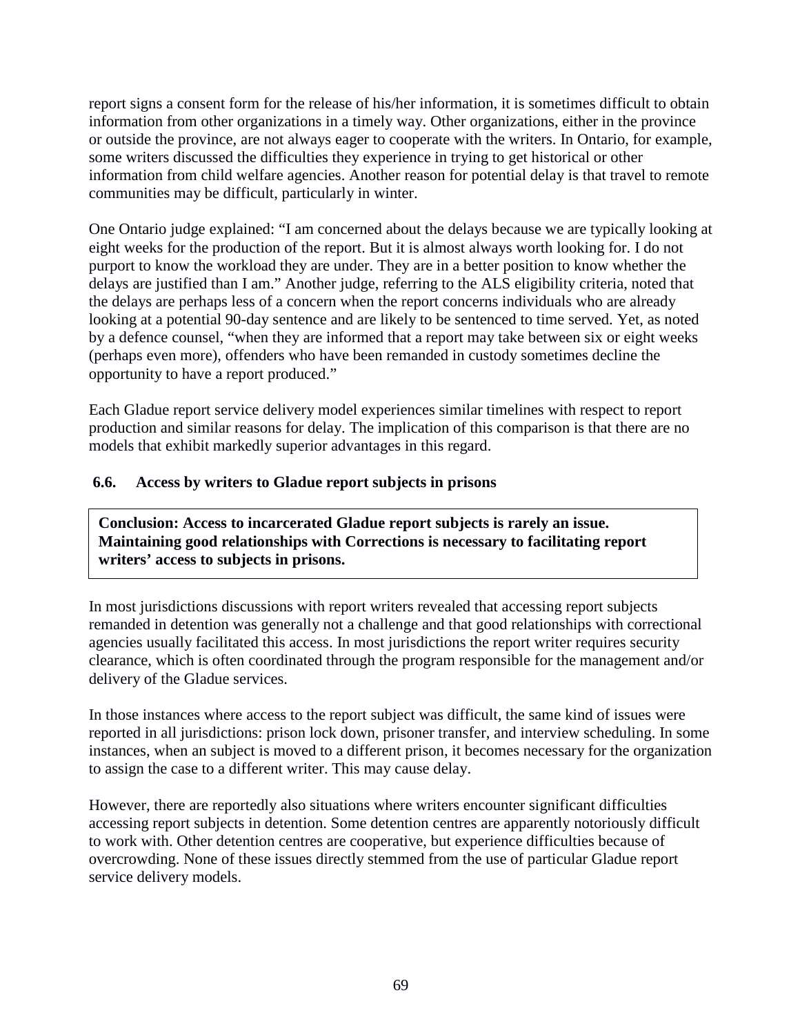report signs a consent form for the release of his/her information, it is sometimes difficult to obtain information from other organizations in a timely way. Other organizations, either in the province or outside the province, are not always eager to cooperate with the writers. In Ontario, for example, some writers discussed the difficulties they experience in trying to get historical or other information from child welfare agencies. Another reason for potential delay is that travel to remote communities may be difficult, particularly in winter.

One Ontario judge explained: "I am concerned about the delays because we are typically looking at eight weeks for the production of the report. But it is almost always worth looking for. I do not purport to know the workload they are under. They are in a better position to know whether the delays are justified than I am." Another judge, referring to the ALS eligibility criteria, noted that the delays are perhaps less of a concern when the report concerns individuals who are already looking at a potential 90-day sentence and are likely to be sentenced to time served. Yet, as noted by a defence counsel, "when they are informed that a report may take between six or eight weeks (perhaps even more), offenders who have been remanded in custody sometimes decline the opportunity to have a report produced."

Each Gladue report service delivery model experiences similar timelines with respect to report production and similar reasons for delay. The implication of this comparison is that there are no models that exhibit markedly superior advantages in this regard.

### 6.6. Access by writers to Gladue report subjects in prisons

**Conclusion: Access to incarcerated Gladue report subjects is rarely an issue. Maintaining good relationships with Corrections is necessary to facilitating report writers' access to subjects in prisons.**

In most jurisdictions discussions with report writers revealed that accessing report subjects remanded in detention was generally not a challenge and that good relationships with correctional agencies usually facilitated this access. In most jurisdictions the report writer requires security clearance, which is often coordinated through the program responsible for the management and/or delivery of the Gladue services.

In those instances where access to the report subject was difficult, the same kind of issues were reported in all jurisdictions: prison lock down, prisoner transfer, and interview scheduling. In some instances, when an subject is moved to a different prison, it becomes necessary for the organization to assign the case to a different writer. This may cause delay.

However, there are reportedly also situations where writers encounter significant difficulties accessing report subjects in detention. Some detention centres are apparently notoriously difficult to work with. Other detention centres are cooperative, but experience difficulties because of overcrowding. None of these issues directly stemmed from the use of particular Gladue report service delivery models.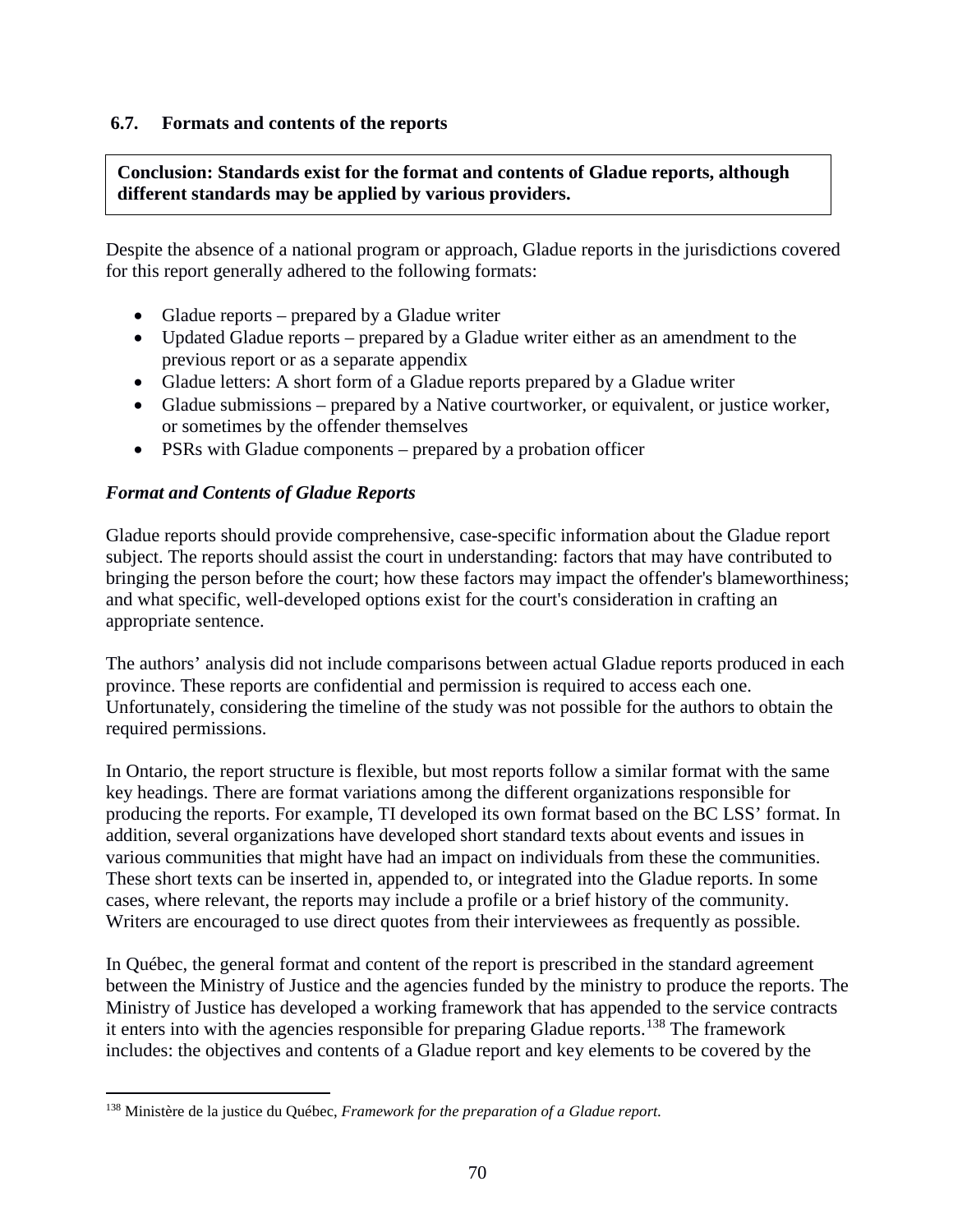### 6.7. Formats and contents of the reports

**Conclusion: Standards exist for the format and contents of Gladue reports, although different standards may be applied by various providers.**

Despite the absence of a national program or approach, Gladue reports in the jurisdictions covered for this report generally adhered to the following formats:

- Gladue reports – prepared by a Gladue writer
- Updated Gladue reports – prepared by a Gladue writer either as an amendment to the previous report or as a separate appendix
- Gladue letters: A short form of a Gladue reports prepared by a Gladue writer
- Gladue submissions – prepared by a Native courtworker, or equivalent, or justice worker, or sometimes by the offender themselves
- PSRs with Gladue components – prepared by a probation officer

***Format and Contents of Gladue Reports***

Gladue reports should provide comprehensive, case-specific information about the Gladue report subject. The reports should assist the court in understanding: factors that may have contributed to bringing the person before the court; how these factors may impact the offender's blameworthiness; and what specific, well-developed options exist for the court's consideration in crafting an appropriate sentence.

The authors' analysis did not include comparisons between actual Gladue reports produced in each province. These reports are confidential and permission is required to access each one. Unfortunately, considering the timeline of the study was not possible for the authors to obtain the required permissions.

In Ontario, the report structure is flexible, but most reports follow a similar format with the same key headings. There are format variations among the different organizations responsible for producing the reports. For example, TI developed its own format based on the BC LSS' format. In addition, several organizations have developed short standard texts about events and issues in various communities that might have had an impact on individuals from these the communities. These short texts can be inserted in, appended to, or integrated into the Gladue reports. In some cases, where relevant, the reports may include a profile or a brief history of the community. Writers are encouraged to use direct quotes from their interviewees as frequently as possible.

In Québec, the general format and content of the report is prescribed in the standard agreement between the Ministry of Justice and the agencies funded by the ministry to produce the reports. The Ministry of Justice has developed a working framework that has appended to the service contracts it enters into with the agencies responsible for preparing Gladue reports.[138] The framework includes: the objectives and contents of a Gladue report and key elements to be covered by the

[138] Ministère de la justice du Québec, *Framework for the preparation of a Gladue report.*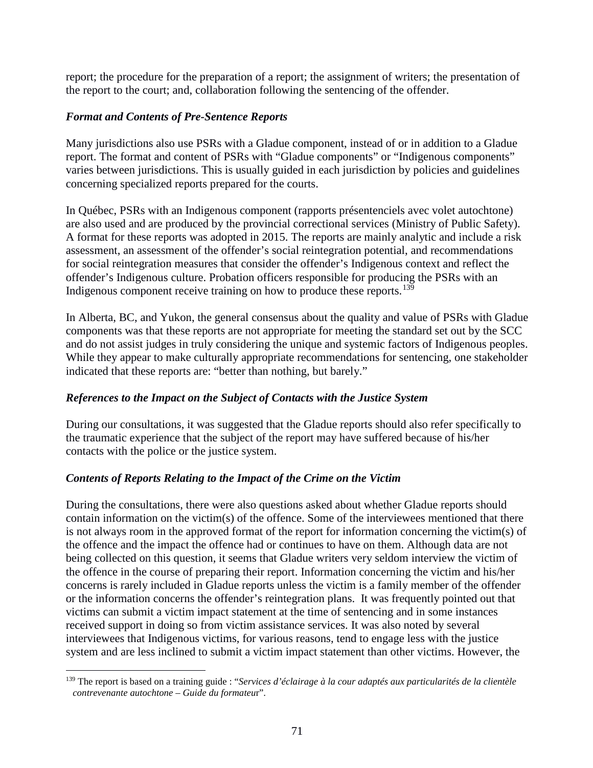report; the procedure for the preparation of a report; the assignment of writers; the presentation of the report to the court; and, collaboration following the sentencing of the offender.

### *Format and Contents of Pre-Sentence Reports*

Many jurisdictions also use PSRs with a Gladue component, instead of or in addition to a Gladue report. The format and content of PSRs with "Gladue components" or "Indigenous components" varies between jurisdictions. This is usually guided in each jurisdiction by policies and guidelines concerning specialized reports prepared for the courts.

In Québec, PSRs with an Indigenous component (rapports présentenciels avec volet autochtone) are also used and are produced by the provincial correctional services (Ministry of Public Safety). A format for these reports was adopted in 2015. The reports are mainly analytic and include a risk assessment, an assessment of the offender's social reintegration potential, and recommendations for social reintegration measures that consider the offender's Indigenous context and reflect the offender's Indigenous culture. Probation officers responsible for producing the PSRs with an Indigenous component receive training on how to produce these reports.[139]

In Alberta, BC, and Yukon, the general consensus about the quality and value of PSRs with Gladue components was that these reports are not appropriate for meeting the standard set out by the SCC and do not assist judges in truly considering the unique and systemic factors of Indigenous peoples. While they appear to make culturally appropriate recommendations for sentencing, one stakeholder indicated that these reports are: "better than nothing, but barely."

### *References to the Impact on the Subject of Contacts with the Justice System*

During our consultations, it was suggested that the Gladue reports should also refer specifically to the traumatic experience that the subject of the report may have suffered because of his/her contacts with the police or the justice system.

### *Contents of Reports Relating to the Impact of the Crime on the Victim*

During the consultations, there were also questions asked about whether Gladue reports should contain information on the victim(s) of the offence. Some of the interviewees mentioned that there is not always room in the approved format of the report for information concerning the victim(s) of the offence and the impact the offence had or continues to have on them. Although data are not being collected on this question, it seems that Gladue writers very seldom interview the victim of the offence in the course of preparing their report. Information concerning the victim and his/her concerns is rarely included in Gladue reports unless the victim is a family member of the offender or the information concerns the offender's reintegration plans. It was frequently pointed out that victims can submit a victim impact statement at the time of sentencing and in some instances received support in doing so from victim assistance services. It was also noted by several interviewees that Indigenous victims, for various reasons, tend to engage less with the justice system and are less inclined to submit a victim impact statement than other victims. However, the

---

[139] The report is based on a training guide : "*Services d'éclairage à la cour adaptés aux particularités de la clientèle contrevenante autochtone – Guide du formateur*".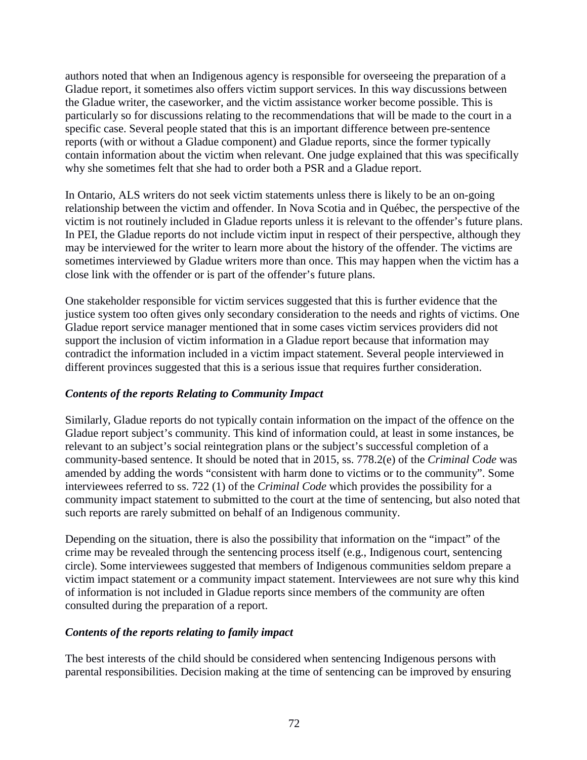authors noted that when an Indigenous agency is responsible for overseeing the preparation of a Gladue report, it sometimes also offers victim support services. In this way discussions between the Gladue writer, the caseworker, and the victim assistance worker become possible. This is particularly so for discussions relating to the recommendations that will be made to the court in a specific case. Several people stated that this is an important difference between pre-sentence reports (with or without a Gladue component) and Gladue reports, since the former typically contain information about the victim when relevant. One judge explained that this was specifically why she sometimes felt that she had to order both a PSR and a Gladue report.

In Ontario, ALS writers do not seek victim statements unless there is likely to be an on-going relationship between the victim and offender. In Nova Scotia and in Québec, the perspective of the victim is not routinely included in Gladue reports unless it is relevant to the offender's future plans. In PEI, the Gladue reports do not include victim input in respect of their perspective, although they may be interviewed for the writer to learn more about the history of the offender. The victims are sometimes interviewed by Gladue writers more than once. This may happen when the victim has a close link with the offender or is part of the offender's future plans.

One stakeholder responsible for victim services suggested that this is further evidence that the justice system too often gives only secondary consideration to the needs and rights of victims. One Gladue report service manager mentioned that in some cases victim services providers did not support the inclusion of victim information in a Gladue report because that information may contradict the information included in a victim impact statement. Several people interviewed in different provinces suggested that this is a serious issue that requires further consideration.

### *Contents of the reports Relating to Community Impact*

Similarly, Gladue reports do not typically contain information on the impact of the offence on the Gladue report subject's community. This kind of information could, at least in some instances, be relevant to an subject's social reintegration plans or the subject's successful completion of a community-based sentence. It should be noted that in 2015, ss. 778.2(e) of the *Criminal Code* was amended by adding the words "consistent with harm done to victims or to the community". Some interviewees referred to ss. 722 (1) of the *Criminal Code* which provides the possibility for a community impact statement to submitted to the court at the time of sentencing, but also noted that such reports are rarely submitted on behalf of an Indigenous community.

Depending on the situation, there is also the possibility that information on the "impact" of the crime may be revealed through the sentencing process itself (e.g., Indigenous court, sentencing circle). Some interviewees suggested that members of Indigenous communities seldom prepare a victim impact statement or a community impact statement. Interviewees are not sure why this kind of information is not included in Gladue reports since members of the community are often consulted during the preparation of a report.

### *Contents of the reports relating to family impact*

The best interests of the child should be considered when sentencing Indigenous persons with parental responsibilities. Decision making at the time of sentencing can be improved by ensuring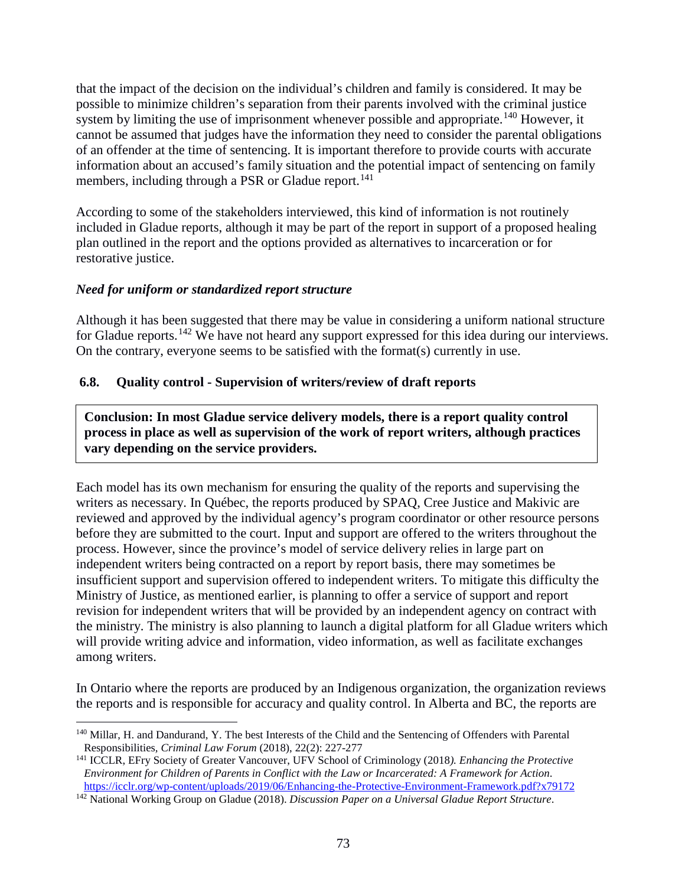that the impact of the decision on the individual's children and family is considered. It may be possible to minimize children's separation from their parents involved with the criminal justice system by limiting the use of imprisonment whenever possible and appropriate.[140] However, it cannot be assumed that judges have the information they need to consider the parental obligations of an offender at the time of sentencing. It is important therefore to provide courts with accurate information about an accused's family situation and the potential impact of sentencing on family members, including through a PSR or Gladue report.[141]

According to some of the stakeholders interviewed, this kind of information is not routinely included in Gladue reports, although it may be part of the report in support of a proposed healing plan outlined in the report and the options provided as alternatives to incarceration or for restorative justice.

### *Need for uniform or standardized report structure*

Although it has been suggested that there may be value in considering a uniform national structure for Gladue reports.[142] We have not heard any support expressed for this idea during our interviews. On the contrary, everyone seems to be satisfied with the format(s) currently in use.

## 6.8. Quality control - Supervision of writers/review of draft reports

**Conclusion: In most Gladue service delivery models, there is a report quality control process in place as well as supervision of the work of report writers, although practices vary depending on the service providers.**

Each model has its own mechanism for ensuring the quality of the reports and supervising the writers as necessary. In Québec, the reports produced by SPAQ, Cree Justice and Makivic are reviewed and approved by the individual agency's program coordinator or other resource persons before they are submitted to the court. Input and support are offered to the writers throughout the process. However, since the province's model of service delivery relies in large part on independent writers being contracted on a report by report basis, there may sometimes be insufficient support and supervision offered to independent writers. To mitigate this difficulty the Ministry of Justice, as mentioned earlier, is planning to offer a service of support and report revision for independent writers that will be provided by an independent agency on contract with the ministry. The ministry is also planning to launch a digital platform for all Gladue writers which will provide writing advice and information, video information, as well as facilitate exchanges among writers.

In Ontario where the reports are produced by an Indigenous organization, the organization reviews the reports and is responsible for accuracy and quality control. In Alberta and BC, the reports are

---

[140] Millar, H. and Dandurand, Y. The best Interests of the Child and the Sentencing of Offenders with Parental Responsibilities, *Criminal Law Forum* (2018), 22(2): 227-277

[141] ICCLR, EFry Society of Greater Vancouver, UFV School of Criminology (2018*). Enhancing the Protective Environment for Children of Parents in Conflict with the Law or Incarcerated: A Framework for Action*. https://icclr.org/wp-content/uploads/2019/06/Enhancing-the-Protective-Environment-Framework.pdf?x79172

[142] National Working Group on Gladue (2018). *Discussion Paper on a Universal Gladue Report Structure*.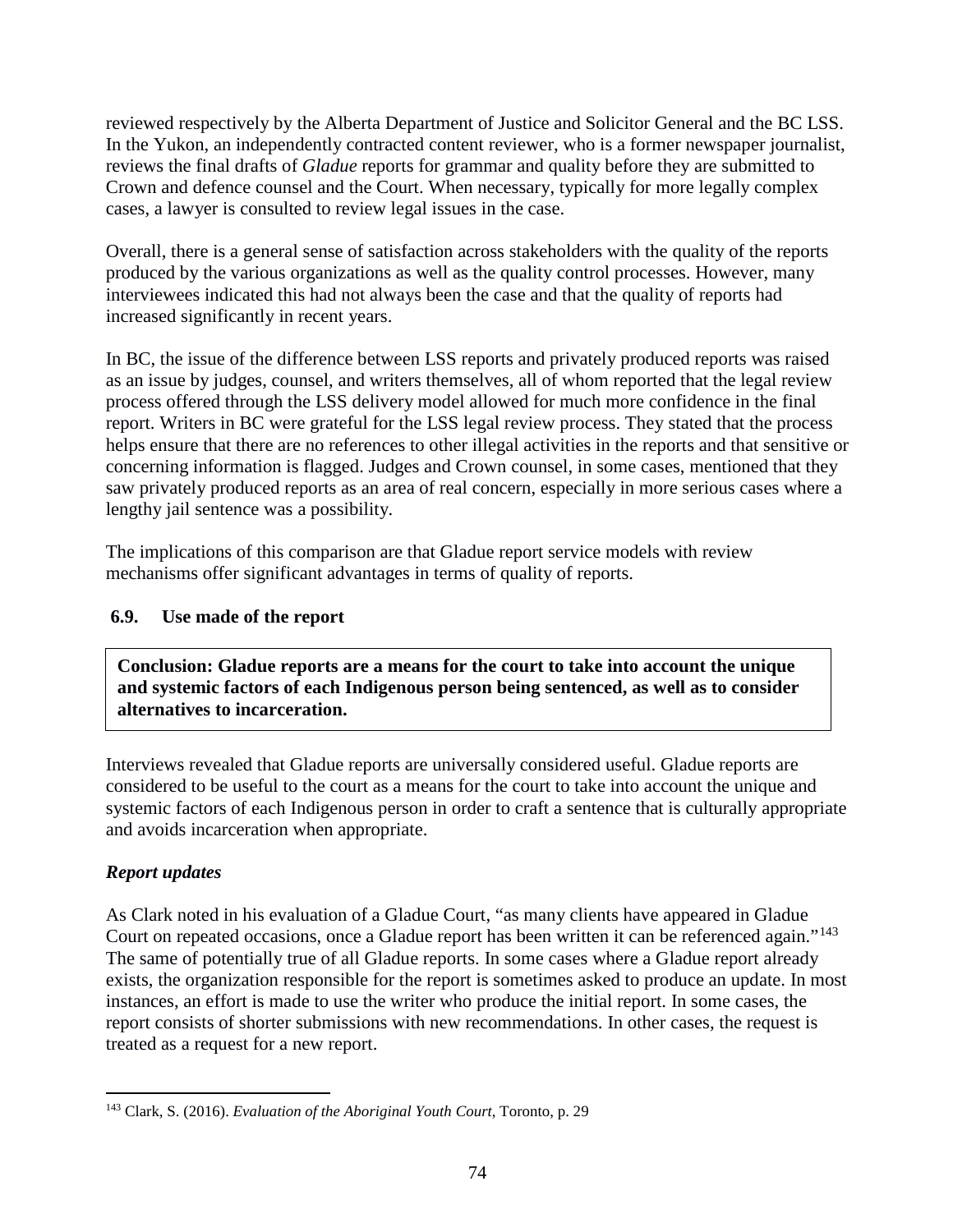reviewed respectively by the Alberta Department of Justice and Solicitor General and the BC LSS. In the Yukon, an independently contracted content reviewer, who is a former newspaper journalist, reviews the final drafts of *Gladue* reports for grammar and quality before they are submitted to Crown and defence counsel and the Court. When necessary, typically for more legally complex cases, a lawyer is consulted to review legal issues in the case.

Overall, there is a general sense of satisfaction across stakeholders with the quality of the reports produced by the various organizations as well as the quality control processes. However, many interviewees indicated this had not always been the case and that the quality of reports had increased significantly in recent years.

In BC, the issue of the difference between LSS reports and privately produced reports was raised as an issue by judges, counsel, and writers themselves, all of whom reported that the legal review process offered through the LSS delivery model allowed for much more confidence in the final report. Writers in BC were grateful for the LSS legal review process. They stated that the process helps ensure that there are no references to other illegal activities in the reports and that sensitive or concerning information is flagged. Judges and Crown counsel, in some cases, mentioned that they saw privately produced reports as an area of real concern, especially in more serious cases where a lengthy jail sentence was a possibility.

The implications of this comparison are that Gladue report service models with review mechanisms offer significant advantages in terms of quality of reports.

### 6.9. Use made of the report

**Conclusion: Gladue reports are a means for the court to take into account the unique and systemic factors of each Indigenous person being sentenced, as well as to consider alternatives to incarceration.**

Interviews revealed that Gladue reports are universally considered useful. Gladue reports are considered to be useful to the court as a means for the court to take into account the unique and systemic factors of each Indigenous person in order to craft a sentence that is culturally appropriate and avoids incarceration when appropriate.

#### *Report updates*

As Clark noted in his evaluation of a Gladue Court, "as many clients have appeared in Gladue Court on repeated occasions, once a Gladue report has been written it can be referenced again."[143] The same of potentially true of all Gladue reports. In some cases where a Gladue report already exists, the organization responsible for the report is sometimes asked to produce an update. In most instances, an effort is made to use the writer who produce the initial report. In some cases, the report consists of shorter submissions with new recommendations. In other cases, the request is treated as a request for a new report.

---

[143] Clark, S. (2016). *Evaluation of the Aboriginal Youth Court*, Toronto, p. 29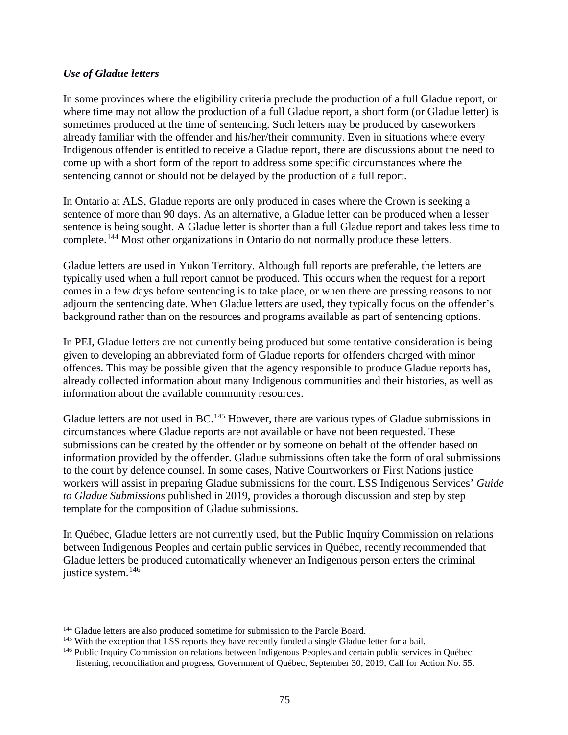*Use of Gladue letters*

In some provinces where the eligibility criteria preclude the production of a full Gladue report, or where time may not allow the production of a full Gladue report, a short form (or Gladue letter) is sometimes produced at the time of sentencing. Such letters may be produced by caseworkers already familiar with the offender and his/her/their community. Even in situations where every Indigenous offender is entitled to receive a Gladue report, there are discussions about the need to come up with a short form of the report to address some specific circumstances where the sentencing cannot or should not be delayed by the production of a full report.

In Ontario at ALS, Gladue reports are only produced in cases where the Crown is seeking a sentence of more than 90 days. As an alternative, a Gladue letter can be produced when a lesser sentence is being sought. A Gladue letter is shorter than a full Gladue report and takes less time to complete.[144] Most other organizations in Ontario do not normally produce these letters.

Gladue letters are used in Yukon Territory. Although full reports are preferable, the letters are typically used when a full report cannot be produced. This occurs when the request for a report comes in a few days before sentencing is to take place, or when there are pressing reasons to not adjourn the sentencing date. When Gladue letters are used, they typically focus on the offender's background rather than on the resources and programs available as part of sentencing options.

In PEI, Gladue letters are not currently being produced but some tentative consideration is being given to developing an abbreviated form of Gladue reports for offenders charged with minor offences. This may be possible given that the agency responsible to produce Gladue reports has, already collected information about many Indigenous communities and their histories, as well as information about the available community resources.

Gladue letters are not used in BC.[145] However, there are various types of Gladue submissions in circumstances where Gladue reports are not available or have not been requested. These submissions can be created by the offender or by someone on behalf of the offender based on information provided by the offender. Gladue submissions often take the form of oral submissions to the court by defence counsel. In some cases, Native Courtworkers or First Nations justice workers will assist in preparing Gladue submissions for the court. LSS Indigenous Services' *Guide to Gladue Submissions* published in 2019, provides a thorough discussion and step by step template for the composition of Gladue submissions.

In Québec, Gladue letters are not currently used, but the Public Inquiry Commission on relations between Indigenous Peoples and certain public services in Québec, recently recommended that Gladue letters be produced automatically whenever an Indigenous person enters the criminal justice system.[146]

---

[144] Gladue letters are also produced sometime for submission to the Parole Board.

[145] With the exception that LSS reports they have recently funded a single Gladue letter for a bail.

[146] Public Inquiry Commission on relations between Indigenous Peoples and certain public services in Québec: listening, reconciliation and progress, Government of Québec, September 30, 2019, Call for Action No. 55.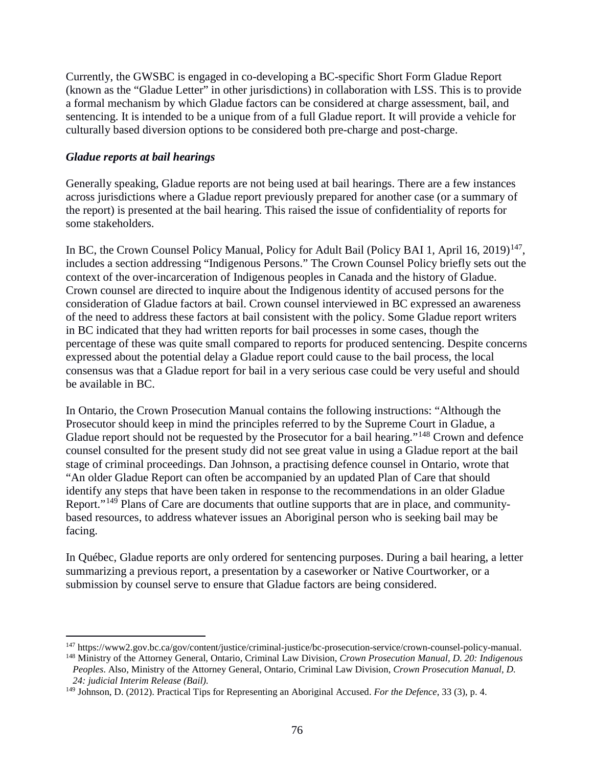Currently, the GWSBC is engaged in co-developing a BC-specific Short Form Gladue Report (known as the "Gladue Letter" in other jurisdictions) in collaboration with LSS. This is to provide a formal mechanism by which Gladue factors can be considered at charge assessment, bail, and sentencing. It is intended to be a unique from of a full Gladue report. It will provide a vehicle for culturally based diversion options to be considered both pre-charge and post-charge.

***Gladue reports at bail hearings***

Generally speaking, Gladue reports are not being used at bail hearings. There are a few instances across jurisdictions where a Gladue report previously prepared for another case (or a summary of the report) is presented at the bail hearing. This raised the issue of confidentiality of reports for some stakeholders.

In BC, the Crown Counsel Policy Manual, Policy for Adult Bail (Policy BAI 1, April 16, 2019)[147], includes a section addressing "Indigenous Persons." The Crown Counsel Policy briefly sets out the context of the over-incarceration of Indigenous peoples in Canada and the history of Gladue. Crown counsel are directed to inquire about the Indigenous identity of accused persons for the consideration of Gladue factors at bail. Crown counsel interviewed in BC expressed an awareness of the need to address these factors at bail consistent with the policy. Some Gladue report writers in BC indicated that they had written reports for bail processes in some cases, though the percentage of these was quite small compared to reports for produced sentencing. Despite concerns expressed about the potential delay a Gladue report could cause to the bail process, the local consensus was that a Gladue report for bail in a very serious case could be very useful and should be available in BC.

In Ontario, the Crown Prosecution Manual contains the following instructions: "Although the Prosecutor should keep in mind the principles referred to by the Supreme Court in Gladue, a Gladue report should not be requested by the Prosecutor for a bail hearing."[148] Crown and defence counsel consulted for the present study did not see great value in using a Gladue report at the bail stage of criminal proceedings. Dan Johnson, a practising defence counsel in Ontario, wrote that "An older Gladue Report can often be accompanied by an updated Plan of Care that should identify any steps that have been taken in response to the recommendations in an older Gladue Report."[149] Plans of Care are documents that outline supports that are in place, and community-based resources, to address whatever issues an Aboriginal person who is seeking bail may be facing.

In Québec, Gladue reports are only ordered for sentencing purposes. During a bail hearing, a letter summarizing a previous report, a presentation by a caseworker or Native Courtworker, or a submission by counsel serve to ensure that Gladue factors are being considered.

---

[147] https://www2.gov.bc.ca/gov/content/justice/criminal-justice/bc-prosecution-service/crown-counsel-policy-manual.

[148] Ministry of the Attorney General, Ontario, Criminal Law Division, *Crown Prosecution Manual, D. 20: Indigenous Peoples*. Also, Ministry of the Attorney General, Ontario, Criminal Law Division, *Crown Prosecution Manual, D. 24: judicial Interim Release (Bail).*

[149] Johnson, D. (2012). Practical Tips for Representing an Aboriginal Accused. *For the Defence*, 33 (3), p. 4.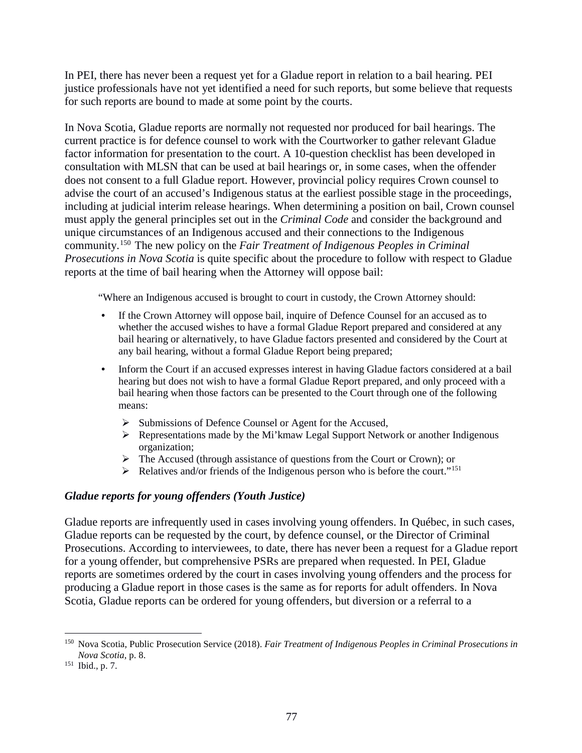In PEI, there has never been a request yet for a Gladue report in relation to a bail hearing. PEI justice professionals have not yet identified a need for such reports, but some believe that requests for such reports are bound to made at some point by the courts.

In Nova Scotia, Gladue reports are normally not requested nor produced for bail hearings. The current practice is for defence counsel to work with the Courtworker to gather relevant Gladue factor information for presentation to the court. A 10-question checklist has been developed in consultation with MLSN that can be used at bail hearings or, in some cases, when the offender does not consent to a full Gladue report. However, provincial policy requires Crown counsel to advise the court of an accused's Indigenous status at the earliest possible stage in the proceedings, including at judicial interim release hearings. When determining a position on bail, Crown counsel must apply the general principles set out in the *Criminal Code* and consider the background and unique circumstances of an Indigenous accused and their connections to the Indigenous community.[150] The new policy on the *Fair Treatment of Indigenous Peoples in Criminal Prosecutions in Nova Scotia* is quite specific about the procedure to follow with respect to Gladue reports at the time of bail hearing when the Attorney will oppose bail:

> "Where an Indigenous accused is brought to court in custody, the Crown Attorney should:
>
> - If the Crown Attorney will oppose bail, inquire of Defence Counsel for an accused as to whether the accused wishes to have a formal Gladue Report prepared and considered at any bail hearing or alternatively, to have Gladue factors presented and considered by the Court at any bail hearing, without a formal Gladue Report being prepared;
> - Inform the Court if an accused expresses interest in having Gladue factors considered at a bail hearing but does not wish to have a formal Gladue Report prepared, and only proceed with a bail hearing when those factors can be presented to the Court through one of the following means:
>   - Submissions of Defence Counsel or Agent for the Accused,
>   - Representations made by the Mi'kmaw Legal Support Network or another Indigenous organization;
>   - The Accused (through assistance of questions from the Court or Crown); or
>   - Relatives and/or friends of the Indigenous person who is before the court."[151]

### *Gladue reports for young offenders (Youth Justice)*

Gladue reports are infrequently used in cases involving young offenders. In Québec, in such cases, Gladue reports can be requested by the court, by defence counsel, or the Director of Criminal Prosecutions. According to interviewees, to date, there has never been a request for a Gladue report for a young offender, but comprehensive PSRs are prepared when requested. In PEI, Gladue reports are sometimes ordered by the court in cases involving young offenders and the process for producing a Gladue report in those cases is the same as for reports for adult offenders. In Nova Scotia, Gladue reports can be ordered for young offenders, but diversion or a referral to a

---

[150] Nova Scotia, Public Prosecution Service (2018). *Fair Treatment of Indigenous Peoples in Criminal Prosecutions in Nova Scotia*, p. 8.

[151] Ibid., p. 7.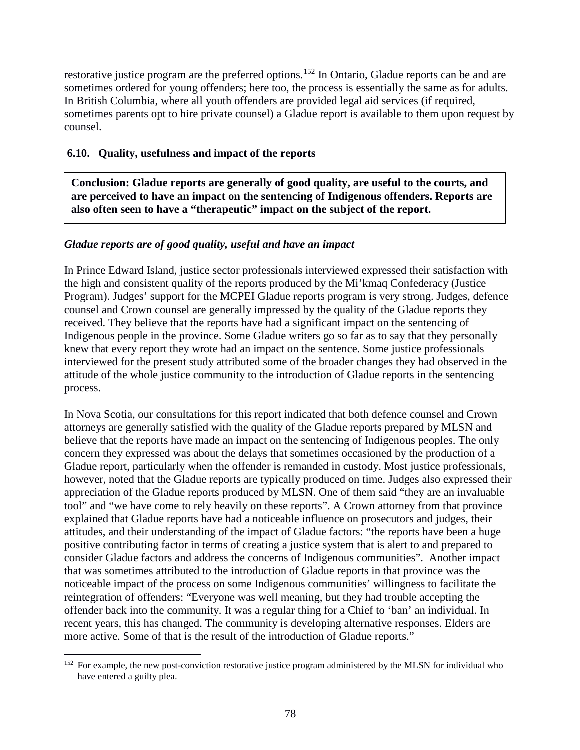restorative justice program are the preferred options.[152] In Ontario, Gladue reports can be and are sometimes ordered for young offenders; here too, the process is essentially the same as for adults. In British Columbia, where all youth offenders are provided legal aid services (if required, sometimes parents opt to hire private counsel) a Gladue report is available to them upon request by counsel.

### 6.10. Quality, usefulness and impact of the reports

**Conclusion: Gladue reports are generally of good quality, are useful to the courts, and are perceived to have an impact on the sentencing of Indigenous offenders. Reports are also often seen to have a "therapeutic" impact on the subject of the report.**

***Gladue reports are of good quality, useful and have an impact***

In Prince Edward Island, justice sector professionals interviewed expressed their satisfaction with the high and consistent quality of the reports produced by the Mi'kmaq Confederacy (Justice Program). Judges' support for the MCPEI Gladue reports program is very strong. Judges, defence counsel and Crown counsel are generally impressed by the quality of the Gladue reports they received. They believe that the reports have had a significant impact on the sentencing of Indigenous people in the province. Some Gladue writers go so far as to say that they personally knew that every report they wrote had an impact on the sentence. Some justice professionals interviewed for the present study attributed some of the broader changes they had observed in the attitude of the whole justice community to the introduction of Gladue reports in the sentencing process.

In Nova Scotia, our consultations for this report indicated that both defence counsel and Crown attorneys are generally satisfied with the quality of the Gladue reports prepared by MLSN and believe that the reports have made an impact on the sentencing of Indigenous peoples. The only concern they expressed was about the delays that sometimes occasioned by the production of a Gladue report, particularly when the offender is remanded in custody. Most justice professionals, however, noted that the Gladue reports are typically produced on time. Judges also expressed their appreciation of the Gladue reports produced by MLSN. One of them said "they are an invaluable tool" and "we have come to rely heavily on these reports". A Crown attorney from that province explained that Gladue reports have had a noticeable influence on prosecutors and judges, their attitudes, and their understanding of the impact of Gladue factors: "the reports have been a huge positive contributing factor in terms of creating a justice system that is alert to and prepared to consider Gladue factors and address the concerns of Indigenous communities". Another impact that was sometimes attributed to the introduction of Gladue reports in that province was the noticeable impact of the process on some Indigenous communities' willingness to facilitate the reintegration of offenders: "Everyone was well meaning, but they had trouble accepting the offender back into the community. It was a regular thing for a Chief to 'ban' an individual. In recent years, this has changed. The community is developing alternative responses. Elders are more active. Some of that is the result of the introduction of Gladue reports."

[152] For example, the new post-conviction restorative justice program administered by the MLSN for individual who have entered a guilty plea.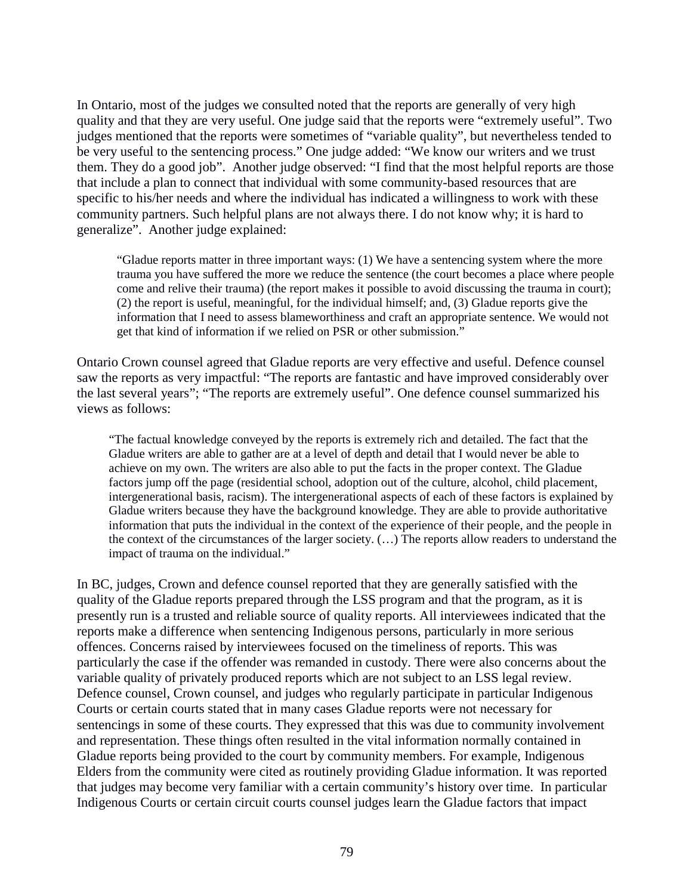In Ontario, most of the judges we consulted noted that the reports are generally of very high quality and that they are very useful. One judge said that the reports were "extremely useful". Two judges mentioned that the reports were sometimes of "variable quality", but nevertheless tended to be very useful to the sentencing process." One judge added: "We know our writers and we trust them. They do a good job". Another judge observed: "I find that the most helpful reports are those that include a plan to connect that individual with some community-based resources that are specific to his/her needs and where the individual has indicated a willingness to work with these community partners. Such helpful plans are not always there. I do not know why; it is hard to generalize". Another judge explained:

> "Gladue reports matter in three important ways: (1) We have a sentencing system where the more trauma you have suffered the more we reduce the sentence (the court becomes a place where people come and relive their trauma) (the report makes it possible to avoid discussing the trauma in court); (2) the report is useful, meaningful, for the individual himself; and, (3) Gladue reports give the information that I need to assess blameworthiness and craft an appropriate sentence. We would not get that kind of information if we relied on PSR or other submission."

Ontario Crown counsel agreed that Gladue reports are very effective and useful. Defence counsel saw the reports as very impactful: "The reports are fantastic and have improved considerably over the last several years"; "The reports are extremely useful". One defence counsel summarized his views as follows:

> "The factual knowledge conveyed by the reports is extremely rich and detailed. The fact that the Gladue writers are able to gather are at a level of depth and detail that I would never be able to achieve on my own. The writers are also able to put the facts in the proper context. The Gladue factors jump off the page (residential school, adoption out of the culture, alcohol, child placement, intergenerational basis, racism). The intergenerational aspects of each of these factors is explained by Gladue writers because they have the background knowledge. They are able to provide authoritative information that puts the individual in the context of the experience of their people, and the people in the context of the circumstances of the larger society. (…) The reports allow readers to understand the impact of trauma on the individual."

In BC, judges, Crown and defence counsel reported that they are generally satisfied with the quality of the Gladue reports prepared through the LSS program and that the program, as it is presently run is a trusted and reliable source of quality reports. All interviewees indicated that the reports make a difference when sentencing Indigenous persons, particularly in more serious offences. Concerns raised by interviewees focused on the timeliness of reports. This was particularly the case if the offender was remanded in custody. There were also concerns about the variable quality of privately produced reports which are not subject to an LSS legal review. Defence counsel, Crown counsel, and judges who regularly participate in particular Indigenous Courts or certain courts stated that in many cases Gladue reports were not necessary for sentencings in some of these courts. They expressed that this was due to community involvement and representation. These things often resulted in the vital information normally contained in Gladue reports being provided to the court by community members. For example, Indigenous Elders from the community were cited as routinely providing Gladue information. It was reported that judges may become very familiar with a certain community's history over time. In particular Indigenous Courts or certain circuit courts counsel judges learn the Gladue factors that impact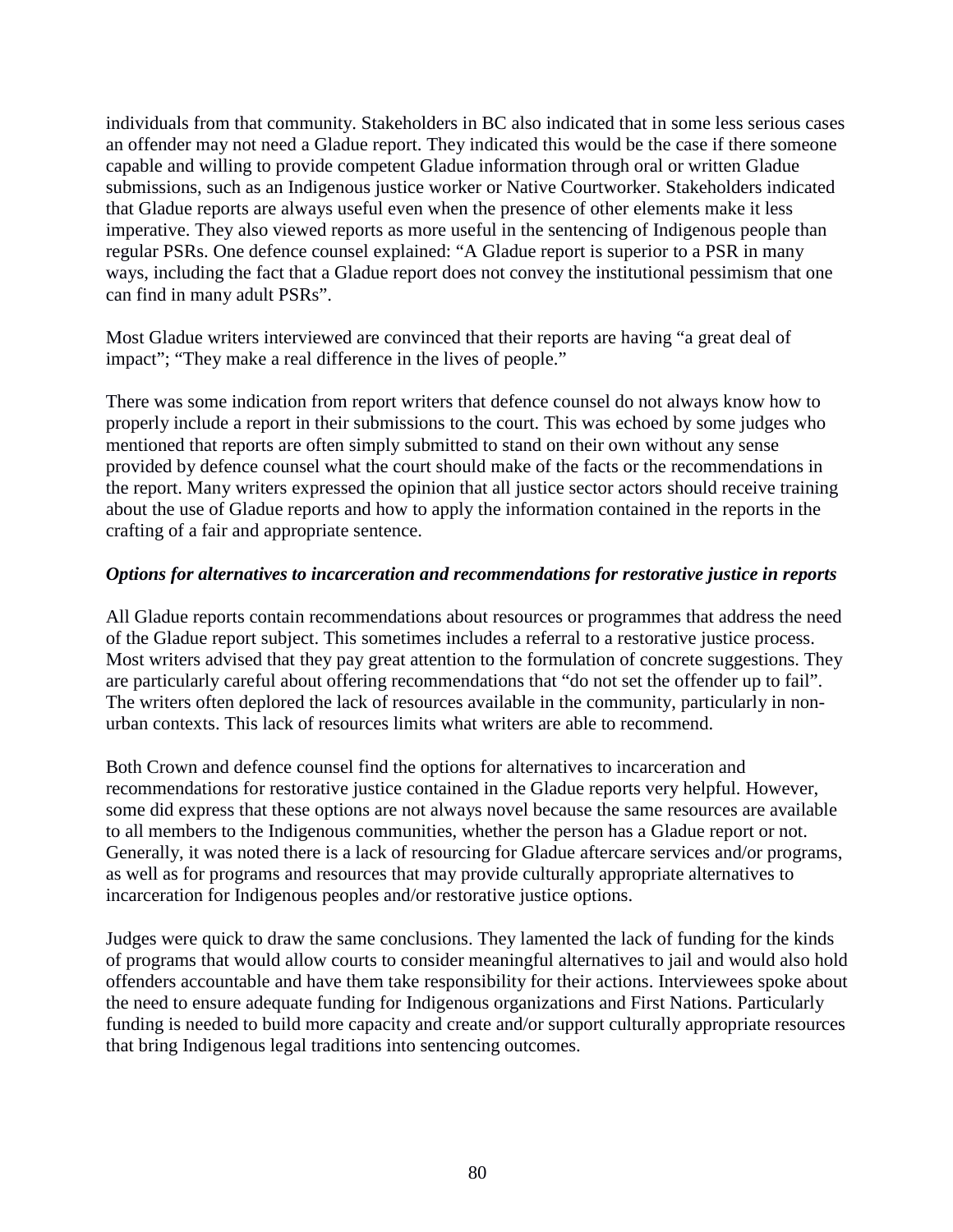individuals from that community. Stakeholders in BC also indicated that in some less serious cases an offender may not need a Gladue report. They indicated this would be the case if there someone capable and willing to provide competent Gladue information through oral or written Gladue submissions, such as an Indigenous justice worker or Native Courtworker. Stakeholders indicated that Gladue reports are always useful even when the presence of other elements make it less imperative. They also viewed reports as more useful in the sentencing of Indigenous people than regular PSRs. One defence counsel explained: "A Gladue report is superior to a PSR in many ways, including the fact that a Gladue report does not convey the institutional pessimism that one can find in many adult PSRs".

Most Gladue writers interviewed are convinced that their reports are having "a great deal of impact"; "They make a real difference in the lives of people."

There was some indication from report writers that defence counsel do not always know how to properly include a report in their submissions to the court. This was echoed by some judges who mentioned that reports are often simply submitted to stand on their own without any sense provided by defence counsel what the court should make of the facts or the recommendations in the report. Many writers expressed the opinion that all justice sector actors should receive training about the use of Gladue reports and how to apply the information contained in the reports in the crafting of a fair and appropriate sentence.

***Options for alternatives to incarceration and recommendations for restorative justice in reports***

All Gladue reports contain recommendations about resources or programmes that address the need of the Gladue report subject. This sometimes includes a referral to a restorative justice process. Most writers advised that they pay great attention to the formulation of concrete suggestions. They are particularly careful about offering recommendations that "do not set the offender up to fail". The writers often deplored the lack of resources available in the community, particularly in non-urban contexts. This lack of resources limits what writers are able to recommend.

Both Crown and defence counsel find the options for alternatives to incarceration and recommendations for restorative justice contained in the Gladue reports very helpful. However, some did express that these options are not always novel because the same resources are available to all members to the Indigenous communities, whether the person has a Gladue report or not. Generally, it was noted there is a lack of resourcing for Gladue aftercare services and/or programs, as well as for programs and resources that may provide culturally appropriate alternatives to incarceration for Indigenous peoples and/or restorative justice options.

Judges were quick to draw the same conclusions. They lamented the lack of funding for the kinds of programs that would allow courts to consider meaningful alternatives to jail and would also hold offenders accountable and have them take responsibility for their actions. Interviewees spoke about the need to ensure adequate funding for Indigenous organizations and First Nations. Particularly funding is needed to build more capacity and create and/or support culturally appropriate resources that bring Indigenous legal traditions into sentencing outcomes.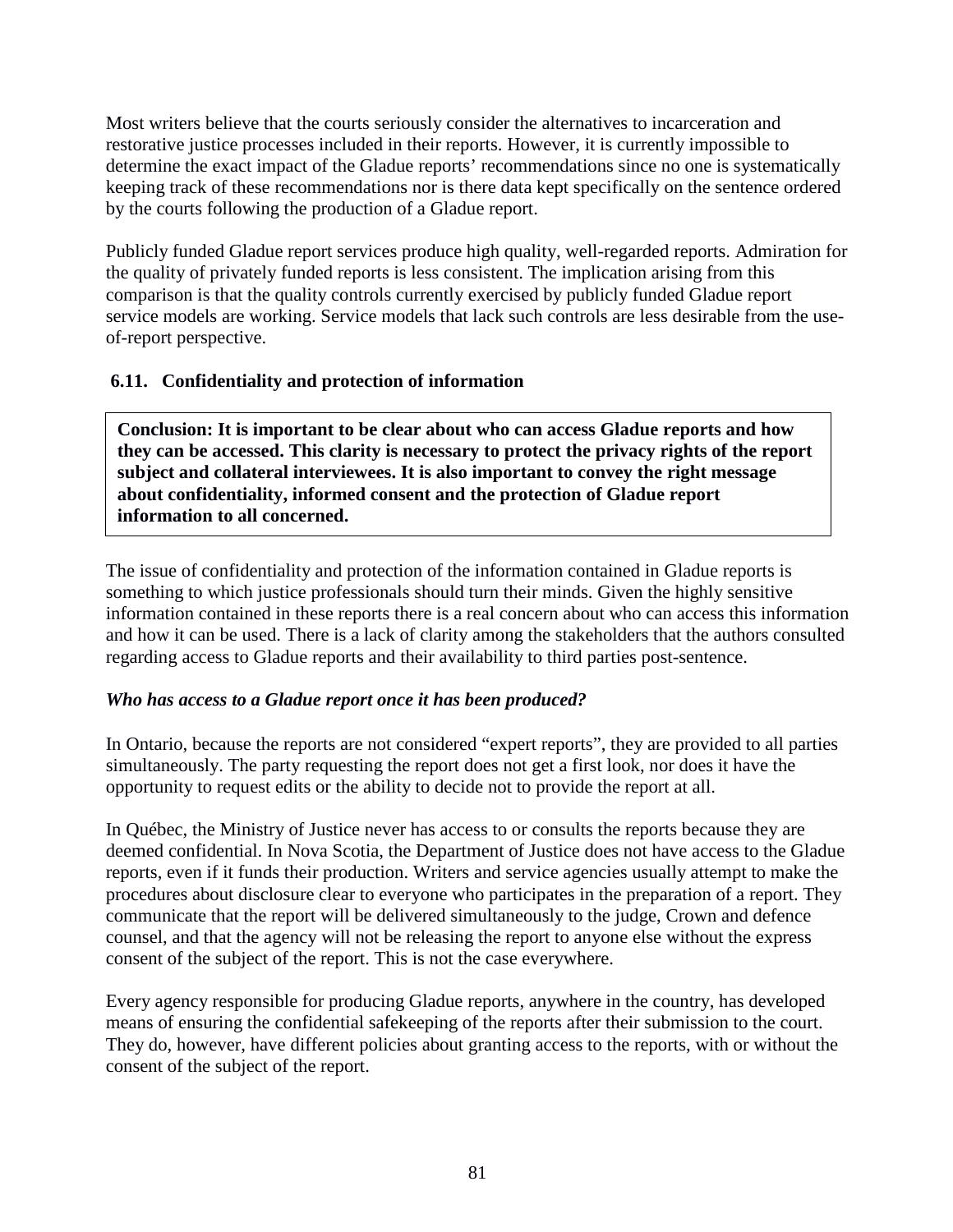Most writers believe that the courts seriously consider the alternatives to incarceration and restorative justice processes included in their reports. However, it is currently impossible to determine the exact impact of the Gladue reports' recommendations since no one is systematically keeping track of these recommendations nor is there data kept specifically on the sentence ordered by the courts following the production of a Gladue report.

Publicly funded Gladue report services produce high quality, well-regarded reports. Admiration for the quality of privately funded reports is less consistent. The implication arising from this comparison is that the quality controls currently exercised by publicly funded Gladue report service models are working. Service models that lack such controls are less desirable from the use-of-report perspective.

### 6.11. Confidentiality and protection of information

**Conclusion: It is important to be clear about who can access Gladue reports and how they can be accessed. This clarity is necessary to protect the privacy rights of the report subject and collateral interviewees. It is also important to convey the right message about confidentiality, informed consent and the protection of Gladue report information to all concerned.**

The issue of confidentiality and protection of the information contained in Gladue reports is something to which justice professionals should turn their minds. Given the highly sensitive information contained in these reports there is a real concern about who can access this information and how it can be used. There is a lack of clarity among the stakeholders that the authors consulted regarding access to Gladue reports and their availability to third parties post-sentence.

***Who has access to a Gladue report once it has been produced?***

In Ontario, because the reports are not considered "expert reports", they are provided to all parties simultaneously. The party requesting the report does not get a first look, nor does it have the opportunity to request edits or the ability to decide not to provide the report at all.

In Québec, the Ministry of Justice never has access to or consults the reports because they are deemed confidential. In Nova Scotia, the Department of Justice does not have access to the Gladue reports, even if it funds their production. Writers and service agencies usually attempt to make the procedures about disclosure clear to everyone who participates in the preparation of a report. They communicate that the report will be delivered simultaneously to the judge, Crown and defence counsel, and that the agency will not be releasing the report to anyone else without the express consent of the subject of the report. This is not the case everywhere.

Every agency responsible for producing Gladue reports, anywhere in the country, has developed means of ensuring the confidential safekeeping of the reports after their submission to the court. They do, however, have different policies about granting access to the reports, with or without the consent of the subject of the report.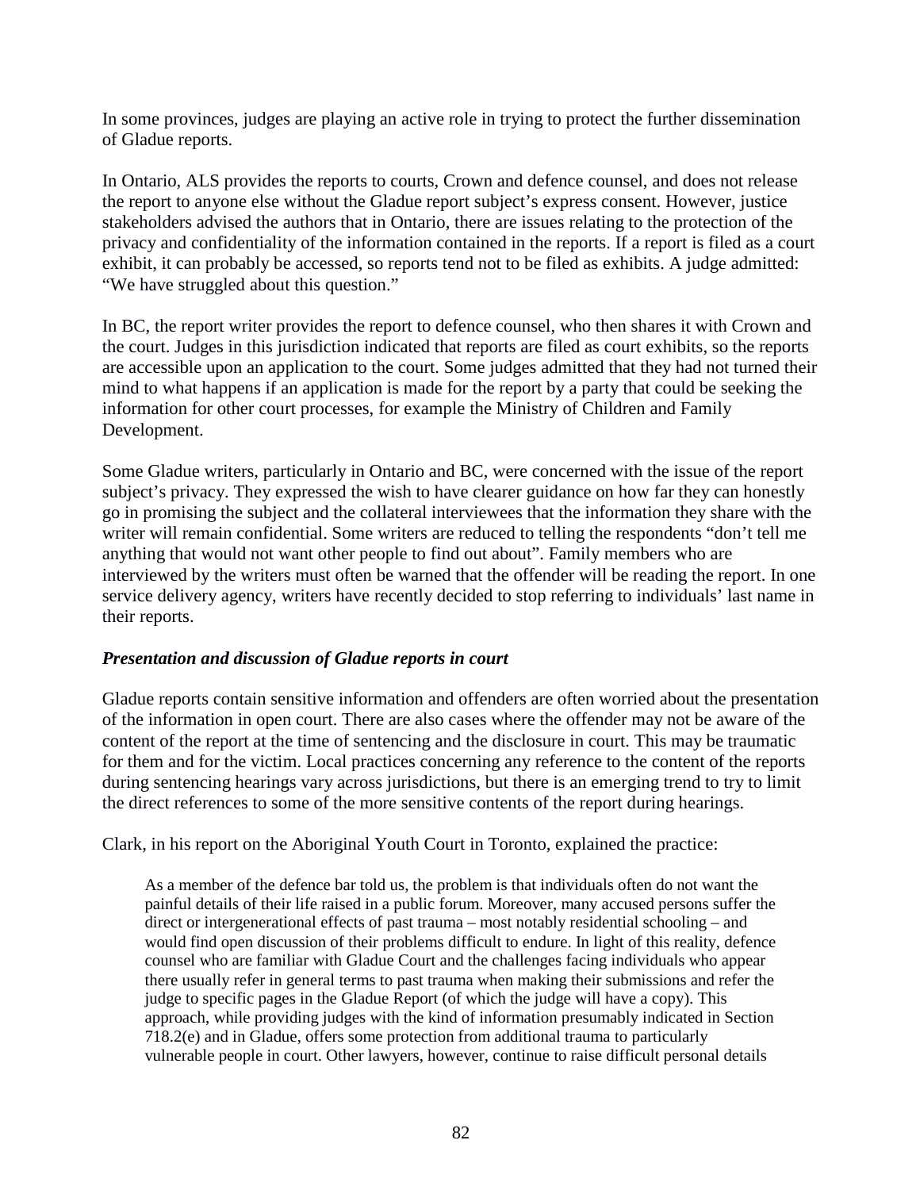In some provinces, judges are playing an active role in trying to protect the further dissemination of Gladue reports.

In Ontario, ALS provides the reports to courts, Crown and defence counsel, and does not release the report to anyone else without the Gladue report subject's express consent. However, justice stakeholders advised the authors that in Ontario, there are issues relating to the protection of the privacy and confidentiality of the information contained in the reports. If a report is filed as a court exhibit, it can probably be accessed, so reports tend not to be filed as exhibits. A judge admitted: "We have struggled about this question."

In BC, the report writer provides the report to defence counsel, who then shares it with Crown and the court. Judges in this jurisdiction indicated that reports are filed as court exhibits, so the reports are accessible upon an application to the court. Some judges admitted that they had not turned their mind to what happens if an application is made for the report by a party that could be seeking the information for other court processes, for example the Ministry of Children and Family Development.

Some Gladue writers, particularly in Ontario and BC, were concerned with the issue of the report subject's privacy. They expressed the wish to have clearer guidance on how far they can honestly go in promising the subject and the collateral interviewees that the information they share with the writer will remain confidential. Some writers are reduced to telling the respondents "don't tell me anything that would not want other people to find out about". Family members who are interviewed by the writers must often be warned that the offender will be reading the report. In one service delivery agency, writers have recently decided to stop referring to individuals' last name in their reports.

### *Presentation and discussion of Gladue reports in court*

Gladue reports contain sensitive information and offenders are often worried about the presentation of the information in open court. There are also cases where the offender may not be aware of the content of the report at the time of sentencing and the disclosure in court. This may be traumatic for them and for the victim. Local practices concerning any reference to the content of the reports during sentencing hearings vary across jurisdictions, but there is an emerging trend to try to limit the direct references to some of the more sensitive contents of the report during hearings.

Clark, in his report on the Aboriginal Youth Court in Toronto, explained the practice:

> As a member of the defence bar told us, the problem is that individuals often do not want the painful details of their life raised in a public forum. Moreover, many accused persons suffer the direct or intergenerational effects of past trauma – most notably residential schooling – and would find open discussion of their problems difficult to endure. In light of this reality, defence counsel who are familiar with Gladue Court and the challenges facing individuals who appear there usually refer in general terms to past trauma when making their submissions and refer the judge to specific pages in the Gladue Report (of which the judge will have a copy). This approach, while providing judges with the kind of information presumably indicated in Section 718.2(e) and in Gladue, offers some protection from additional trauma to particularly vulnerable people in court. Other lawyers, however, continue to raise difficult personal details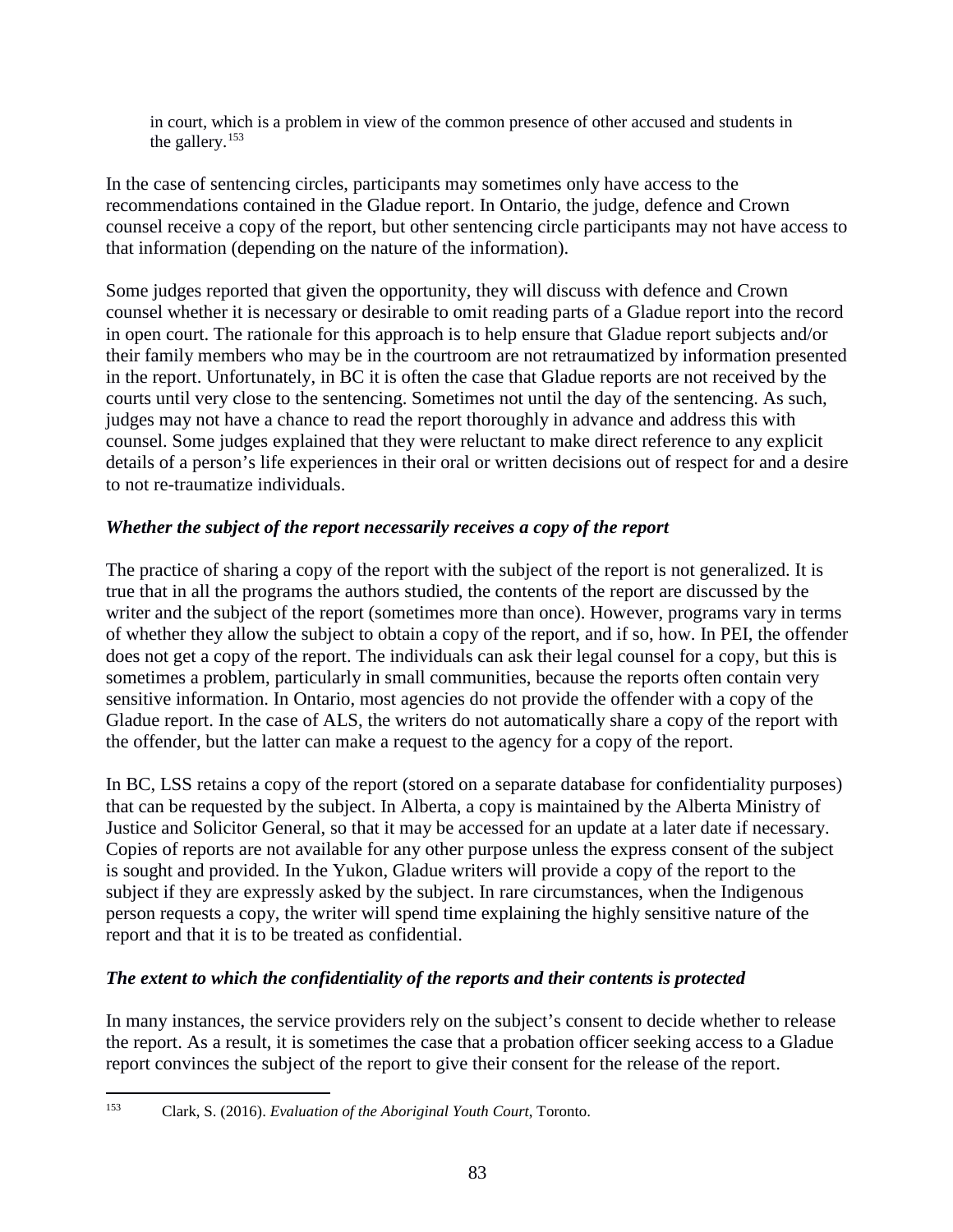in court, which is a problem in view of the common presence of other accused and students in the gallery.[153]

In the case of sentencing circles, participants may sometimes only have access to the recommendations contained in the Gladue report. In Ontario, the judge, defence and Crown counsel receive a copy of the report, but other sentencing circle participants may not have access to that information (depending on the nature of the information).

Some judges reported that given the opportunity, they will discuss with defence and Crown counsel whether it is necessary or desirable to omit reading parts of a Gladue report into the record in open court. The rationale for this approach is to help ensure that Gladue report subjects and/or their family members who may be in the courtroom are not retraumatized by information presented in the report. Unfortunately, in BC it is often the case that Gladue reports are not received by the courts until very close to the sentencing. Sometimes not until the day of the sentencing. As such, judges may not have a chance to read the report thoroughly in advance and address this with counsel. Some judges explained that they were reluctant to make direct reference to any explicit details of a person's life experiences in their oral or written decisions out of respect for and a desire to not re-traumatize individuals.

### *Whether the subject of the report necessarily receives a copy of the report*

The practice of sharing a copy of the report with the subject of the report is not generalized. It is true that in all the programs the authors studied, the contents of the report are discussed by the writer and the subject of the report (sometimes more than once). However, programs vary in terms of whether they allow the subject to obtain a copy of the report, and if so, how. In PEI, the offender does not get a copy of the report. The individuals can ask their legal counsel for a copy, but this is sometimes a problem, particularly in small communities, because the reports often contain very sensitive information. In Ontario, most agencies do not provide the offender with a copy of the Gladue report. In the case of ALS, the writers do not automatically share a copy of the report with the offender, but the latter can make a request to the agency for a copy of the report.

In BC, LSS retains a copy of the report (stored on a separate database for confidentiality purposes) that can be requested by the subject. In Alberta, a copy is maintained by the Alberta Ministry of Justice and Solicitor General, so that it may be accessed for an update at a later date if necessary. Copies of reports are not available for any other purpose unless the express consent of the subject is sought and provided. In the Yukon, Gladue writers will provide a copy of the report to the subject if they are expressly asked by the subject. In rare circumstances, when the Indigenous person requests a copy, the writer will spend time explaining the highly sensitive nature of the report and that it is to be treated as confidential.

### *The extent to which the confidentiality of the reports and their contents is protected*

In many instances, the service providers rely on the subject's consent to decide whether to release the report. As a result, it is sometimes the case that a probation officer seeking access to a Gladue report convinces the subject of the report to give their consent for the release of the report.

---

[153] Clark, S. (2016). *Evaluation of the Aboriginal Youth Court*, Toronto.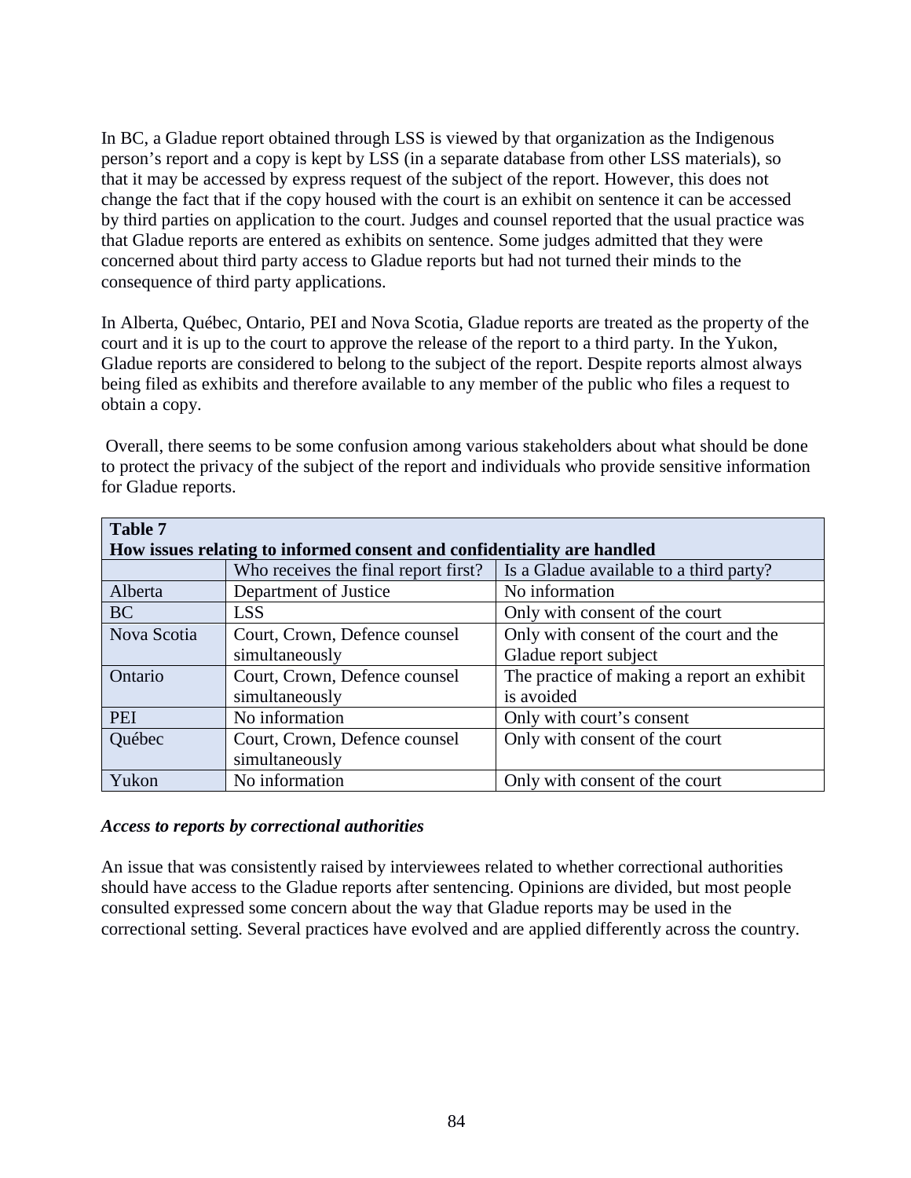In BC, a Gladue report obtained through LSS is viewed by that organization as the Indigenous person's report and a copy is kept by LSS (in a separate database from other LSS materials), so that it may be accessed by express request of the subject of the report. However, this does not change the fact that if the copy housed with the court is an exhibit on sentence it can be accessed by third parties on application to the court. Judges and counsel reported that the usual practice was that Gladue reports are entered as exhibits on sentence. Some judges admitted that they were concerned about third party access to Gladue reports but had not turned their minds to the consequence of third party applications.

In Alberta, Québec, Ontario, PEI and Nova Scotia, Gladue reports are treated as the property of the court and it is up to the court to approve the release of the report to a third party. In the Yukon, Gladue reports are considered to belong to the subject of the report. Despite reports almost always being filed as exhibits and therefore available to any member of the public who files a request to obtain a copy.

Overall, there seems to be some confusion among various stakeholders about what should be done to protect the privacy of the subject of the report and individuals who provide sensitive information for Gladue reports.

**Table 7**
**How issues relating to informed consent and confidentiality are handled**

| | Who receives the final report first? | Is a Gladue available to a third party? |
|---|---|---|
| Alberta | Department of Justice | No information |
| BC | LSS | Only with consent of the court |
| Nova Scotia | Court, Crown, Defence counsel simultaneously | Only with consent of the court and the Gladue report subject |
| Ontario | Court, Crown, Defence counsel simultaneously | The practice of making a report an exhibit is avoided |
| PEI | No information | Only with court's consent |
| Québec | Court, Crown, Defence counsel simultaneously | Only with consent of the court |
| Yukon | No information | Only with consent of the court |

***Access to reports by correctional authorities***

An issue that was consistently raised by interviewees related to whether correctional authorities should have access to the Gladue reports after sentencing. Opinions are divided, but most people consulted expressed some concern about the way that Gladue reports may be used in the correctional setting. Several practices have evolved and are applied differently across the country.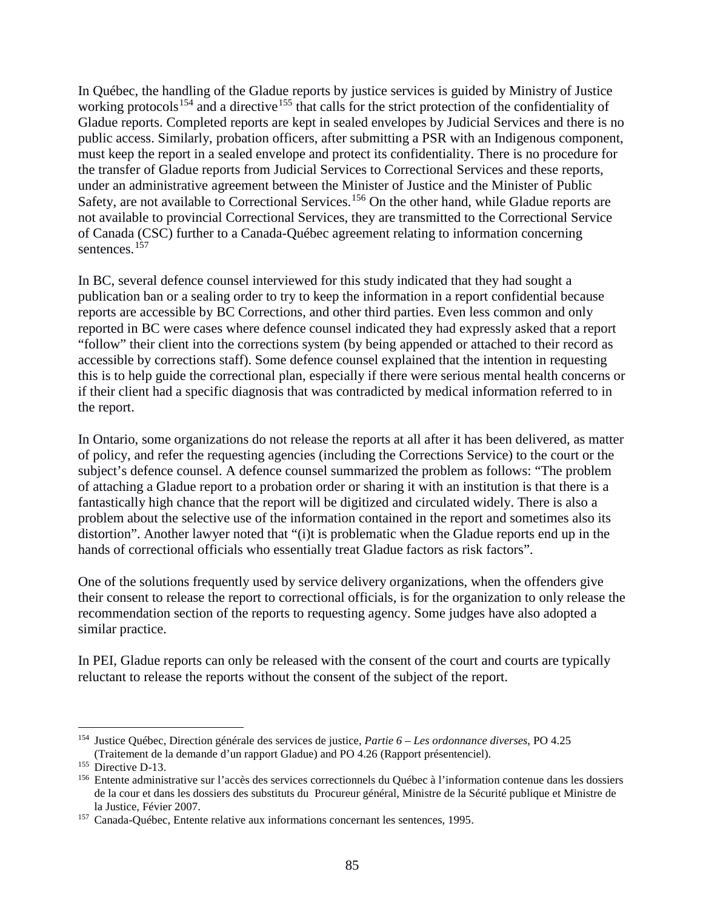In Québec, the handling of the Gladue reports by justice services is guided by Ministry of Justice working protocols[154] and a directive[155] that calls for the strict protection of the confidentiality of Gladue reports. Completed reports are kept in sealed envelopes by Judicial Services and there is no public access. Similarly, probation officers, after submitting a PSR with an Indigenous component, must keep the report in a sealed envelope and protect its confidentiality. There is no procedure for the transfer of Gladue reports from Judicial Services to Correctional Services and these reports, under an administrative agreement between the Minister of Justice and the Minister of Public Safety, are not available to Correctional Services.[156] On the other hand, while Gladue reports are not available to provincial Correctional Services, they are transmitted to the Correctional Service of Canada (CSC) further to a Canada-Québec agreement relating to information concerning sentences.[157]

In BC, several defence counsel interviewed for this study indicated that they had sought a publication ban or a sealing order to try to keep the information in a report confidential because reports are accessible by BC Corrections, and other third parties. Even less common and only reported in BC were cases where defence counsel indicated they had expressly asked that a report "follow" their client into the corrections system (by being appended or attached to their record as accessible by corrections staff). Some defence counsel explained that the intention in requesting this is to help guide the correctional plan, especially if there were serious mental health concerns or if their client had a specific diagnosis that was contradicted by medical information referred to in the report.

In Ontario, some organizations do not release the reports at all after it has been delivered, as matter of policy, and refer the requesting agencies (including the Corrections Service) to the court or the subject's defence counsel. A defence counsel summarized the problem as follows: "The problem of attaching a Gladue report to a probation order or sharing it with an institution is that there is a fantastically high chance that the report will be digitized and circulated widely. There is also a problem about the selective use of the information contained in the report and sometimes also its distortion". Another lawyer noted that "(i)t is problematic when the Gladue reports end up in the hands of correctional officials who essentially treat Gladue factors as risk factors".

One of the solutions frequently used by service delivery organizations, when the offenders give their consent to release the report to correctional officials, is for the organization to only release the recommendation section of the reports to requesting agency. Some judges have also adopted a similar practice.

In PEI, Gladue reports can only be released with the consent of the court and courts are typically reluctant to release the reports without the consent of the subject of the report.

---

[154] Justice Québec, Direction générale des services de justice, *Partie 6 – Les ordonnance diverses*, PO 4.25 (Traitement de la demande d'un rapport Gladue) and PO 4.26 (Rapport présentenciel).

[155] Directive D-13.

[156] Entente administrative sur l'accès des services correctionnels du Québec à l'information contenue dans les dossiers de la cour et dans les dossiers des substituts du Procureur général, Ministre de la Sécurité publique et Ministre de la Justice, Févier 2007.

[157] Canada-Québec, Entente relative aux informations concernant les sentences, 1995.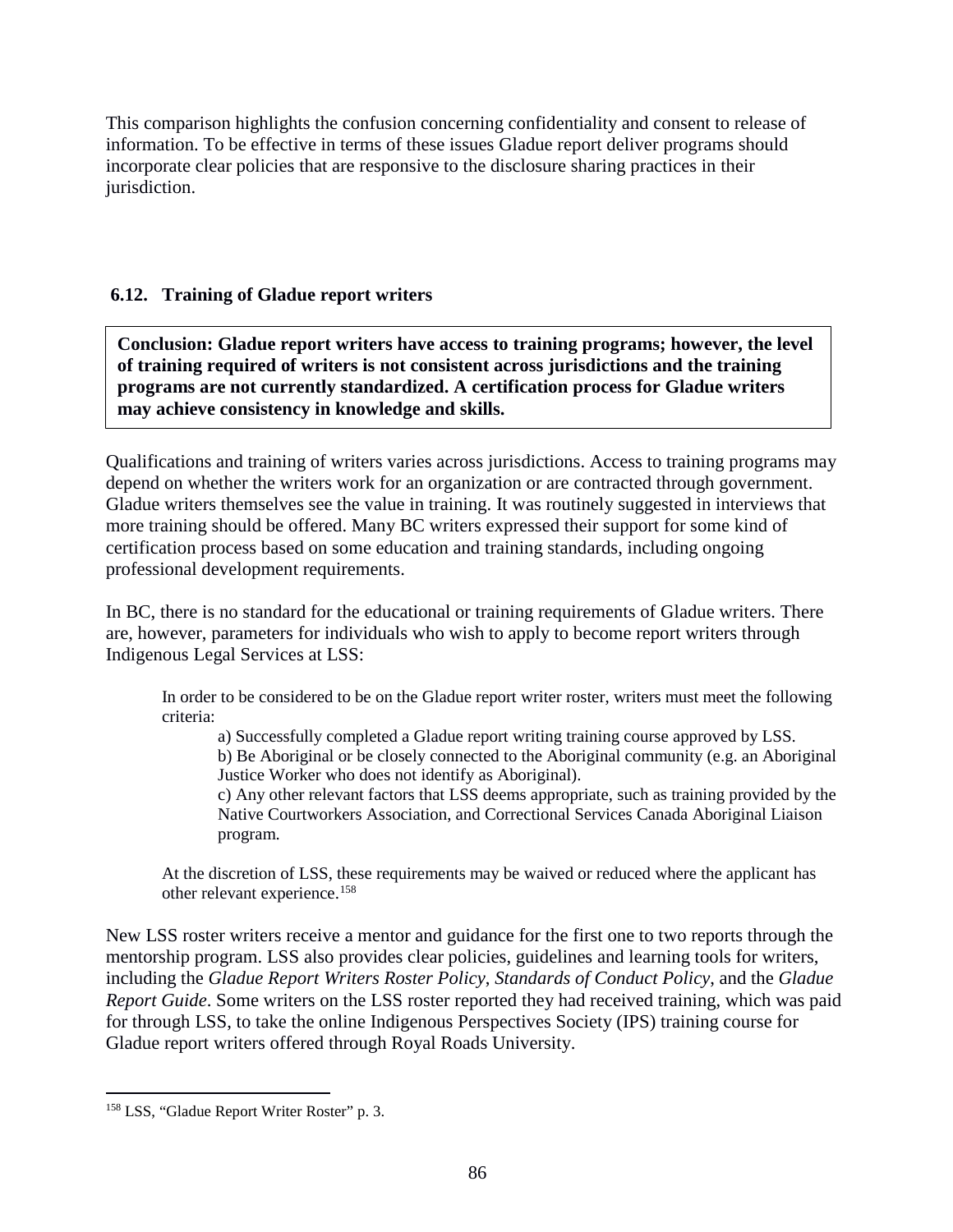This comparison highlights the confusion concerning confidentiality and consent to release of information. To be effective in terms of these issues Gladue report deliver programs should incorporate clear policies that are responsive to the disclosure sharing practices in their jurisdiction.

### 6.12. Training of Gladue report writers

> **Conclusion: Gladue report writers have access to training programs; however, the level of training required of writers is not consistent across jurisdictions and the training programs are not currently standardized. A certification process for Gladue writers may achieve consistency in knowledge and skills.**

Qualifications and training of writers varies across jurisdictions. Access to training programs may depend on whether the writers work for an organization or are contracted through government. Gladue writers themselves see the value in training. It was routinely suggested in interviews that more training should be offered. Many BC writers expressed their support for some kind of certification process based on some education and training standards, including ongoing professional development requirements.

In BC, there is no standard for the educational or training requirements of Gladue writers. There are, however, parameters for individuals who wish to apply to become report writers through Indigenous Legal Services at LSS:

> In order to be considered to be on the Gladue report writer roster, writers must meet the following criteria:
>
> a) Successfully completed a Gladue report writing training course approved by LSS.
> b) Be Aboriginal or be closely connected to the Aboriginal community (e.g. an Aboriginal Justice Worker who does not identify as Aboriginal).
> c) Any other relevant factors that LSS deems appropriate, such as training provided by the Native Courtworkers Association, and Correctional Services Canada Aboriginal Liaison program.
>
> At the discretion of LSS, these requirements may be waived or reduced where the applicant has other relevant experience.[158]

New LSS roster writers receive a mentor and guidance for the first one to two reports through the mentorship program. LSS also provides clear policies, guidelines and learning tools for writers, including the *Gladue Report Writers Roster Policy*, *Standards of Conduct Policy*, and the *Gladue Report Guide*. Some writers on the LSS roster reported they had received training, which was paid for through LSS, to take the online Indigenous Perspectives Society (IPS) training course for Gladue report writers offered through Royal Roads University.

[158] LSS, "Gladue Report Writer Roster" p. 3.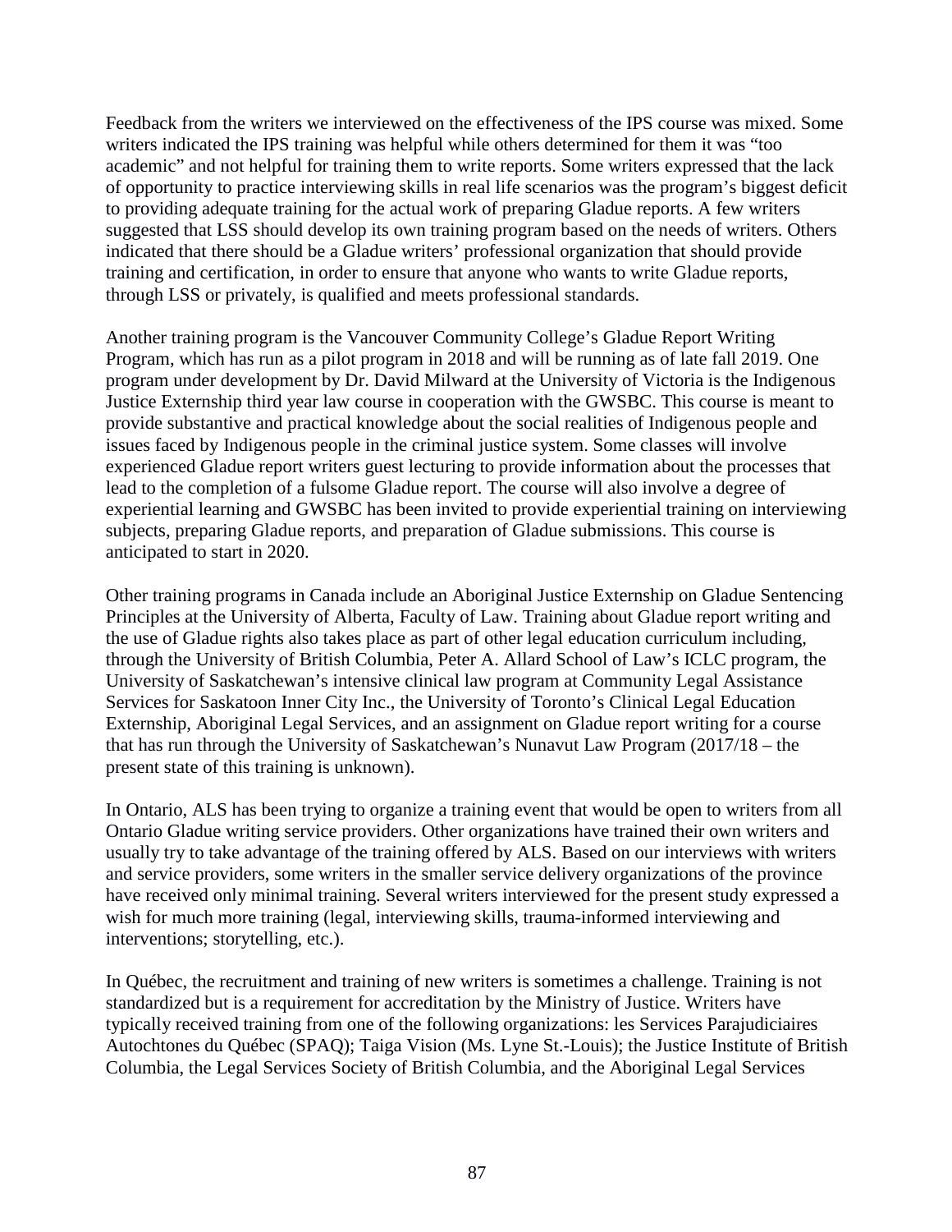Feedback from the writers we interviewed on the effectiveness of the IPS course was mixed. Some writers indicated the IPS training was helpful while others determined for them it was "too academic" and not helpful for training them to write reports. Some writers expressed that the lack of opportunity to practice interviewing skills in real life scenarios was the program's biggest deficit to providing adequate training for the actual work of preparing Gladue reports. A few writers suggested that LSS should develop its own training program based on the needs of writers. Others indicated that there should be a Gladue writers' professional organization that should provide training and certification, in order to ensure that anyone who wants to write Gladue reports, through LSS or privately, is qualified and meets professional standards.

Another training program is the Vancouver Community College's Gladue Report Writing Program, which has run as a pilot program in 2018 and will be running as of late fall 2019. One program under development by Dr. David Milward at the University of Victoria is the Indigenous Justice Externship third year law course in cooperation with the GWSBC. This course is meant to provide substantive and practical knowledge about the social realities of Indigenous people and issues faced by Indigenous people in the criminal justice system. Some classes will involve experienced Gladue report writers guest lecturing to provide information about the processes that lead to the completion of a fulsome Gladue report. The course will also involve a degree of experiential learning and GWSBC has been invited to provide experiential training on interviewing subjects, preparing Gladue reports, and preparation of Gladue submissions. This course is anticipated to start in 2020.

Other training programs in Canada include an Aboriginal Justice Externship on Gladue Sentencing Principles at the University of Alberta, Faculty of Law. Training about Gladue report writing and the use of Gladue rights also takes place as part of other legal education curriculum including, through the University of British Columbia, Peter A. Allard School of Law's ICLC program, the University of Saskatchewan's intensive clinical law program at Community Legal Assistance Services for Saskatoon Inner City Inc., the University of Toronto's Clinical Legal Education Externship, Aboriginal Legal Services, and an assignment on Gladue report writing for a course that has run through the University of Saskatchewan's Nunavut Law Program (2017/18 – the present state of this training is unknown).

In Ontario, ALS has been trying to organize a training event that would be open to writers from all Ontario Gladue writing service providers. Other organizations have trained their own writers and usually try to take advantage of the training offered by ALS. Based on our interviews with writers and service providers, some writers in the smaller service delivery organizations of the province have received only minimal training. Several writers interviewed for the present study expressed a wish for much more training (legal, interviewing skills, trauma-informed interviewing and interventions; storytelling, etc.).

In Québec, the recruitment and training of new writers is sometimes a challenge. Training is not standardized but is a requirement for accreditation by the Ministry of Justice. Writers have typically received training from one of the following organizations: les Services Parajudiciaires Autochtones du Québec (SPAQ); Taiga Vision (Ms. Lyne St.-Louis); the Justice Institute of British Columbia, the Legal Services Society of British Columbia, and the Aboriginal Legal Services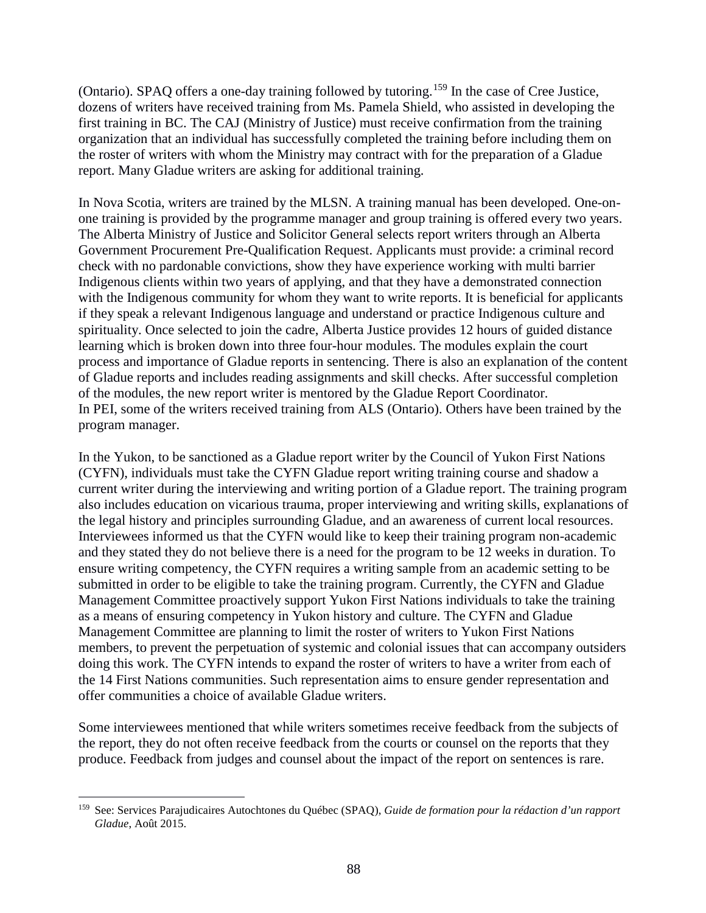(Ontario). SPAQ offers a one-day training followed by tutoring.[159] In the case of Cree Justice, dozens of writers have received training from Ms. Pamela Shield, who assisted in developing the first training in BC. The CAJ (Ministry of Justice) must receive confirmation from the training organization that an individual has successfully completed the training before including them on the roster of writers with whom the Ministry may contract with for the preparation of a Gladue report. Many Gladue writers are asking for additional training.

In Nova Scotia, writers are trained by the MLSN. A training manual has been developed. One-on-one training is provided by the programme manager and group training is offered every two years. The Alberta Ministry of Justice and Solicitor General selects report writers through an Alberta Government Procurement Pre-Qualification Request. Applicants must provide: a criminal record check with no pardonable convictions, show they have experience working with multi barrier Indigenous clients within two years of applying, and that they have a demonstrated connection with the Indigenous community for whom they want to write reports. It is beneficial for applicants if they speak a relevant Indigenous language and understand or practice Indigenous culture and spirituality. Once selected to join the cadre, Alberta Justice provides 12 hours of guided distance learning which is broken down into three four-hour modules. The modules explain the court process and importance of Gladue reports in sentencing. There is also an explanation of the content of Gladue reports and includes reading assignments and skill checks. After successful completion of the modules, the new report writer is mentored by the Gladue Report Coordinator.
In PEI, some of the writers received training from ALS (Ontario). Others have been trained by the program manager.

In the Yukon, to be sanctioned as a Gladue report writer by the Council of Yukon First Nations (CYFN), individuals must take the CYFN Gladue report writing training course and shadow a current writer during the interviewing and writing portion of a Gladue report. The training program also includes education on vicarious trauma, proper interviewing and writing skills, explanations of the legal history and principles surrounding Gladue, and an awareness of current local resources. Interviewees informed us that the CYFN would like to keep their training program non-academic and they stated they do not believe there is a need for the program to be 12 weeks in duration. To ensure writing competency, the CYFN requires a writing sample from an academic setting to be submitted in order to be eligible to take the training program. Currently, the CYFN and Gladue Management Committee proactively support Yukon First Nations individuals to take the training as a means of ensuring competency in Yukon history and culture. The CYFN and Gladue Management Committee are planning to limit the roster of writers to Yukon First Nations members, to prevent the perpetuation of systemic and colonial issues that can accompany outsiders doing this work. The CYFN intends to expand the roster of writers to have a writer from each of the 14 First Nations communities. Such representation aims to ensure gender representation and offer communities a choice of available Gladue writers.

Some interviewees mentioned that while writers sometimes receive feedback from the subjects of the report, they do not often receive feedback from the courts or counsel on the reports that they produce. Feedback from judges and counsel about the impact of the report on sentences is rare.

[159] See: Services Parajudicaires Autochtones du Québec (SPAQ), *Guide de formation pour la rédaction d'un rapport Gladue*, Août 2015.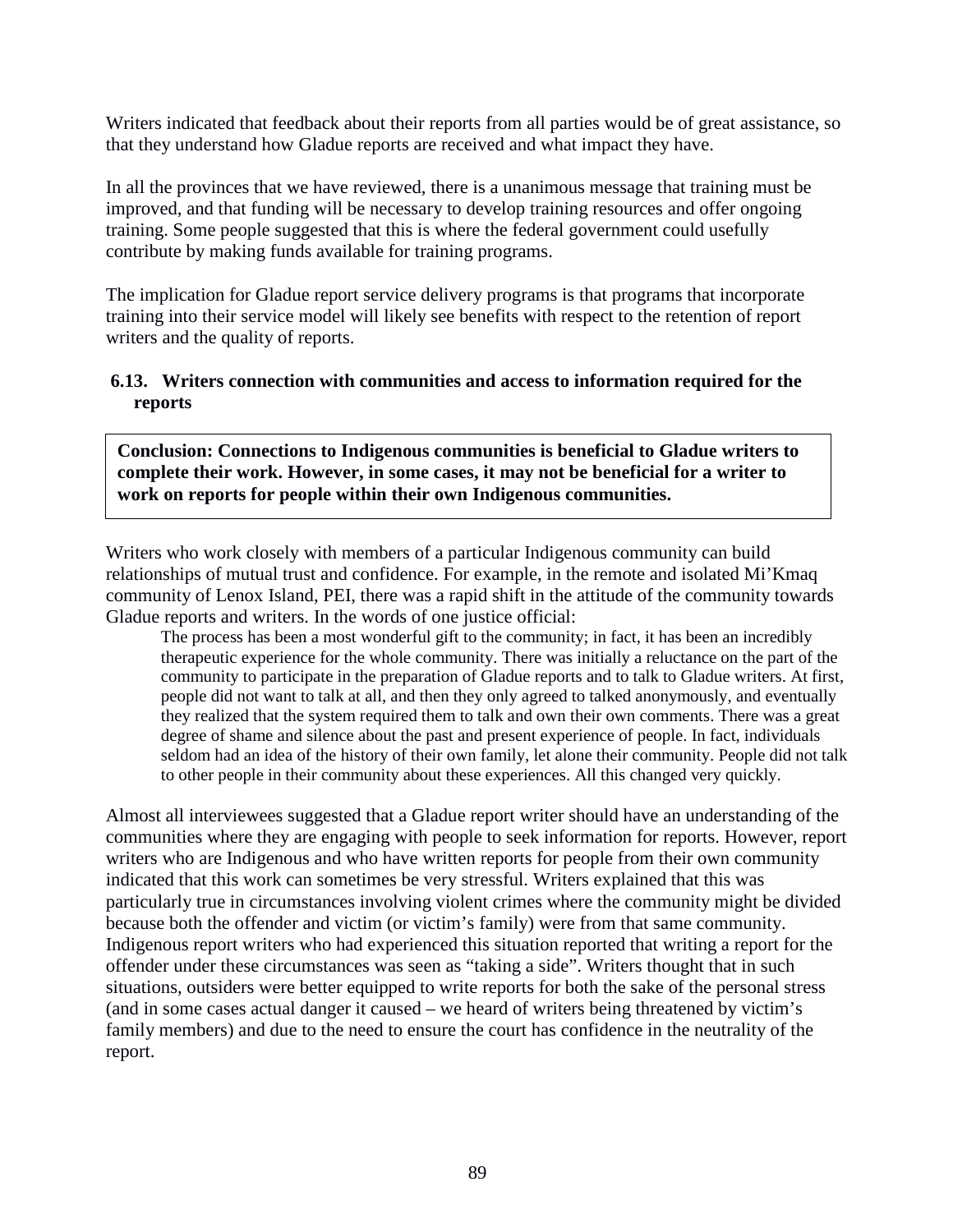Writers indicated that feedback about their reports from all parties would be of great assistance, so that they understand how Gladue reports are received and what impact they have.

In all the provinces that we have reviewed, there is a unanimous message that training must be improved, and that funding will be necessary to develop training resources and offer ongoing training. Some people suggested that this is where the federal government could usefully contribute by making funds available for training programs.

The implication for Gladue report service delivery programs is that programs that incorporate training into their service model will likely see benefits with respect to the retention of report writers and the quality of reports.

### 6.13. Writers connection with communities and access to information required for the reports

**Conclusion: Connections to Indigenous communities is beneficial to Gladue writers to complete their work. However, in some cases, it may not be beneficial for a writer to work on reports for people within their own Indigenous communities.**

Writers who work closely with members of a particular Indigenous community can build relationships of mutual trust and confidence. For example, in the remote and isolated Mi'Kmaq community of Lenox Island, PEI, there was a rapid shift in the attitude of the community towards Gladue reports and writers. In the words of one justice official:

> The process has been a most wonderful gift to the community; in fact, it has been an incredibly therapeutic experience for the whole community. There was initially a reluctance on the part of the community to participate in the preparation of Gladue reports and to talk to Gladue writers. At first, people did not want to talk at all, and then they only agreed to talked anonymously, and eventually they realized that the system required them to talk and own their own comments. There was a great degree of shame and silence about the past and present experience of people. In fact, individuals seldom had an idea of the history of their own family, let alone their community. People did not talk to other people in their community about these experiences. All this changed very quickly.

Almost all interviewees suggested that a Gladue report writer should have an understanding of the communities where they are engaging with people to seek information for reports. However, report writers who are Indigenous and who have written reports for people from their own community indicated that this work can sometimes be very stressful. Writers explained that this was particularly true in circumstances involving violent crimes where the community might be divided because both the offender and victim (or victim's family) were from that same community. Indigenous report writers who had experienced this situation reported that writing a report for the offender under these circumstances was seen as "taking a side". Writers thought that in such situations, outsiders were better equipped to write reports for both the sake of the personal stress (and in some cases actual danger it caused – we heard of writers being threatened by victim's family members) and due to the need to ensure the court has confidence in the neutrality of the report.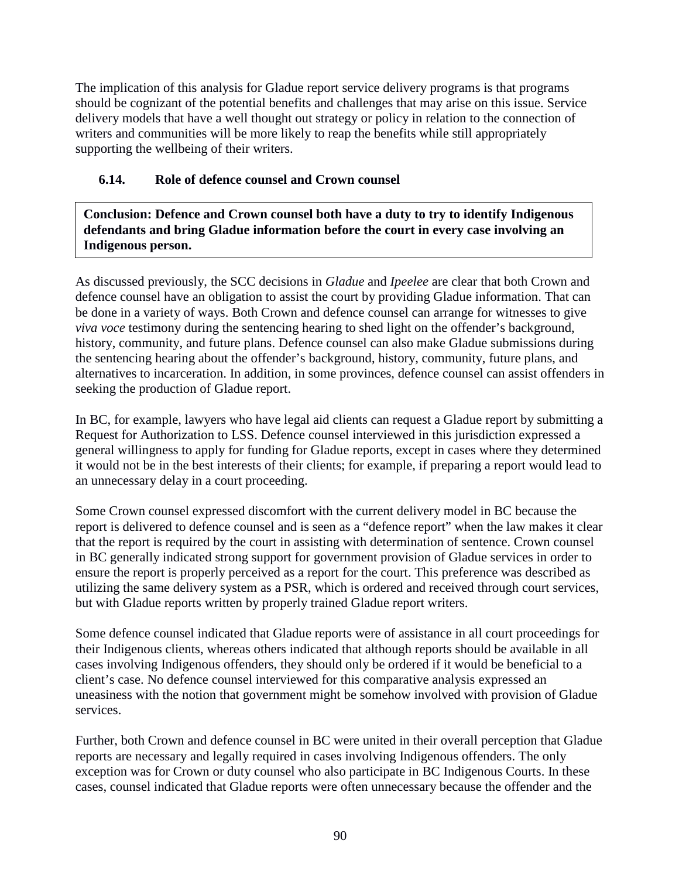The implication of this analysis for Gladue report service delivery programs is that programs should be cognizant of the potential benefits and challenges that may arise on this issue. Service delivery models that have a well thought out strategy or policy in relation to the connection of writers and communities will be more likely to reap the benefits while still appropriately supporting the wellbeing of their writers.

### 6.14. Role of defence counsel and Crown counsel

**Conclusion: Defence and Crown counsel both have a duty to try to identify Indigenous defendants and bring Gladue information before the court in every case involving an Indigenous person.**

As discussed previously, the SCC decisions in *Gladue* and *Ipeelee* are clear that both Crown and defence counsel have an obligation to assist the court by providing Gladue information. That can be done in a variety of ways. Both Crown and defence counsel can arrange for witnesses to give *viva voce* testimony during the sentencing hearing to shed light on the offender's background, history, community, and future plans. Defence counsel can also make Gladue submissions during the sentencing hearing about the offender's background, history, community, future plans, and alternatives to incarceration. In addition, in some provinces, defence counsel can assist offenders in seeking the production of Gladue report.

In BC, for example, lawyers who have legal aid clients can request a Gladue report by submitting a Request for Authorization to LSS. Defence counsel interviewed in this jurisdiction expressed a general willingness to apply for funding for Gladue reports, except in cases where they determined it would not be in the best interests of their clients; for example, if preparing a report would lead to an unnecessary delay in a court proceeding.

Some Crown counsel expressed discomfort with the current delivery model in BC because the report is delivered to defence counsel and is seen as a "defence report" when the law makes it clear that the report is required by the court in assisting with determination of sentence. Crown counsel in BC generally indicated strong support for government provision of Gladue services in order to ensure the report is properly perceived as a report for the court. This preference was described as utilizing the same delivery system as a PSR, which is ordered and received through court services, but with Gladue reports written by properly trained Gladue report writers.

Some defence counsel indicated that Gladue reports were of assistance in all court proceedings for their Indigenous clients, whereas others indicated that although reports should be available in all cases involving Indigenous offenders, they should only be ordered if it would be beneficial to a client's case. No defence counsel interviewed for this comparative analysis expressed an uneasiness with the notion that government might be somehow involved with provision of Gladue services.

Further, both Crown and defence counsel in BC were united in their overall perception that Gladue reports are necessary and legally required in cases involving Indigenous offenders. The only exception was for Crown or duty counsel who also participate in BC Indigenous Courts. In these cases, counsel indicated that Gladue reports were often unnecessary because the offender and the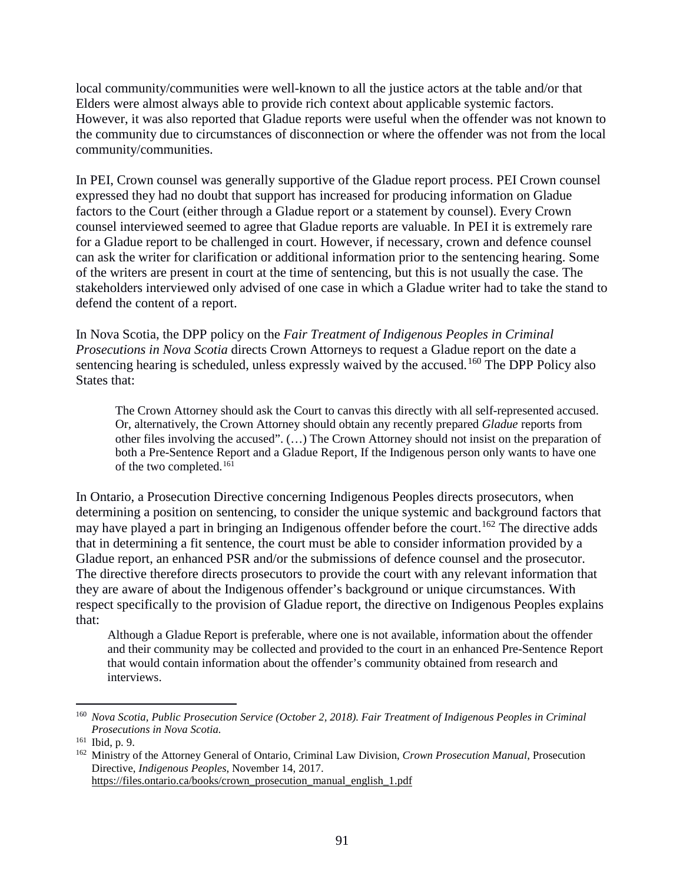local community/communities were well-known to all the justice actors at the table and/or that Elders were almost always able to provide rich context about applicable systemic factors. However, it was also reported that Gladue reports were useful when the offender was not known to the community due to circumstances of disconnection or where the offender was not from the local community/communities.

In PEI, Crown counsel was generally supportive of the Gladue report process. PEI Crown counsel expressed they had no doubt that support has increased for producing information on Gladue factors to the Court (either through a Gladue report or a statement by counsel). Every Crown counsel interviewed seemed to agree that Gladue reports are valuable. In PEI it is extremely rare for a Gladue report to be challenged in court. However, if necessary, crown and defence counsel can ask the writer for clarification or additional information prior to the sentencing hearing. Some of the writers are present in court at the time of sentencing, but this is not usually the case. The stakeholders interviewed only advised of one case in which a Gladue writer had to take the stand to defend the content of a report.

In Nova Scotia, the DPP policy on the *Fair Treatment of Indigenous Peoples in Criminal Prosecutions in Nova Scotia* directs Crown Attorneys to request a Gladue report on the date a sentencing hearing is scheduled, unless expressly waived by the accused.[160] The DPP Policy also States that:

> The Crown Attorney should ask the Court to canvas this directly with all self-represented accused. Or, alternatively, the Crown Attorney should obtain any recently prepared *Gladue* reports from other files involving the accused". (…) The Crown Attorney should not insist on the preparation of both a Pre-Sentence Report and a Gladue Report, If the Indigenous person only wants to have one of the two completed.[161]

In Ontario, a Prosecution Directive concerning Indigenous Peoples directs prosecutors, when determining a position on sentencing, to consider the unique systemic and background factors that may have played a part in bringing an Indigenous offender before the court.[162] The directive adds that in determining a fit sentence, the court must be able to consider information provided by a Gladue report, an enhanced PSR and/or the submissions of defence counsel and the prosecutor. The directive therefore directs prosecutors to provide the court with any relevant information that they are aware of about the Indigenous offender's background or unique circumstances. With respect specifically to the provision of Gladue report, the directive on Indigenous Peoples explains that:

> Although a Gladue Report is preferable, where one is not available, information about the offender and their community may be collected and provided to the court in an enhanced Pre-Sentence Report that would contain information about the offender's community obtained from research and interviews.

---

[160] *Nova Scotia, Public Prosecution Service (October 2, 2018). Fair Treatment of Indigenous Peoples in Criminal Prosecutions in Nova Scotia.*

[161] Ibid, p. 9.

[162] Ministry of the Attorney General of Ontario, Criminal Law Division, *Crown Prosecution Manual*, Prosecution Directive, *Indigenous Peoples*, November 14, 2017. https://files.ontario.ca/books/crown_prosecution_manual_english_1.pdf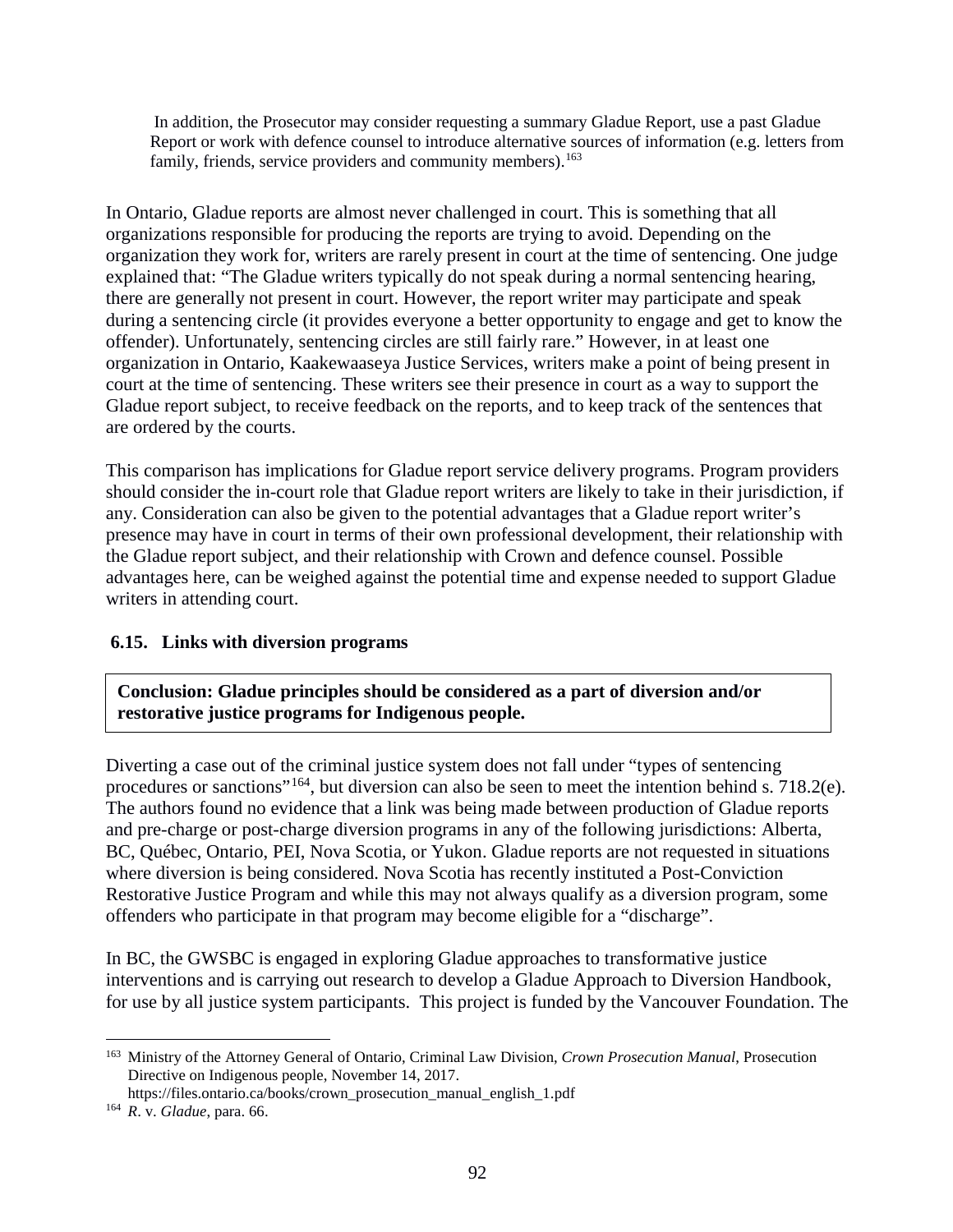> In addition, the Prosecutor may consider requesting a summary Gladue Report, use a past Gladue Report or work with defence counsel to introduce alternative sources of information (e.g. letters from family, friends, service providers and community members).[163]

In Ontario, Gladue reports are almost never challenged in court. This is something that all organizations responsible for producing the reports are trying to avoid. Depending on the organization they work for, writers are rarely present in court at the time of sentencing. One judge explained that: "The Gladue writers typically do not speak during a normal sentencing hearing, there are generally not present in court. However, the report writer may participate and speak during a sentencing circle (it provides everyone a better opportunity to engage and get to know the offender). Unfortunately, sentencing circles are still fairly rare." However, in at least one organization in Ontario, Kaakewaaseya Justice Services, writers make a point of being present in court at the time of sentencing. These writers see their presence in court as a way to support the Gladue report subject, to receive feedback on the reports, and to keep track of the sentences that are ordered by the courts.

This comparison has implications for Gladue report service delivery programs. Program providers should consider the in-court role that Gladue report writers are likely to take in their jurisdiction, if any. Consideration can also be given to the potential advantages that a Gladue report writer's presence may have in court in terms of their own professional development, their relationship with the Gladue report subject, and their relationship with Crown and defence counsel. Possible advantages here, can be weighed against the potential time and expense needed to support Gladue writers in attending court.

### 6.15. Links with diversion programs

**Conclusion: Gladue principles should be considered as a part of diversion and/or restorative justice programs for Indigenous people.**

Diverting a case out of the criminal justice system does not fall under "types of sentencing procedures or sanctions"[164], but diversion can also be seen to meet the intention behind s. 718.2(e). The authors found no evidence that a link was being made between production of Gladue reports and pre-charge or post-charge diversion programs in any of the following jurisdictions: Alberta, BC, Québec, Ontario, PEI, Nova Scotia, or Yukon. Gladue reports are not requested in situations where diversion is being considered. Nova Scotia has recently instituted a Post-Conviction Restorative Justice Program and while this may not always qualify as a diversion program, some offenders who participate in that program may become eligible for a "discharge".

In BC, the GWSBC is engaged in exploring Gladue approaches to transformative justice interventions and is carrying out research to develop a Gladue Approach to Diversion Handbook, for use by all justice system participants. This project is funded by the Vancouver Foundation. The

---

[163] Ministry of the Attorney General of Ontario, Criminal Law Division, *Crown Prosecution Manual*, Prosecution Directive on Indigenous people, November 14, 2017. https://files.ontario.ca/books/crown_prosecution_manual_english_1.pdf

[164] *R*. v. *Gladue*, para. 66.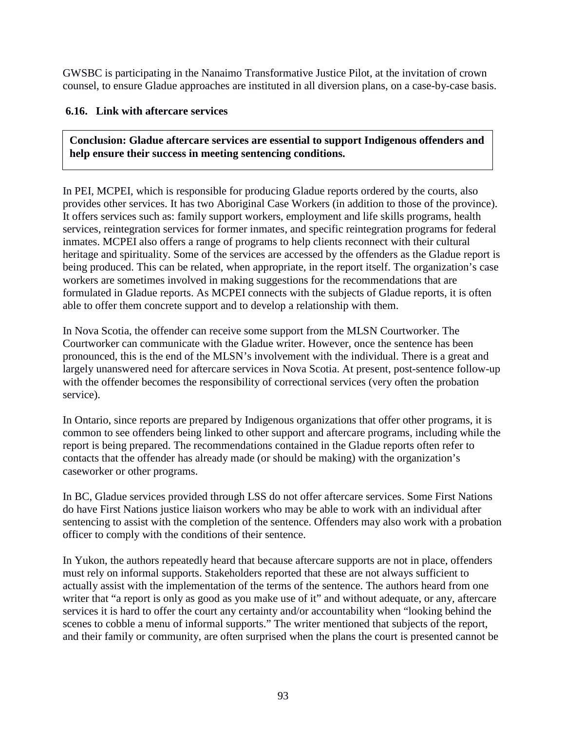GWSBC is participating in the Nanaimo Transformative Justice Pilot, at the invitation of crown counsel, to ensure Gladue approaches are instituted in all diversion plans, on a case-by-case basis.

### 6.16. Link with aftercare services

**Conclusion: Gladue aftercare services are essential to support Indigenous offenders and help ensure their success in meeting sentencing conditions.**

In PEI, MCPEI, which is responsible for producing Gladue reports ordered by the courts, also provides other services. It has two Aboriginal Case Workers (in addition to those of the province). It offers services such as: family support workers, employment and life skills programs, health services, reintegration services for former inmates, and specific reintegration programs for federal inmates. MCPEI also offers a range of programs to help clients reconnect with their cultural heritage and spirituality. Some of the services are accessed by the offenders as the Gladue report is being produced. This can be related, when appropriate, in the report itself. The organization's case workers are sometimes involved in making suggestions for the recommendations that are formulated in Gladue reports. As MCPEI connects with the subjects of Gladue reports, it is often able to offer them concrete support and to develop a relationship with them.

In Nova Scotia, the offender can receive some support from the MLSN Courtworker. The Courtworker can communicate with the Gladue writer. However, once the sentence has been pronounced, this is the end of the MLSN's involvement with the individual. There is a great and largely unanswered need for aftercare services in Nova Scotia. At present, post-sentence follow-up with the offender becomes the responsibility of correctional services (very often the probation service).

In Ontario, since reports are prepared by Indigenous organizations that offer other programs, it is common to see offenders being linked to other support and aftercare programs, including while the report is being prepared. The recommendations contained in the Gladue reports often refer to contacts that the offender has already made (or should be making) with the organization's caseworker or other programs.

In BC, Gladue services provided through LSS do not offer aftercare services. Some First Nations do have First Nations justice liaison workers who may be able to work with an individual after sentencing to assist with the completion of the sentence. Offenders may also work with a probation officer to comply with the conditions of their sentence.

In Yukon, the authors repeatedly heard that because aftercare supports are not in place, offenders must rely on informal supports. Stakeholders reported that these are not always sufficient to actually assist with the implementation of the terms of the sentence. The authors heard from one writer that "a report is only as good as you make use of it" and without adequate, or any, aftercare services it is hard to offer the court any certainty and/or accountability when "looking behind the scenes to cobble a menu of informal supports." The writer mentioned that subjects of the report, and their family or community, are often surprised when the plans the court is presented cannot be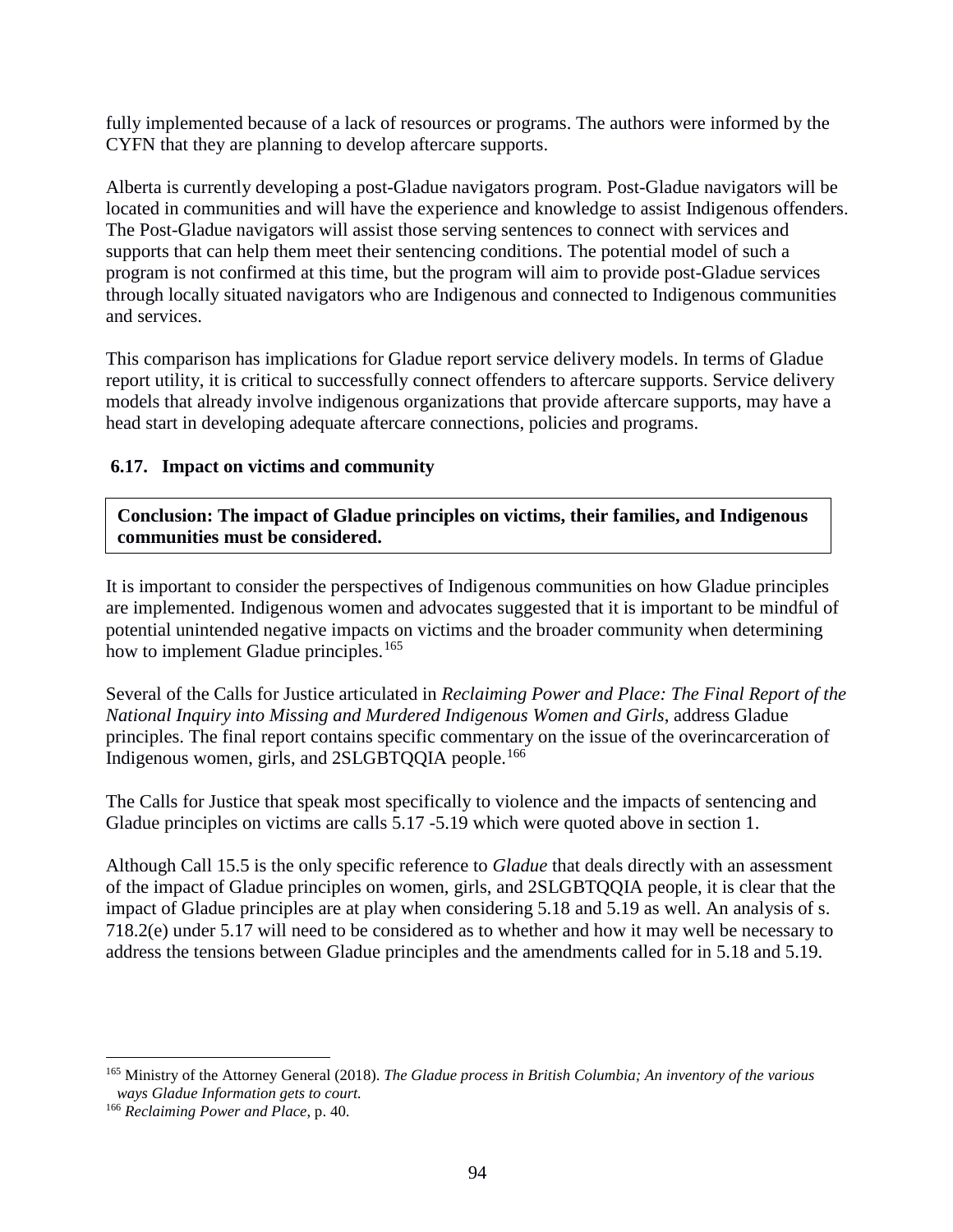fully implemented because of a lack of resources or programs. The authors were informed by the CYFN that they are planning to develop aftercare supports.

Alberta is currently developing a post-Gladue navigators program. Post-Gladue navigators will be located in communities and will have the experience and knowledge to assist Indigenous offenders. The Post-Gladue navigators will assist those serving sentences to connect with services and supports that can help them meet their sentencing conditions. The potential model of such a program is not confirmed at this time, but the program will aim to provide post-Gladue services through locally situated navigators who are Indigenous and connected to Indigenous communities and services.

This comparison has implications for Gladue report service delivery models. In terms of Gladue report utility, it is critical to successfully connect offenders to aftercare supports. Service delivery models that already involve indigenous organizations that provide aftercare supports, may have a head start in developing adequate aftercare connections, policies and programs.

### 6.17. Impact on victims and community

**Conclusion: The impact of Gladue principles on victims, their families, and Indigenous communities must be considered.**

It is important to consider the perspectives of Indigenous communities on how Gladue principles are implemented. Indigenous women and advocates suggested that it is important to be mindful of potential unintended negative impacts on victims and the broader community when determining how to implement Gladue principles.[165]

Several of the Calls for Justice articulated in *Reclaiming Power and Place: The Final Report of the National Inquiry into Missing and Murdered Indigenous Women and Girls*, address Gladue principles. The final report contains specific commentary on the issue of the overincarceration of Indigenous women, girls, and 2SLGBTQQIA people.[166]

The Calls for Justice that speak most specifically to violence and the impacts of sentencing and Gladue principles on victims are calls 5.17 -5.19 which were quoted above in section 1.

Although Call 15.5 is the only specific reference to *Gladue* that deals directly with an assessment of the impact of Gladue principles on women, girls, and 2SLGBTQQIA people, it is clear that the impact of Gladue principles are at play when considering 5.18 and 5.19 as well. An analysis of s. 718.2(e) under 5.17 will need to be considered as to whether and how it may well be necessary to address the tensions between Gladue principles and the amendments called for in 5.18 and 5.19.

---

[165] Ministry of the Attorney General (2018). *The Gladue process in British Columbia; An inventory of the various ways Gladue Information gets to court.*

[166] *Reclaiming Power and Place*, p. 40.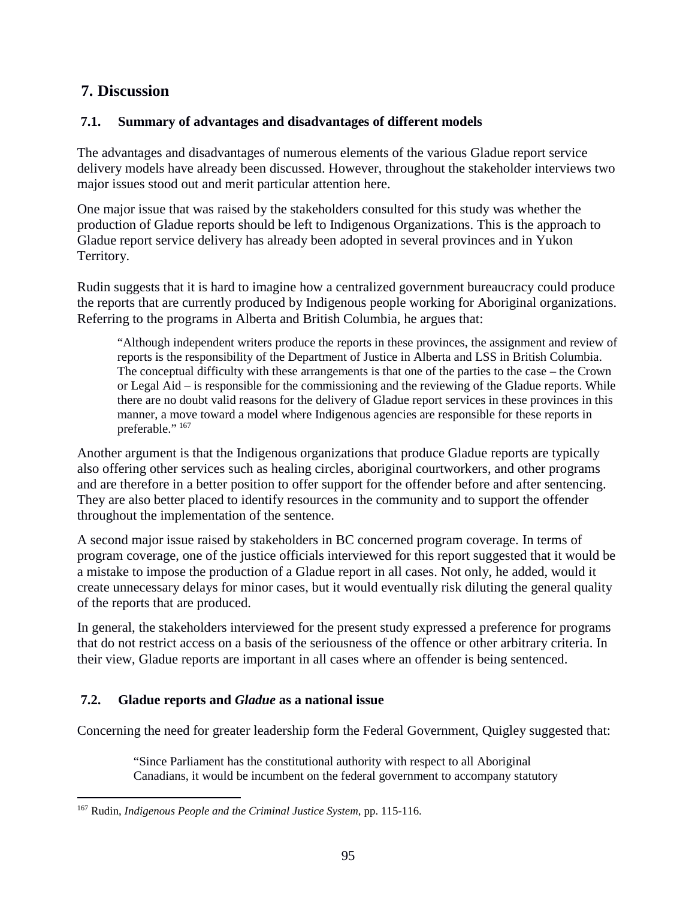## 7. Discussion

### 7.1. Summary of advantages and disadvantages of different models

The advantages and disadvantages of numerous elements of the various Gladue report service delivery models have already been discussed. However, throughout the stakeholder interviews two major issues stood out and merit particular attention here.

One major issue that was raised by the stakeholders consulted for this study was whether the production of Gladue reports should be left to Indigenous Organizations. This is the approach to Gladue report service delivery has already been adopted in several provinces and in Yukon Territory.

Rudin suggests that it is hard to imagine how a centralized government bureaucracy could produce the reports that are currently produced by Indigenous people working for Aboriginal organizations. Referring to the programs in Alberta and British Columbia, he argues that:

> "Although independent writers produce the reports in these provinces, the assignment and review of reports is the responsibility of the Department of Justice in Alberta and LSS in British Columbia. The conceptual difficulty with these arrangements is that one of the parties to the case – the Crown or Legal Aid – is responsible for the commissioning and the reviewing of the Gladue reports. While there are no doubt valid reasons for the delivery of Gladue report services in these provinces in this manner, a move toward a model where Indigenous agencies are responsible for these reports in preferable." [167]

Another argument is that the Indigenous organizations that produce Gladue reports are typically also offering other services such as healing circles, aboriginal courtworkers, and other programs and are therefore in a better position to offer support for the offender before and after sentencing. They are also better placed to identify resources in the community and to support the offender throughout the implementation of the sentence.

A second major issue raised by stakeholders in BC concerned program coverage. In terms of program coverage, one of the justice officials interviewed for this report suggested that it would be a mistake to impose the production of a Gladue report in all cases. Not only, he added, would it create unnecessary delays for minor cases, but it would eventually risk diluting the general quality of the reports that are produced.

In general, the stakeholders interviewed for the present study expressed a preference for programs that do not restrict access on a basis of the seriousness of the offence or other arbitrary criteria. In their view, Gladue reports are important in all cases where an offender is being sentenced.

### 7.2. Gladue reports and *Gladue* as a national issue

Concerning the need for greater leadership form the Federal Government, Quigley suggested that:

> "Since Parliament has the constitutional authority with respect to all Aboriginal Canadians, it would be incumbent on the federal government to accompany statutory

---

[167] Rudin, *Indigenous People and the Criminal Justice System*, pp. 115-116.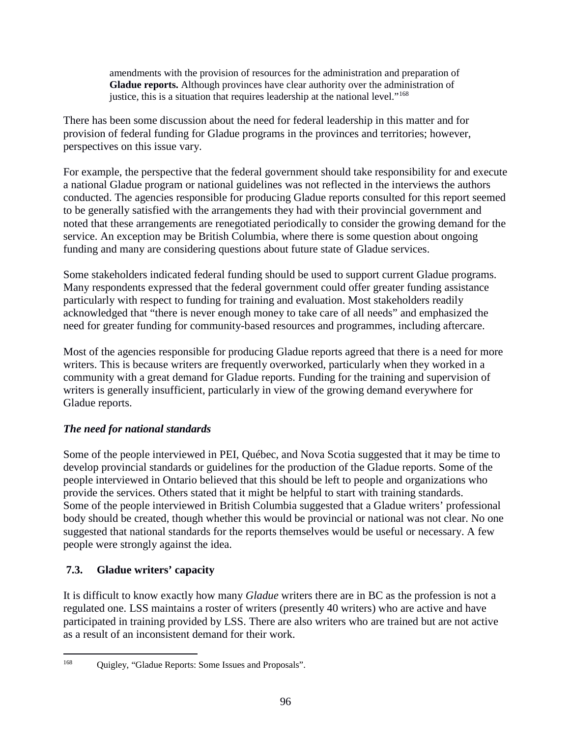> amendments with the provision of resources for the administration and preparation of **Gladue reports.** Although provinces have clear authority over the administration of justice, this is a situation that requires leadership at the national level."[168]

There has been some discussion about the need for federal leadership in this matter and for provision of federal funding for Gladue programs in the provinces and territories; however, perspectives on this issue vary.

For example, the perspective that the federal government should take responsibility for and execute a national Gladue program or national guidelines was not reflected in the interviews the authors conducted. The agencies responsible for producing Gladue reports consulted for this report seemed to be generally satisfied with the arrangements they had with their provincial government and noted that these arrangements are renegotiated periodically to consider the growing demand for the service. An exception may be British Columbia, where there is some question about ongoing funding and many are considering questions about future state of Gladue services.

Some stakeholders indicated federal funding should be used to support current Gladue programs. Many respondents expressed that the federal government could offer greater funding assistance particularly with respect to funding for training and evaluation. Most stakeholders readily acknowledged that "there is never enough money to take care of all needs" and emphasized the need for greater funding for community-based resources and programmes, including aftercare.

Most of the agencies responsible for producing Gladue reports agreed that there is a need for more writers. This is because writers are frequently overworked, particularly when they worked in a community with a great demand for Gladue reports. Funding for the training and supervision of writers is generally insufficient, particularly in view of the growing demand everywhere for Gladue reports.

### *The need for national standards*

Some of the people interviewed in PEI, Québec, and Nova Scotia suggested that it may be time to develop provincial standards or guidelines for the production of the Gladue reports. Some of the people interviewed in Ontario believed that this should be left to people and organizations who provide the services. Others stated that it might be helpful to start with training standards. Some of the people interviewed in British Columbia suggested that a Gladue writers' professional body should be created, though whether this would be provincial or national was not clear. No one suggested that national standards for the reports themselves would be useful or necessary. A few people were strongly against the idea.

## 7.3. Gladue writers' capacity

It is difficult to know exactly how many *Gladue* writers there are in BC as the profession is not a regulated one. LSS maintains a roster of writers (presently 40 writers) who are active and have participated in training provided by LSS. There are also writers who are trained but are not active as a result of an inconsistent demand for their work.

---

[168] Quigley, "Gladue Reports: Some Issues and Proposals".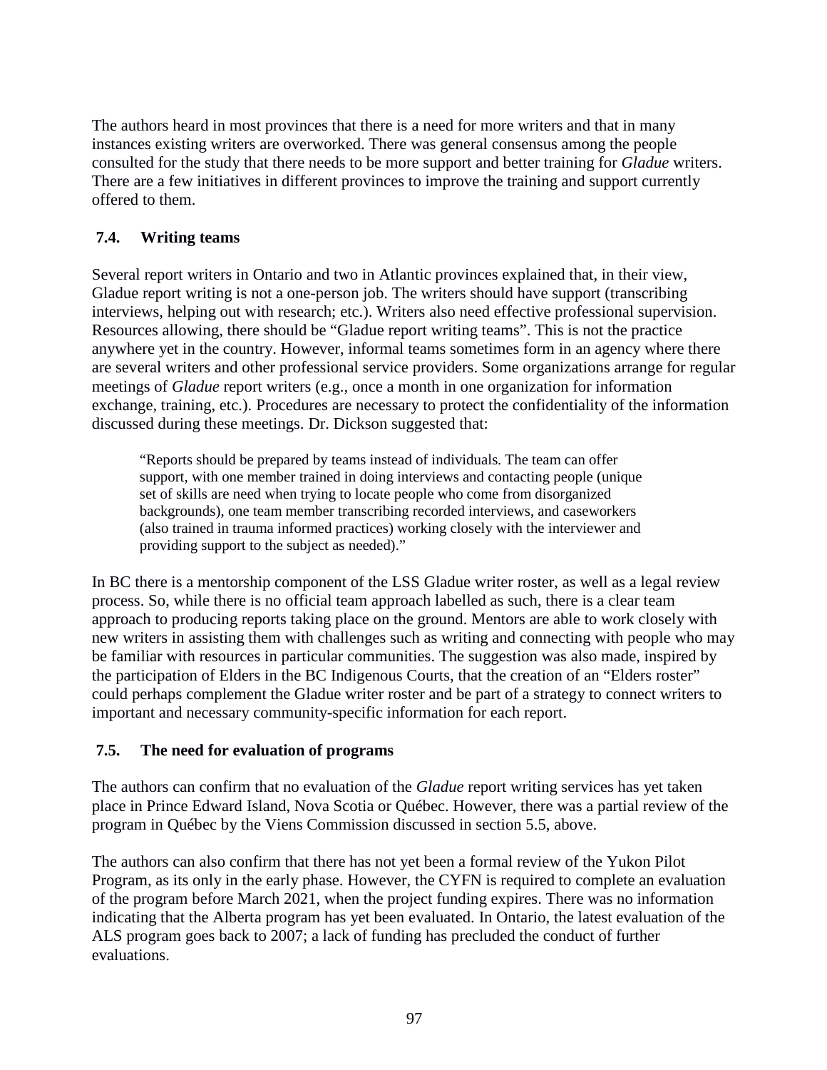The authors heard in most provinces that there is a need for more writers and that in many instances existing writers are overworked. There was general consensus among the people consulted for the study that there needs to be more support and better training for *Gladue* writers. There are a few initiatives in different provinces to improve the training and support currently offered to them.

### 7.4. Writing teams

Several report writers in Ontario and two in Atlantic provinces explained that, in their view, Gladue report writing is not a one-person job. The writers should have support (transcribing interviews, helping out with research; etc.). Writers also need effective professional supervision. Resources allowing, there should be "Gladue report writing teams". This is not the practice anywhere yet in the country. However, informal teams sometimes form in an agency where there are several writers and other professional service providers. Some organizations arrange for regular meetings of *Gladue* report writers (e.g., once a month in one organization for information exchange, training, etc.). Procedures are necessary to protect the confidentiality of the information discussed during these meetings. Dr. Dickson suggested that:

> "Reports should be prepared by teams instead of individuals. The team can offer support, with one member trained in doing interviews and contacting people (unique set of skills are need when trying to locate people who come from disorganized backgrounds), one team member transcribing recorded interviews, and caseworkers (also trained in trauma informed practices) working closely with the interviewer and providing support to the subject as needed)."

In BC there is a mentorship component of the LSS Gladue writer roster, as well as a legal review process. So, while there is no official team approach labelled as such, there is a clear team approach to producing reports taking place on the ground. Mentors are able to work closely with new writers in assisting them with challenges such as writing and connecting with people who may be familiar with resources in particular communities. The suggestion was also made, inspired by the participation of Elders in the BC Indigenous Courts, that the creation of an "Elders roster" could perhaps complement the Gladue writer roster and be part of a strategy to connect writers to important and necessary community-specific information for each report.

### 7.5. The need for evaluation of programs

The authors can confirm that no evaluation of the *Gladue* report writing services has yet taken place in Prince Edward Island, Nova Scotia or Québec. However, there was a partial review of the program in Québec by the Viens Commission discussed in section 5.5, above.

The authors can also confirm that there has not yet been a formal review of the Yukon Pilot Program, as its only in the early phase. However, the CYFN is required to complete an evaluation of the program before March 2021, when the project funding expires. There was no information indicating that the Alberta program has yet been evaluated. In Ontario, the latest evaluation of the ALS program goes back to 2007; a lack of funding has precluded the conduct of further evaluations.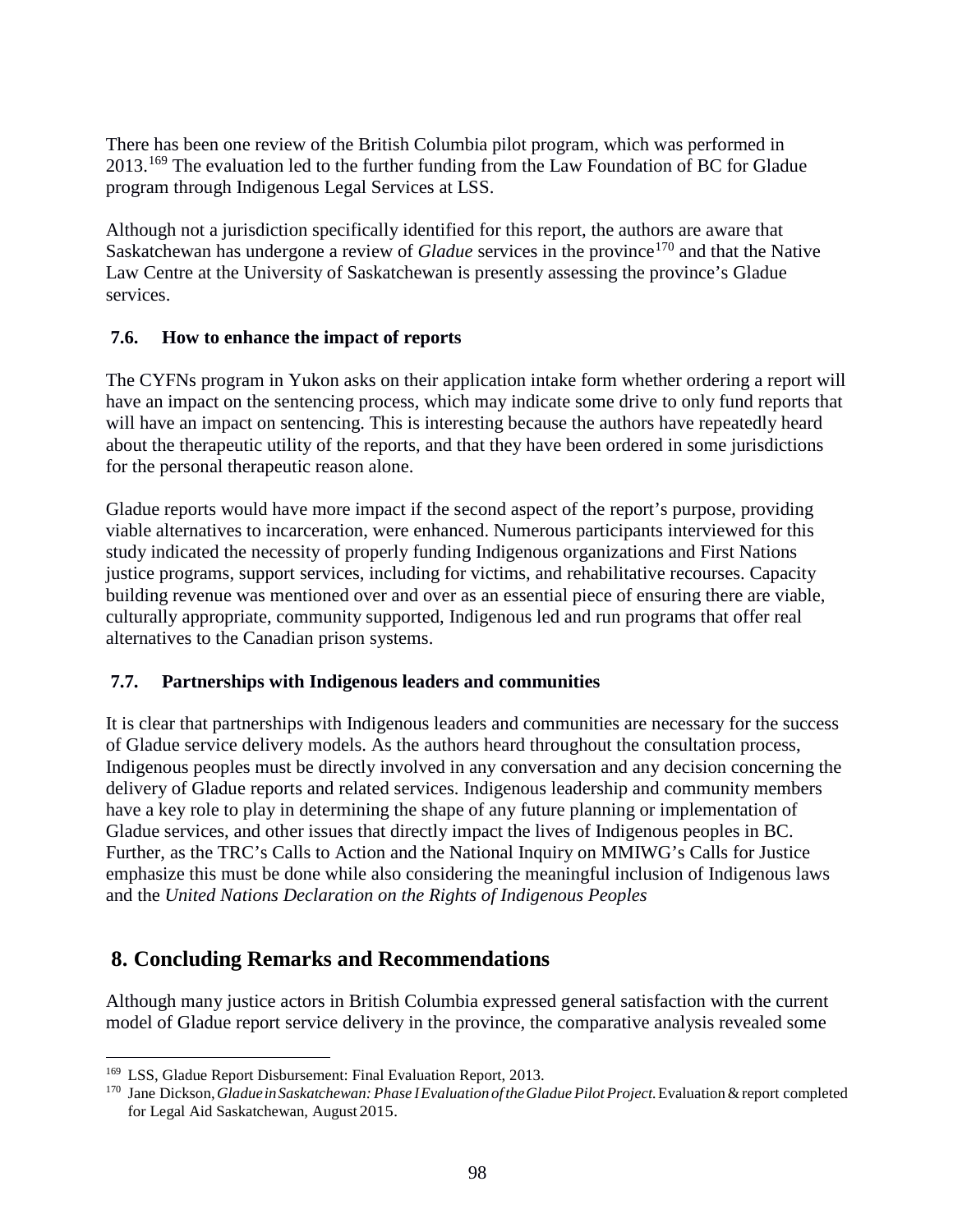There has been one review of the British Columbia pilot program, which was performed in 2013.[169] The evaluation led to the further funding from the Law Foundation of BC for Gladue program through Indigenous Legal Services at LSS.

Although not a jurisdiction specifically identified for this report, the authors are aware that Saskatchewan has undergone a review of *Gladue* services in the province[170] and that the Native Law Centre at the University of Saskatchewan is presently assessing the province's Gladue services.

### 7.6. How to enhance the impact of reports

The CYFNs program in Yukon asks on their application intake form whether ordering a report will have an impact on the sentencing process, which may indicate some drive to only fund reports that will have an impact on sentencing. This is interesting because the authors have repeatedly heard about the therapeutic utility of the reports, and that they have been ordered in some jurisdictions for the personal therapeutic reason alone.

Gladue reports would have more impact if the second aspect of the report's purpose, providing viable alternatives to incarceration, were enhanced. Numerous participants interviewed for this study indicated the necessity of properly funding Indigenous organizations and First Nations justice programs, support services, including for victims, and rehabilitative recourses. Capacity building revenue was mentioned over and over as an essential piece of ensuring there are viable, culturally appropriate, community supported, Indigenous led and run programs that offer real alternatives to the Canadian prison systems.

### 7.7. Partnerships with Indigenous leaders and communities

It is clear that partnerships with Indigenous leaders and communities are necessary for the success of Gladue service delivery models. As the authors heard throughout the consultation process, Indigenous peoples must be directly involved in any conversation and any decision concerning the delivery of Gladue reports and related services. Indigenous leadership and community members have a key role to play in determining the shape of any future planning or implementation of Gladue services, and other issues that directly impact the lives of Indigenous peoples in BC. Further, as the TRC's Calls to Action and the National Inquiry on MMIWG's Calls for Justice emphasize this must be done while also considering the meaningful inclusion of Indigenous laws and the *United Nations Declaration on the Rights of Indigenous Peoples*

## 8. Concluding Remarks and Recommendations

Although many justice actors in British Columbia expressed general satisfaction with the current model of Gladue report service delivery in the province, the comparative analysis revealed some

---

[169] LSS, Gladue Report Disbursement: Final Evaluation Report, 2013.

[170] Jane Dickson, *Gladue in Saskatchewan: Phase I Evaluation of the Gladue Pilot Project.* Evaluation & report completed for Legal Aid Saskatchewan, August 2015.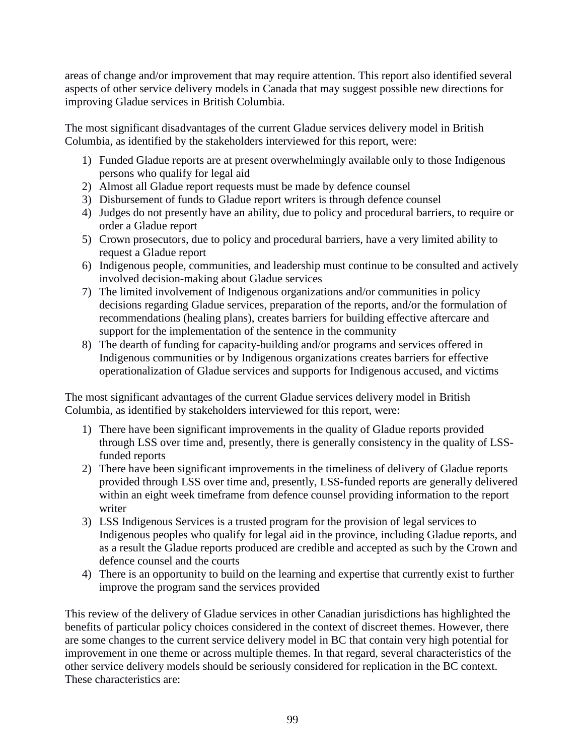areas of change and/or improvement that may require attention. This report also identified several aspects of other service delivery models in Canada that may suggest possible new directions for improving Gladue services in British Columbia.

The most significant disadvantages of the current Gladue services delivery model in British Columbia, as identified by the stakeholders interviewed for this report, were:

1) Funded Gladue reports are at present overwhelmingly available only to those Indigenous persons who qualify for legal aid
2) Almost all Gladue report requests must be made by defence counsel
3) Disbursement of funds to Gladue report writers is through defence counsel
4) Judges do not presently have an ability, due to policy and procedural barriers, to require or order a Gladue report
5) Crown prosecutors, due to policy and procedural barriers, have a very limited ability to request a Gladue report
6) Indigenous people, communities, and leadership must continue to be consulted and actively involved decision-making about Gladue services
7) The limited involvement of Indigenous organizations and/or communities in policy decisions regarding Gladue services, preparation of the reports, and/or the formulation of recommendations (healing plans), creates barriers for building effective aftercare and support for the implementation of the sentence in the community
8) The dearth of funding for capacity-building and/or programs and services offered in Indigenous communities or by Indigenous organizations creates barriers for effective operationalization of Gladue services and supports for Indigenous accused, and victims

The most significant advantages of the current Gladue services delivery model in British Columbia, as identified by stakeholders interviewed for this report, were:

1) There have been significant improvements in the quality of Gladue reports provided through LSS over time and, presently, there is generally consistency in the quality of LSS-funded reports
2) There have been significant improvements in the timeliness of delivery of Gladue reports provided through LSS over time and, presently, LSS-funded reports are generally delivered within an eight week timeframe from defence counsel providing information to the report writer
3) LSS Indigenous Services is a trusted program for the provision of legal services to Indigenous peoples who qualify for legal aid in the province, including Gladue reports, and as a result the Gladue reports produced are credible and accepted as such by the Crown and defence counsel and the courts
4) There is an opportunity to build on the learning and expertise that currently exist to further improve the program sand the services provided

This review of the delivery of Gladue services in other Canadian jurisdictions has highlighted the benefits of particular policy choices considered in the context of discreet themes. However, there are some changes to the current service delivery model in BC that contain very high potential for improvement in one theme or across multiple themes. In that regard, several characteristics of the other service delivery models should be seriously considered for replication in the BC context. These characteristics are: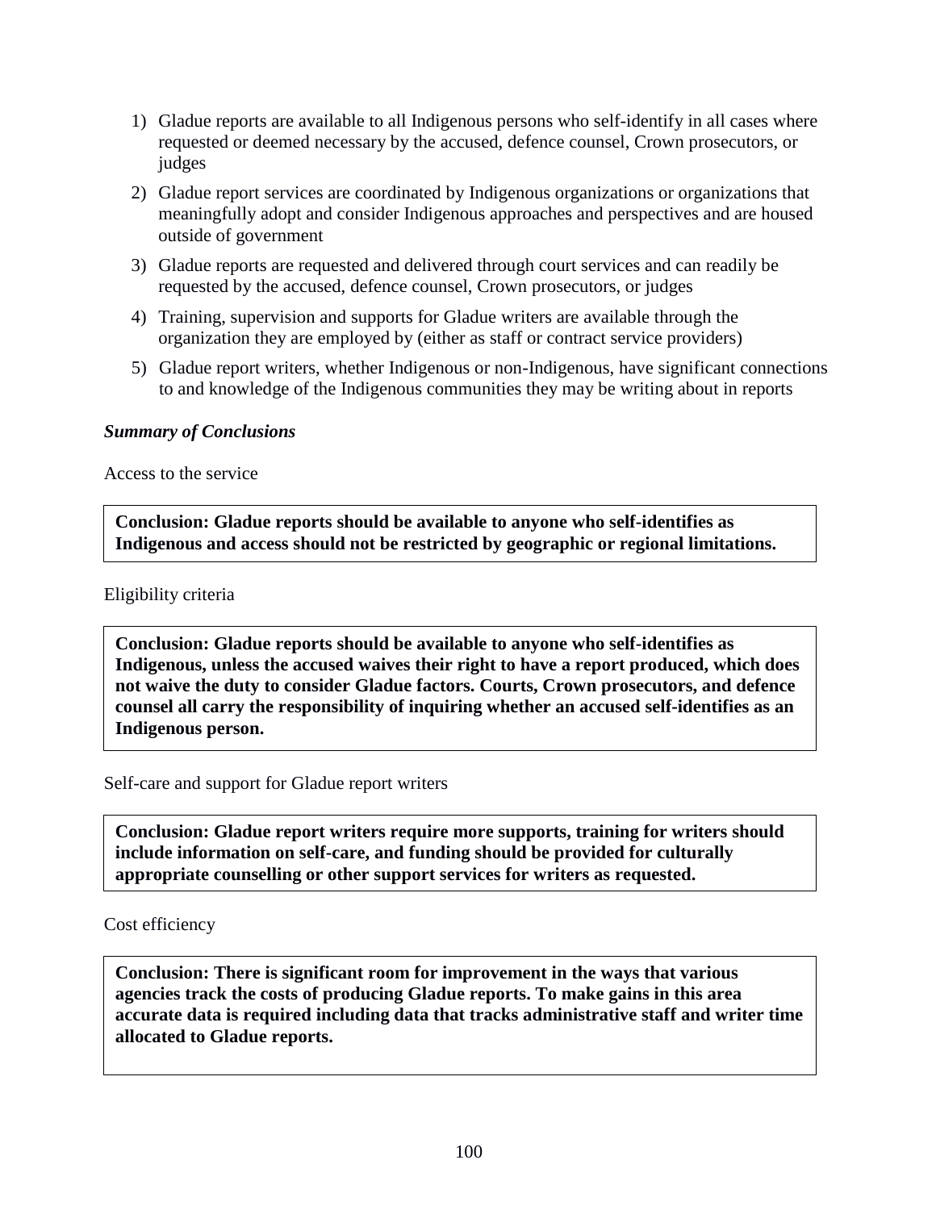1) Gladue reports are available to all Indigenous persons who self-identify in all cases where requested or deemed necessary by the accused, defence counsel, Crown prosecutors, or judges
2) Gladue report services are coordinated by Indigenous organizations or organizations that meaningfully adopt and consider Indigenous approaches and perspectives and are housed outside of government
3) Gladue reports are requested and delivered through court services and can readily be requested by the accused, defence counsel, Crown prosecutors, or judges
4) Training, supervision and supports for Gladue writers are available through the organization they are employed by (either as staff or contract service providers)
5) Gladue report writers, whether Indigenous or non-Indigenous, have significant connections to and knowledge of the Indigenous communities they may be writing about in reports

***Summary of Conclusions***

Access to the service

**Conclusion: Gladue reports should be available to anyone who self-identifies as Indigenous and access should not be restricted by geographic or regional limitations.**

Eligibility criteria

**Conclusion: Gladue reports should be available to anyone who self-identifies as Indigenous, unless the accused waives their right to have a report produced, which does not waive the duty to consider Gladue factors. Courts, Crown prosecutors, and defence counsel all carry the responsibility of inquiring whether an accused self-identifies as an Indigenous person.**

Self-care and support for Gladue report writers

**Conclusion: Gladue report writers require more supports, training for writers should include information on self-care, and funding should be provided for culturally appropriate counselling or other support services for writers as requested.**

Cost efficiency

**Conclusion: There is significant room for improvement in the ways that various agencies track the costs of producing Gladue reports. To make gains in this area accurate data is required including data that tracks administrative staff and writer time allocated to Gladue reports.**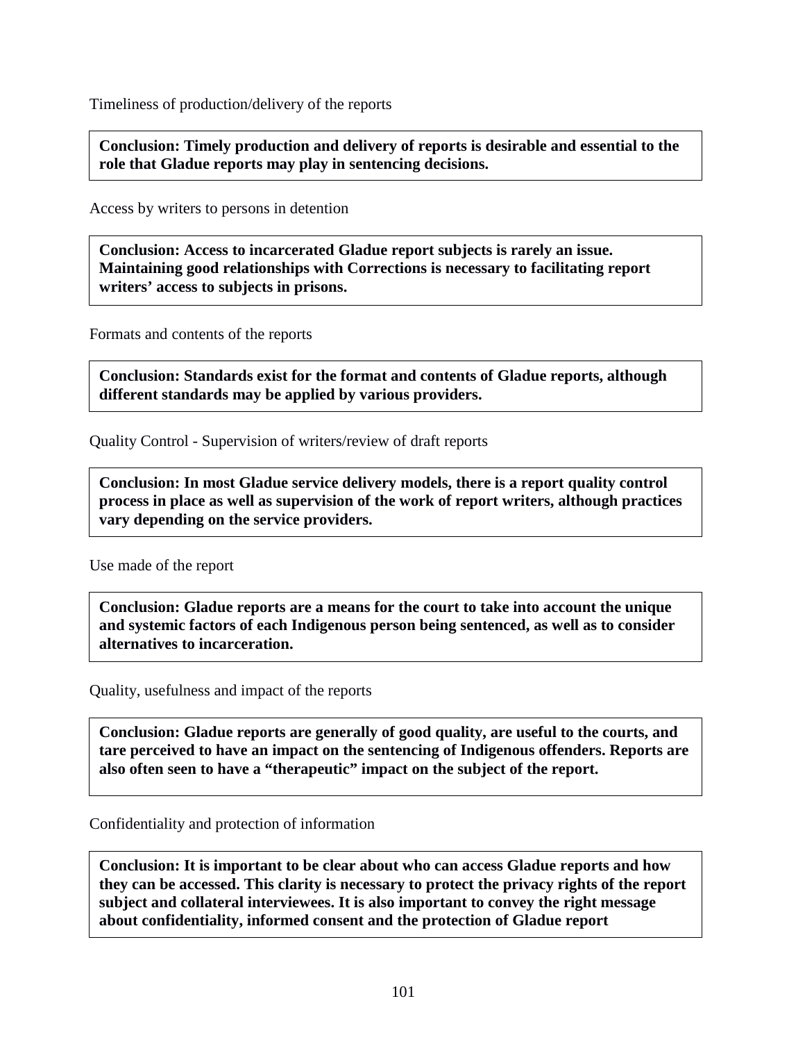Timeliness of production/delivery of the reports

**Conclusion: Timely production and delivery of reports is desirable and essential to the role that Gladue reports may play in sentencing decisions.**

Access by writers to persons in detention

**Conclusion: Access to incarcerated Gladue report subjects is rarely an issue. Maintaining good relationships with Corrections is necessary to facilitating report writers' access to subjects in prisons.**

Formats and contents of the reports

**Conclusion: Standards exist for the format and contents of Gladue reports, although different standards may be applied by various providers.**

Quality Control - Supervision of writers/review of draft reports

**Conclusion: In most Gladue service delivery models, there is a report quality control process in place as well as supervision of the work of report writers, although practices vary depending on the service providers.**

Use made of the report

**Conclusion: Gladue reports are a means for the court to take into account the unique and systemic factors of each Indigenous person being sentenced, as well as to consider alternatives to incarceration.**

Quality, usefulness and impact of the reports

**Conclusion: Gladue reports are generally of good quality, are useful to the courts, and tare perceived to have an impact on the sentencing of Indigenous offenders. Reports are also often seen to have a "therapeutic" impact on the subject of the report.**

Confidentiality and protection of information

**Conclusion: It is important to be clear about who can access Gladue reports and how they can be accessed. This clarity is necessary to protect the privacy rights of the report subject and collateral interviewees. It is also important to convey the right message about confidentiality, informed consent and the protection of Gladue report**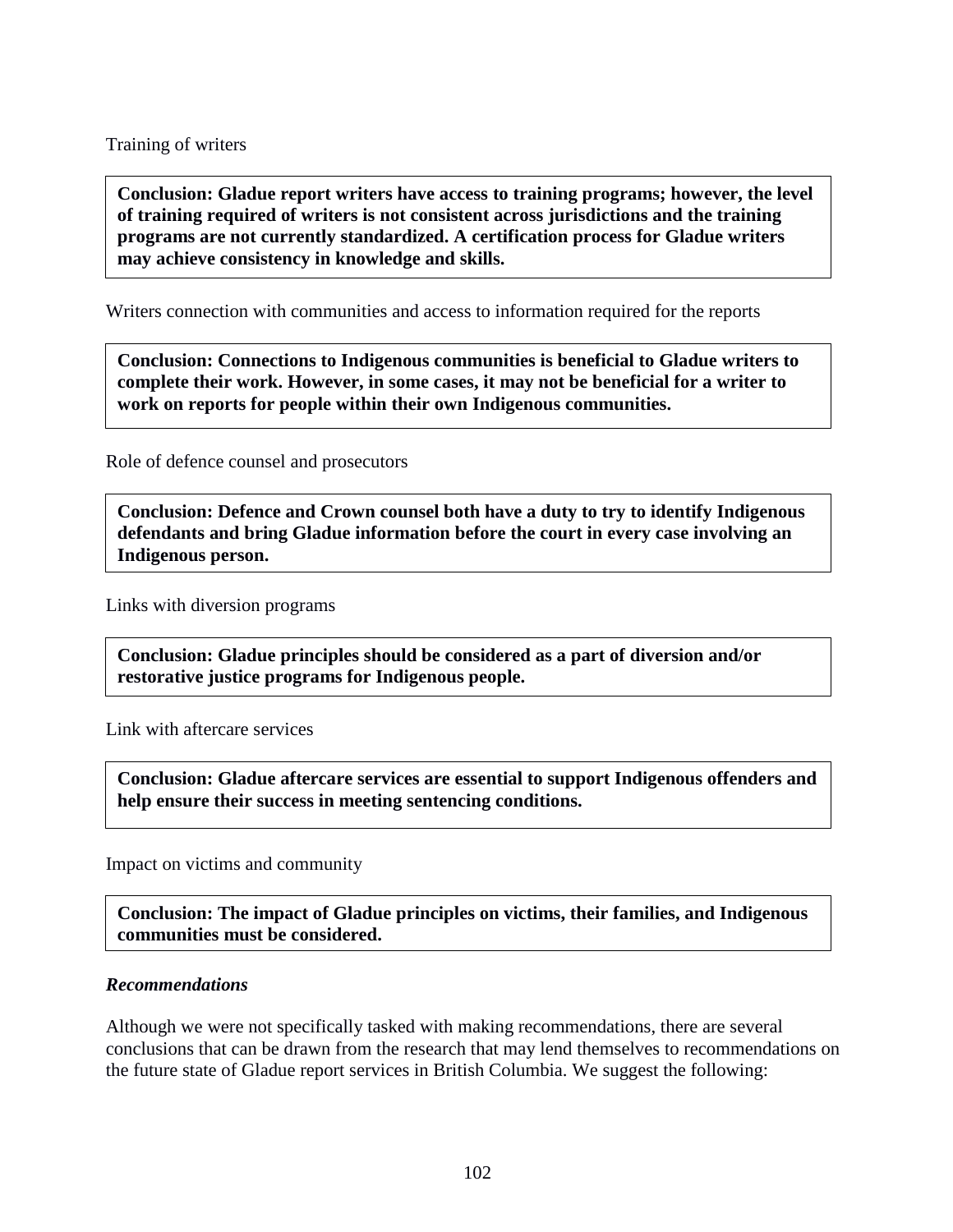Training of writers

**Conclusion: Gladue report writers have access to training programs; however, the level of training required of writers is not consistent across jurisdictions and the training programs are not currently standardized. A certification process for Gladue writers may achieve consistency in knowledge and skills.**

Writers connection with communities and access to information required for the reports

**Conclusion: Connections to Indigenous communities is beneficial to Gladue writers to complete their work. However, in some cases, it may not be beneficial for a writer to work on reports for people within their own Indigenous communities.**

Role of defence counsel and prosecutors

**Conclusion: Defence and Crown counsel both have a duty to try to identify Indigenous defendants and bring Gladue information before the court in every case involving an Indigenous person.**

Links with diversion programs

**Conclusion: Gladue principles should be considered as a part of diversion and/or restorative justice programs for Indigenous people.**

Link with aftercare services

**Conclusion: Gladue aftercare services are essential to support Indigenous offenders and help ensure their success in meeting sentencing conditions.**

Impact on victims and community

**Conclusion: The impact of Gladue principles on victims, their families, and Indigenous communities must be considered.**

### *Recommendations*

Although we were not specifically tasked with making recommendations, there are several conclusions that can be drawn from the research that may lend themselves to recommendations on the future state of Gladue report services in British Columbia. We suggest the following: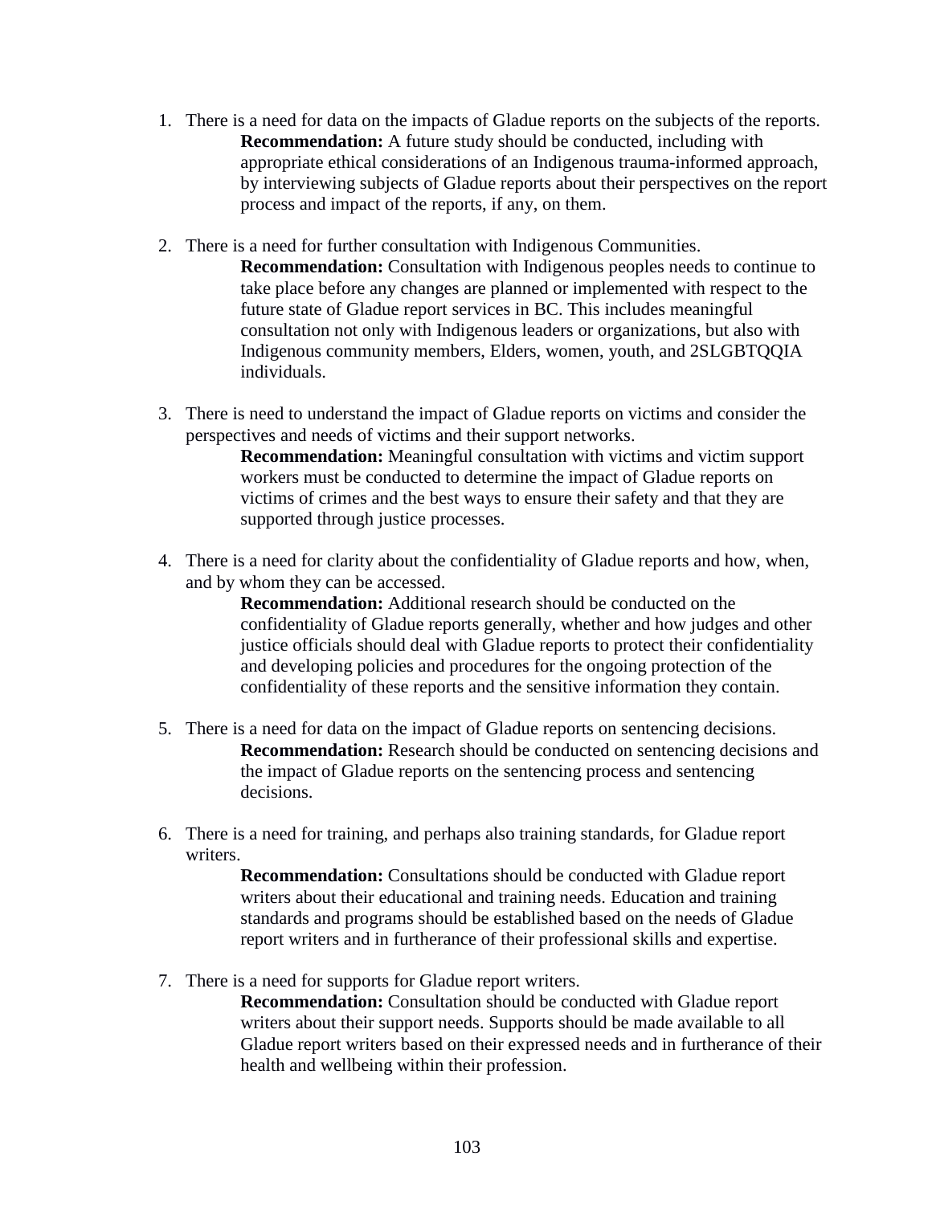1. There is a need for data on the impacts of Gladue reports on the subjects of the reports.
   **Recommendation:** A future study should be conducted, including with appropriate ethical considerations of an Indigenous trauma-informed approach, by interviewing subjects of Gladue reports about their perspectives on the report process and impact of the reports, if any, on them.

2. There is a need for further consultation with Indigenous Communities.
   **Recommendation:** Consultation with Indigenous peoples needs to continue to take place before any changes are planned or implemented with respect to the future state of Gladue report services in BC. This includes meaningful consultation not only with Indigenous leaders or organizations, but also with Indigenous community members, Elders, women, youth, and 2SLGBTQQIA individuals.

3. There is need to understand the impact of Gladue reports on victims and consider the perspectives and needs of victims and their support networks.
   **Recommendation:** Meaningful consultation with victims and victim support workers must be conducted to determine the impact of Gladue reports on victims of crimes and the best ways to ensure their safety and that they are supported through justice processes.

4. There is a need for clarity about the confidentiality of Gladue reports and how, when, and by whom they can be accessed.
   **Recommendation:** Additional research should be conducted on the confidentiality of Gladue reports generally, whether and how judges and other justice officials should deal with Gladue reports to protect their confidentiality and developing policies and procedures for the ongoing protection of the confidentiality of these reports and the sensitive information they contain.

5. There is a need for data on the impact of Gladue reports on sentencing decisions.
   **Recommendation:** Research should be conducted on sentencing decisions and the impact of Gladue reports on the sentencing process and sentencing decisions.

6. There is a need for training, and perhaps also training standards, for Gladue report writers.
   **Recommendation:** Consultations should be conducted with Gladue report writers about their educational and training needs. Education and training standards and programs should be established based on the needs of Gladue report writers and in furtherance of their professional skills and expertise.

7. There is a need for supports for Gladue report writers.
   **Recommendation:** Consultation should be conducted with Gladue report writers about their support needs. Supports should be made available to all Gladue report writers based on their expressed needs and in furtherance of their health and wellbeing within their profession.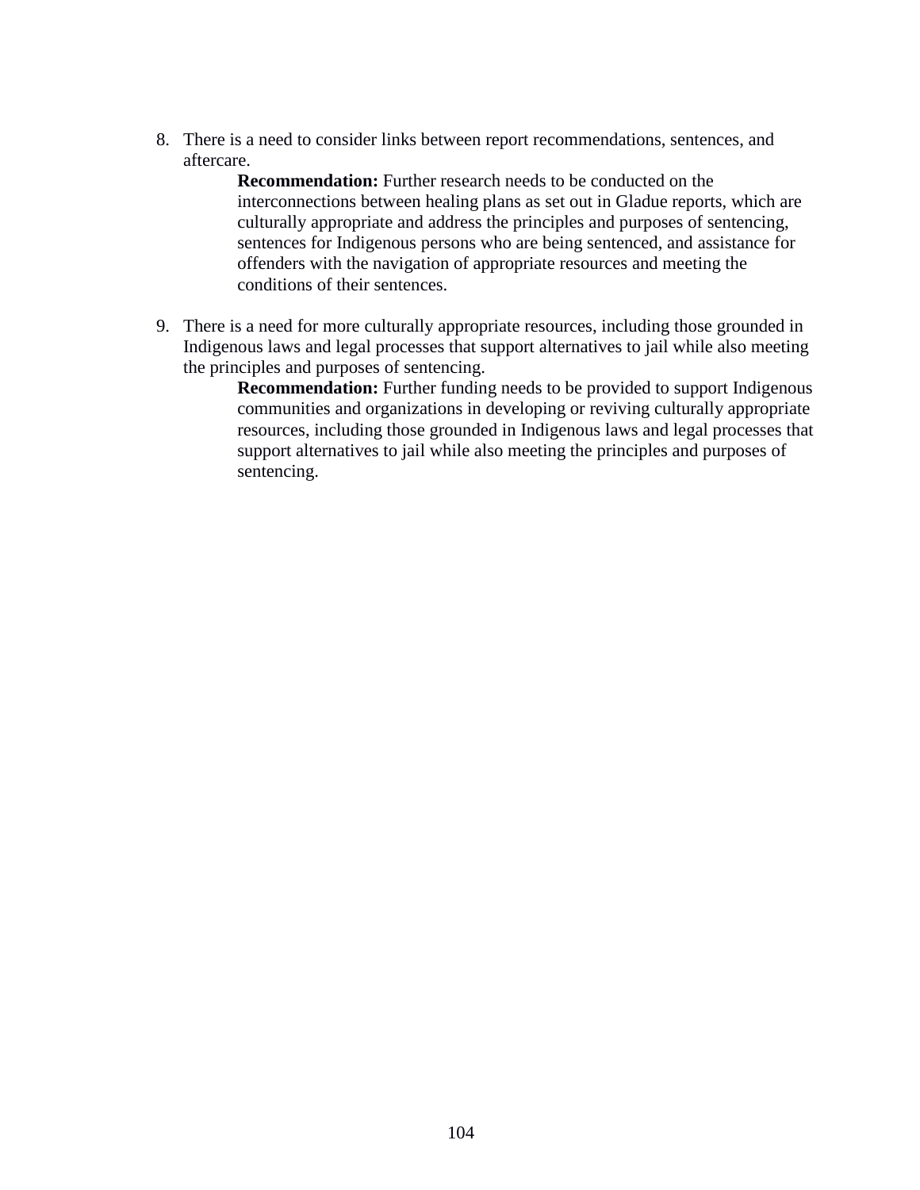8. There is a need to consider links between report recommendations, sentences, and aftercare.

    **Recommendation:** Further research needs to be conducted on the interconnections between healing plans as set out in Gladue reports, which are culturally appropriate and address the principles and purposes of sentencing, sentences for Indigenous persons who are being sentenced, and assistance for offenders with the navigation of appropriate resources and meeting the conditions of their sentences.

9. There is a need for more culturally appropriate resources, including those grounded in Indigenous laws and legal processes that support alternatives to jail while also meeting the principles and purposes of sentencing.

    **Recommendation:** Further funding needs to be provided to support Indigenous communities and organizations in developing or reviving culturally appropriate resources, including those grounded in Indigenous laws and legal processes that support alternatives to jail while also meeting the principles and purposes of sentencing.